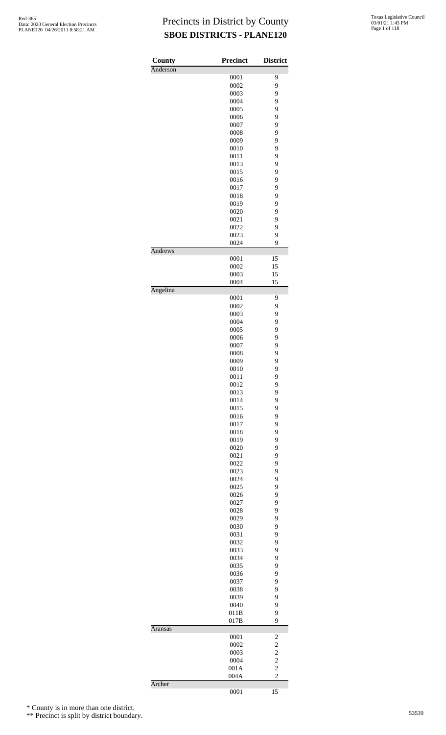# Precincts in District by County

## SBOE DISTRICTS - PLANE120

| County | Precinct | District |
|---|---|---|
| Anderson | | |
| | 0001 | 9 |
| | 0002 | 9 |
| | 0003 | 9 |
| | 0004 | 9 |
| | 0005 | 9 |
| | 0006 | 9 |
| | 0007 | 9 |
| | 0008 | 9 |
| | 0009 | 9 |
| | 0010 | 9 |
| | 0011 | 9 |
| | 0013 | 9 |
| | 0015 | 9 |
| | 0016 | 9 |
| | 0017 | 9 |
| | 0018 | 9 |
| | 0019 | 9 |
| | 0020 | 9 |
| | 0021 | 9 |
| | 0022 | 9 |
| | 0023 | 9 |
| | 0024 | 9 |
| Andrews | | |
| | 0001 | 15 |
| | 0002 | 15 |
| | 0003 | 15 |
| | 0004 | 15 |
| Angelina | | |
| | 0001 | 9 |
| | 0002 | 9 |
| | 0003 | 9 |
| | 0004 | 9 |
| | 0005 | 9 |
| | 0006 | 9 |
| | 0007 | 9 |
| | 0008 | 9 |
| | 0009 | 9 |
| | 0010 | 9 |
| | 0011 | 9 |
| | 0012 | 9 |
| | 0013 | 9 |
| | 0014 | 9 |
| | 0015 | 9 |
| | 0016 | 9 |
| | 0017 | 9 |
| | 0018 | 9 |
| | 0019 | 9 |
| | 0020 | 9 |
| | 0021 | 9 |
| | 0022 | 9 |
| | 0023 | 9 |
| | 0024 | 9 |
| | 0025 | 9 |
| | 0026 | 9 |
| | 0027 | 9 |
| | 0028 | 9 |
| | 0029 | 9 |
| | 0030 | 9 |
| | 0031 | 9 |
| | 0032 | 9 |
| | 0033 | 9 |
| | 0034 | 9 |
| | 0035 | 9 |
| | 0036 | 9 |
| | 0037 | 9 |
| | 0038 | 9 |
| | 0039 | 9 |
| | 0040 | 9 |
| | 011B | 9 |
| | 017B | 9 |
| Aransas | | |
| | 0001 | 2 |
| | 0002 | 2 |
| | 0003 | 2 |
| | 0004 | 2 |
| | 001A | 2 |
| | 004A | 2 |
| Archer | | |
| | 0001 | 15 |

\* County is in more than one district.

\*\* Precinct is split by district boundary.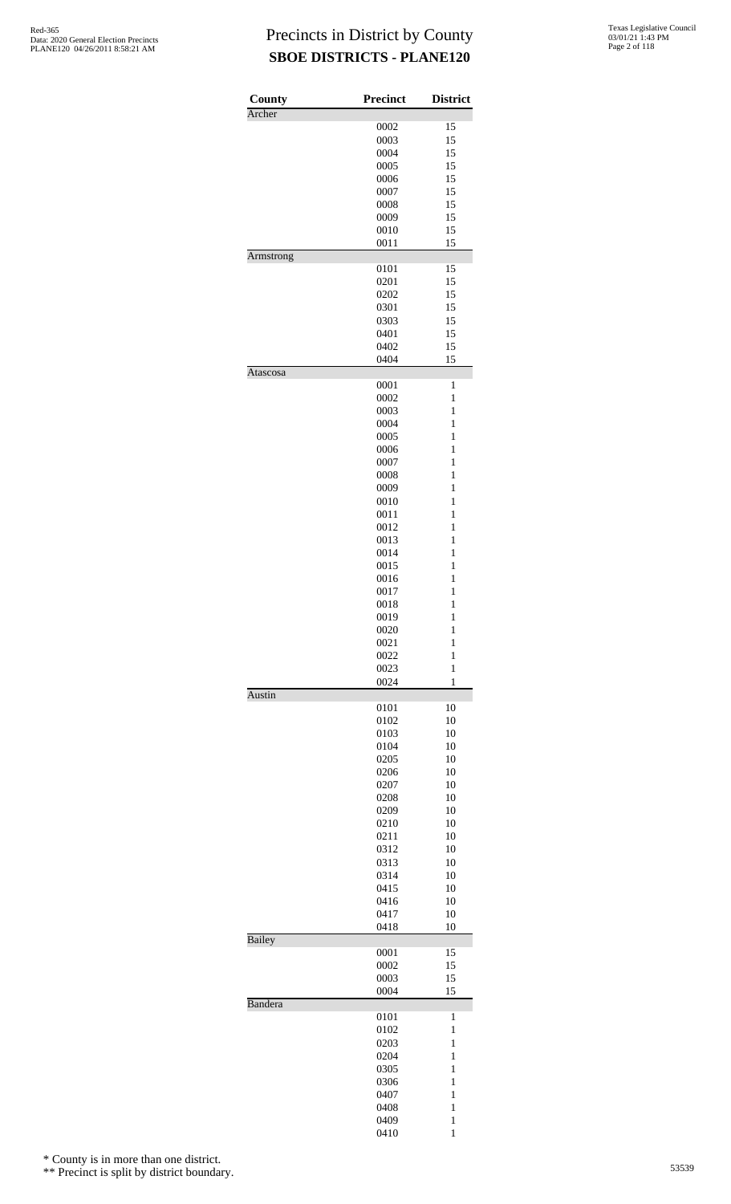# Precincts in District by County
## SBOE DISTRICTS - PLANE120

| County | Precinct | District |
|---|---|---|
| Archer | | |
| | 0002 | 15 |
| | 0003 | 15 |
| | 0004 | 15 |
| | 0005 | 15 |
| | 0006 | 15 |
| | 0007 | 15 |
| | 0008 | 15 |
| | 0009 | 15 |
| | 0010 | 15 |
| | 0011 | 15 |
| Armstrong | | |
| | 0101 | 15 |
| | 0201 | 15 |
| | 0202 | 15 |
| | 0301 | 15 |
| | 0303 | 15 |
| | 0401 | 15 |
| | 0402 | 15 |
| | 0404 | 15 |
| Atascosa | | |
| | 0001 | 1 |
| | 0002 | 1 |
| | 0003 | 1 |
| | 0004 | 1 |
| | 0005 | 1 |
| | 0006 | 1 |
| | 0007 | 1 |
| | 0008 | 1 |
| | 0009 | 1 |
| | 0010 | 1 |
| | 0011 | 1 |
| | 0012 | 1 |
| | 0013 | 1 |
| | 0014 | 1 |
| | 0015 | 1 |
| | 0016 | 1 |
| | 0017 | 1 |
| | 0018 | 1 |
| | 0019 | 1 |
| | 0020 | 1 |
| | 0021 | 1 |
| | 0022 | 1 |
| | 0023 | 1 |
| | 0024 | 1 |
| Austin | | |
| | 0101 | 10 |
| | 0102 | 10 |
| | 0103 | 10 |
| | 0104 | 10 |
| | 0205 | 10 |
| | 0206 | 10 |
| | 0207 | 10 |
| | 0208 | 10 |
| | 0209 | 10 |
| | 0210 | 10 |
| | 0211 | 10 |
| | 0312 | 10 |
| | 0313 | 10 |
| | 0314 | 10 |
| | 0415 | 10 |
| | 0416 | 10 |
| | 0417 | 10 |
| | 0418 | 10 |
| Bailey | | |
| | 0001 | 15 |
| | 0002 | 15 |
| | 0003 | 15 |
| | 0004 | 15 |
| Bandera | | |
| | 0101 | 1 |
| | 0102 | 1 |
| | 0203 | 1 |
| | 0204 | 1 |
| | 0305 | 1 |
| | 0306 | 1 |
| | 0407 | 1 |
| | 0408 | 1 |
| | 0409 | 1 |
| | 0410 | 1 |

\* County is in more than one district.

\*\* Precinct is split by district boundary.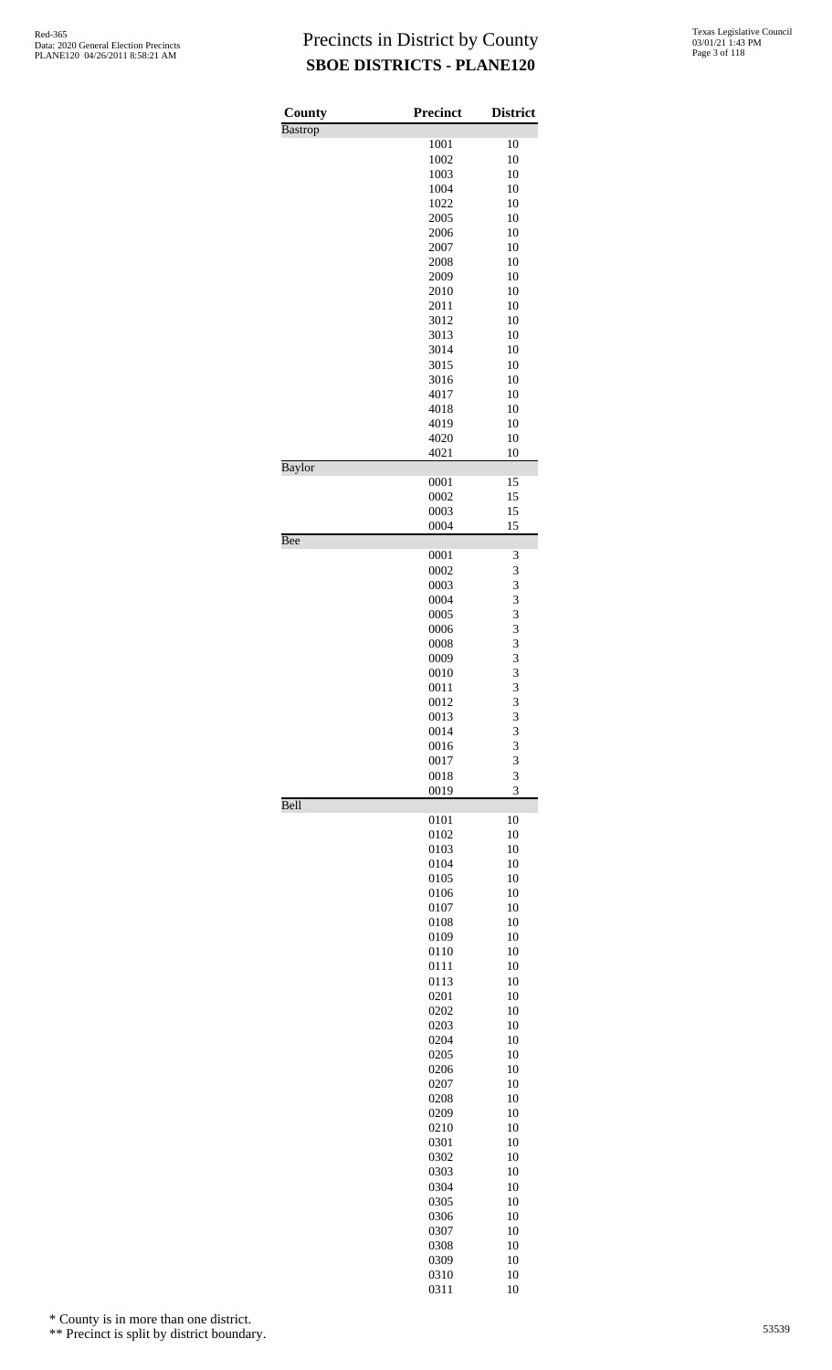# Precincts in District by County
## SBOE DISTRICTS - PLANE120

| County | Precinct | District |
|---|---|---|
| Bastrop | | |
| | 1001 | 10 |
| | 1002 | 10 |
| | 1003 | 10 |
| | 1004 | 10 |
| | 1022 | 10 |
| | 2005 | 10 |
| | 2006 | 10 |
| | 2007 | 10 |
| | 2008 | 10 |
| | 2009 | 10 |
| | 2010 | 10 |
| | 2011 | 10 |
| | 3012 | 10 |
| | 3013 | 10 |
| | 3014 | 10 |
| | 3015 | 10 |
| | 3016 | 10 |
| | 4017 | 10 |
| | 4018 | 10 |
| | 4019 | 10 |
| | 4020 | 10 |
| | 4021 | 10 |
| Baylor | | |
| | 0001 | 15 |
| | 0002 | 15 |
| | 0003 | 15 |
| | 0004 | 15 |
| Bee | | |
| | 0001 | 3 |
| | 0002 | 3 |
| | 0003 | 3 |
| | 0004 | 3 |
| | 0005 | 3 |
| | 0006 | 3 |
| | 0008 | 3 |
| | 0009 | 3 |
| | 0010 | 3 |
| | 0011 | 3 |
| | 0012 | 3 |
| | 0013 | 3 |
| | 0014 | 3 |
| | 0016 | 3 |
| | 0017 | 3 |
| | 0018 | 3 |
| | 0019 | 3 |
| Bell | | |
| | 0101 | 10 |
| | 0102 | 10 |
| | 0103 | 10 |
| | 0104 | 10 |
| | 0105 | 10 |
| | 0106 | 10 |
| | 0107 | 10 |
| | 0108 | 10 |
| | 0109 | 10 |
| | 0110 | 10 |
| | 0111 | 10 |
| | 0113 | 10 |
| | 0201 | 10 |
| | 0202 | 10 |
| | 0203 | 10 |
| | 0204 | 10 |
| | 0205 | 10 |
| | 0206 | 10 |
| | 0207 | 10 |
| | 0208 | 10 |
| | 0209 | 10 |
| | 0210 | 10 |
| | 0301 | 10 |
| | 0302 | 10 |
| | 0303 | 10 |
| | 0304 | 10 |
| | 0305 | 10 |
| | 0306 | 10 |
| | 0307 | 10 |
| | 0308 | 10 |
| | 0309 | 10 |
| | 0310 | 10 |
| | 0311 | 10 |

\* County is in more than one district.

\*\* Precinct is split by district boundary.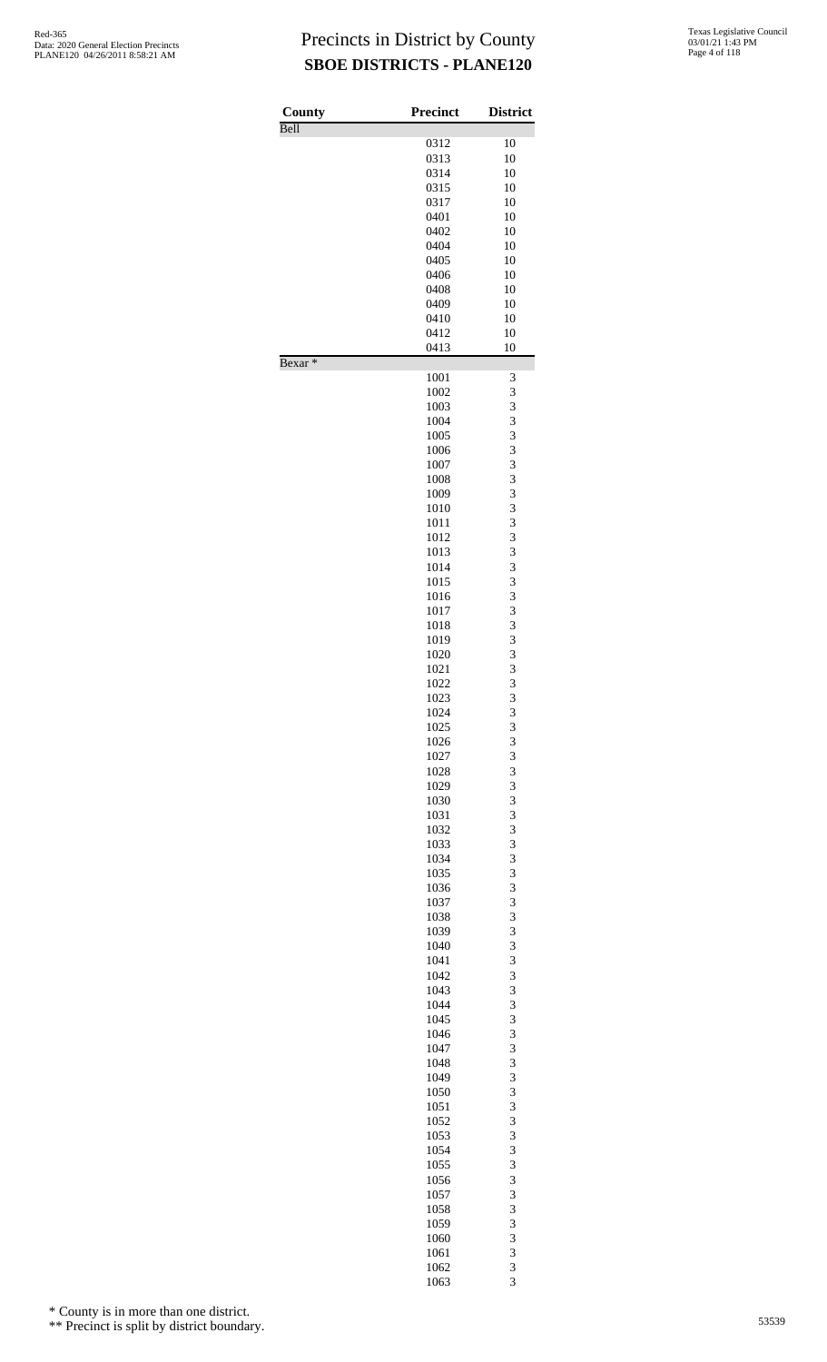# Precincts in District by County
## SBOE DISTRICTS - PLANE120

| County | Precinct | District |
|---|---|---|
| Bell | | |
| | 0312 | 10 |
| | 0313 | 10 |
| | 0314 | 10 |
| | 0315 | 10 |
| | 0317 | 10 |
| | 0401 | 10 |
| | 0402 | 10 |
| | 0404 | 10 |
| | 0405 | 10 |
| | 0406 | 10 |
| | 0408 | 10 |
| | 0409 | 10 |
| | 0410 | 10 |
| | 0412 | 10 |
| | 0413 | 10 |
| Bexar * | | |
| | 1001 | 3 |
| | 1002 | 3 |
| | 1003 | 3 |
| | 1004 | 3 |
| | 1005 | 3 |
| | 1006 | 3 |
| | 1007 | 3 |
| | 1008 | 3 |
| | 1009 | 3 |
| | 1010 | 3 |
| | 1011 | 3 |
| | 1012 | 3 |
| | 1013 | 3 |
| | 1014 | 3 |
| | 1015 | 3 |
| | 1016 | 3 |
| | 1017 | 3 |
| | 1018 | 3 |
| | 1019 | 3 |
| | 1020 | 3 |
| | 1021 | 3 |
| | 1022 | 3 |
| | 1023 | 3 |
| | 1024 | 3 |
| | 1025 | 3 |
| | 1026 | 3 |
| | 1027 | 3 |
| | 1028 | 3 |
| | 1029 | 3 |
| | 1030 | 3 |
| | 1031 | 3 |
| | 1032 | 3 |
| | 1033 | 3 |
| | 1034 | 3 |
| | 1035 | 3 |
| | 1036 | 3 |
| | 1037 | 3 |
| | 1038 | 3 |
| | 1039 | 3 |
| | 1040 | 3 |
| | 1041 | 3 |
| | 1042 | 3 |
| | 1043 | 3 |
| | 1044 | 3 |
| | 1045 | 3 |
| | 1046 | 3 |
| | 1047 | 3 |
| | 1048 | 3 |
| | 1049 | 3 |
| | 1050 | 3 |
| | 1051 | 3 |
| | 1052 | 3 |
| | 1053 | 3 |
| | 1054 | 3 |
| | 1055 | 3 |
| | 1056 | 3 |
| | 1057 | 3 |
| | 1058 | 3 |
| | 1059 | 3 |
| | 1060 | 3 |
| | 1061 | 3 |
| | 1062 | 3 |
| | 1063 | 3 |

\* County is in more than one district.

\** Precinct is split by district boundary.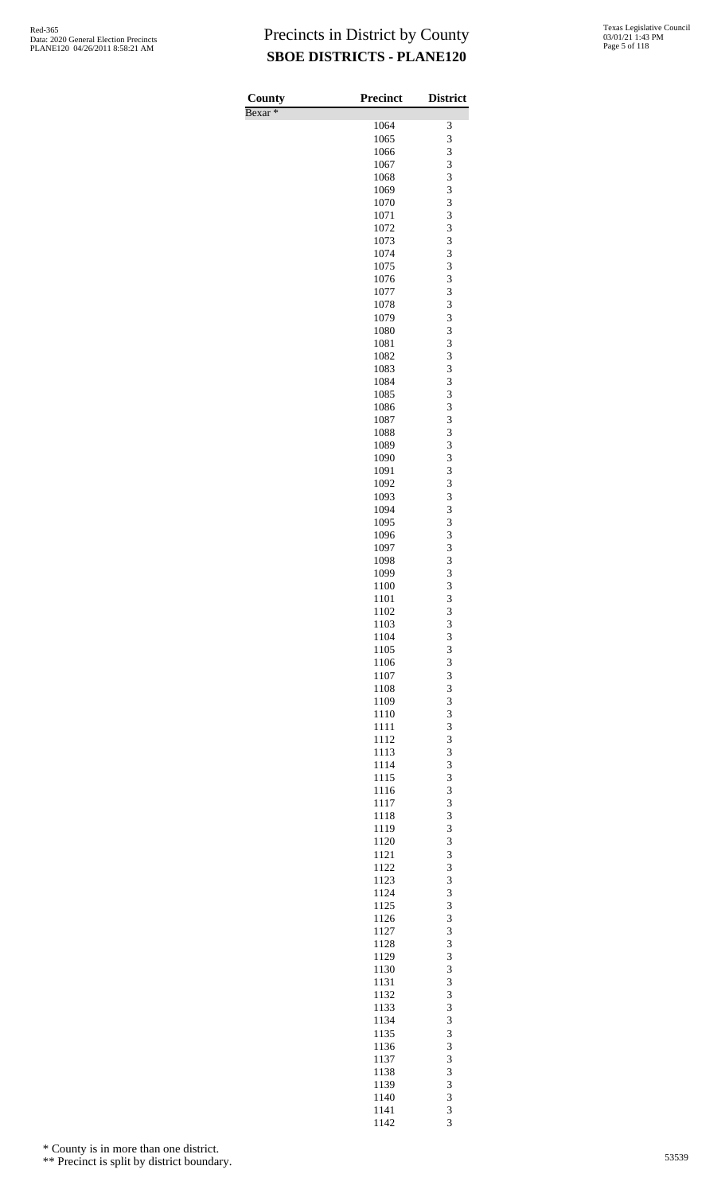# Precincts in District by County
## SBOE DISTRICTS - PLANE120

| County | Precinct | District |
|---|---|---|
| Bexar * | | |
| | 1064 | 3 |
| | 1065 | 3 |
| | 1066 | 3 |
| | 1067 | 3 |
| | 1068 | 3 |
| | 1069 | 3 |
| | 1070 | 3 |
| | 1071 | 3 |
| | 1072 | 3 |
| | 1073 | 3 |
| | 1074 | 3 |
| | 1075 | 3 |
| | 1076 | 3 |
| | 1077 | 3 |
| | 1078 | 3 |
| | 1079 | 3 |
| | 1080 | 3 |
| | 1081 | 3 |
| | 1082 | 3 |
| | 1083 | 3 |
| | 1084 | 3 |
| | 1085 | 3 |
| | 1086 | 3 |
| | 1087 | 3 |
| | 1088 | 3 |
| | 1089 | 3 |
| | 1090 | 3 |
| | 1091 | 3 |
| | 1092 | 3 |
| | 1093 | 3 |
| | 1094 | 3 |
| | 1095 | 3 |
| | 1096 | 3 |
| | 1097 | 3 |
| | 1098 | 3 |
| | 1099 | 3 |
| | 1100 | 3 |
| | 1101 | 3 |
| | 1102 | 3 |
| | 1103 | 3 |
| | 1104 | 3 |
| | 1105 | 3 |
| | 1106 | 3 |
| | 1107 | 3 |
| | 1108 | 3 |
| | 1109 | 3 |
| | 1110 | 3 |
| | 1111 | 3 |
| | 1112 | 3 |
| | 1113 | 3 |
| | 1114 | 3 |
| | 1115 | 3 |
| | 1116 | 3 |
| | 1117 | 3 |
| | 1118 | 3 |
| | 1119 | 3 |
| | 1120 | 3 |
| | 1121 | 3 |
| | 1122 | 3 |
| | 1123 | 3 |
| | 1124 | 3 |
| | 1125 | 3 |
| | 1126 | 3 |
| | 1127 | 3 |
| | 1128 | 3 |
| | 1129 | 3 |
| | 1130 | 3 |
| | 1131 | 3 |
| | 1132 | 3 |
| | 1133 | 3 |
| | 1134 | 3 |
| | 1135 | 3 |
| | 1136 | 3 |
| | 1137 | 3 |
| | 1138 | 3 |
| | 1139 | 3 |
| | 1140 | 3 |
| | 1141 | 3 |
| | 1142 | 3 |

\* County is in more than one district.

\*\* Precinct is split by district boundary.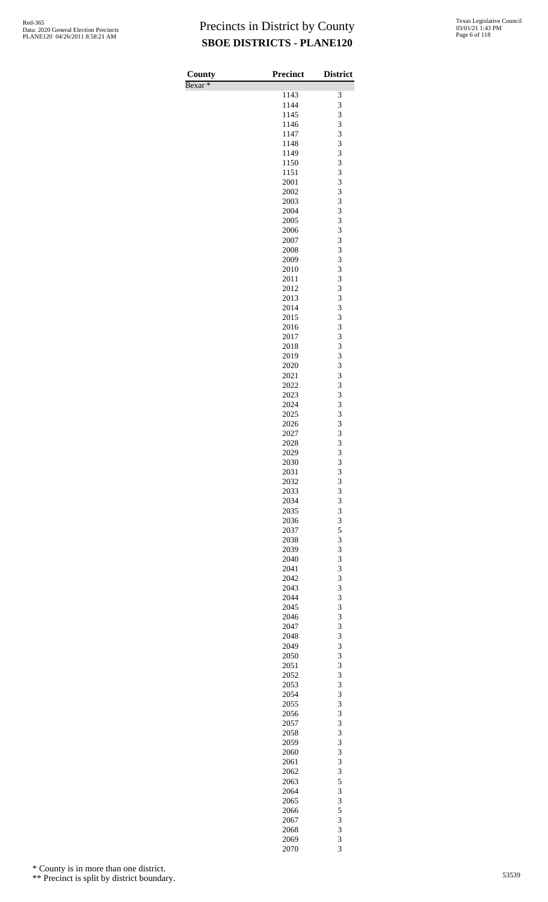# Precincts in District by County

## SBOE DISTRICTS - PLANE120

| County | Precinct | District |
|---|---|---|
| Bexar * | | |
| | 1143 | 3 |
| | 1144 | 3 |
| | 1145 | 3 |
| | 1146 | 3 |
| | 1147 | 3 |
| | 1148 | 3 |
| | 1149 | 3 |
| | 1150 | 3 |
| | 1151 | 3 |
| | 2001 | 3 |
| | 2002 | 3 |
| | 2003 | 3 |
| | 2004 | 3 |
| | 2005 | 3 |
| | 2006 | 3 |
| | 2007 | 3 |
| | 2008 | 3 |
| | 2009 | 3 |
| | 2010 | 3 |
| | 2011 | 3 |
| | 2012 | 3 |
| | 2013 | 3 |
| | 2014 | 3 |
| | 2015 | 3 |
| | 2016 | 3 |
| | 2017 | 3 |
| | 2018 | 3 |
| | 2019 | 3 |
| | 2020 | 3 |
| | 2021 | 3 |
| | 2022 | 3 |
| | 2023 | 3 |
| | 2024 | 3 |
| | 2025 | 3 |
| | 2026 | 3 |
| | 2027 | 3 |
| | 2028 | 3 |
| | 2029 | 3 |
| | 2030 | 3 |
| | 2031 | 3 |
| | 2032 | 3 |
| | 2033 | 3 |
| | 2034 | 3 |
| | 2035 | 3 |
| | 2036 | 3 |
| | 2037 | 5 |
| | 2038 | 3 |
| | 2039 | 3 |
| | 2040 | 3 |
| | 2041 | 3 |
| | 2042 | 3 |
| | 2043 | 3 |
| | 2044 | 3 |
| | 2045 | 3 |
| | 2046 | 3 |
| | 2047 | 3 |
| | 2048 | 3 |
| | 2049 | 3 |
| | 2050 | 3 |
| | 2051 | 3 |
| | 2052 | 3 |
| | 2053 | 3 |
| | 2054 | 3 |
| | 2055 | 3 |
| | 2056 | 3 |
| | 2057 | 3 |
| | 2058 | 3 |
| | 2059 | 3 |
| | 2060 | 3 |
| | 2061 | 3 |
| | 2062 | 3 |
| | 2063 | 5 |
| | 2064 | 3 |
| | 2065 | 3 |
| | 2066 | 5 |
| | 2067 | 3 |
| | 2068 | 3 |
| | 2069 | 3 |
| | 2070 | 3 |

\* County is in more than one district.

\** Precinct is split by district boundary.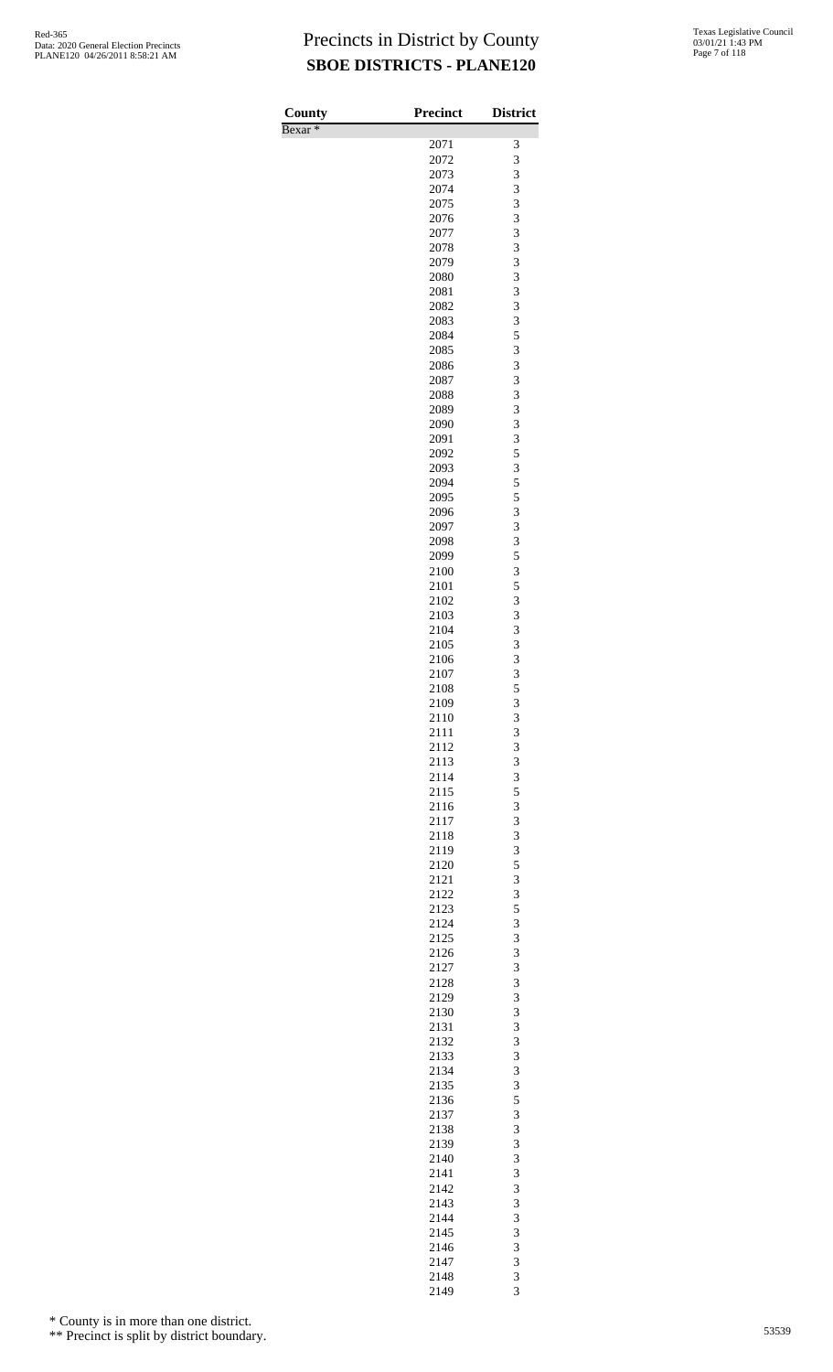# Precincts in District by County

## SBOE DISTRICTS - PLANE120

| County | Precinct | District |
|---|---|---|
| Bexar * | | |
| | 2071 | 3 |
| | 2072 | 3 |
| | 2073 | 3 |
| | 2074 | 3 |
| | 2075 | 3 |
| | 2076 | 3 |
| | 2077 | 3 |
| | 2078 | 3 |
| | 2079 | 3 |
| | 2080 | 3 |
| | 2081 | 3 |
| | 2082 | 3 |
| | 2083 | 3 |
| | 2084 | 5 |
| | 2085 | 3 |
| | 2086 | 3 |
| | 2087 | 3 |
| | 2088 | 3 |
| | 2089 | 3 |
| | 2090 | 3 |
| | 2091 | 3 |
| | 2092 | 5 |
| | 2093 | 3 |
| | 2094 | 5 |
| | 2095 | 5 |
| | 2096 | 3 |
| | 2097 | 3 |
| | 2098 | 3 |
| | 2099 | 5 |
| | 2100 | 3 |
| | 2101 | 5 |
| | 2102 | 3 |
| | 2103 | 3 |
| | 2104 | 3 |
| | 2105 | 3 |
| | 2106 | 3 |
| | 2107 | 3 |
| | 2108 | 5 |
| | 2109 | 3 |
| | 2110 | 3 |
| | 2111 | 3 |
| | 2112 | 3 |
| | 2113 | 3 |
| | 2114 | 3 |
| | 2115 | 5 |
| | 2116 | 3 |
| | 2117 | 3 |
| | 2118 | 3 |
| | 2119 | 3 |
| | 2120 | 5 |
| | 2121 | 3 |
| | 2122 | 3 |
| | 2123 | 5 |
| | 2124 | 3 |
| | 2125 | 3 |
| | 2126 | 3 |
| | 2127 | 3 |
| | 2128 | 3 |
| | 2129 | 3 |
| | 2130 | 3 |
| | 2131 | 3 |
| | 2132 | 3 |
| | 2133 | 3 |
| | 2134 | 3 |
| | 2135 | 3 |
| | 2136 | 5 |
| | 2137 | 3 |
| | 2138 | 3 |
| | 2139 | 3 |
| | 2140 | 3 |
| | 2141 | 3 |
| | 2142 | 3 |
| | 2143 | 3 |
| | 2144 | 3 |
| | 2145 | 3 |
| | 2146 | 3 |
| | 2147 | 3 |
| | 2148 | 3 |
| | 2149 | 3 |

\* County is in more than one district.

\*\* Precinct is split by district boundary.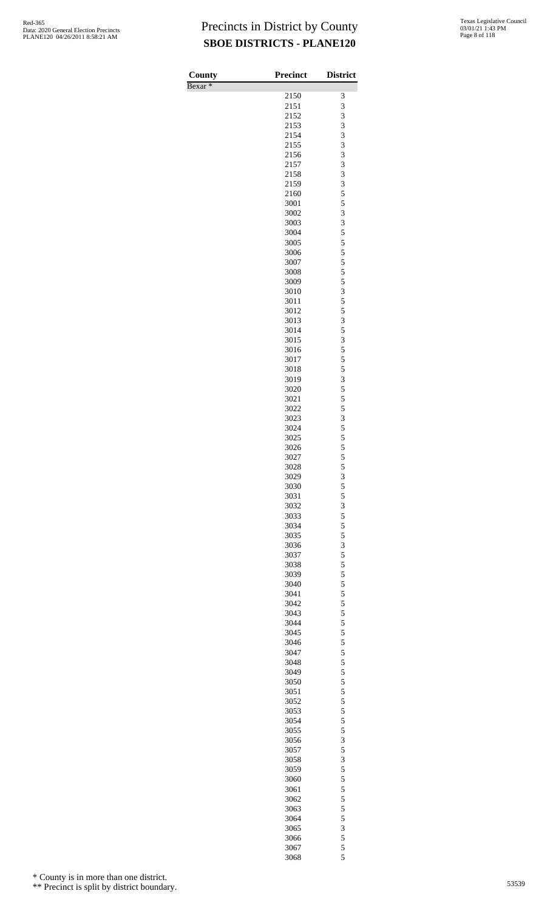# Precincts in District by County
## SBOE DISTRICTS - PLANE120

| County | Precinct | District |
|---|---|---|
| Bexar * | | |
| | 2150 | 3 |
| | 2151 | 3 |
| | 2152 | 3 |
| | 2153 | 3 |
| | 2154 | 3 |
| | 2155 | 3 |
| | 2156 | 3 |
| | 2157 | 3 |
| | 2158 | 3 |
| | 2159 | 3 |
| | 2160 | 5 |
| | 3001 | 5 |
| | 3002 | 3 |
| | 3003 | 3 |
| | 3004 | 5 |
| | 3005 | 5 |
| | 3006 | 5 |
| | 3007 | 5 |
| | 3008 | 5 |
| | 3009 | 5 |
| | 3010 | 3 |
| | 3011 | 5 |
| | 3012 | 5 |
| | 3013 | 3 |
| | 3014 | 5 |
| | 3015 | 3 |
| | 3016 | 5 |
| | 3017 | 5 |
| | 3018 | 5 |
| | 3019 | 3 |
| | 3020 | 5 |
| | 3021 | 5 |
| | 3022 | 5 |
| | 3023 | 3 |
| | 3024 | 5 |
| | 3025 | 5 |
| | 3026 | 5 |
| | 3027 | 5 |
| | 3028 | 5 |
| | 3029 | 3 |
| | 3030 | 5 |
| | 3031 | 5 |
| | 3032 | 3 |
| | 3033 | 5 |
| | 3034 | 5 |
| | 3035 | 5 |
| | 3036 | 3 |
| | 3037 | 5 |
| | 3038 | 5 |
| | 3039 | 5 |
| | 3040 | 5 |
| | 3041 | 5 |
| | 3042 | 5 |
| | 3043 | 5 |
| | 3044 | 5 |
| | 3045 | 5 |
| | 3046 | 5 |
| | 3047 | 5 |
| | 3048 | 5 |
| | 3049 | 5 |
| | 3050 | 5 |
| | 3051 | 5 |
| | 3052 | 5 |
| | 3053 | 5 |
| | 3054 | 5 |
| | 3055 | 5 |
| | 3056 | 3 |
| | 3057 | 5 |
| | 3058 | 3 |
| | 3059 | 5 |
| | 3060 | 5 |
| | 3061 | 5 |
| | 3062 | 5 |
| | 3063 | 5 |
| | 3064 | 5 |
| | 3065 | 3 |
| | 3066 | 5 |
| | 3067 | 5 |
| | 3068 | 5 |

\* County is in more than one district.

\*\* Precinct is split by district boundary.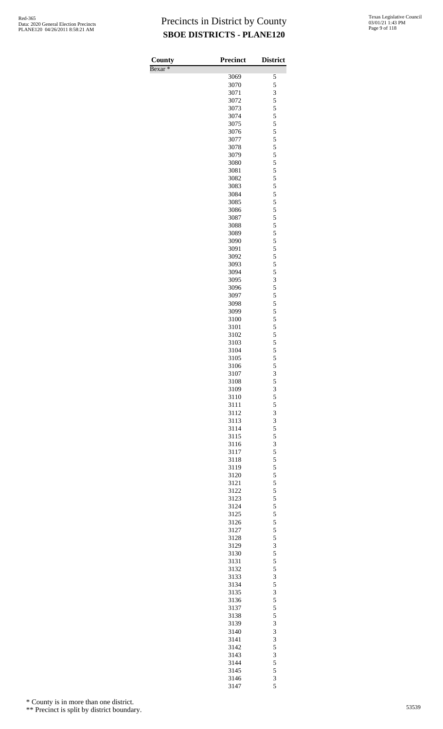# Precincts in District by County

## SBOE DISTRICTS - PLANE120

| County | Precinct | District |
|---|---|---|
| Bexar * | | |
| | 3069 | 5 |
| | 3070 | 5 |
| | 3071 | 3 |
| | 3072 | 5 |
| | 3073 | 5 |
| | 3074 | 5 |
| | 3075 | 5 |
| | 3076 | 5 |
| | 3077 | 5 |
| | 3078 | 5 |
| | 3079 | 5 |
| | 3080 | 5 |
| | 3081 | 5 |
| | 3082 | 5 |
| | 3083 | 5 |
| | 3084 | 5 |
| | 3085 | 5 |
| | 3086 | 5 |
| | 3087 | 5 |
| | 3088 | 5 |
| | 3089 | 5 |
| | 3090 | 5 |
| | 3091 | 5 |
| | 3092 | 5 |
| | 3093 | 5 |
| | 3094 | 5 |
| | 3095 | 3 |
| | 3096 | 5 |
| | 3097 | 5 |
| | 3098 | 5 |
| | 3099 | 5 |
| | 3100 | 5 |
| | 3101 | 5 |
| | 3102 | 5 |
| | 3103 | 5 |
| | 3104 | 5 |
| | 3105 | 5 |
| | 3106 | 5 |
| | 3107 | 3 |
| | 3108 | 5 |
| | 3109 | 3 |
| | 3110 | 5 |
| | 3111 | 5 |
| | 3112 | 3 |
| | 3113 | 3 |
| | 3114 | 5 |
| | 3115 | 5 |
| | 3116 | 3 |
| | 3117 | 5 |
| | 3118 | 5 |
| | 3119 | 5 |
| | 3120 | 5 |
| | 3121 | 5 |
| | 3122 | 5 |
| | 3123 | 5 |
| | 3124 | 5 |
| | 3125 | 5 |
| | 3126 | 5 |
| | 3127 | 5 |
| | 3128 | 5 |
| | 3129 | 3 |
| | 3130 | 5 |
| | 3131 | 5 |
| | 3132 | 5 |
| | 3133 | 3 |
| | 3134 | 5 |
| | 3135 | 3 |
| | 3136 | 5 |
| | 3137 | 5 |
| | 3138 | 5 |
| | 3139 | 3 |
| | 3140 | 3 |
| | 3141 | 3 |
| | 3142 | 5 |
| | 3143 | 3 |
| | 3144 | 5 |
| | 3145 | 5 |
| | 3146 | 3 |
| | 3147 | 5 |

* County is in more than one district.

** Precinct is split by district boundary.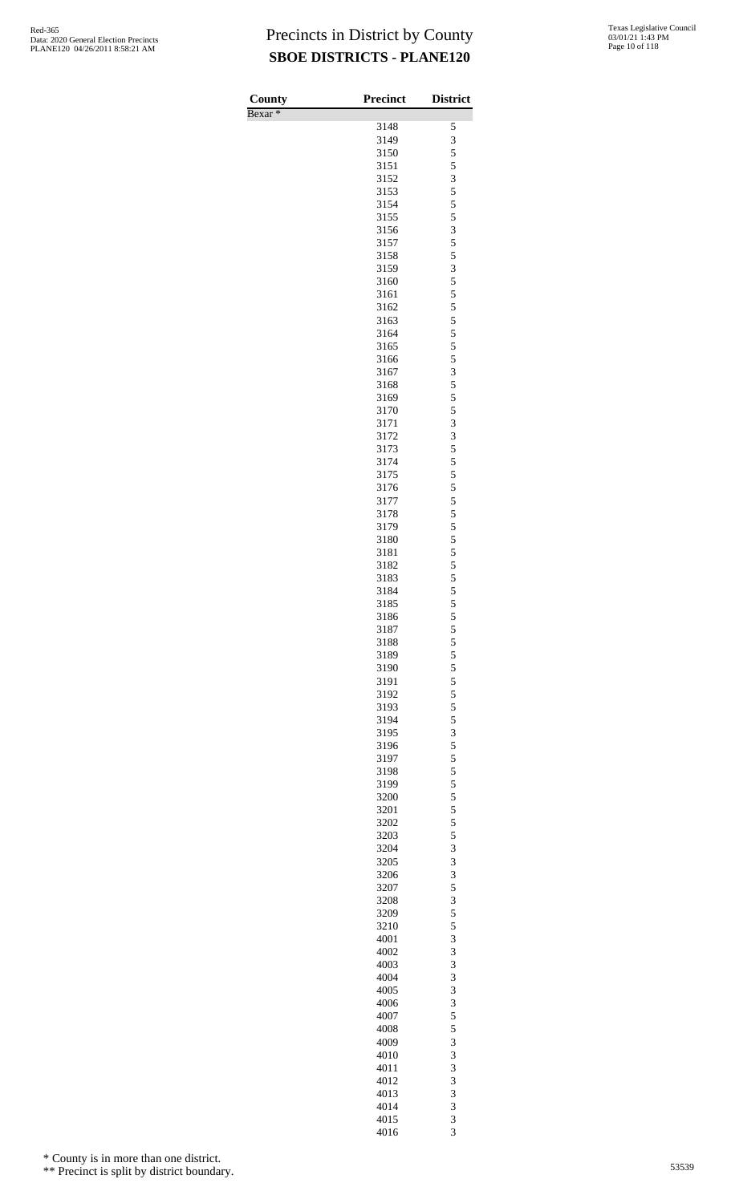Red-365
Data: 2020 General Election Precincts
PLANE120 04/26/2011 8:58:21 AM

# Precincts in District by County
## SBOE DISTRICTS - PLANE120

Texas Legislative Council
03/01/21 1:43 PM

| County | Precinct | District |
|---|---|---|
| Bexar * | | |
| | 3148 | 5 |
| | 3149 | 3 |
| | 3150 | 5 |
| | 3151 | 5 |
| | 3152 | 3 |
| | 3153 | 5 |
| | 3154 | 5 |
| | 3155 | 5 |
| | 3156 | 3 |
| | 3157 | 5 |
| | 3158 | 5 |
| | 3159 | 3 |
| | 3160 | 5 |
| | 3161 | 5 |
| | 3162 | 5 |
| | 3163 | 5 |
| | 3164 | 5 |
| | 3165 | 5 |
| | 3166 | 5 |
| | 3167 | 3 |
| | 3168 | 5 |
| | 3169 | 5 |
| | 3170 | 5 |
| | 3171 | 3 |
| | 3172 | 3 |
| | 3173 | 5 |
| | 3174 | 5 |
| | 3175 | 5 |
| | 3176 | 5 |
| | 3177 | 5 |
| | 3178 | 5 |
| | 3179 | 5 |
| | 3180 | 5 |
| | 3181 | 5 |
| | 3182 | 5 |
| | 3183 | 5 |
| | 3184 | 5 |
| | 3185 | 5 |
| | 3186 | 5 |
| | 3187 | 5 |
| | 3188 | 5 |
| | 3189 | 5 |
| | 3190 | 5 |
| | 3191 | 5 |
| | 3192 | 5 |
| | 3193 | 5 |
| | 3194 | 5 |
| | 3195 | 3 |
| | 3196 | 5 |
| | 3197 | 5 |
| | 3198 | 5 |
| | 3199 | 5 |
| | 3200 | 5 |
| | 3201 | 5 |
| | 3202 | 5 |
| | 3203 | 5 |
| | 3204 | 3 |
| | 3205 | 3 |
| | 3206 | 3 |
| | 3207 | 5 |
| | 3208 | 3 |
| | 3209 | 5 |
| | 3210 | 5 |
| | 4001 | 3 |
| | 4002 | 3 |
| | 4003 | 3 |
| | 4004 | 3 |
| | 4005 | 3 |
| | 4006 | 3 |
| | 4007 | 5 |
| | 4008 | 5 |
| | 4009 | 3 |
| | 4010 | 3 |
| | 4011 | 3 |
| | 4012 | 3 |
| | 4013 | 3 |
| | 4014 | 3 |
| | 4015 | 3 |
| | 4016 | 3 |

\* County is in more than one district.

\*\* Precinct is split by district boundary.

53539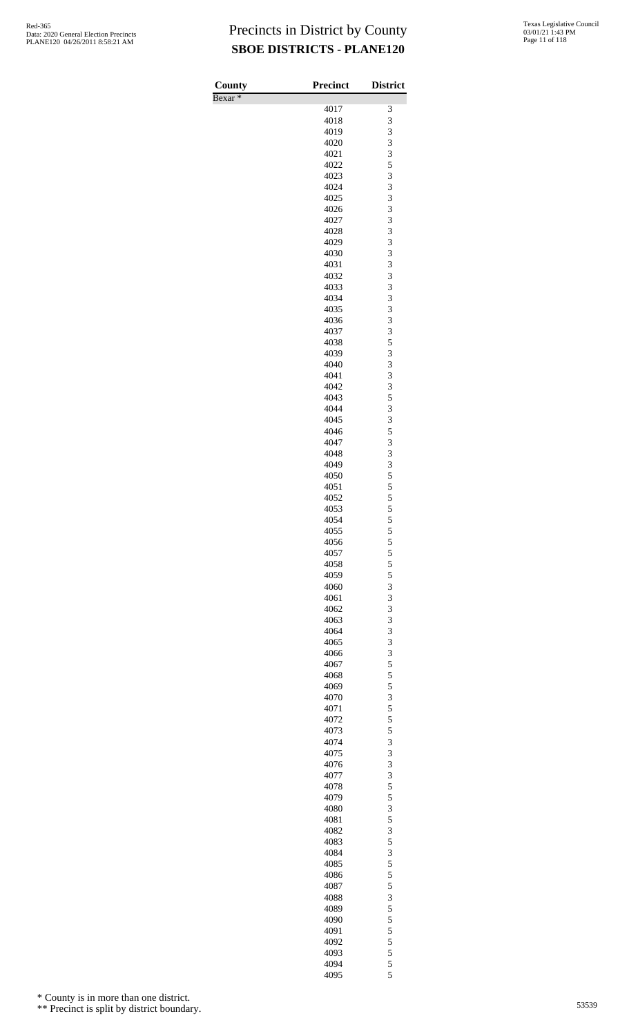# Precincts in District by County

## SBOE DISTRICTS - PLANE120

| County | Precinct | District |
|---|---|---|
| Bexar * | | |
| | 4017 | 3 |
| | 4018 | 3 |
| | 4019 | 3 |
| | 4020 | 3 |
| | 4021 | 3 |
| | 4022 | 5 |
| | 4023 | 3 |
| | 4024 | 3 |
| | 4025 | 3 |
| | 4026 | 3 |
| | 4027 | 3 |
| | 4028 | 3 |
| | 4029 | 3 |
| | 4030 | 3 |
| | 4031 | 3 |
| | 4032 | 3 |
| | 4033 | 3 |
| | 4034 | 3 |
| | 4035 | 3 |
| | 4036 | 3 |
| | 4037 | 3 |
| | 4038 | 5 |
| | 4039 | 3 |
| | 4040 | 3 |
| | 4041 | 3 |
| | 4042 | 3 |
| | 4043 | 5 |
| | 4044 | 3 |
| | 4045 | 3 |
| | 4046 | 5 |
| | 4047 | 3 |
| | 4048 | 3 |
| | 4049 | 3 |
| | 4050 | 5 |
| | 4051 | 5 |
| | 4052 | 5 |
| | 4053 | 5 |
| | 4054 | 5 |
| | 4055 | 5 |
| | 4056 | 5 |
| | 4057 | 5 |
| | 4058 | 5 |
| | 4059 | 5 |
| | 4060 | 3 |
| | 4061 | 3 |
| | 4062 | 3 |
| | 4063 | 3 |
| | 4064 | 3 |
| | 4065 | 3 |
| | 4066 | 3 |
| | 4067 | 5 |
| | 4068 | 5 |
| | 4069 | 5 |
| | 4070 | 3 |
| | 4071 | 5 |
| | 4072 | 5 |
| | 4073 | 5 |
| | 4074 | 3 |
| | 4075 | 3 |
| | 4076 | 3 |
| | 4077 | 3 |
| | 4078 | 5 |
| | 4079 | 5 |
| | 4080 | 3 |
| | 4081 | 5 |
| | 4082 | 3 |
| | 4083 | 5 |
| | 4084 | 3 |
| | 4085 | 5 |
| | 4086 | 5 |
| | 4087 | 5 |
| | 4088 | 3 |
| | 4089 | 5 |
| | 4090 | 5 |
| | 4091 | 5 |
| | 4092 | 5 |
| | 4093 | 5 |
| | 4094 | 5 |
| | 4095 | 5 |

* County is in more than one district.

** Precinct is split by district boundary.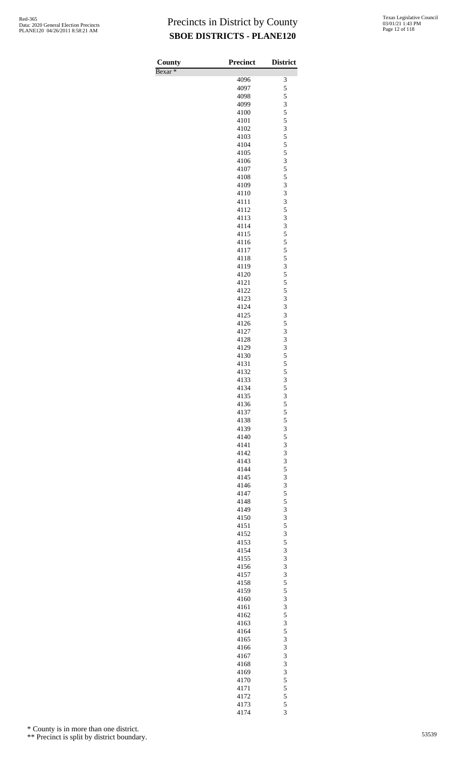# Precincts in District by County

## SBOE DISTRICTS - PLANE120

| County | Precinct | District |
|---|---|---|
| Bexar * | | |
| | 4096 | 3 |
| | 4097 | 5 |
| | 4098 | 5 |
| | 4099 | 3 |
| | 4100 | 5 |
| | 4101 | 5 |
| | 4102 | 3 |
| | 4103 | 5 |
| | 4104 | 5 |
| | 4105 | 5 |
| | 4106 | 3 |
| | 4107 | 5 |
| | 4108 | 5 |
| | 4109 | 3 |
| | 4110 | 3 |
| | 4111 | 3 |
| | 4112 | 5 |
| | 4113 | 3 |
| | 4114 | 3 |
| | 4115 | 5 |
| | 4116 | 5 |
| | 4117 | 5 |
| | 4118 | 5 |
| | 4119 | 3 |
| | 4120 | 5 |
| | 4121 | 5 |
| | 4122 | 5 |
| | 4123 | 3 |
| | 4124 | 3 |
| | 4125 | 3 |
| | 4126 | 5 |
| | 4127 | 3 |
| | 4128 | 3 |
| | 4129 | 3 |
| | 4130 | 5 |
| | 4131 | 5 |
| | 4132 | 5 |
| | 4133 | 3 |
| | 4134 | 5 |
| | 4135 | 3 |
| | 4136 | 5 |
| | 4137 | 5 |
| | 4138 | 5 |
| | 4139 | 3 |
| | 4140 | 5 |
| | 4141 | 3 |
| | 4142 | 3 |
| | 4143 | 3 |
| | 4144 | 5 |
| | 4145 | 3 |
| | 4146 | 3 |
| | 4147 | 5 |
| | 4148 | 5 |
| | 4149 | 3 |
| | 4150 | 3 |
| | 4151 | 5 |
| | 4152 | 3 |
| | 4153 | 5 |
| | 4154 | 3 |
| | 4155 | 3 |
| | 4156 | 3 |
| | 4157 | 3 |
| | 4158 | 5 |
| | 4159 | 5 |
| | 4160 | 3 |
| | 4161 | 3 |
| | 4162 | 5 |
| | 4163 | 3 |
| | 4164 | 5 |
| | 4165 | 3 |
| | 4166 | 3 |
| | 4167 | 3 |
| | 4168 | 3 |
| | 4169 | 3 |
| | 4170 | 5 |
| | 4171 | 5 |
| | 4172 | 5 |
| | 4173 | 5 |
| | 4174 | 3 |

\* County is in more than one district.

\*\* Precinct is split by district boundary.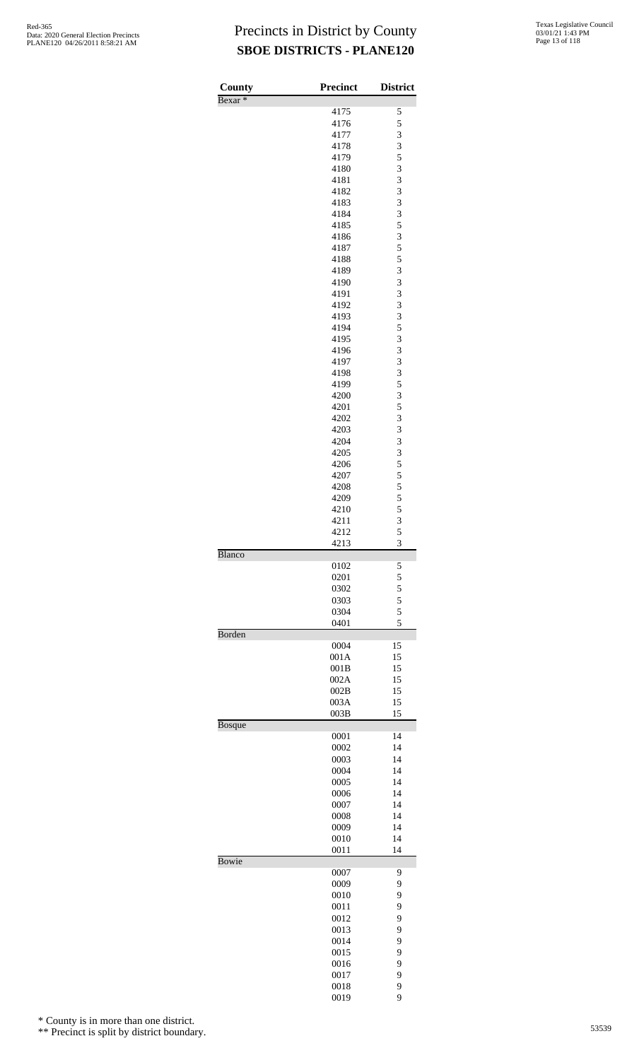# Precincts in District by County
## SBOE DISTRICTS - PLANE120

| County | Precinct | District |
|---|---|---|
| Bexar * | | |
| | 4175 | 5 |
| | 4176 | 5 |
| | 4177 | 3 |
| | 4178 | 3 |
| | 4179 | 5 |
| | 4180 | 3 |
| | 4181 | 3 |
| | 4182 | 3 |
| | 4183 | 3 |
| | 4184 | 3 |
| | 4185 | 5 |
| | 4186 | 3 |
| | 4187 | 5 |
| | 4188 | 5 |
| | 4189 | 3 |
| | 4190 | 3 |
| | 4191 | 3 |
| | 4192 | 3 |
| | 4193 | 3 |
| | 4194 | 5 |
| | 4195 | 3 |
| | 4196 | 3 |
| | 4197 | 3 |
| | 4198 | 3 |
| | 4199 | 5 |
| | 4200 | 3 |
| | 4201 | 5 |
| | 4202 | 3 |
| | 4203 | 3 |
| | 4204 | 3 |
| | 4205 | 3 |
| | 4206 | 5 |
| | 4207 | 5 |
| | 4208 | 5 |
| | 4209 | 5 |
| | 4210 | 5 |
| | 4211 | 3 |
| | 4212 | 5 |
| | 4213 | 3 |
| Blanco | | |
| | 0102 | 5 |
| | 0201 | 5 |
| | 0302 | 5 |
| | 0303 | 5 |
| | 0304 | 5 |
| | 0401 | 5 |
| Borden | | |
| | 0004 | 15 |
| | 001A | 15 |
| | 001B | 15 |
| | 002A | 15 |
| | 002B | 15 |
| | 003A | 15 |
| | 003B | 15 |
| Bosque | | |
| | 0001 | 14 |
| | 0002 | 14 |
| | 0003 | 14 |
| | 0004 | 14 |
| | 0005 | 14 |
| | 0006 | 14 |
| | 0007 | 14 |
| | 0008 | 14 |
| | 0009 | 14 |
| | 0010 | 14 |
| | 0011 | 14 |
| Bowie | | |
| | 0007 | 9 |
| | 0009 | 9 |
| | 0010 | 9 |
| | 0011 | 9 |
| | 0012 | 9 |
| | 0013 | 9 |
| | 0014 | 9 |
| | 0015 | 9 |
| | 0016 | 9 |
| | 0017 | 9 |
| | 0018 | 9 |
| | 0019 | 9 |

* County is in more than one district.

** Precinct is split by district boundary.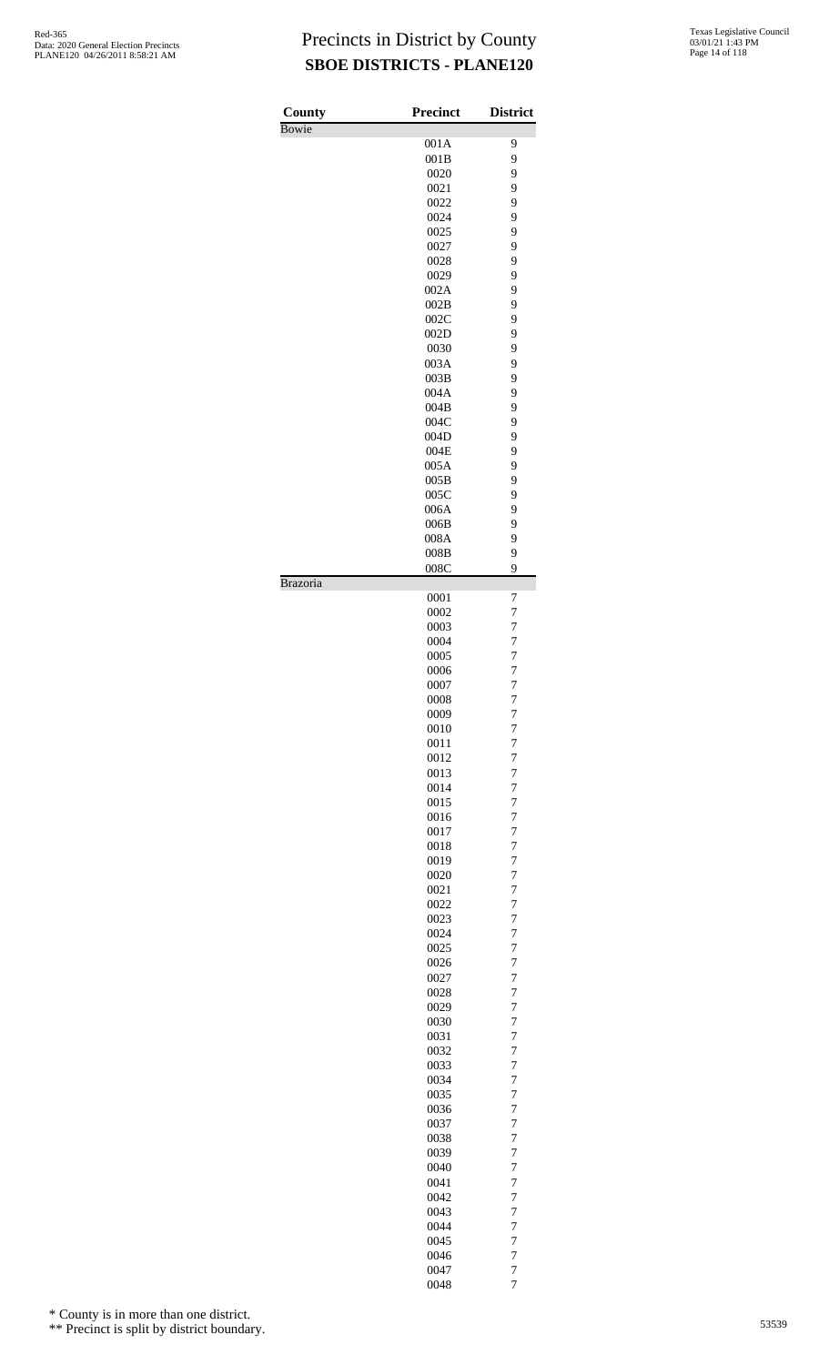# Precincts in District by County
## SBOE DISTRICTS - PLANE120

Red-365
Data: 2020 General Election Precincts
PLANE120 04/26/2011 8:58:21 AM

Texas Legislative Council
03/01/21 1:43 PM

| County | Precinct | District |
|---|---|---|
| Bowie | | |
| | 001A | 9 |
| | 001B | 9 |
| | 0020 | 9 |
| | 0021 | 9 |
| | 0022 | 9 |
| | 0024 | 9 |
| | 0025 | 9 |
| | 0027 | 9 |
| | 0028 | 9 |
| | 0029 | 9 |
| | 002A | 9 |
| | 002B | 9 |
| | 002C | 9 |
| | 002D | 9 |
| | 0030 | 9 |
| | 003A | 9 |
| | 003B | 9 |
| | 004A | 9 |
| | 004B | 9 |
| | 004C | 9 |
| | 004D | 9 |
| | 004E | 9 |
| | 005A | 9 |
| | 005B | 9 |
| | 005C | 9 |
| | 006A | 9 |
| | 006B | 9 |
| | 008A | 9 |
| | 008B | 9 |
| | 008C | 9 |
| Brazoria | | |
| | 0001 | 7 |
| | 0002 | 7 |
| | 0003 | 7 |
| | 0004 | 7 |
| | 0005 | 7 |
| | 0006 | 7 |
| | 0007 | 7 |
| | 0008 | 7 |
| | 0009 | 7 |
| | 0010 | 7 |
| | 0011 | 7 |
| | 0012 | 7 |
| | 0013 | 7 |
| | 0014 | 7 |
| | 0015 | 7 |
| | 0016 | 7 |
| | 0017 | 7 |
| | 0018 | 7 |
| | 0019 | 7 |
| | 0020 | 7 |
| | 0021 | 7 |
| | 0022 | 7 |
| | 0023 | 7 |
| | 0024 | 7 |
| | 0025 | 7 |
| | 0026 | 7 |
| | 0027 | 7 |
| | 0028 | 7 |
| | 0029 | 7 |
| | 0030 | 7 |
| | 0031 | 7 |
| | 0032 | 7 |
| | 0033 | 7 |
| | 0034 | 7 |
| | 0035 | 7 |
| | 0036 | 7 |
| | 0037 | 7 |
| | 0038 | 7 |
| | 0039 | 7 |
| | 0040 | 7 |
| | 0041 | 7 |
| | 0042 | 7 |
| | 0043 | 7 |
| | 0044 | 7 |
| | 0045 | 7 |
| | 0046 | 7 |
| | 0047 | 7 |
| | 0048 | 7 |

\* County is in more than one district.

\*\* Precinct is split by district boundary.

53539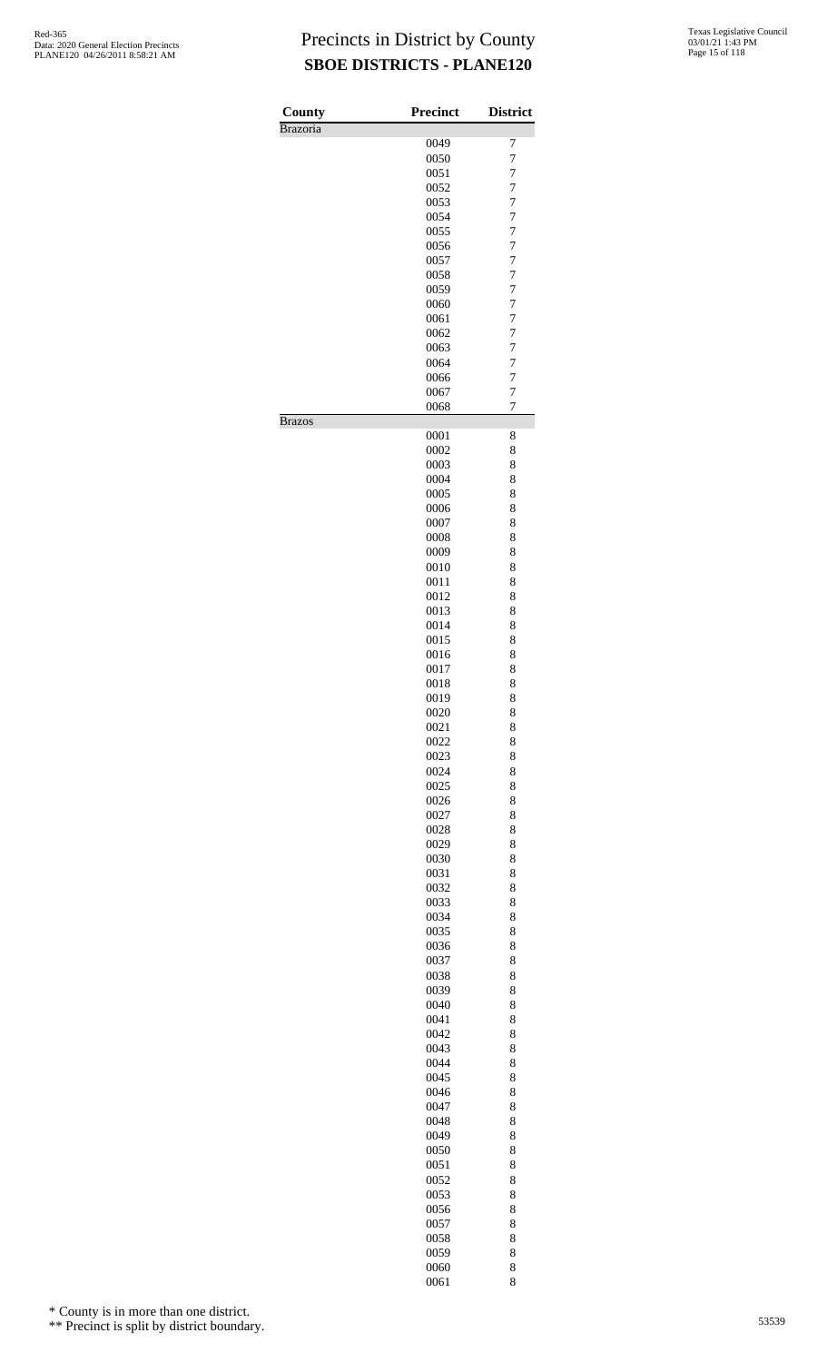# Precincts in District by County

## SBOE DISTRICTS - PLANE120

| County | Precinct | District |
|---|---|---|
| Brazoria | | |
| | 0049 | 7 |
| | 0050 | 7 |
| | 0051 | 7 |
| | 0052 | 7 |
| | 0053 | 7 |
| | 0054 | 7 |
| | 0055 | 7 |
| | 0056 | 7 |
| | 0057 | 7 |
| | 0058 | 7 |
| | 0059 | 7 |
| | 0060 | 7 |
| | 0061 | 7 |
| | 0062 | 7 |
| | 0063 | 7 |
| | 0064 | 7 |
| | 0066 | 7 |
| | 0067 | 7 |
| | 0068 | 7 |
| Brazos | | |
| | 0001 | 8 |
| | 0002 | 8 |
| | 0003 | 8 |
| | 0004 | 8 |
| | 0005 | 8 |
| | 0006 | 8 |
| | 0007 | 8 |
| | 0008 | 8 |
| | 0009 | 8 |
| | 0010 | 8 |
| | 0011 | 8 |
| | 0012 | 8 |
| | 0013 | 8 |
| | 0014 | 8 |
| | 0015 | 8 |
| | 0016 | 8 |
| | 0017 | 8 |
| | 0018 | 8 |
| | 0019 | 8 |
| | 0020 | 8 |
| | 0021 | 8 |
| | 0022 | 8 |
| | 0023 | 8 |
| | 0024 | 8 |
| | 0025 | 8 |
| | 0026 | 8 |
| | 0027 | 8 |
| | 0028 | 8 |
| | 0029 | 8 |
| | 0030 | 8 |
| | 0031 | 8 |
| | 0032 | 8 |
| | 0033 | 8 |
| | 0034 | 8 |
| | 0035 | 8 |
| | 0036 | 8 |
| | 0037 | 8 |
| | 0038 | 8 |
| | 0039 | 8 |
| | 0040 | 8 |
| | 0041 | 8 |
| | 0042 | 8 |
| | 0043 | 8 |
| | 0044 | 8 |
| | 0045 | 8 |
| | 0046 | 8 |
| | 0047 | 8 |
| | 0048 | 8 |
| | 0049 | 8 |
| | 0050 | 8 |
| | 0051 | 8 |
| | 0052 | 8 |
| | 0053 | 8 |
| | 0056 | 8 |
| | 0057 | 8 |
| | 0058 | 8 |
| | 0059 | 8 |
| | 0060 | 8 |
| | 0061 | 8 |

\* County is in more than one district.

\*\* Precinct is split by district boundary.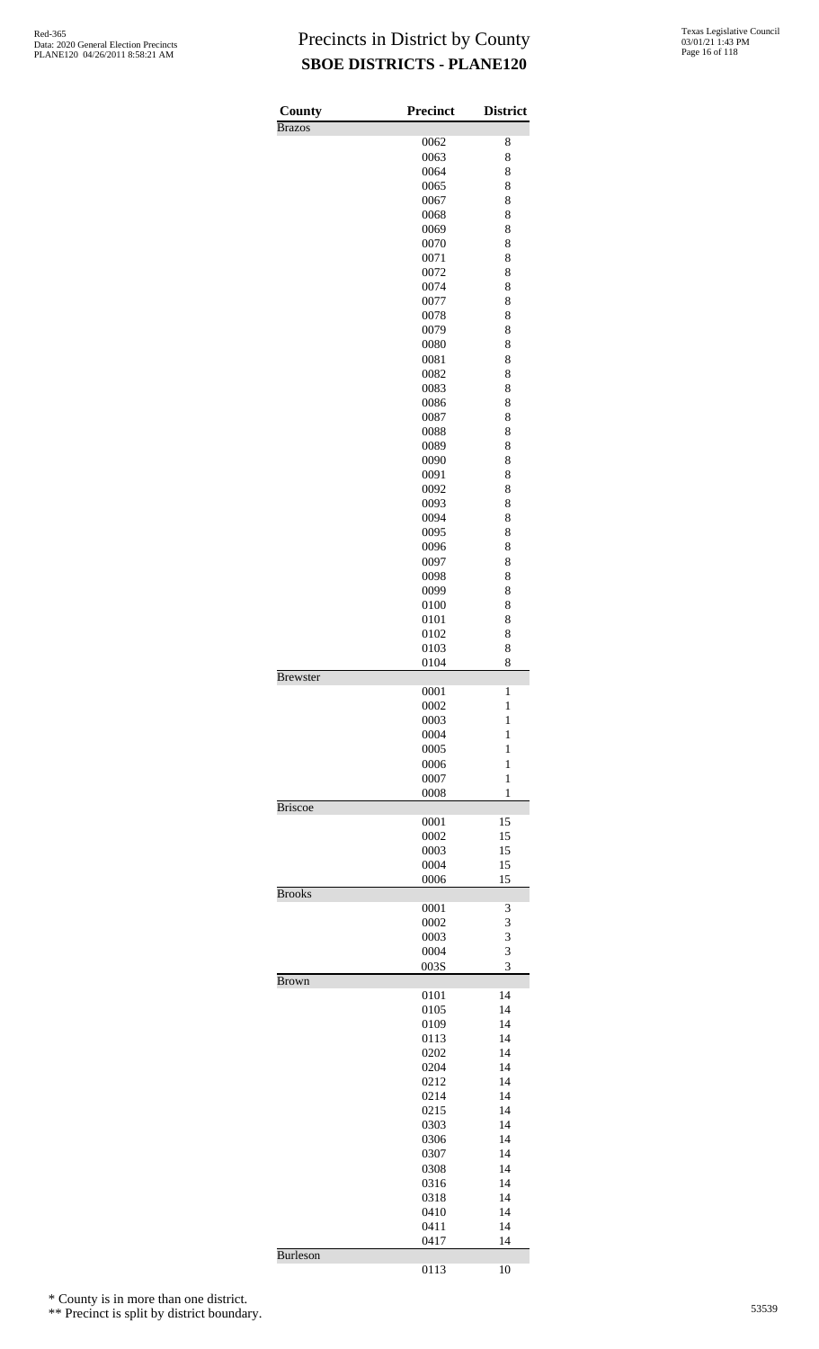# Precincts in District by County

## SBOE DISTRICTS - PLANE120

| County | Precinct | District |
|---|---|---|
| Brazos | | |
| | 0062 | 8 |
| | 0063 | 8 |
| | 0064 | 8 |
| | 0065 | 8 |
| | 0067 | 8 |
| | 0068 | 8 |
| | 0069 | 8 |
| | 0070 | 8 |
| | 0071 | 8 |
| | 0072 | 8 |
| | 0074 | 8 |
| | 0077 | 8 |
| | 0078 | 8 |
| | 0079 | 8 |
| | 0080 | 8 |
| | 0081 | 8 |
| | 0082 | 8 |
| | 0083 | 8 |
| | 0086 | 8 |
| | 0087 | 8 |
| | 0088 | 8 |
| | 0089 | 8 |
| | 0090 | 8 |
| | 0091 | 8 |
| | 0092 | 8 |
| | 0093 | 8 |
| | 0094 | 8 |
| | 0095 | 8 |
| | 0096 | 8 |
| | 0097 | 8 |
| | 0098 | 8 |
| | 0099 | 8 |
| | 0100 | 8 |
| | 0101 | 8 |
| | 0102 | 8 |
| | 0103 | 8 |
| | 0104 | 8 |
| Brewster | | |
| | 0001 | 1 |
| | 0002 | 1 |
| | 0003 | 1 |
| | 0004 | 1 |
| | 0005 | 1 |
| | 0006 | 1 |
| | 0007 | 1 |
| | 0008 | 1 |
| Briscoe | | |
| | 0001 | 15 |
| | 0002 | 15 |
| | 0003 | 15 |
| | 0004 | 15 |
| | 0006 | 15 |
| Brooks | | |
| | 0001 | 3 |
| | 0002 | 3 |
| | 0003 | 3 |
| | 0004 | 3 |
| | 003S | 3 |
| Brown | | |
| | 0101 | 14 |
| | 0105 | 14 |
| | 0109 | 14 |
| | 0113 | 14 |
| | 0202 | 14 |
| | 0204 | 14 |
| | 0212 | 14 |
| | 0214 | 14 |
| | 0215 | 14 |
| | 0303 | 14 |
| | 0306 | 14 |
| | 0307 | 14 |
| | 0308 | 14 |
| | 0316 | 14 |
| | 0318 | 14 |
| | 0410 | 14 |
| | 0411 | 14 |
| | 0417 | 14 |
| Burleson | | |
| | 0113 | 10 |

\* County is in more than one district.

\** Precinct is split by district boundary.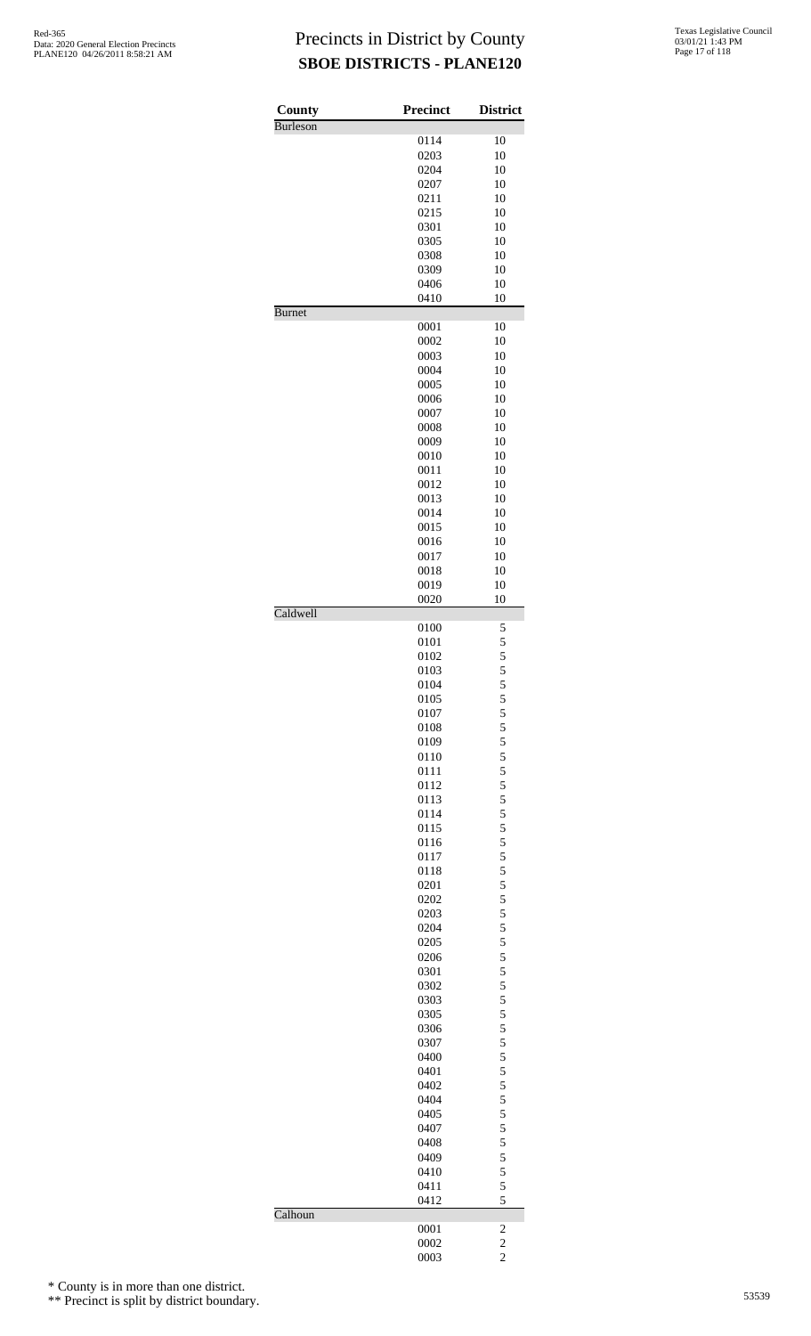# Precincts in District by County
## SBOE DISTRICTS - PLANE120

| County | Precinct | District |
|---|---|---|
| Burleson | | |
| | 0114 | 10 |
| | 0203 | 10 |
| | 0204 | 10 |
| | 0207 | 10 |
| | 0211 | 10 |
| | 0215 | 10 |
| | 0301 | 10 |
| | 0305 | 10 |
| | 0308 | 10 |
| | 0309 | 10 |
| | 0406 | 10 |
| | 0410 | 10 |
| Burnet | | |
| | 0001 | 10 |
| | 0002 | 10 |
| | 0003 | 10 |
| | 0004 | 10 |
| | 0005 | 10 |
| | 0006 | 10 |
| | 0007 | 10 |
| | 0008 | 10 |
| | 0009 | 10 |
| | 0010 | 10 |
| | 0011 | 10 |
| | 0012 | 10 |
| | 0013 | 10 |
| | 0014 | 10 |
| | 0015 | 10 |
| | 0016 | 10 |
| | 0017 | 10 |
| | 0018 | 10 |
| | 0019 | 10 |
| | 0020 | 10 |
| Caldwell | | |
| | 0100 | 5 |
| | 0101 | 5 |
| | 0102 | 5 |
| | 0103 | 5 |
| | 0104 | 5 |
| | 0105 | 5 |
| | 0107 | 5 |
| | 0108 | 5 |
| | 0109 | 5 |
| | 0110 | 5 |
| | 0111 | 5 |
| | 0112 | 5 |
| | 0113 | 5 |
| | 0114 | 5 |
| | 0115 | 5 |
| | 0116 | 5 |
| | 0117 | 5 |
| | 0118 | 5 |
| | 0201 | 5 |
| | 0202 | 5 |
| | 0203 | 5 |
| | 0204 | 5 |
| | 0205 | 5 |
| | 0206 | 5 |
| | 0301 | 5 |
| | 0302 | 5 |
| | 0303 | 5 |
| | 0305 | 5 |
| | 0306 | 5 |
| | 0307 | 5 |
| | 0400 | 5 |
| | 0401 | 5 |
| | 0402 | 5 |
| | 0404 | 5 |
| | 0405 | 5 |
| | 0407 | 5 |
| | 0408 | 5 |
| | 0409 | 5 |
| | 0410 | 5 |
| | 0411 | 5 |
| | 0412 | 5 |
| Calhoun | | |
| | 0001 | 2 |
| | 0002 | 2 |
| | 0003 | 2 |

\* County is in more than one district.

\*\* Precinct is split by district boundary.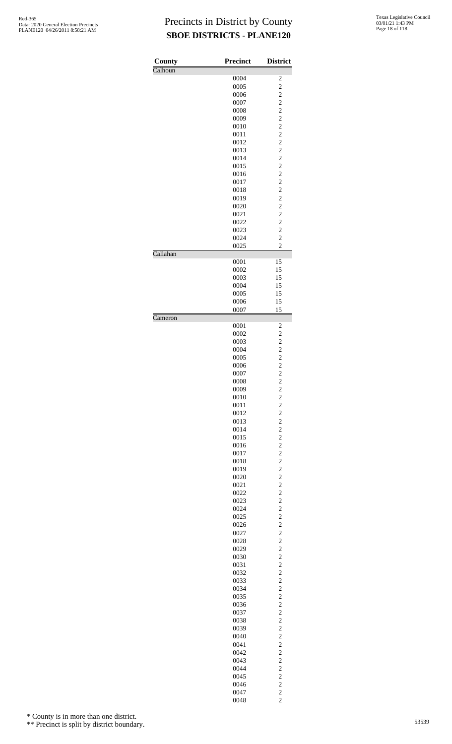# Precincts in District by County
## SBOE DISTRICTS - PLANE120

| County | Precinct | District |
|---|---|---|
| Calhoun | | |
| | 0004 | 2 |
| | 0005 | 2 |
| | 0006 | 2 |
| | 0007 | 2 |
| | 0008 | 2 |
| | 0009 | 2 |
| | 0010 | 2 |
| | 0011 | 2 |
| | 0012 | 2 |
| | 0013 | 2 |
| | 0014 | 2 |
| | 0015 | 2 |
| | 0016 | 2 |
| | 0017 | 2 |
| | 0018 | 2 |
| | 0019 | 2 |
| | 0020 | 2 |
| | 0021 | 2 |
| | 0022 | 2 |
| | 0023 | 2 |
| | 0024 | 2 |
| | 0025 | 2 |
| Callahan | | |
| | 0001 | 15 |
| | 0002 | 15 |
| | 0003 | 15 |
| | 0004 | 15 |
| | 0005 | 15 |
| | 0006 | 15 |
| | 0007 | 15 |
| Cameron | | |
| | 0001 | 2 |
| | 0002 | 2 |
| | 0003 | 2 |
| | 0004 | 2 |
| | 0005 | 2 |
| | 0006 | 2 |
| | 0007 | 2 |
| | 0008 | 2 |
| | 0009 | 2 |
| | 0010 | 2 |
| | 0011 | 2 |
| | 0012 | 2 |
| | 0013 | 2 |
| | 0014 | 2 |
| | 0015 | 2 |
| | 0016 | 2 |
| | 0017 | 2 |
| | 0018 | 2 |
| | 0019 | 2 |
| | 0020 | 2 |
| | 0021 | 2 |
| | 0022 | 2 |
| | 0023 | 2 |
| | 0024 | 2 |
| | 0025 | 2 |
| | 0026 | 2 |
| | 0027 | 2 |
| | 0028 | 2 |
| | 0029 | 2 |
| | 0030 | 2 |
| | 0031 | 2 |
| | 0032 | 2 |
| | 0033 | 2 |
| | 0034 | 2 |
| | 0035 | 2 |
| | 0036 | 2 |
| | 0037 | 2 |
| | 0038 | 2 |
| | 0039 | 2 |
| | 0040 | 2 |
| | 0041 | 2 |
| | 0042 | 2 |
| | 0043 | 2 |
| | 0044 | 2 |
| | 0045 | 2 |
| | 0046 | 2 |
| | 0047 | 2 |
| | 0048 | 2 |

\* County is in more than one district.

\*\* Precinct is split by district boundary.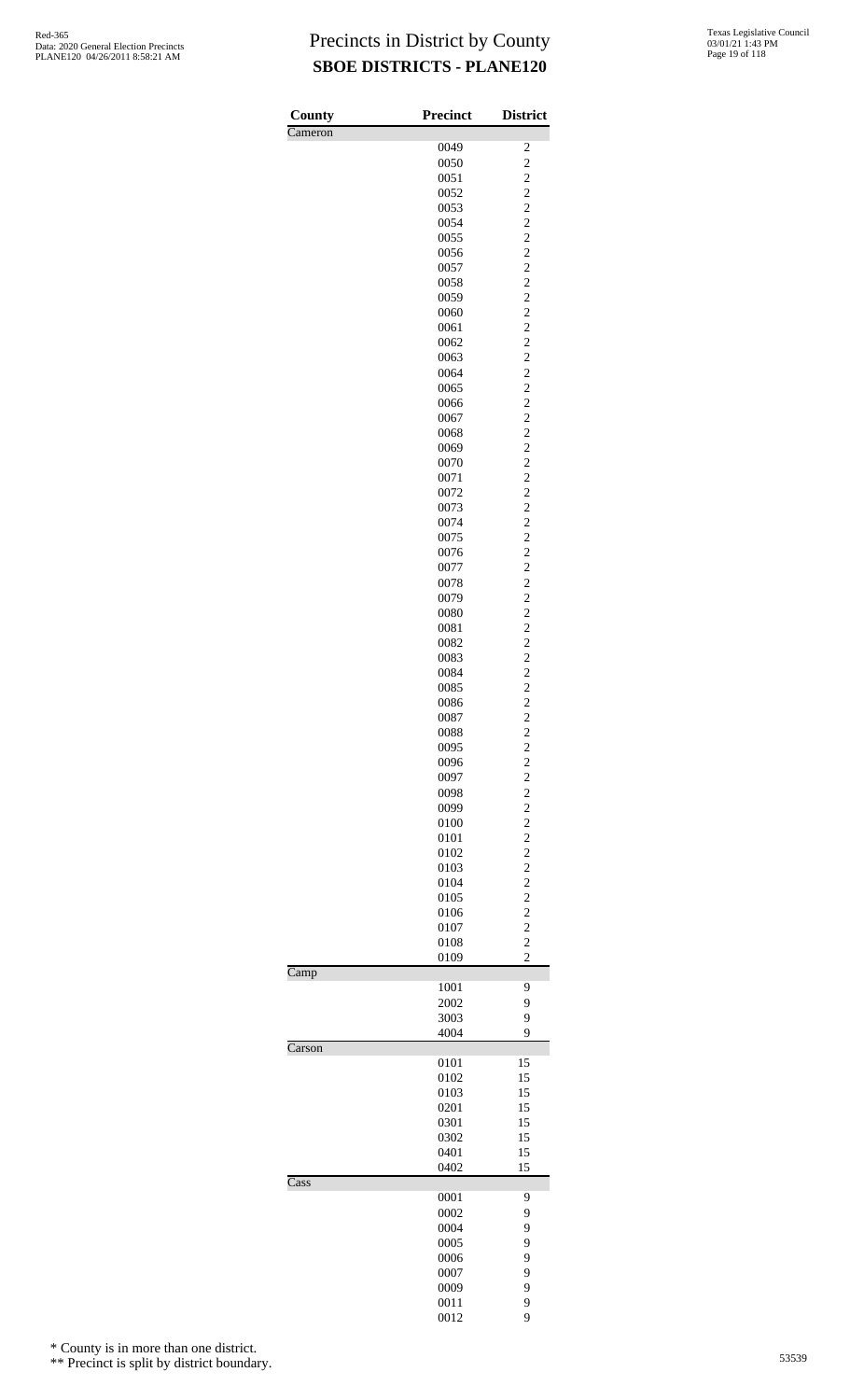# Precincts in District by County
## SBOE DISTRICTS - PLANE120

| County | Precinct | District |
|---|---|---|
| Cameron | | |
| | 0049 | 2 |
| | 0050 | 2 |
| | 0051 | 2 |
| | 0052 | 2 |
| | 0053 | 2 |
| | 0054 | 2 |
| | 0055 | 2 |
| | 0056 | 2 |
| | 0057 | 2 |
| | 0058 | 2 |
| | 0059 | 2 |
| | 0060 | 2 |
| | 0061 | 2 |
| | 0062 | 2 |
| | 0063 | 2 |
| | 0064 | 2 |
| | 0065 | 2 |
| | 0066 | 2 |
| | 0067 | 2 |
| | 0068 | 2 |
| | 0069 | 2 |
| | 0070 | 2 |
| | 0071 | 2 |
| | 0072 | 2 |
| | 0073 | 2 |
| | 0074 | 2 |
| | 0075 | 2 |
| | 0076 | 2 |
| | 0077 | 2 |
| | 0078 | 2 |
| | 0079 | 2 |
| | 0080 | 2 |
| | 0081 | 2 |
| | 0082 | 2 |
| | 0083 | 2 |
| | 0084 | 2 |
| | 0085 | 2 |
| | 0086 | 2 |
| | 0087 | 2 |
| | 0088 | 2 |
| | 0095 | 2 |
| | 0096 | 2 |
| | 0097 | 2 |
| | 0098 | 2 |
| | 0099 | 2 |
| | 0100 | 2 |
| | 0101 | 2 |
| | 0102 | 2 |
| | 0103 | 2 |
| | 0104 | 2 |
| | 0105 | 2 |
| | 0106 | 2 |
| | 0107 | 2 |
| | 0108 | 2 |
| | 0109 | 2 |
| Camp | | |
| | 1001 | 9 |
| | 2002 | 9 |
| | 3003 | 9 |
| | 4004 | 9 |
| Carson | | |
| | 0101 | 15 |
| | 0102 | 15 |
| | 0103 | 15 |
| | 0201 | 15 |
| | 0301 | 15 |
| | 0302 | 15 |
| | 0401 | 15 |
| | 0402 | 15 |
| Cass | | |
| | 0001 | 9 |
| | 0002 | 9 |
| | 0004 | 9 |
| | 0005 | 9 |
| | 0006 | 9 |
| | 0007 | 9 |
| | 0009 | 9 |
| | 0011 | 9 |
| | 0012 | 9 |

\* County is in more than one district.

\*\* Precinct is split by district boundary.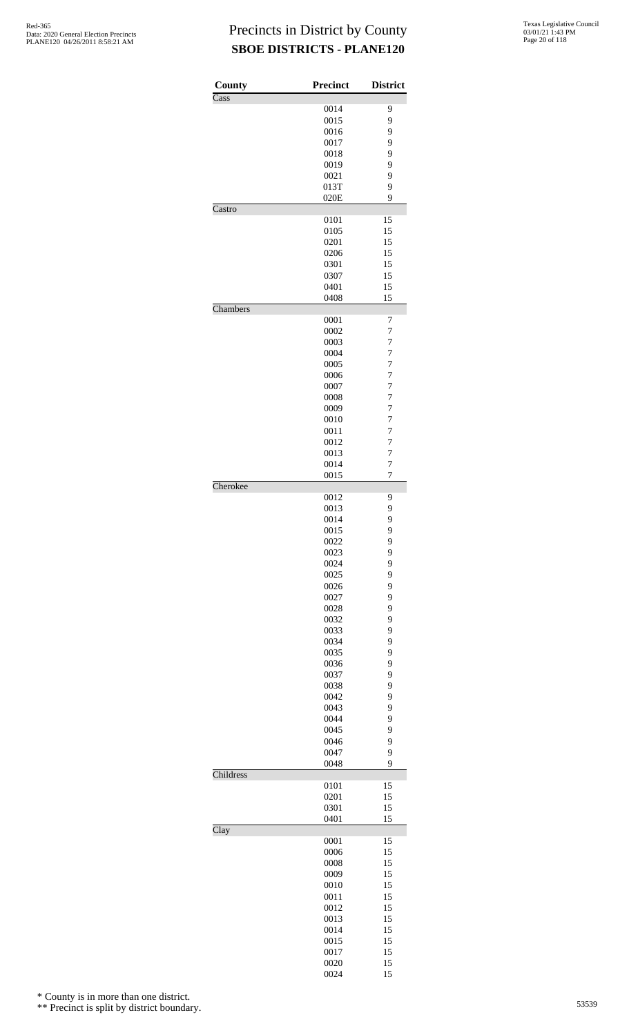# Precincts in District by County
## SBOE DISTRICTS - PLANE120

| County | Precinct | District |
|---|---|---|
| Cass | | |
| | 0014 | 9 |
| | 0015 | 9 |
| | 0016 | 9 |
| | 0017 | 9 |
| | 0018 | 9 |
| | 0019 | 9 |
| | 0021 | 9 |
| | 013T | 9 |
| | 020E | 9 |
| Castro | | |
| | 0101 | 15 |
| | 0105 | 15 |
| | 0201 | 15 |
| | 0206 | 15 |
| | 0301 | 15 |
| | 0307 | 15 |
| | 0401 | 15 |
| | 0408 | 15 |
| Chambers | | |
| | 0001 | 7 |
| | 0002 | 7 |
| | 0003 | 7 |
| | 0004 | 7 |
| | 0005 | 7 |
| | 0006 | 7 |
| | 0007 | 7 |
| | 0008 | 7 |
| | 0009 | 7 |
| | 0010 | 7 |
| | 0011 | 7 |
| | 0012 | 7 |
| | 0013 | 7 |
| | 0014 | 7 |
| | 0015 | 7 |
| Cherokee | | |
| | 0012 | 9 |
| | 0013 | 9 |
| | 0014 | 9 |
| | 0015 | 9 |
| | 0022 | 9 |
| | 0023 | 9 |
| | 0024 | 9 |
| | 0025 | 9 |
| | 0026 | 9 |
| | 0027 | 9 |
| | 0028 | 9 |
| | 0032 | 9 |
| | 0033 | 9 |
| | 0034 | 9 |
| | 0035 | 9 |
| | 0036 | 9 |
| | 0037 | 9 |
| | 0038 | 9 |
| | 0042 | 9 |
| | 0043 | 9 |
| | 0044 | 9 |
| | 0045 | 9 |
| | 0046 | 9 |
| | 0047 | 9 |
| | 0048 | 9 |
| Childress | | |
| | 0101 | 15 |
| | 0201 | 15 |
| | 0301 | 15 |
| | 0401 | 15 |
| Clay | | |
| | 0001 | 15 |
| | 0006 | 15 |
| | 0008 | 15 |
| | 0009 | 15 |
| | 0010 | 15 |
| | 0011 | 15 |
| | 0012 | 15 |
| | 0013 | 15 |
| | 0014 | 15 |
| | 0015 | 15 |
| | 0017 | 15 |
| | 0020 | 15 |
| | 0024 | 15 |

\* County is in more than one district.

\*\* Precinct is split by district boundary.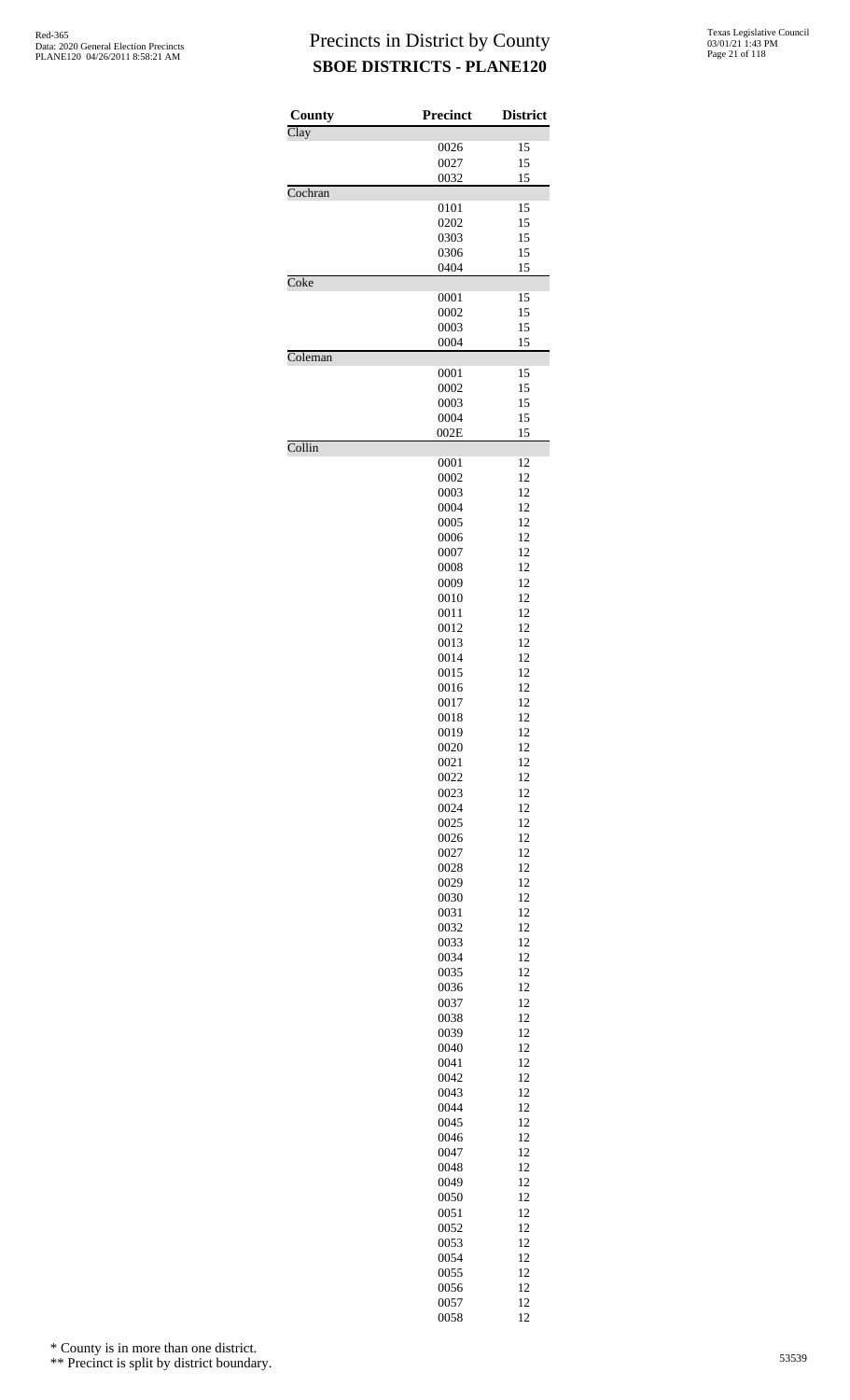# Precincts in District by County

## SBOE DISTRICTS - PLANE120

| County | Precinct | District |
|---|---|---|
| Clay | | |
| | 0026 | 15 |
| | 0027 | 15 |
| | 0032 | 15 |
| Cochran | | |
| | 0101 | 15 |
| | 0202 | 15 |
| | 0303 | 15 |
| | 0306 | 15 |
| | 0404 | 15 |
| Coke | | |
| | 0001 | 15 |
| | 0002 | 15 |
| | 0003 | 15 |
| | 0004 | 15 |
| Coleman | | |
| | 0001 | 15 |
| | 0002 | 15 |
| | 0003 | 15 |
| | 0004 | 15 |
| | 002E | 15 |
| Collin | | |
| | 0001 | 12 |
| | 0002 | 12 |
| | 0003 | 12 |
| | 0004 | 12 |
| | 0005 | 12 |
| | 0006 | 12 |
| | 0007 | 12 |
| | 0008 | 12 |
| | 0009 | 12 |
| | 0010 | 12 |
| | 0011 | 12 |
| | 0012 | 12 |
| | 0013 | 12 |
| | 0014 | 12 |
| | 0015 | 12 |
| | 0016 | 12 |
| | 0017 | 12 |
| | 0018 | 12 |
| | 0019 | 12 |
| | 0020 | 12 |
| | 0021 | 12 |
| | 0022 | 12 |
| | 0023 | 12 |
| | 0024 | 12 |
| | 0025 | 12 |
| | 0026 | 12 |
| | 0027 | 12 |
| | 0028 | 12 |
| | 0029 | 12 |
| | 0030 | 12 |
| | 0031 | 12 |
| | 0032 | 12 |
| | 0033 | 12 |
| | 0034 | 12 |
| | 0035 | 12 |
| | 0036 | 12 |
| | 0037 | 12 |
| | 0038 | 12 |
| | 0039 | 12 |
| | 0040 | 12 |
| | 0041 | 12 |
| | 0042 | 12 |
| | 0043 | 12 |
| | 0044 | 12 |
| | 0045 | 12 |
| | 0046 | 12 |
| | 0047 | 12 |
| | 0048 | 12 |
| | 0049 | 12 |
| | 0050 | 12 |
| | 0051 | 12 |
| | 0052 | 12 |
| | 0053 | 12 |
| | 0054 | 12 |
| | 0055 | 12 |
| | 0056 | 12 |
| | 0057 | 12 |
| | 0058 | 12 |

\* County is in more than one district.

\*\* Precinct is split by district boundary.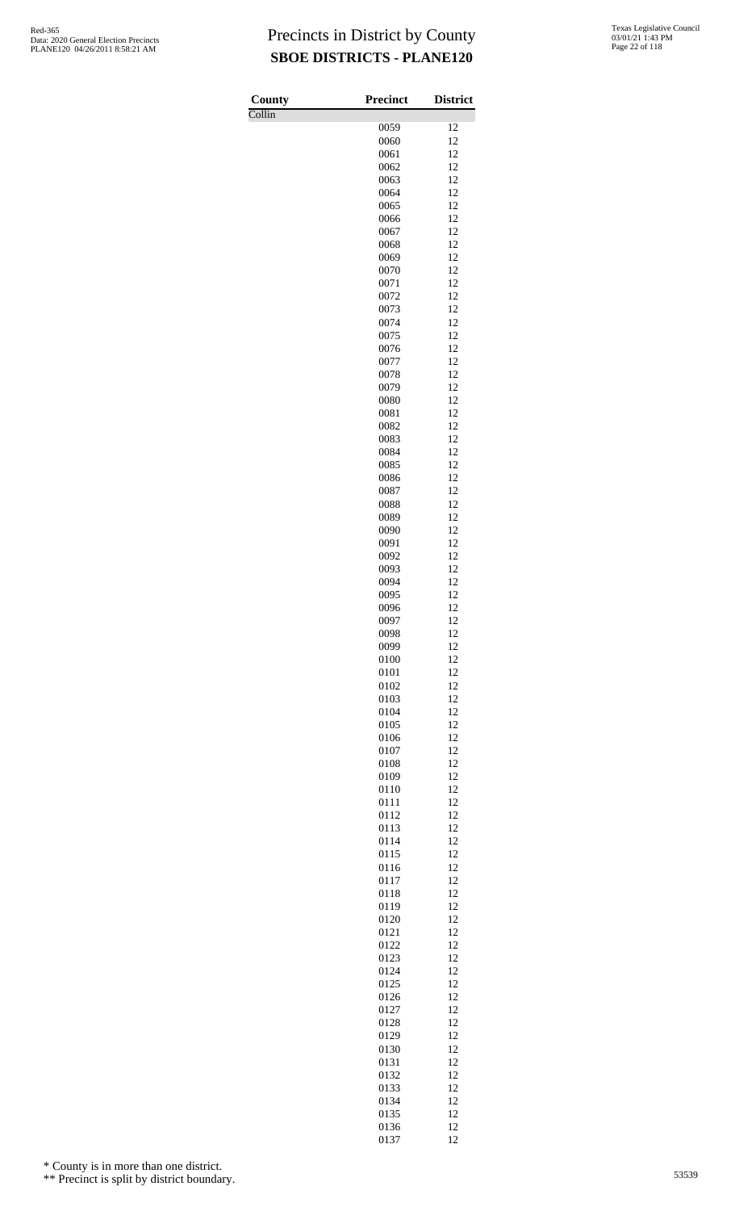# Precincts in District by County
## SBOE DISTRICTS - PLANE120

| County | Precinct | District |
|---|---|---|
| Collin | | |
| | 0059 | 12 |
| | 0060 | 12 |
| | 0061 | 12 |
| | 0062 | 12 |
| | 0063 | 12 |
| | 0064 | 12 |
| | 0065 | 12 |
| | 0066 | 12 |
| | 0067 | 12 |
| | 0068 | 12 |
| | 0069 | 12 |
| | 0070 | 12 |
| | 0071 | 12 |
| | 0072 | 12 |
| | 0073 | 12 |
| | 0074 | 12 |
| | 0075 | 12 |
| | 0076 | 12 |
| | 0077 | 12 |
| | 0078 | 12 |
| | 0079 | 12 |
| | 0080 | 12 |
| | 0081 | 12 |
| | 0082 | 12 |
| | 0083 | 12 |
| | 0084 | 12 |
| | 0085 | 12 |
| | 0086 | 12 |
| | 0087 | 12 |
| | 0088 | 12 |
| | 0089 | 12 |
| | 0090 | 12 |
| | 0091 | 12 |
| | 0092 | 12 |
| | 0093 | 12 |
| | 0094 | 12 |
| | 0095 | 12 |
| | 0096 | 12 |
| | 0097 | 12 |
| | 0098 | 12 |
| | 0099 | 12 |
| | 0100 | 12 |
| | 0101 | 12 |
| | 0102 | 12 |
| | 0103 | 12 |
| | 0104 | 12 |
| | 0105 | 12 |
| | 0106 | 12 |
| | 0107 | 12 |
| | 0108 | 12 |
| | 0109 | 12 |
| | 0110 | 12 |
| | 0111 | 12 |
| | 0112 | 12 |
| | 0113 | 12 |
| | 0114 | 12 |
| | 0115 | 12 |
| | 0116 | 12 |
| | 0117 | 12 |
| | 0118 | 12 |
| | 0119 | 12 |
| | 0120 | 12 |
| | 0121 | 12 |
| | 0122 | 12 |
| | 0123 | 12 |
| | 0124 | 12 |
| | 0125 | 12 |
| | 0126 | 12 |
| | 0127 | 12 |
| | 0128 | 12 |
| | 0129 | 12 |
| | 0130 | 12 |
| | 0131 | 12 |
| | 0132 | 12 |
| | 0133 | 12 |
| | 0134 | 12 |
| | 0135 | 12 |
| | 0136 | 12 |
| | 0137 | 12 |

\* County is in more than one district.

\*\* Precinct is split by district boundary.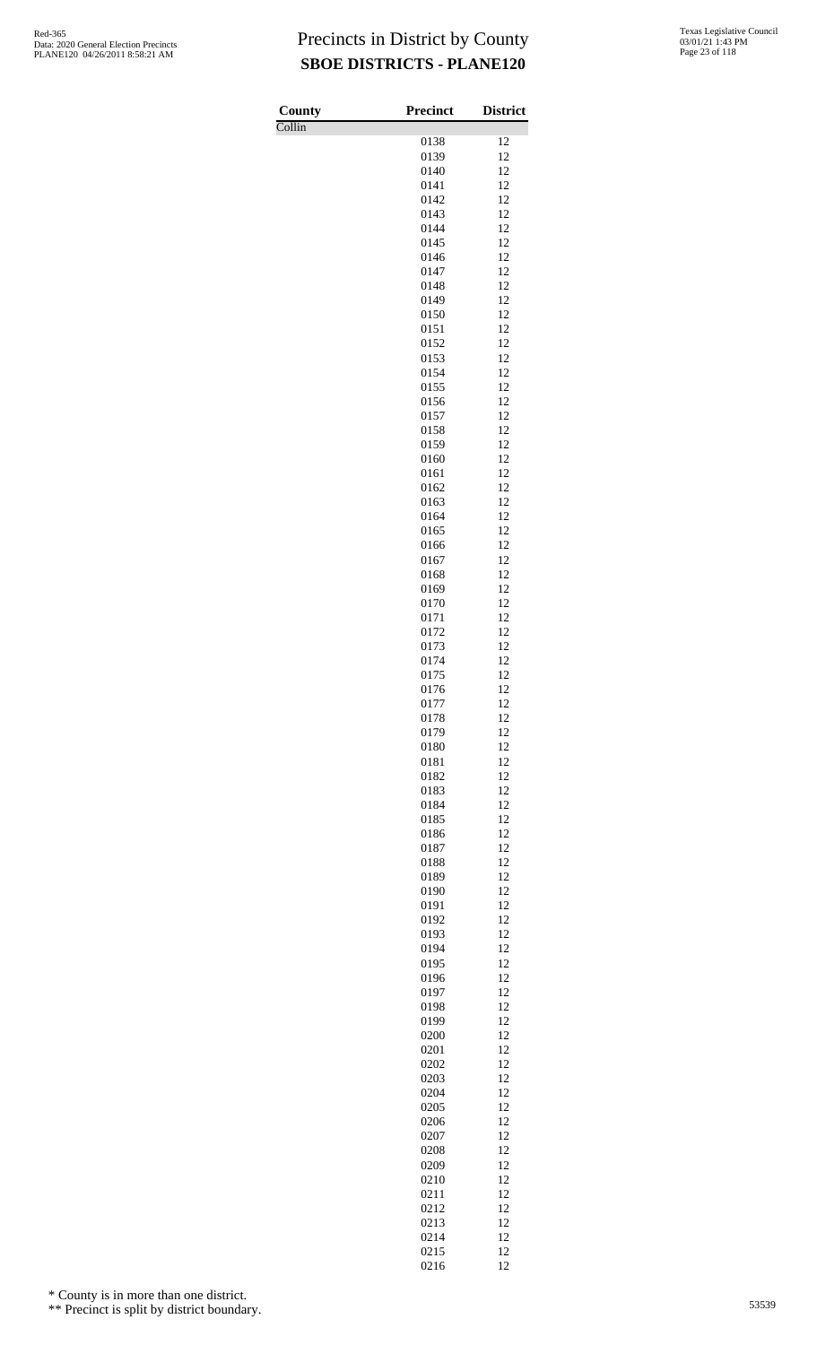# Precincts in District by County

## SBOE DISTRICTS - PLANE120

| County | Precinct | District |
|---|---|---|
| Collin | | |
| | 0138 | 12 |
| | 0139 | 12 |
| | 0140 | 12 |
| | 0141 | 12 |
| | 0142 | 12 |
| | 0143 | 12 |
| | 0144 | 12 |
| | 0145 | 12 |
| | 0146 | 12 |
| | 0147 | 12 |
| | 0148 | 12 |
| | 0149 | 12 |
| | 0150 | 12 |
| | 0151 | 12 |
| | 0152 | 12 |
| | 0153 | 12 |
| | 0154 | 12 |
| | 0155 | 12 |
| | 0156 | 12 |
| | 0157 | 12 |
| | 0158 | 12 |
| | 0159 | 12 |
| | 0160 | 12 |
| | 0161 | 12 |
| | 0162 | 12 |
| | 0163 | 12 |
| | 0164 | 12 |
| | 0165 | 12 |
| | 0166 | 12 |
| | 0167 | 12 |
| | 0168 | 12 |
| | 0169 | 12 |
| | 0170 | 12 |
| | 0171 | 12 |
| | 0172 | 12 |
| | 0173 | 12 |
| | 0174 | 12 |
| | 0175 | 12 |
| | 0176 | 12 |
| | 0177 | 12 |
| | 0178 | 12 |
| | 0179 | 12 |
| | 0180 | 12 |
| | 0181 | 12 |
| | 0182 | 12 |
| | 0183 | 12 |
| | 0184 | 12 |
| | 0185 | 12 |
| | 0186 | 12 |
| | 0187 | 12 |
| | 0188 | 12 |
| | 0189 | 12 |
| | 0190 | 12 |
| | 0191 | 12 |
| | 0192 | 12 |
| | 0193 | 12 |
| | 0194 | 12 |
| | 0195 | 12 |
| | 0196 | 12 |
| | 0197 | 12 |
| | 0198 | 12 |
| | 0199 | 12 |
| | 0200 | 12 |
| | 0201 | 12 |
| | 0202 | 12 |
| | 0203 | 12 |
| | 0204 | 12 |
| | 0205 | 12 |
| | 0206 | 12 |
| | 0207 | 12 |
| | 0208 | 12 |
| | 0209 | 12 |
| | 0210 | 12 |
| | 0211 | 12 |
| | 0212 | 12 |
| | 0213 | 12 |
| | 0214 | 12 |
| | 0215 | 12 |
| | 0216 | 12 |

\* County is in more than one district.

\*\* Precinct is split by district boundary.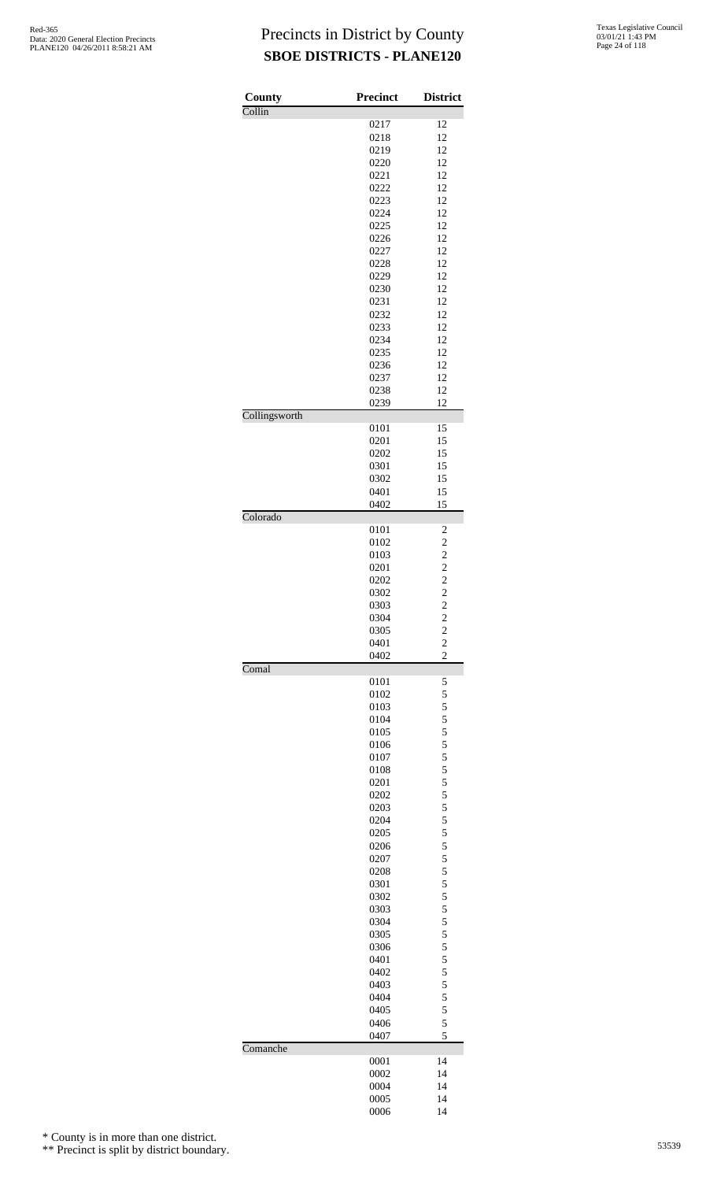# Precincts in District by County
## SBOE DISTRICTS - PLANE120

| County | Precinct | District |
|---|---|---|
| Collin | | |
| | 0217 | 12 |
| | 0218 | 12 |
| | 0219 | 12 |
| | 0220 | 12 |
| | 0221 | 12 |
| | 0222 | 12 |
| | 0223 | 12 |
| | 0224 | 12 |
| | 0225 | 12 |
| | 0226 | 12 |
| | 0227 | 12 |
| | 0228 | 12 |
| | 0229 | 12 |
| | 0230 | 12 |
| | 0231 | 12 |
| | 0232 | 12 |
| | 0233 | 12 |
| | 0234 | 12 |
| | 0235 | 12 |
| | 0236 | 12 |
| | 0237 | 12 |
| | 0238 | 12 |
| | 0239 | 12 |
| Collingsworth | | |
| | 0101 | 15 |
| | 0201 | 15 |
| | 0202 | 15 |
| | 0301 | 15 |
| | 0302 | 15 |
| | 0401 | 15 |
| | 0402 | 15 |
| Colorado | | |
| | 0101 | 2 |
| | 0102 | 2 |
| | 0103 | 2 |
| | 0201 | 2 |
| | 0202 | 2 |
| | 0302 | 2 |
| | 0303 | 2 |
| | 0304 | 2 |
| | 0305 | 2 |
| | 0401 | 2 |
| | 0402 | 2 |
| Comal | | |
| | 0101 | 5 |
| | 0102 | 5 |
| | 0103 | 5 |
| | 0104 | 5 |
| | 0105 | 5 |
| | 0106 | 5 |
| | 0107 | 5 |
| | 0108 | 5 |
| | 0201 | 5 |
| | 0202 | 5 |
| | 0203 | 5 |
| | 0204 | 5 |
| | 0205 | 5 |
| | 0206 | 5 |
| | 0207 | 5 |
| | 0208 | 5 |
| | 0301 | 5 |
| | 0302 | 5 |
| | 0303 | 5 |
| | 0304 | 5 |
| | 0305 | 5 |
| | 0306 | 5 |
| | 0401 | 5 |
| | 0402 | 5 |
| | 0403 | 5 |
| | 0404 | 5 |
| | 0405 | 5 |
| | 0406 | 5 |
| | 0407 | 5 |
| Comanche | | |
| | 0001 | 14 |
| | 0002 | 14 |
| | 0004 | 14 |
| | 0005 | 14 |
| | 0006 | 14 |

\* County is in more than one district.

\*\* Precinct is split by district boundary.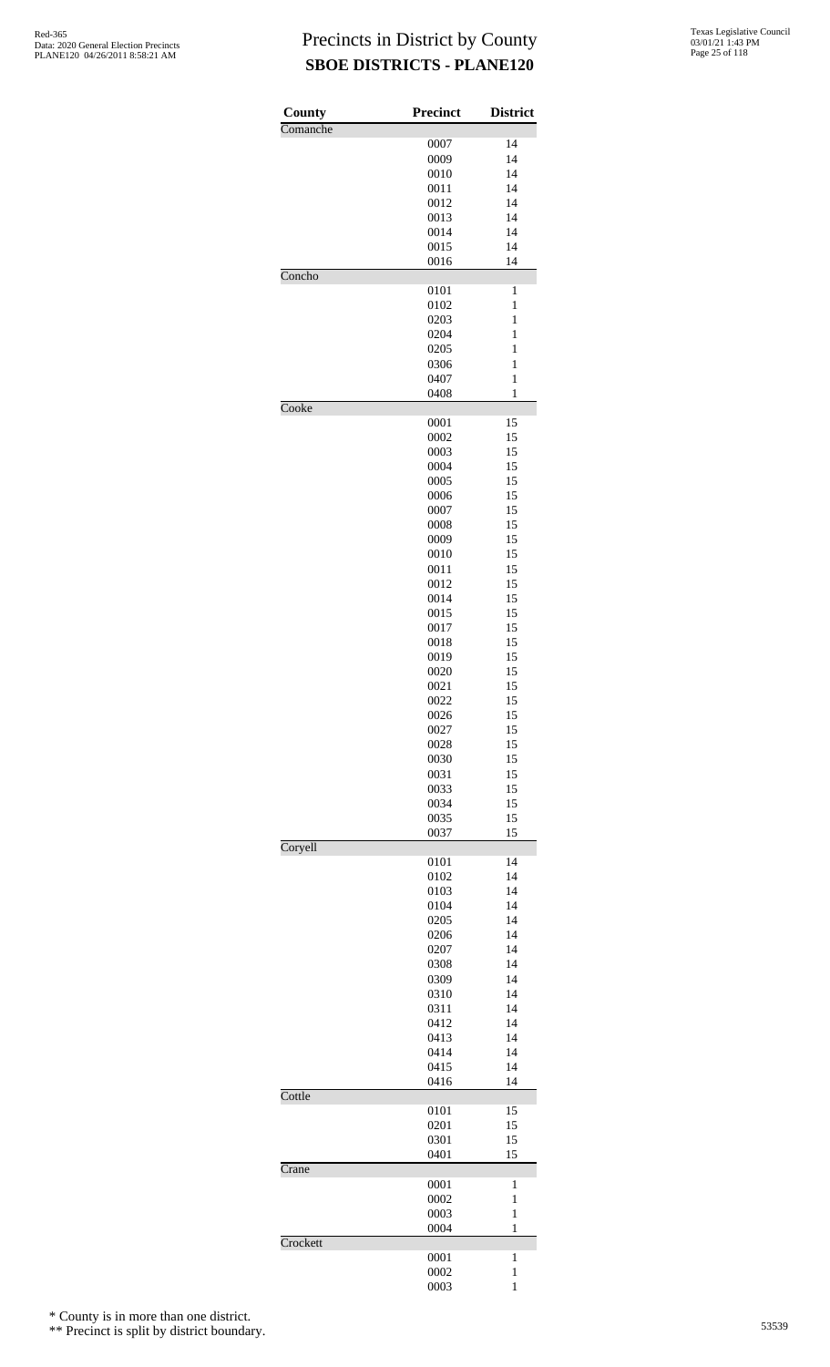# Precincts in District by County

## SBOE DISTRICTS - PLANE120

| County | Precinct | District |
|---|---|---|
| Comanche | | |
| | 0007 | 14 |
| | 0009 | 14 |
| | 0010 | 14 |
| | 0011 | 14 |
| | 0012 | 14 |
| | 0013 | 14 |
| | 0014 | 14 |
| | 0015 | 14 |
| | 0016 | 14 |
| Concho | | |
| | 0101 | 1 |
| | 0102 | 1 |
| | 0203 | 1 |
| | 0204 | 1 |
| | 0205 | 1 |
| | 0306 | 1 |
| | 0407 | 1 |
| | 0408 | 1 |
| Cooke | | |
| | 0001 | 15 |
| | 0002 | 15 |
| | 0003 | 15 |
| | 0004 | 15 |
| | 0005 | 15 |
| | 0006 | 15 |
| | 0007 | 15 |
| | 0008 | 15 |
| | 0009 | 15 |
| | 0010 | 15 |
| | 0011 | 15 |
| | 0012 | 15 |
| | 0014 | 15 |
| | 0015 | 15 |
| | 0017 | 15 |
| | 0018 | 15 |
| | 0019 | 15 |
| | 0020 | 15 |
| | 0021 | 15 |
| | 0022 | 15 |
| | 0026 | 15 |
| | 0027 | 15 |
| | 0028 | 15 |
| | 0030 | 15 |
| | 0031 | 15 |
| | 0033 | 15 |
| | 0034 | 15 |
| | 0035 | 15 |
| | 0037 | 15 |
| Coryell | | |
| | 0101 | 14 |
| | 0102 | 14 |
| | 0103 | 14 |
| | 0104 | 14 |
| | 0205 | 14 |
| | 0206 | 14 |
| | 0207 | 14 |
| | 0308 | 14 |
| | 0309 | 14 |
| | 0310 | 14 |
| | 0311 | 14 |
| | 0412 | 14 |
| | 0413 | 14 |
| | 0414 | 14 |
| | 0415 | 14 |
| | 0416 | 14 |
| Cottle | | |
| | 0101 | 15 |
| | 0201 | 15 |
| | 0301 | 15 |
| | 0401 | 15 |
| Crane | | |
| | 0001 | 1 |
| | 0002 | 1 |
| | 0003 | 1 |
| | 0004 | 1 |
| Crockett | | |
| | 0001 | 1 |
| | 0002 | 1 |
| | 0003 | 1 |

\* County is in more than one district.

\*\* Precinct is split by district boundary.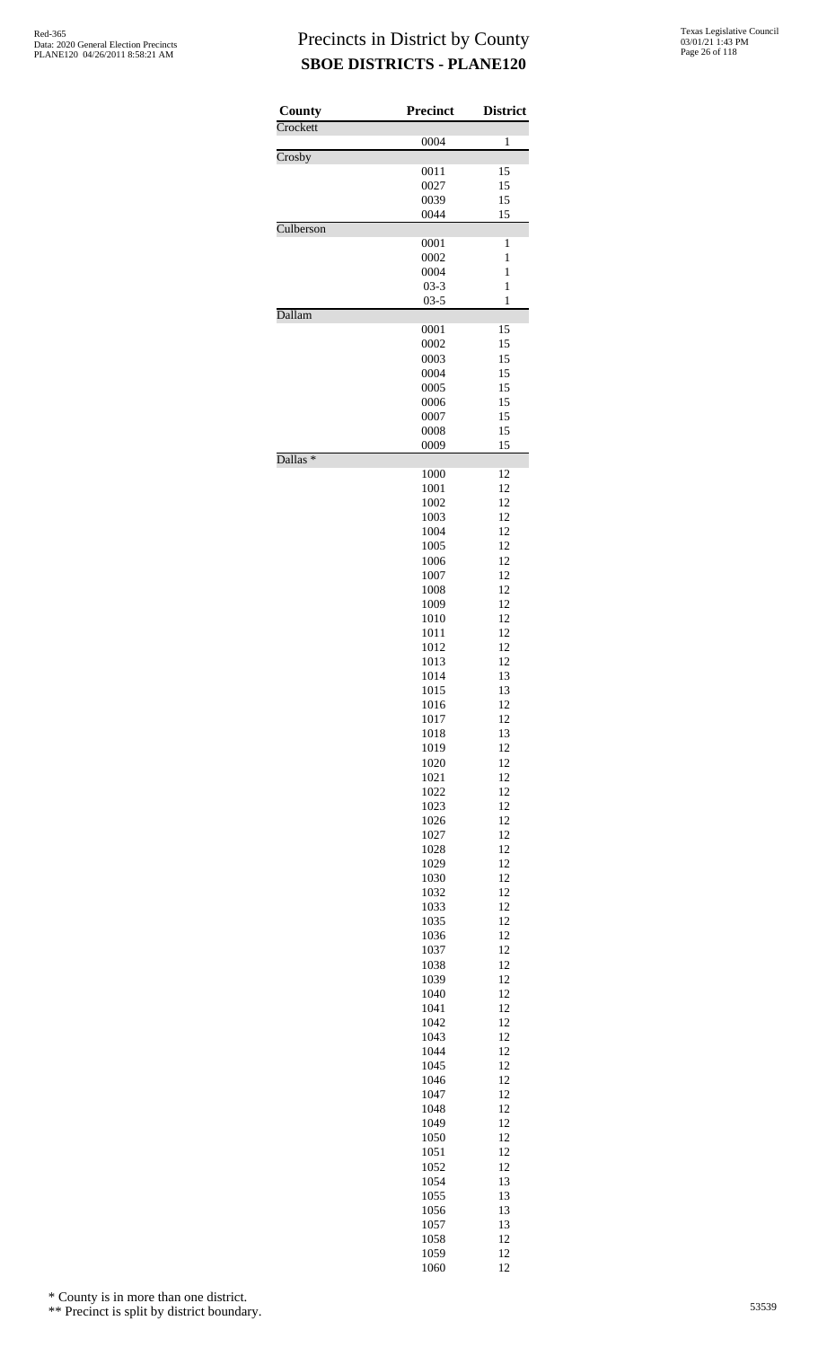# Precincts in District by County

## SBOE DISTRICTS - PLANE120

| County | Precinct | District |
|---|---|---|
| Crockett | | |
| | 0004 | 1 |
| Crosby | | |
| | 0011 | 15 |
| | 0027 | 15 |
| | 0039 | 15 |
| | 0044 | 15 |
| Culberson | | |
| | 0001 | 1 |
| | 0002 | 1 |
| | 0004 | 1 |
| | 03-3 | 1 |
| | 03-5 | 1 |
| Dallam | | |
| | 0001 | 15 |
| | 0002 | 15 |
| | 0003 | 15 |
| | 0004 | 15 |
| | 0005 | 15 |
| | 0006 | 15 |
| | 0007 | 15 |
| | 0008 | 15 |
| | 0009 | 15 |
| Dallas * | | |
| | 1000 | 12 |
| | 1001 | 12 |
| | 1002 | 12 |
| | 1003 | 12 |
| | 1004 | 12 |
| | 1005 | 12 |
| | 1006 | 12 |
| | 1007 | 12 |
| | 1008 | 12 |
| | 1009 | 12 |
| | 1010 | 12 |
| | 1011 | 12 |
| | 1012 | 12 |
| | 1013 | 12 |
| | 1014 | 13 |
| | 1015 | 13 |
| | 1016 | 12 |
| | 1017 | 12 |
| | 1018 | 13 |
| | 1019 | 12 |
| | 1020 | 12 |
| | 1021 | 12 |
| | 1022 | 12 |
| | 1023 | 12 |
| | 1026 | 12 |
| | 1027 | 12 |
| | 1028 | 12 |
| | 1029 | 12 |
| | 1030 | 12 |
| | 1032 | 12 |
| | 1033 | 12 |
| | 1035 | 12 |
| | 1036 | 12 |
| | 1037 | 12 |
| | 1038 | 12 |
| | 1039 | 12 |
| | 1040 | 12 |
| | 1041 | 12 |
| | 1042 | 12 |
| | 1043 | 12 |
| | 1044 | 12 |
| | 1045 | 12 |
| | 1046 | 12 |
| | 1047 | 12 |
| | 1048 | 12 |
| | 1049 | 12 |
| | 1050 | 12 |
| | 1051 | 12 |
| | 1052 | 12 |
| | 1054 | 13 |
| | 1055 | 13 |
| | 1056 | 13 |
| | 1057 | 13 |
| | 1058 | 12 |
| | 1059 | 12 |
| | 1060 | 12 |

\* County is in more than one district.

\*\* Precinct is split by district boundary.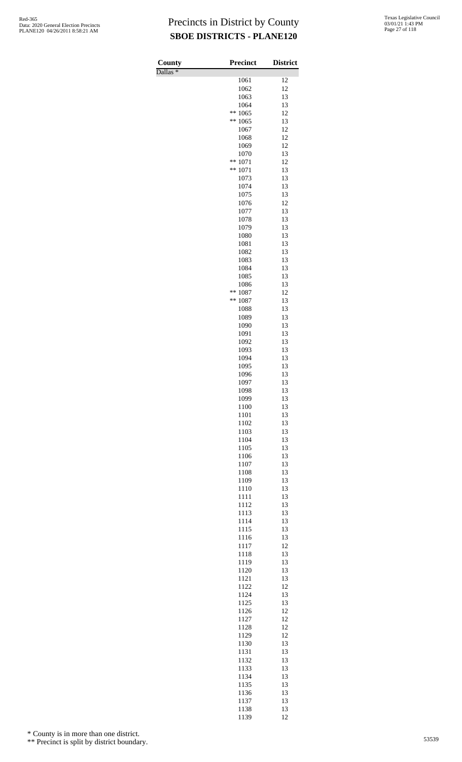# Precincts in District by County

## SBOE DISTRICTS - PLANE120

| County | Precinct | District |
|---|---|---|
| Dallas * | | |
| | 1061 | 12 |
| | 1062 | 12 |
| | 1063 | 13 |
| | 1064 | 13 |
| | ** 1065 | 12 |
| | ** 1065 | 13 |
| | 1067 | 12 |
| | 1068 | 12 |
| | 1069 | 12 |
| | 1070 | 13 |
| | ** 1071 | 12 |
| | ** 1071 | 13 |
| | 1073 | 13 |
| | 1074 | 13 |
| | 1075 | 13 |
| | 1076 | 12 |
| | 1077 | 13 |
| | 1078 | 13 |
| | 1079 | 13 |
| | 1080 | 13 |
| | 1081 | 13 |
| | 1082 | 13 |
| | 1083 | 13 |
| | 1084 | 13 |
| | 1085 | 13 |
| | 1086 | 13 |
| | ** 1087 | 12 |
| | ** 1087 | 13 |
| | 1088 | 13 |
| | 1089 | 13 |
| | 1090 | 13 |
| | 1091 | 13 |
| | 1092 | 13 |
| | 1093 | 13 |
| | 1094 | 13 |
| | 1095 | 13 |
| | 1096 | 13 |
| | 1097 | 13 |
| | 1098 | 13 |
| | 1099 | 13 |
| | 1100 | 13 |
| | 1101 | 13 |
| | 1102 | 13 |
| | 1103 | 13 |
| | 1104 | 13 |
| | 1105 | 13 |
| | 1106 | 13 |
| | 1107 | 13 |
| | 1108 | 13 |
| | 1109 | 13 |
| | 1110 | 13 |
| | 1111 | 13 |
| | 1112 | 13 |
| | 1113 | 13 |
| | 1114 | 13 |
| | 1115 | 13 |
| | 1116 | 13 |
| | 1117 | 12 |
| | 1118 | 13 |
| | 1119 | 13 |
| | 1120 | 13 |
| | 1121 | 13 |
| | 1122 | 12 |
| | 1124 | 13 |
| | 1125 | 13 |
| | 1126 | 12 |
| | 1127 | 12 |
| | 1128 | 12 |
| | 1129 | 12 |
| | 1130 | 13 |
| | 1131 | 13 |
| | 1132 | 13 |
| | 1133 | 13 |
| | 1134 | 13 |
| | 1135 | 13 |
| | 1136 | 13 |
| | 1137 | 13 |
| | 1138 | 13 |
| | 1139 | 12 |

\* County is in more than one district.

\** Precinct is split by district boundary.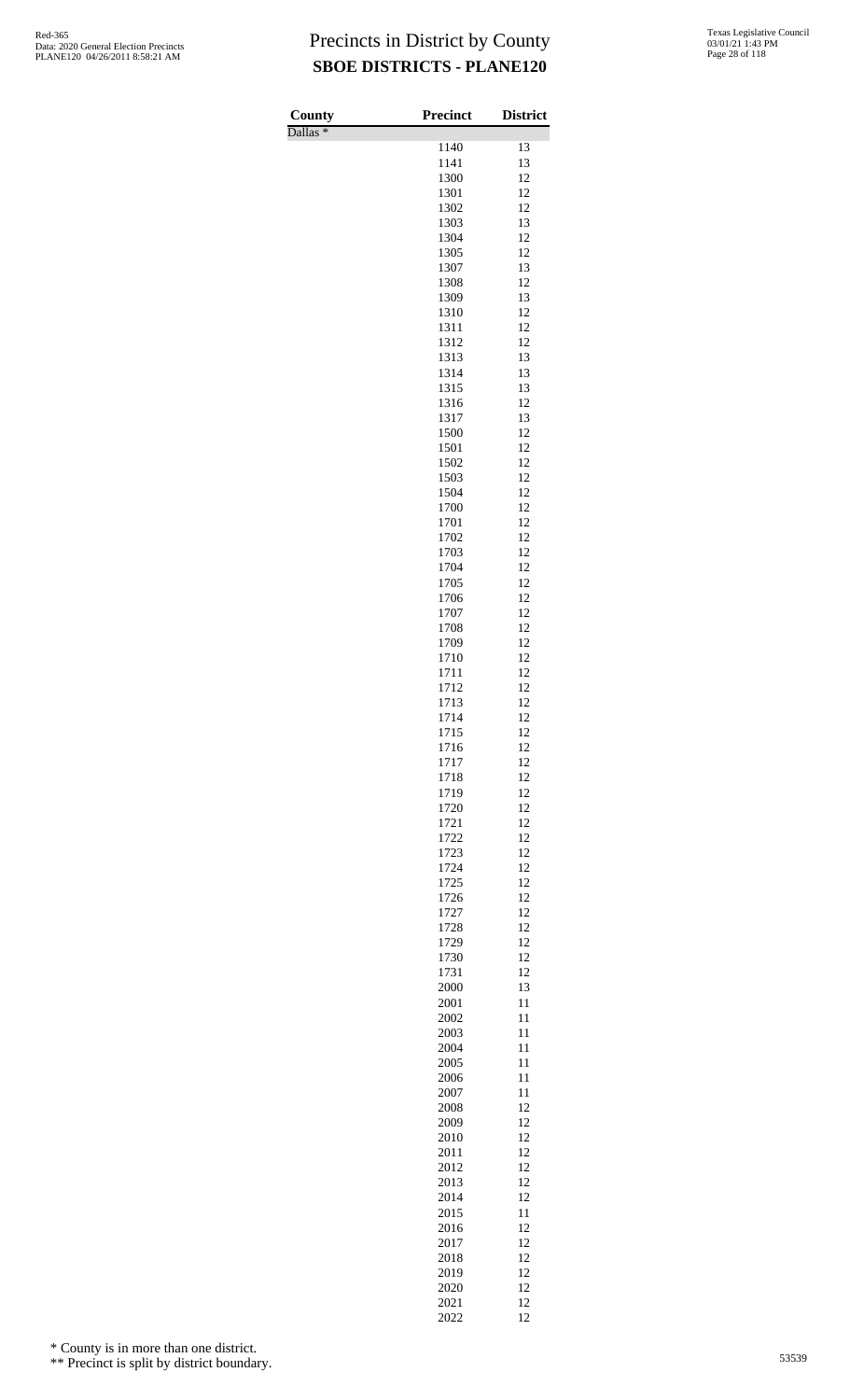# Precincts in District by County

## SBOE DISTRICTS - PLANE120

Red-365
Data: 2020 General Election Precincts
PLANE120 04/26/2011 8:58:21 AM

Texas Legislative Council
03/01/21 1:43 PM

| County | Precinct | District |
|---|---|---|
| Dallas * | | |
| | 1140 | 13 |
| | 1141 | 13 |
| | 1300 | 12 |
| | 1301 | 12 |
| | 1302 | 12 |
| | 1303 | 13 |
| | 1304 | 12 |
| | 1305 | 12 |
| | 1307 | 13 |
| | 1308 | 12 |
| | 1309 | 13 |
| | 1310 | 12 |
| | 1311 | 12 |
| | 1312 | 12 |
| | 1313 | 13 |
| | 1314 | 13 |
| | 1315 | 13 |
| | 1316 | 12 |
| | 1317 | 13 |
| | 1500 | 12 |
| | 1501 | 12 |
| | 1502 | 12 |
| | 1503 | 12 |
| | 1504 | 12 |
| | 1700 | 12 |
| | 1701 | 12 |
| | 1702 | 12 |
| | 1703 | 12 |
| | 1704 | 12 |
| | 1705 | 12 |
| | 1706 | 12 |
| | 1707 | 12 |
| | 1708 | 12 |
| | 1709 | 12 |
| | 1710 | 12 |
| | 1711 | 12 |
| | 1712 | 12 |
| | 1713 | 12 |
| | 1714 | 12 |
| | 1715 | 12 |
| | 1716 | 12 |
| | 1717 | 12 |
| | 1718 | 12 |
| | 1719 | 12 |
| | 1720 | 12 |
| | 1721 | 12 |
| | 1722 | 12 |
| | 1723 | 12 |
| | 1724 | 12 |
| | 1725 | 12 |
| | 1726 | 12 |
| | 1727 | 12 |
| | 1728 | 12 |
| | 1729 | 12 |
| | 1730 | 12 |
| | 1731 | 12 |
| | 2000 | 13 |
| | 2001 | 11 |
| | 2002 | 11 |
| | 2003 | 11 |
| | 2004 | 11 |
| | 2005 | 11 |
| | 2006 | 11 |
| | 2007 | 11 |
| | 2008 | 12 |
| | 2009 | 12 |
| | 2010 | 12 |
| | 2011 | 12 |
| | 2012 | 12 |
| | 2013 | 12 |
| | 2014 | 12 |
| | 2015 | 11 |
| | 2016 | 12 |
| | 2017 | 12 |
| | 2018 | 12 |
| | 2019 | 12 |
| | 2020 | 12 |
| | 2021 | 12 |
| | 2022 | 12 |

\* County is in more than one district.

\*\* Precinct is split by district boundary.

53539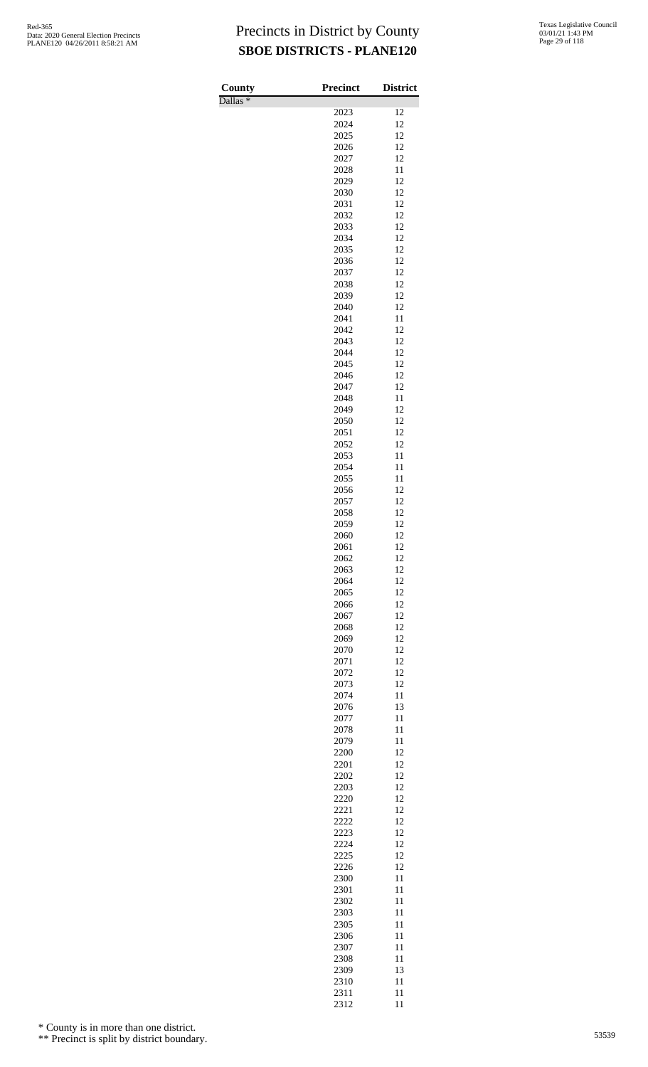# Precincts in District by County

## SBOE DISTRICTS - PLANE120

| County | Precinct | District |
|---|---|---|
| Dallas * | | |
| | 2023 | 12 |
| | 2024 | 12 |
| | 2025 | 12 |
| | 2026 | 12 |
| | 2027 | 12 |
| | 2028 | 11 |
| | 2029 | 12 |
| | 2030 | 12 |
| | 2031 | 12 |
| | 2032 | 12 |
| | 2033 | 12 |
| | 2034 | 12 |
| | 2035 | 12 |
| | 2036 | 12 |
| | 2037 | 12 |
| | 2038 | 12 |
| | 2039 | 12 |
| | 2040 | 12 |
| | 2041 | 11 |
| | 2042 | 12 |
| | 2043 | 12 |
| | 2044 | 12 |
| | 2045 | 12 |
| | 2046 | 12 |
| | 2047 | 12 |
| | 2048 | 11 |
| | 2049 | 12 |
| | 2050 | 12 |
| | 2051 | 12 |
| | 2052 | 12 |
| | 2053 | 11 |
| | 2054 | 11 |
| | 2055 | 11 |
| | 2056 | 12 |
| | 2057 | 12 |
| | 2058 | 12 |
| | 2059 | 12 |
| | 2060 | 12 |
| | 2061 | 12 |
| | 2062 | 12 |
| | 2063 | 12 |
| | 2064 | 12 |
| | 2065 | 12 |
| | 2066 | 12 |
| | 2067 | 12 |
| | 2068 | 12 |
| | 2069 | 12 |
| | 2070 | 12 |
| | 2071 | 12 |
| | 2072 | 12 |
| | 2073 | 12 |
| | 2074 | 11 |
| | 2076 | 13 |
| | 2077 | 11 |
| | 2078 | 11 |
| | 2079 | 11 |
| | 2200 | 12 |
| | 2201 | 12 |
| | 2202 | 12 |
| | 2203 | 12 |
| | 2220 | 12 |
| | 2221 | 12 |
| | 2222 | 12 |
| | 2223 | 12 |
| | 2224 | 12 |
| | 2225 | 12 |
| | 2226 | 12 |
| | 2300 | 11 |
| | 2301 | 11 |
| | 2302 | 11 |
| | 2303 | 11 |
| | 2305 | 11 |
| | 2306 | 11 |
| | 2307 | 11 |
| | 2308 | 11 |
| | 2309 | 13 |
| | 2310 | 11 |
| | 2311 | 11 |
| | 2312 | 11 |

* County is in more than one district.

** Precinct is split by district boundary.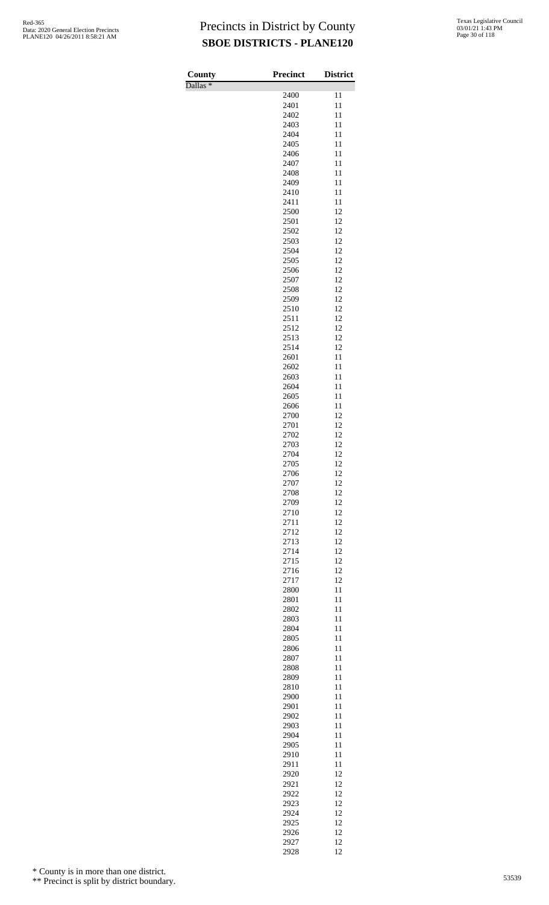# Precincts in District by County
## SBOE DISTRICTS - PLANE120

| County | Precinct | District |
|---|---|---|
| Dallas * | | |
| | 2400 | 11 |
| | 2401 | 11 |
| | 2402 | 11 |
| | 2403 | 11 |
| | 2404 | 11 |
| | 2405 | 11 |
| | 2406 | 11 |
| | 2407 | 11 |
| | 2408 | 11 |
| | 2409 | 11 |
| | 2410 | 11 |
| | 2411 | 11 |
| | 2500 | 12 |
| | 2501 | 12 |
| | 2502 | 12 |
| | 2503 | 12 |
| | 2504 | 12 |
| | 2505 | 12 |
| | 2506 | 12 |
| | 2507 | 12 |
| | 2508 | 12 |
| | 2509 | 12 |
| | 2510 | 12 |
| | 2511 | 12 |
| | 2512 | 12 |
| | 2513 | 12 |
| | 2514 | 12 |
| | 2601 | 11 |
| | 2602 | 11 |
| | 2603 | 11 |
| | 2604 | 11 |
| | 2605 | 11 |
| | 2606 | 11 |
| | 2700 | 12 |
| | 2701 | 12 |
| | 2702 | 12 |
| | 2703 | 12 |
| | 2704 | 12 |
| | 2705 | 12 |
| | 2706 | 12 |
| | 2707 | 12 |
| | 2708 | 12 |
| | 2709 | 12 |
| | 2710 | 12 |
| | 2711 | 12 |
| | 2712 | 12 |
| | 2713 | 12 |
| | 2714 | 12 |
| | 2715 | 12 |
| | 2716 | 12 |
| | 2717 | 12 |
| | 2800 | 11 |
| | 2801 | 11 |
| | 2802 | 11 |
| | 2803 | 11 |
| | 2804 | 11 |
| | 2805 | 11 |
| | 2806 | 11 |
| | 2807 | 11 |
| | 2808 | 11 |
| | 2809 | 11 |
| | 2810 | 11 |
| | 2900 | 11 |
| | 2901 | 11 |
| | 2902 | 11 |
| | 2903 | 11 |
| | 2904 | 11 |
| | 2905 | 11 |
| | 2910 | 11 |
| | 2911 | 11 |
| | 2920 | 12 |
| | 2921 | 12 |
| | 2922 | 12 |
| | 2923 | 12 |
| | 2924 | 12 |
| | 2925 | 12 |
| | 2926 | 12 |
| | 2927 | 12 |
| | 2928 | 12 |

\* County is in more than one district.

\*\* Precinct is split by district boundary.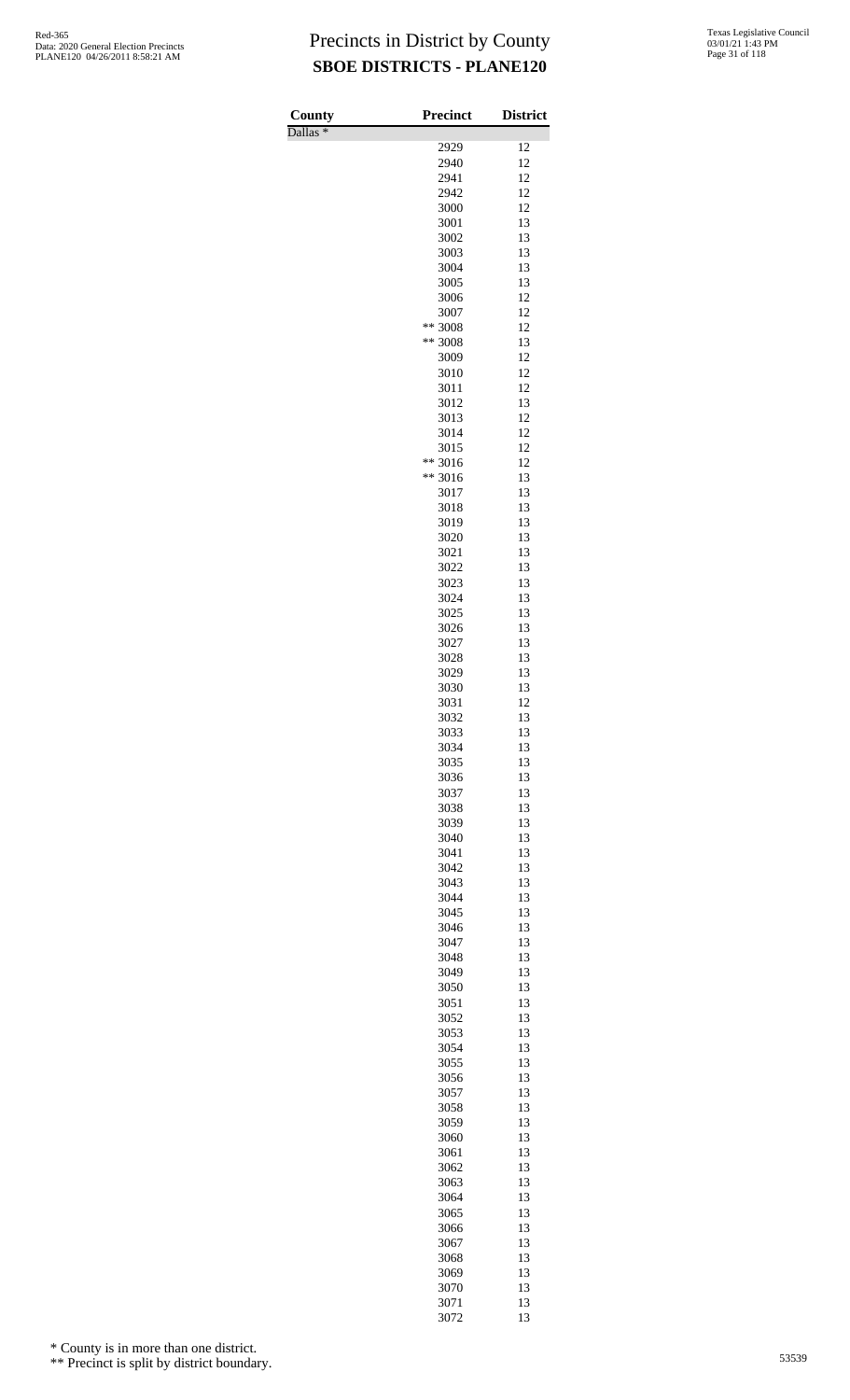# Precincts in District by County
## SBOE DISTRICTS - PLANE120

| County | Precinct | District |
|---|---|---|
| Dallas * | | |
| | 2929 | 12 |
| | 2940 | 12 |
| | 2941 | 12 |
| | 2942 | 12 |
| | 3000 | 12 |
| | 3001 | 13 |
| | 3002 | 13 |
| | 3003 | 13 |
| | 3004 | 13 |
| | 3005 | 13 |
| | 3006 | 12 |
| | 3007 | 12 |
| | ** 3008 | 12 |
| | ** 3008 | 13 |
| | 3009 | 12 |
| | 3010 | 12 |
| | 3011 | 12 |
| | 3012 | 13 |
| | 3013 | 12 |
| | 3014 | 12 |
| | 3015 | 12 |
| | ** 3016 | 12 |
| | ** 3016 | 13 |
| | 3017 | 13 |
| | 3018 | 13 |
| | 3019 | 13 |
| | 3020 | 13 |
| | 3021 | 13 |
| | 3022 | 13 |
| | 3023 | 13 |
| | 3024 | 13 |
| | 3025 | 13 |
| | 3026 | 13 |
| | 3027 | 13 |
| | 3028 | 13 |
| | 3029 | 13 |
| | 3030 | 13 |
| | 3031 | 12 |
| | 3032 | 13 |
| | 3033 | 13 |
| | 3034 | 13 |
| | 3035 | 13 |
| | 3036 | 13 |
| | 3037 | 13 |
| | 3038 | 13 |
| | 3039 | 13 |
| | 3040 | 13 |
| | 3041 | 13 |
| | 3042 | 13 |
| | 3043 | 13 |
| | 3044 | 13 |
| | 3045 | 13 |
| | 3046 | 13 |
| | 3047 | 13 |
| | 3048 | 13 |
| | 3049 | 13 |
| | 3050 | 13 |
| | 3051 | 13 |
| | 3052 | 13 |
| | 3053 | 13 |
| | 3054 | 13 |
| | 3055 | 13 |
| | 3056 | 13 |
| | 3057 | 13 |
| | 3058 | 13 |
| | 3059 | 13 |
| | 3060 | 13 |
| | 3061 | 13 |
| | 3062 | 13 |
| | 3063 | 13 |
| | 3064 | 13 |
| | 3065 | 13 |
| | 3066 | 13 |
| | 3067 | 13 |
| | 3068 | 13 |
| | 3069 | 13 |
| | 3070 | 13 |
| | 3071 | 13 |
| | 3072 | 13 |

\* County is in more than one district.

\*\* Precinct is split by district boundary.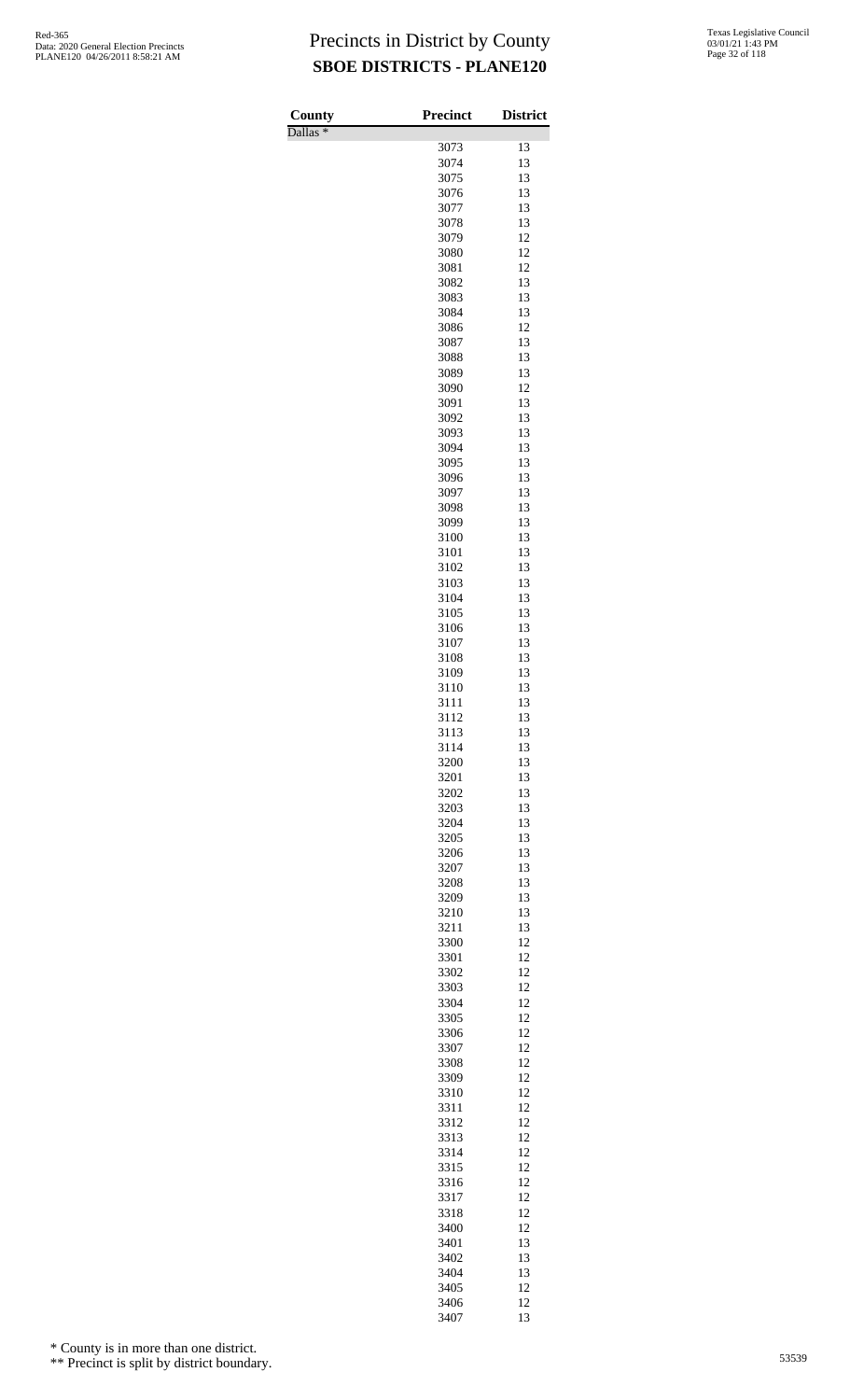# Precincts in District by County

## SBOE DISTRICTS - PLANE120

| County | Precinct | District |
|---|---|---|
| Dallas * | | |
| | 3073 | 13 |
| | 3074 | 13 |
| | 3075 | 13 |
| | 3076 | 13 |
| | 3077 | 13 |
| | 3078 | 13 |
| | 3079 | 12 |
| | 3080 | 12 |
| | 3081 | 12 |
| | 3082 | 13 |
| | 3083 | 13 |
| | 3084 | 13 |
| | 3086 | 12 |
| | 3087 | 13 |
| | 3088 | 13 |
| | 3089 | 13 |
| | 3090 | 12 |
| | 3091 | 13 |
| | 3092 | 13 |
| | 3093 | 13 |
| | 3094 | 13 |
| | 3095 | 13 |
| | 3096 | 13 |
| | 3097 | 13 |
| | 3098 | 13 |
| | 3099 | 13 |
| | 3100 | 13 |
| | 3101 | 13 |
| | 3102 | 13 |
| | 3103 | 13 |
| | 3104 | 13 |
| | 3105 | 13 |
| | 3106 | 13 |
| | 3107 | 13 |
| | 3108 | 13 |
| | 3109 | 13 |
| | 3110 | 13 |
| | 3111 | 13 |
| | 3112 | 13 |
| | 3113 | 13 |
| | 3114 | 13 |
| | 3200 | 13 |
| | 3201 | 13 |
| | 3202 | 13 |
| | 3203 | 13 |
| | 3204 | 13 |
| | 3205 | 13 |
| | 3206 | 13 |
| | 3207 | 13 |
| | 3208 | 13 |
| | 3209 | 13 |
| | 3210 | 13 |
| | 3211 | 13 |
| | 3300 | 12 |
| | 3301 | 12 |
| | 3302 | 12 |
| | 3303 | 12 |
| | 3304 | 12 |
| | 3305 | 12 |
| | 3306 | 12 |
| | 3307 | 12 |
| | 3308 | 12 |
| | 3309 | 12 |
| | 3310 | 12 |
| | 3311 | 12 |
| | 3312 | 12 |
| | 3313 | 12 |
| | 3314 | 12 |
| | 3315 | 12 |
| | 3316 | 12 |
| | 3317 | 12 |
| | 3318 | 12 |
| | 3400 | 12 |
| | 3401 | 13 |
| | 3402 | 13 |
| | 3404 | 13 |
| | 3405 | 12 |
| | 3406 | 12 |
| | 3407 | 13 |

\* County is in more than one district.

\** Precinct is split by district boundary.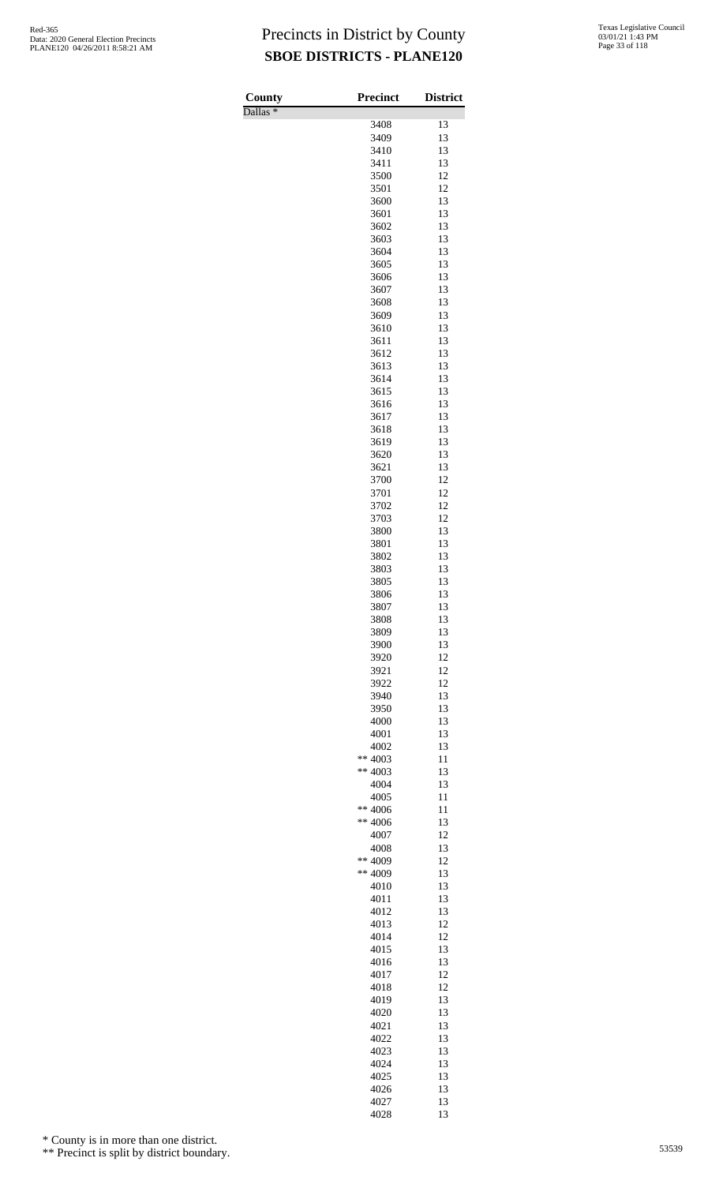# Precincts in District by County

## SBOE DISTRICTS - PLANE120

| County | Precinct | District |
|---|---|---|
| Dallas * | | |
| | 3408 | 13 |
| | 3409 | 13 |
| | 3410 | 13 |
| | 3411 | 13 |
| | 3500 | 12 |
| | 3501 | 12 |
| | 3600 | 13 |
| | 3601 | 13 |
| | 3602 | 13 |
| | 3603 | 13 |
| | 3604 | 13 |
| | 3605 | 13 |
| | 3606 | 13 |
| | 3607 | 13 |
| | 3608 | 13 |
| | 3609 | 13 |
| | 3610 | 13 |
| | 3611 | 13 |
| | 3612 | 13 |
| | 3613 | 13 |
| | 3614 | 13 |
| | 3615 | 13 |
| | 3616 | 13 |
| | 3617 | 13 |
| | 3618 | 13 |
| | 3619 | 13 |
| | 3620 | 13 |
| | 3621 | 13 |
| | 3700 | 12 |
| | 3701 | 12 |
| | 3702 | 12 |
| | 3703 | 12 |
| | 3800 | 13 |
| | 3801 | 13 |
| | 3802 | 13 |
| | 3803 | 13 |
| | 3805 | 13 |
| | 3806 | 13 |
| | 3807 | 13 |
| | 3808 | 13 |
| | 3809 | 13 |
| | 3900 | 13 |
| | 3920 | 12 |
| | 3921 | 12 |
| | 3922 | 12 |
| | 3940 | 13 |
| | 3950 | 13 |
| | 4000 | 13 |
| | 4001 | 13 |
| | 4002 | 13 |
| | ** 4003 | 11 |
| | ** 4003 | 13 |
| | 4004 | 13 |
| | 4005 | 11 |
| | ** 4006 | 11 |
| | ** 4006 | 13 |
| | 4007 | 12 |
| | 4008 | 13 |
| | ** 4009 | 12 |
| | ** 4009 | 13 |
| | 4010 | 13 |
| | 4011 | 13 |
| | 4012 | 13 |
| | 4013 | 12 |
| | 4014 | 12 |
| | 4015 | 13 |
| | 4016 | 13 |
| | 4017 | 12 |
| | 4018 | 12 |
| | 4019 | 13 |
| | 4020 | 13 |
| | 4021 | 13 |
| | 4022 | 13 |
| | 4023 | 13 |
| | 4024 | 13 |
| | 4025 | 13 |
| | 4026 | 13 |
| | 4027 | 13 |
| | 4028 | 13 |

* County is in more than one district.

** Precinct is split by district boundary.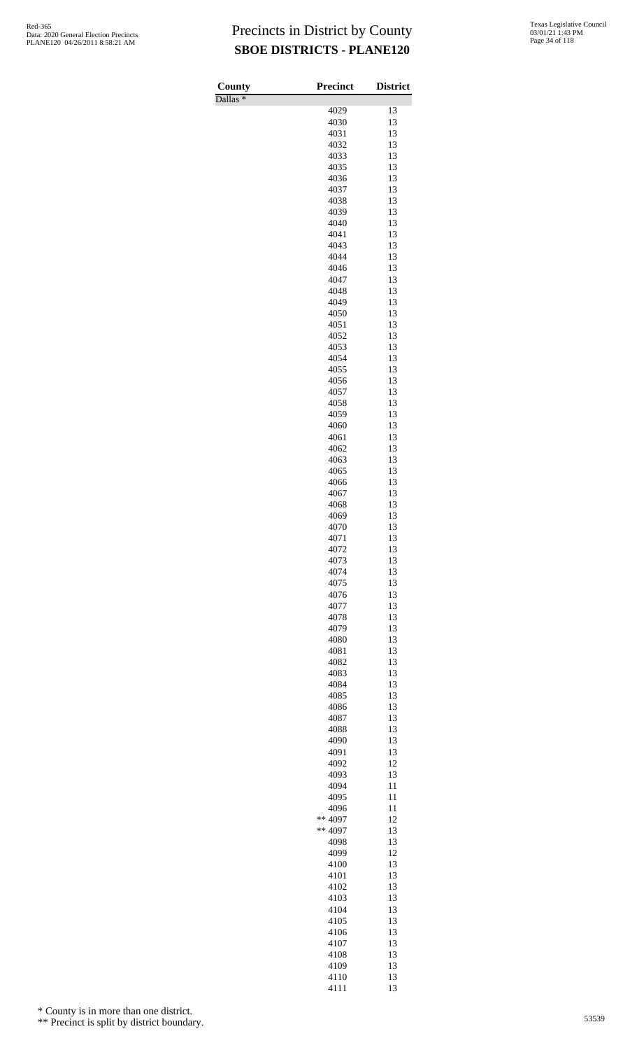# Precincts in District by County

## SBOE DISTRICTS - PLANE120

| County | Precinct | District |
|---|---|---|
| Dallas * | | |
| | 4029 | 13 |
| | 4030 | 13 |
| | 4031 | 13 |
| | 4032 | 13 |
| | 4033 | 13 |
| | 4035 | 13 |
| | 4036 | 13 |
| | 4037 | 13 |
| | 4038 | 13 |
| | 4039 | 13 |
| | 4040 | 13 |
| | 4041 | 13 |
| | 4043 | 13 |
| | 4044 | 13 |
| | 4046 | 13 |
| | 4047 | 13 |
| | 4048 | 13 |
| | 4049 | 13 |
| | 4050 | 13 |
| | 4051 | 13 |
| | 4052 | 13 |
| | 4053 | 13 |
| | 4054 | 13 |
| | 4055 | 13 |
| | 4056 | 13 |
| | 4057 | 13 |
| | 4058 | 13 |
| | 4059 | 13 |
| | 4060 | 13 |
| | 4061 | 13 |
| | 4062 | 13 |
| | 4063 | 13 |
| | 4065 | 13 |
| | 4066 | 13 |
| | 4067 | 13 |
| | 4068 | 13 |
| | 4069 | 13 |
| | 4070 | 13 |
| | 4071 | 13 |
| | 4072 | 13 |
| | 4073 | 13 |
| | 4074 | 13 |
| | 4075 | 13 |
| | 4076 | 13 |
| | 4077 | 13 |
| | 4078 | 13 |
| | 4079 | 13 |
| | 4080 | 13 |
| | 4081 | 13 |
| | 4082 | 13 |
| | 4083 | 13 |
| | 4084 | 13 |
| | 4085 | 13 |
| | 4086 | 13 |
| | 4087 | 13 |
| | 4088 | 13 |
| | 4090 | 13 |
| | 4091 | 13 |
| | 4092 | 12 |
| | 4093 | 13 |
| | 4094 | 11 |
| | 4095 | 11 |
| | 4096 | 11 |
| | ** 4097 | 12 |
| | ** 4097 | 13 |
| | 4098 | 13 |
| | 4099 | 12 |
| | 4100 | 13 |
| | 4101 | 13 |
| | 4102 | 13 |
| | 4103 | 13 |
| | 4104 | 13 |
| | 4105 | 13 |
| | 4106 | 13 |
| | 4107 | 13 |
| | 4108 | 13 |
| | 4109 | 13 |
| | 4110 | 13 |
| | 4111 | 13 |

* County is in more than one district.

** Precinct is split by district boundary.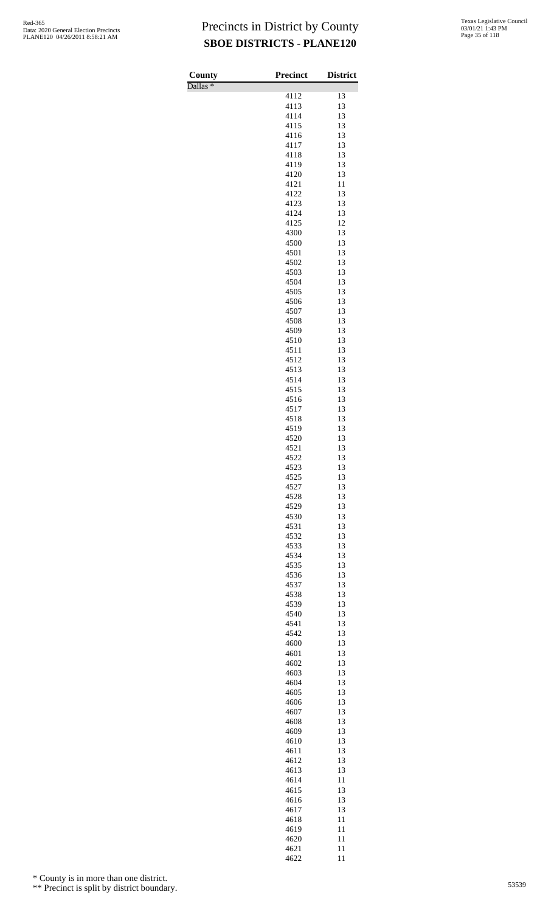# Precincts in District by County

## SBOE DISTRICTS - PLANE120

| County | Precinct | District |
|---|---|---|
| Dallas * | | |
| | 4112 | 13 |
| | 4113 | 13 |
| | 4114 | 13 |
| | 4115 | 13 |
| | 4116 | 13 |
| | 4117 | 13 |
| | 4118 | 13 |
| | 4119 | 13 |
| | 4120 | 13 |
| | 4121 | 11 |
| | 4122 | 13 |
| | 4123 | 13 |
| | 4124 | 13 |
| | 4125 | 12 |
| | 4300 | 13 |
| | 4500 | 13 |
| | 4501 | 13 |
| | 4502 | 13 |
| | 4503 | 13 |
| | 4504 | 13 |
| | 4505 | 13 |
| | 4506 | 13 |
| | 4507 | 13 |
| | 4508 | 13 |
| | 4509 | 13 |
| | 4510 | 13 |
| | 4511 | 13 |
| | 4512 | 13 |
| | 4513 | 13 |
| | 4514 | 13 |
| | 4515 | 13 |
| | 4516 | 13 |
| | 4517 | 13 |
| | 4518 | 13 |
| | 4519 | 13 |
| | 4520 | 13 |
| | 4521 | 13 |
| | 4522 | 13 |
| | 4523 | 13 |
| | 4525 | 13 |
| | 4527 | 13 |
| | 4528 | 13 |
| | 4529 | 13 |
| | 4530 | 13 |
| | 4531 | 13 |
| | 4532 | 13 |
| | 4533 | 13 |
| | 4534 | 13 |
| | 4535 | 13 |
| | 4536 | 13 |
| | 4537 | 13 |
| | 4538 | 13 |
| | 4539 | 13 |
| | 4540 | 13 |
| | 4541 | 13 |
| | 4542 | 13 |
| | 4600 | 13 |
| | 4601 | 13 |
| | 4602 | 13 |
| | 4603 | 13 |
| | 4604 | 13 |
| | 4605 | 13 |
| | 4606 | 13 |
| | 4607 | 13 |
| | 4608 | 13 |
| | 4609 | 13 |
| | 4610 | 13 |
| | 4611 | 13 |
| | 4612 | 13 |
| | 4613 | 13 |
| | 4614 | 11 |
| | 4615 | 13 |
| | 4616 | 13 |
| | 4617 | 13 |
| | 4618 | 11 |
| | 4619 | 11 |
| | 4620 | 11 |
| | 4621 | 11 |
| | 4622 | 11 |

\* County is in more than one district.

\*\* Precinct is split by district boundary.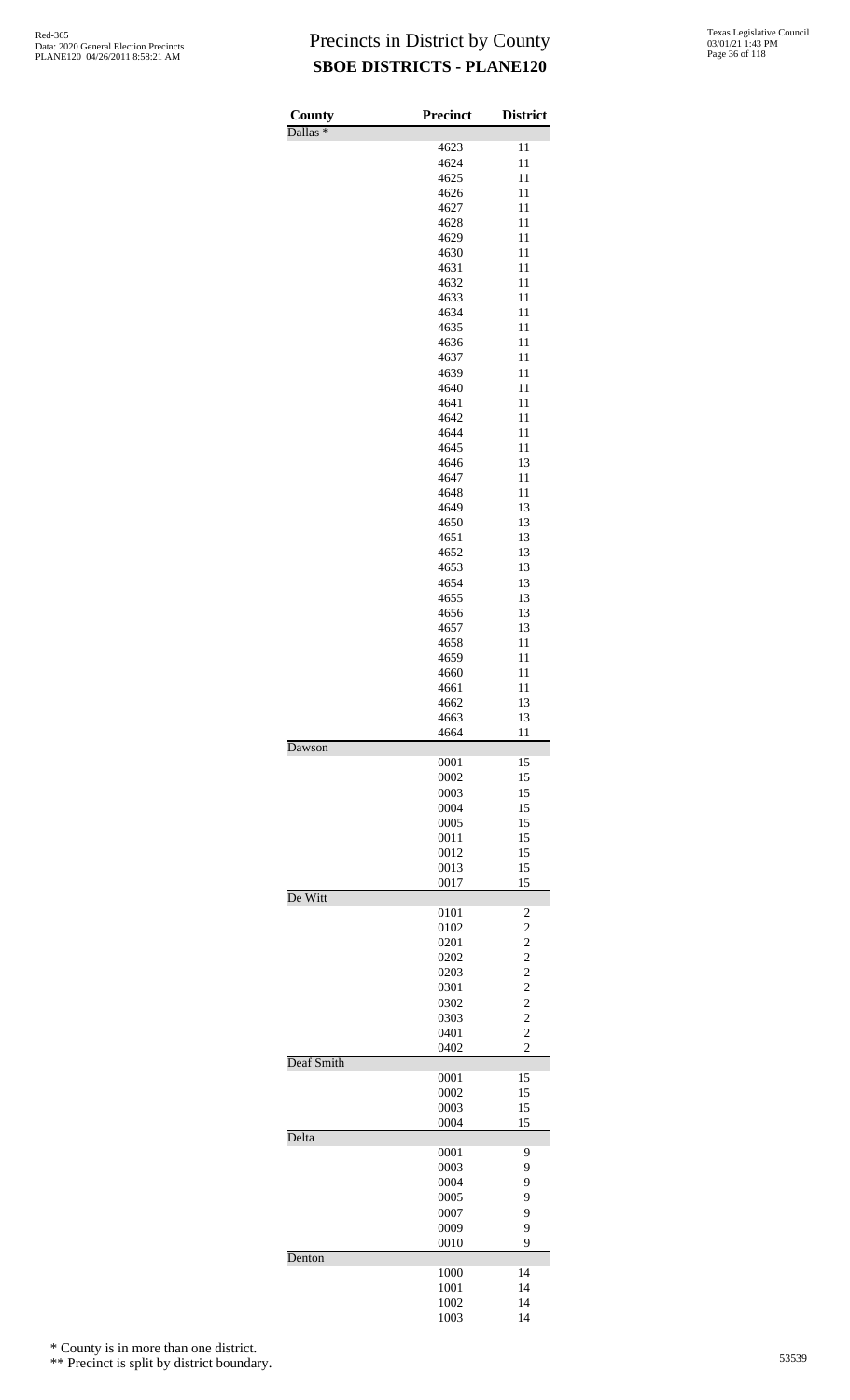# Precincts in District by County
## SBOE DISTRICTS - PLANE120

| County | Precinct | District |
|---|---|---|
| Dallas * | | |
| | 4623 | 11 |
| | 4624 | 11 |
| | 4625 | 11 |
| | 4626 | 11 |
| | 4627 | 11 |
| | 4628 | 11 |
| | 4629 | 11 |
| | 4630 | 11 |
| | 4631 | 11 |
| | 4632 | 11 |
| | 4633 | 11 |
| | 4634 | 11 |
| | 4635 | 11 |
| | 4636 | 11 |
| | 4637 | 11 |
| | 4639 | 11 |
| | 4640 | 11 |
| | 4641 | 11 |
| | 4642 | 11 |
| | 4644 | 11 |
| | 4645 | 11 |
| | 4646 | 13 |
| | 4647 | 11 |
| | 4648 | 11 |
| | 4649 | 13 |
| | 4650 | 13 |
| | 4651 | 13 |
| | 4652 | 13 |
| | 4653 | 13 |
| | 4654 | 13 |
| | 4655 | 13 |
| | 4656 | 13 |
| | 4657 | 13 |
| | 4658 | 11 |
| | 4659 | 11 |
| | 4660 | 11 |
| | 4661 | 11 |
| | 4662 | 13 |
| | 4663 | 13 |
| | 4664 | 11 |
| Dawson | | |
| | 0001 | 15 |
| | 0002 | 15 |
| | 0003 | 15 |
| | 0004 | 15 |
| | 0005 | 15 |
| | 0011 | 15 |
| | 0012 | 15 |
| | 0013 | 15 |
| | 0017 | 15 |
| De Witt | | |
| | 0101 | 2 |
| | 0102 | 2 |
| | 0201 | 2 |
| | 0202 | 2 |
| | 0203 | 2 |
| | 0301 | 2 |
| | 0302 | 2 |
| | 0303 | 2 |
| | 0401 | 2 |
| | 0402 | 2 |
| Deaf Smith | | |
| | 0001 | 15 |
| | 0002 | 15 |
| | 0003 | 15 |
| | 0004 | 15 |
| Delta | | |
| | 0001 | 9 |
| | 0003 | 9 |
| | 0004 | 9 |
| | 0005 | 9 |
| | 0007 | 9 |
| | 0009 | 9 |
| | 0010 | 9 |
| Denton | | |
| | 1000 | 14 |
| | 1001 | 14 |
| | 1002 | 14 |
| | 1003 | 14 |

\* County is in more than one district.

\*\* Precinct is split by district boundary.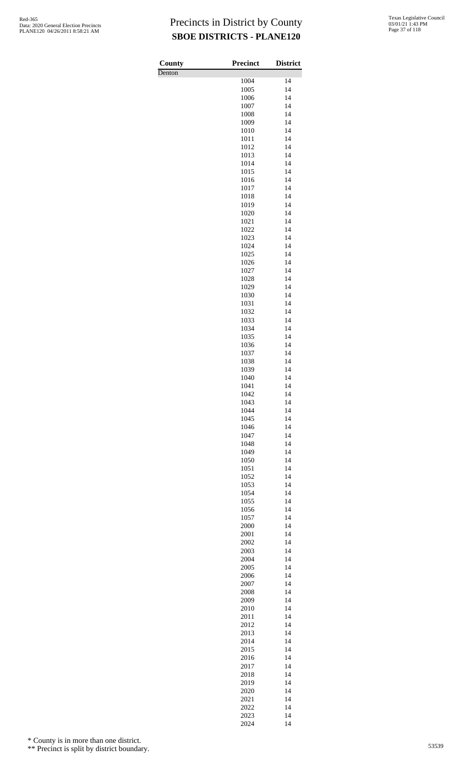# Precincts in District by County

## SBOE DISTRICTS - PLANE120

| County | Precinct | District |
|---|---|---|
| Denton | | |
| | 1004 | 14 |
| | 1005 | 14 |
| | 1006 | 14 |
| | 1007 | 14 |
| | 1008 | 14 |
| | 1009 | 14 |
| | 1010 | 14 |
| | 1011 | 14 |
| | 1012 | 14 |
| | 1013 | 14 |
| | 1014 | 14 |
| | 1015 | 14 |
| | 1016 | 14 |
| | 1017 | 14 |
| | 1018 | 14 |
| | 1019 | 14 |
| | 1020 | 14 |
| | 1021 | 14 |
| | 1022 | 14 |
| | 1023 | 14 |
| | 1024 | 14 |
| | 1025 | 14 |
| | 1026 | 14 |
| | 1027 | 14 |
| | 1028 | 14 |
| | 1029 | 14 |
| | 1030 | 14 |
| | 1031 | 14 |
| | 1032 | 14 |
| | 1033 | 14 |
| | 1034 | 14 |
| | 1035 | 14 |
| | 1036 | 14 |
| | 1037 | 14 |
| | 1038 | 14 |
| | 1039 | 14 |
| | 1040 | 14 |
| | 1041 | 14 |
| | 1042 | 14 |
| | 1043 | 14 |
| | 1044 | 14 |
| | 1045 | 14 |
| | 1046 | 14 |
| | 1047 | 14 |
| | 1048 | 14 |
| | 1049 | 14 |
| | 1050 | 14 |
| | 1051 | 14 |
| | 1052 | 14 |
| | 1053 | 14 |
| | 1054 | 14 |
| | 1055 | 14 |
| | 1056 | 14 |
| | 1057 | 14 |
| | 2000 | 14 |
| | 2001 | 14 |
| | 2002 | 14 |
| | 2003 | 14 |
| | 2004 | 14 |
| | 2005 | 14 |
| | 2006 | 14 |
| | 2007 | 14 |
| | 2008 | 14 |
| | 2009 | 14 |
| | 2010 | 14 |
| | 2011 | 14 |
| | 2012 | 14 |
| | 2013 | 14 |
| | 2014 | 14 |
| | 2015 | 14 |
| | 2016 | 14 |
| | 2017 | 14 |
| | 2018 | 14 |
| | 2019 | 14 |
| | 2020 | 14 |
| | 2021 | 14 |
| | 2022 | 14 |
| | 2023 | 14 |
| | 2024 | 14 |

\* County is in more than one district.

\*\* Precinct is split by district boundary.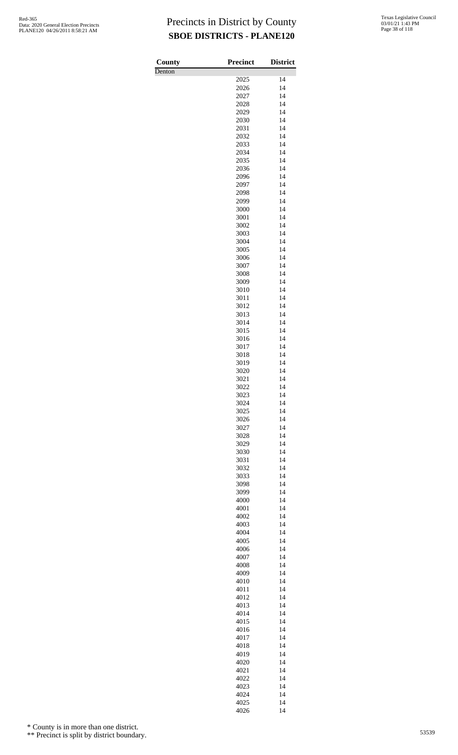# Precincts in District by County
## SBOE DISTRICTS - PLANE120

| County | Precinct | District |
|---|---|---|
| Denton | | |
| | 2025 | 14 |
| | 2026 | 14 |
| | 2027 | 14 |
| | 2028 | 14 |
| | 2029 | 14 |
| | 2030 | 14 |
| | 2031 | 14 |
| | 2032 | 14 |
| | 2033 | 14 |
| | 2034 | 14 |
| | 2035 | 14 |
| | 2036 | 14 |
| | 2096 | 14 |
| | 2097 | 14 |
| | 2098 | 14 |
| | 2099 | 14 |
| | 3000 | 14 |
| | 3001 | 14 |
| | 3002 | 14 |
| | 3003 | 14 |
| | 3004 | 14 |
| | 3005 | 14 |
| | 3006 | 14 |
| | 3007 | 14 |
| | 3008 | 14 |
| | 3009 | 14 |
| | 3010 | 14 |
| | 3011 | 14 |
| | 3012 | 14 |
| | 3013 | 14 |
| | 3014 | 14 |
| | 3015 | 14 |
| | 3016 | 14 |
| | 3017 | 14 |
| | 3018 | 14 |
| | 3019 | 14 |
| | 3020 | 14 |
| | 3021 | 14 |
| | 3022 | 14 |
| | 3023 | 14 |
| | 3024 | 14 |
| | 3025 | 14 |
| | 3026 | 14 |
| | 3027 | 14 |
| | 3028 | 14 |
| | 3029 | 14 |
| | 3030 | 14 |
| | 3031 | 14 |
| | 3032 | 14 |
| | 3033 | 14 |
| | 3098 | 14 |
| | 3099 | 14 |
| | 4000 | 14 |
| | 4001 | 14 |
| | 4002 | 14 |
| | 4003 | 14 |
| | 4004 | 14 |
| | 4005 | 14 |
| | 4006 | 14 |
| | 4007 | 14 |
| | 4008 | 14 |
| | 4009 | 14 |
| | 4010 | 14 |
| | 4011 | 14 |
| | 4012 | 14 |
| | 4013 | 14 |
| | 4014 | 14 |
| | 4015 | 14 |
| | 4016 | 14 |
| | 4017 | 14 |
| | 4018 | 14 |
| | 4019 | 14 |
| | 4020 | 14 |
| | 4021 | 14 |
| | 4022 | 14 |
| | 4023 | 14 |
| | 4024 | 14 |
| | 4025 | 14 |
| | 4026 | 14 |

\* County is in more than one district.

\*\* Precinct is split by district boundary.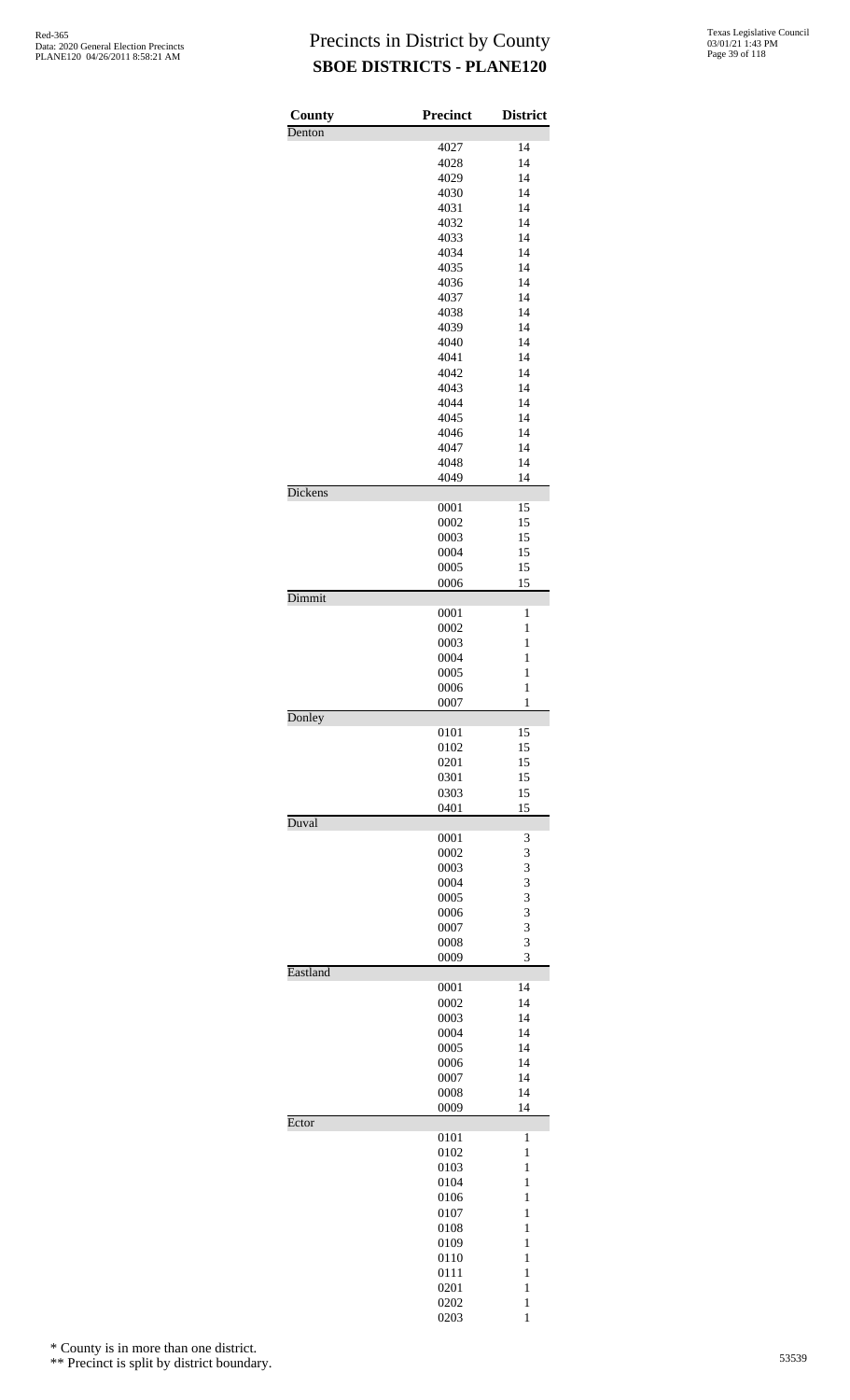# Precincts in District by County
## SBOE DISTRICTS - PLANE120

Red-365
Data: 2020 General Election Precincts
PLANE120 04/26/2011 8:58:21 AM

Texas Legislative Council
03/01/21 1:43 PM

| County | Precinct | District |
|---|---|---|
| Denton | | |
| | 4027 | 14 |
| | 4028 | 14 |
| | 4029 | 14 |
| | 4030 | 14 |
| | 4031 | 14 |
| | 4032 | 14 |
| | 4033 | 14 |
| | 4034 | 14 |
| | 4035 | 14 |
| | 4036 | 14 |
| | 4037 | 14 |
| | 4038 | 14 |
| | 4039 | 14 |
| | 4040 | 14 |
| | 4041 | 14 |
| | 4042 | 14 |
| | 4043 | 14 |
| | 4044 | 14 |
| | 4045 | 14 |
| | 4046 | 14 |
| | 4047 | 14 |
| | 4048 | 14 |
| | 4049 | 14 |
| Dickens | | |
| | 0001 | 15 |
| | 0002 | 15 |
| | 0003 | 15 |
| | 0004 | 15 |
| | 0005 | 15 |
| | 0006 | 15 |
| Dimmit | | |
| | 0001 | 1 |
| | 0002 | 1 |
| | 0003 | 1 |
| | 0004 | 1 |
| | 0005 | 1 |
| | 0006 | 1 |
| | 0007 | 1 |
| Donley | | |
| | 0101 | 15 |
| | 0102 | 15 |
| | 0201 | 15 |
| | 0301 | 15 |
| | 0303 | 15 |
| | 0401 | 15 |
| Duval | | |
| | 0001 | 3 |
| | 0002 | 3 |
| | 0003 | 3 |
| | 0004 | 3 |
| | 0005 | 3 |
| | 0006 | 3 |
| | 0007 | 3 |
| | 0008 | 3 |
| | 0009 | 3 |
| Eastland | | |
| | 0001 | 14 |
| | 0002 | 14 |
| | 0003 | 14 |
| | 0004 | 14 |
| | 0005 | 14 |
| | 0006 | 14 |
| | 0007 | 14 |
| | 0008 | 14 |
| | 0009 | 14 |
| Ector | | |
| | 0101 | 1 |
| | 0102 | 1 |
| | 0103 | 1 |
| | 0104 | 1 |
| | 0106 | 1 |
| | 0107 | 1 |
| | 0108 | 1 |
| | 0109 | 1 |
| | 0110 | 1 |
| | 0111 | 1 |
| | 0201 | 1 |
| | 0202 | 1 |
| | 0203 | 1 |

\* County is in more than one district.

\*\* Precinct is split by district boundary.

53539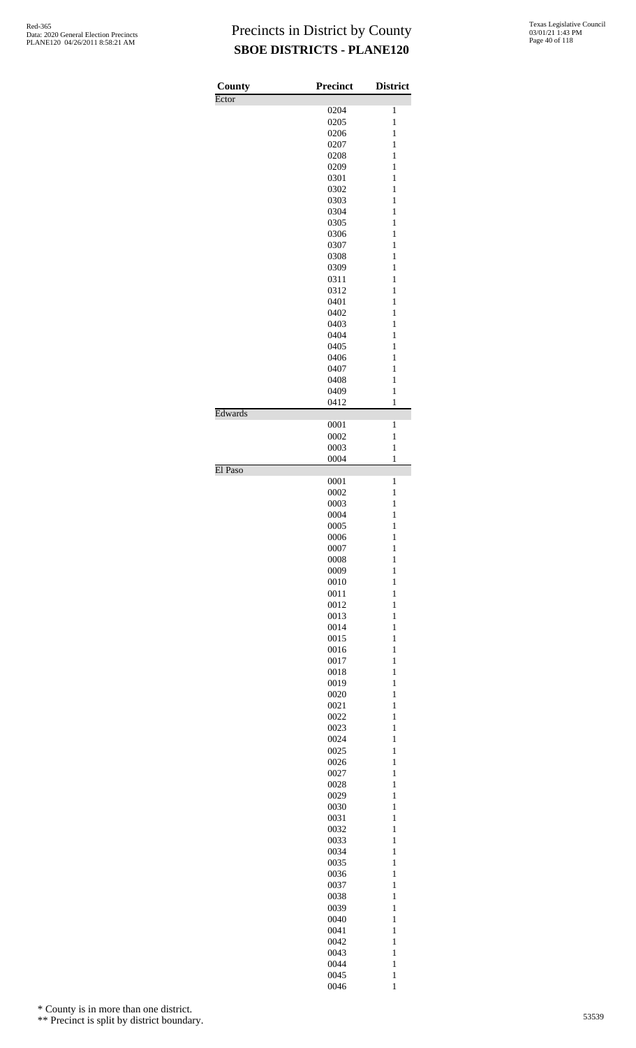# Precincts in District by County

## SBOE DISTRICTS - PLANE120

| County | Precinct | District |
|---|---|---|
| Ector | | |
| | 0204 | 1 |
| | 0205 | 1 |
| | 0206 | 1 |
| | 0207 | 1 |
| | 0208 | 1 |
| | 0209 | 1 |
| | 0301 | 1 |
| | 0302 | 1 |
| | 0303 | 1 |
| | 0304 | 1 |
| | 0305 | 1 |
| | 0306 | 1 |
| | 0307 | 1 |
| | 0308 | 1 |
| | 0309 | 1 |
| | 0311 | 1 |
| | 0312 | 1 |
| | 0401 | 1 |
| | 0402 | 1 |
| | 0403 | 1 |
| | 0404 | 1 |
| | 0405 | 1 |
| | 0406 | 1 |
| | 0407 | 1 |
| | 0408 | 1 |
| | 0409 | 1 |
| | 0412 | 1 |
| Edwards | | |
| | 0001 | 1 |
| | 0002 | 1 |
| | 0003 | 1 |
| | 0004 | 1 |
| El Paso | | |
| | 0001 | 1 |
| | 0002 | 1 |
| | 0003 | 1 |
| | 0004 | 1 |
| | 0005 | 1 |
| | 0006 | 1 |
| | 0007 | 1 |
| | 0008 | 1 |
| | 0009 | 1 |
| | 0010 | 1 |
| | 0011 | 1 |
| | 0012 | 1 |
| | 0013 | 1 |
| | 0014 | 1 |
| | 0015 | 1 |
| | 0016 | 1 |
| | 0017 | 1 |
| | 0018 | 1 |
| | 0019 | 1 |
| | 0020 | 1 |
| | 0021 | 1 |
| | 0022 | 1 |
| | 0023 | 1 |
| | 0024 | 1 |
| | 0025 | 1 |
| | 0026 | 1 |
| | 0027 | 1 |
| | 0028 | 1 |
| | 0029 | 1 |
| | 0030 | 1 |
| | 0031 | 1 |
| | 0032 | 1 |
| | 0033 | 1 |
| | 0034 | 1 |
| | 0035 | 1 |
| | 0036 | 1 |
| | 0037 | 1 |
| | 0038 | 1 |
| | 0039 | 1 |
| | 0040 | 1 |
| | 0041 | 1 |
| | 0042 | 1 |
| | 0043 | 1 |
| | 0044 | 1 |
| | 0045 | 1 |
| | 0046 | 1 |

\* County is in more than one district.

\*\* Precinct is split by district boundary.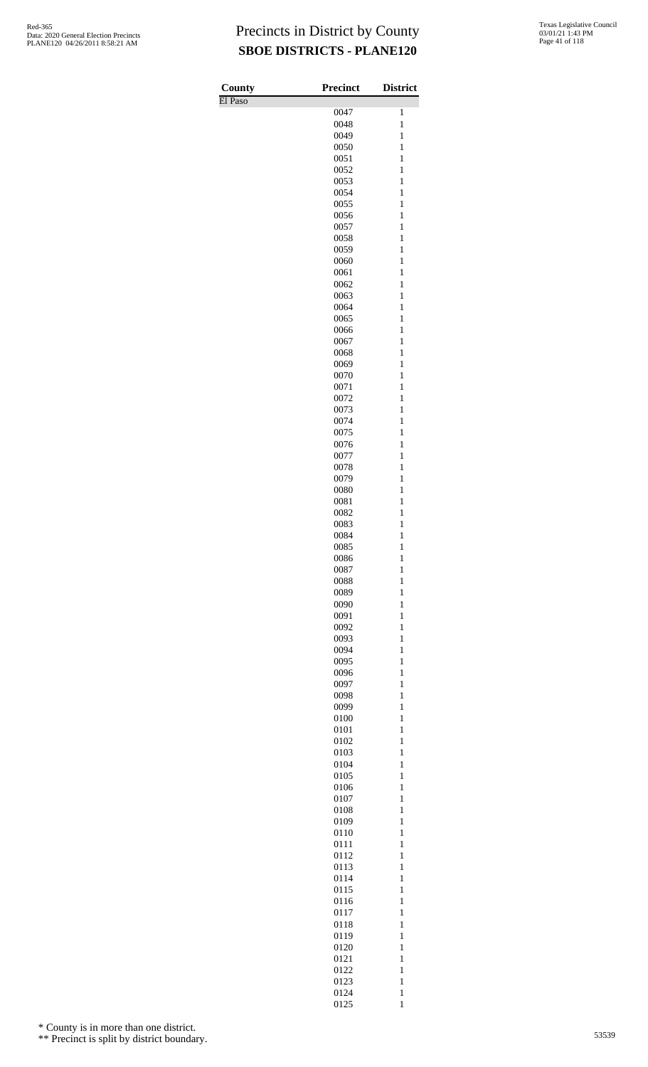# Precincts in District by County

## SBOE DISTRICTS - PLANE120

Red-365
Data: 2020 General Election Precincts
PLANE120 04/26/2011 8:58:21 AM

Texas Legislative Council
03/01/21 1:43 PM

| County | Precinct | District |
|---|---|---|
| El Paso | | |
| | 0047 | 1 |
| | 0048 | 1 |
| | 0049 | 1 |
| | 0050 | 1 |
| | 0051 | 1 |
| | 0052 | 1 |
| | 0053 | 1 |
| | 0054 | 1 |
| | 0055 | 1 |
| | 0056 | 1 |
| | 0057 | 1 |
| | 0058 | 1 |
| | 0059 | 1 |
| | 0060 | 1 |
| | 0061 | 1 |
| | 0062 | 1 |
| | 0063 | 1 |
| | 0064 | 1 |
| | 0065 | 1 |
| | 0066 | 1 |
| | 0067 | 1 |
| | 0068 | 1 |
| | 0069 | 1 |
| | 0070 | 1 |
| | 0071 | 1 |
| | 0072 | 1 |
| | 0073 | 1 |
| | 0074 | 1 |
| | 0075 | 1 |
| | 0076 | 1 |
| | 0077 | 1 |
| | 0078 | 1 |
| | 0079 | 1 |
| | 0080 | 1 |
| | 0081 | 1 |
| | 0082 | 1 |
| | 0083 | 1 |
| | 0084 | 1 |
| | 0085 | 1 |
| | 0086 | 1 |
| | 0087 | 1 |
| | 0088 | 1 |
| | 0089 | 1 |
| | 0090 | 1 |
| | 0091 | 1 |
| | 0092 | 1 |
| | 0093 | 1 |
| | 0094 | 1 |
| | 0095 | 1 |
| | 0096 | 1 |
| | 0097 | 1 |
| | 0098 | 1 |
| | 0099 | 1 |
| | 0100 | 1 |
| | 0101 | 1 |
| | 0102 | 1 |
| | 0103 | 1 |
| | 0104 | 1 |
| | 0105 | 1 |
| | 0106 | 1 |
| | 0107 | 1 |
| | 0108 | 1 |
| | 0109 | 1 |
| | 0110 | 1 |
| | 0111 | 1 |
| | 0112 | 1 |
| | 0113 | 1 |
| | 0114 | 1 |
| | 0115 | 1 |
| | 0116 | 1 |
| | 0117 | 1 |
| | 0118 | 1 |
| | 0119 | 1 |
| | 0120 | 1 |
| | 0121 | 1 |
| | 0122 | 1 |
| | 0123 | 1 |
| | 0124 | 1 |
| | 0125 | 1 |

\* County is in more than one district.

\** Precinct is split by district boundary.

53539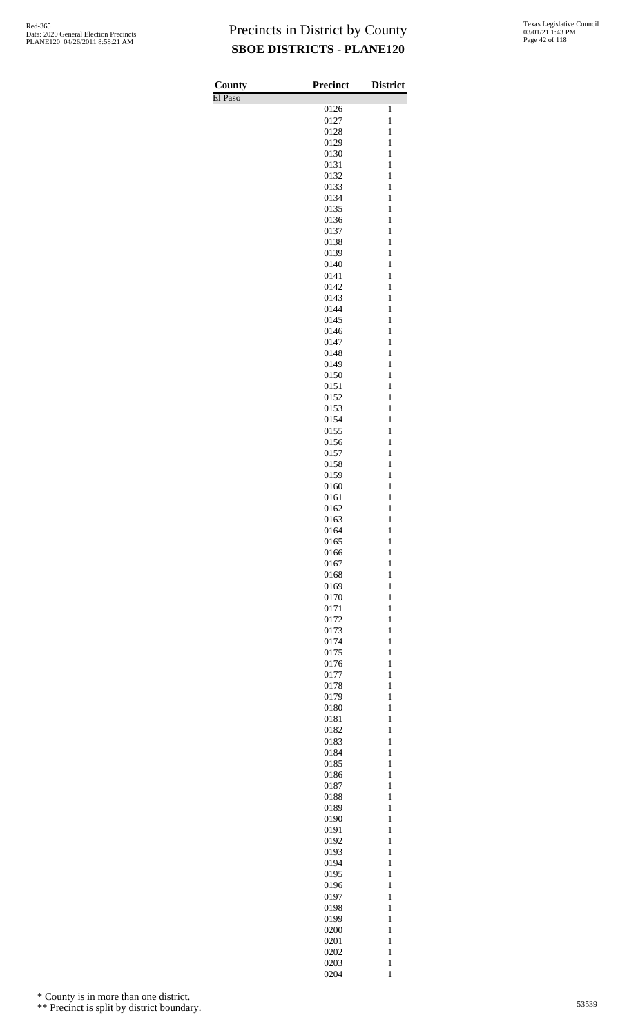| County | Precinct | District |
|---|---|---|
| El Paso | | |
| | 0126 | 1 |
| | 0127 | 1 |
| | 0128 | 1 |
| | 0129 | 1 |
| | 0130 | 1 |
| | 0131 | 1 |
| | 0132 | 1 |
| | 0133 | 1 |
| | 0134 | 1 |
| | 0135 | 1 |
| | 0136 | 1 |
| | 0137 | 1 |
| | 0138 | 1 |
| | 0139 | 1 |
| | 0140 | 1 |
| | 0141 | 1 |
| | 0142 | 1 |
| | 0143 | 1 |
| | 0144 | 1 |
| | 0145 | 1 |
| | 0146 | 1 |
| | 0147 | 1 |
| | 0148 | 1 |
| | 0149 | 1 |
| | 0150 | 1 |
| | 0151 | 1 |
| | 0152 | 1 |
| | 0153 | 1 |
| | 0154 | 1 |
| | 0155 | 1 |
| | 0156 | 1 |
| | 0157 | 1 |
| | 0158 | 1 |
| | 0159 | 1 |
| | 0160 | 1 |
| | 0161 | 1 |
| | 0162 | 1 |
| | 0163 | 1 |
| | 0164 | 1 |
| | 0165 | 1 |
| | 0166 | 1 |
| | 0167 | 1 |
| | 0168 | 1 |
| | 0169 | 1 |
| | 0170 | 1 |
| | 0171 | 1 |
| | 0172 | 1 |
| | 0173 | 1 |
| | 0174 | 1 |
| | 0175 | 1 |
| | 0176 | 1 |
| | 0177 | 1 |
| | 0178 | 1 |
| | 0179 | 1 |
| | 0180 | 1 |
| | 0181 | 1 |
| | 0182 | 1 |
| | 0183 | 1 |
| | 0184 | 1 |
| | 0185 | 1 |
| | 0186 | 1 |
| | 0187 | 1 |
| | 0188 | 1 |
| | 0189 | 1 |
| | 0190 | 1 |
| | 0191 | 1 |
| | 0192 | 1 |
| | 0193 | 1 |
| | 0194 | 1 |
| | 0195 | 1 |
| | 0196 | 1 |
| | 0197 | 1 |
| | 0198 | 1 |
| | 0199 | 1 |
| | 0200 | 1 |
| | 0201 | 1 |
| | 0202 | 1 |
| | 0203 | 1 |
| | 0204 | 1 |

\* County is in more than one district.

\*\* Precinct is split by district boundary.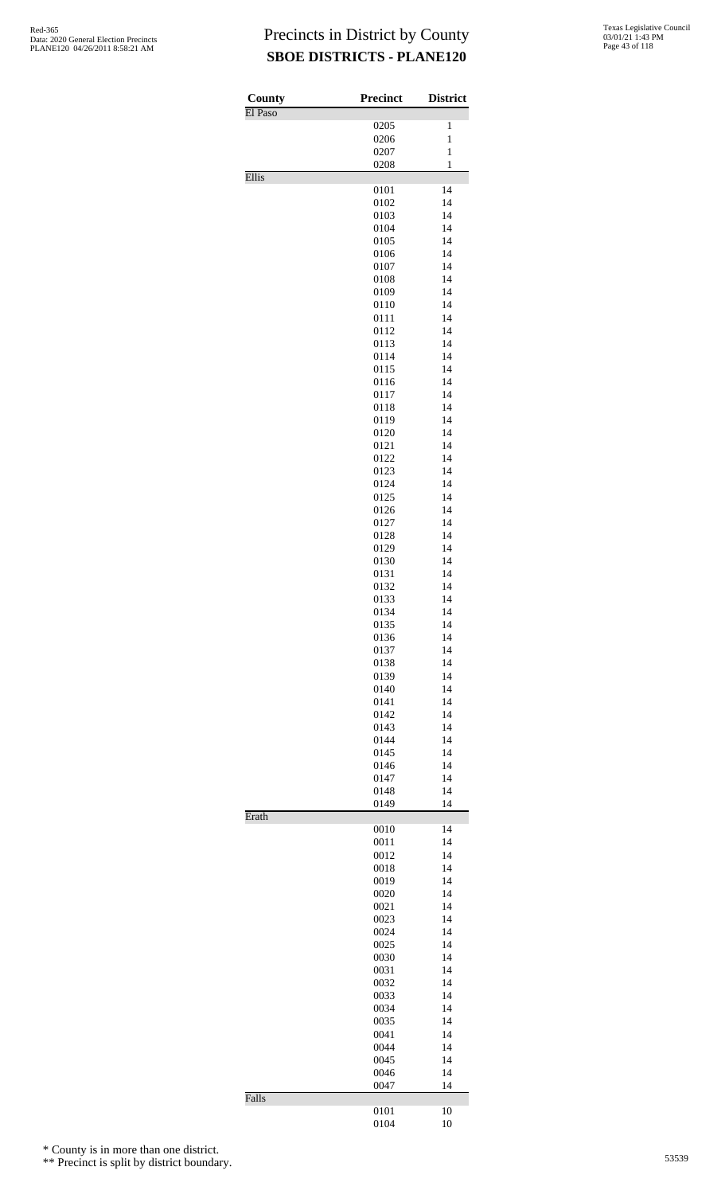# Precincts in District by County

## SBOE DISTRICTS - PLANE120

| County | Precinct | District |
|---|---|---|
| El Paso | | |
| | 0205 | 1 |
| | 0206 | 1 |
| | 0207 | 1 |
| | 0208 | 1 |
| Ellis | | |
| | 0101 | 14 |
| | 0102 | 14 |
| | 0103 | 14 |
| | 0104 | 14 |
| | 0105 | 14 |
| | 0106 | 14 |
| | 0107 | 14 |
| | 0108 | 14 |
| | 0109 | 14 |
| | 0110 | 14 |
| | 0111 | 14 |
| | 0112 | 14 |
| | 0113 | 14 |
| | 0114 | 14 |
| | 0115 | 14 |
| | 0116 | 14 |
| | 0117 | 14 |
| | 0118 | 14 |
| | 0119 | 14 |
| | 0120 | 14 |
| | 0121 | 14 |
| | 0122 | 14 |
| | 0123 | 14 |
| | 0124 | 14 |
| | 0125 | 14 |
| | 0126 | 14 |
| | 0127 | 14 |
| | 0128 | 14 |
| | 0129 | 14 |
| | 0130 | 14 |
| | 0131 | 14 |
| | 0132 | 14 |
| | 0133 | 14 |
| | 0134 | 14 |
| | 0135 | 14 |
| | 0136 | 14 |
| | 0137 | 14 |
| | 0138 | 14 |
| | 0139 | 14 |
| | 0140 | 14 |
| | 0141 | 14 |
| | 0142 | 14 |
| | 0143 | 14 |
| | 0144 | 14 |
| | 0145 | 14 |
| | 0146 | 14 |
| | 0147 | 14 |
| | 0148 | 14 |
| | 0149 | 14 |
| Erath | | |
| | 0010 | 14 |
| | 0011 | 14 |
| | 0012 | 14 |
| | 0018 | 14 |
| | 0019 | 14 |
| | 0020 | 14 |
| | 0021 | 14 |
| | 0023 | 14 |
| | 0024 | 14 |
| | 0025 | 14 |
| | 0030 | 14 |
| | 0031 | 14 |
| | 0032 | 14 |
| | 0033 | 14 |
| | 0034 | 14 |
| | 0035 | 14 |
| | 0041 | 14 |
| | 0044 | 14 |
| | 0045 | 14 |
| | 0046 | 14 |
| | 0047 | 14 |
| Falls | | |
| | 0101 | 10 |
| | 0104 | 10 |

\* County is in more than one district.

\*\* Precinct is split by district boundary.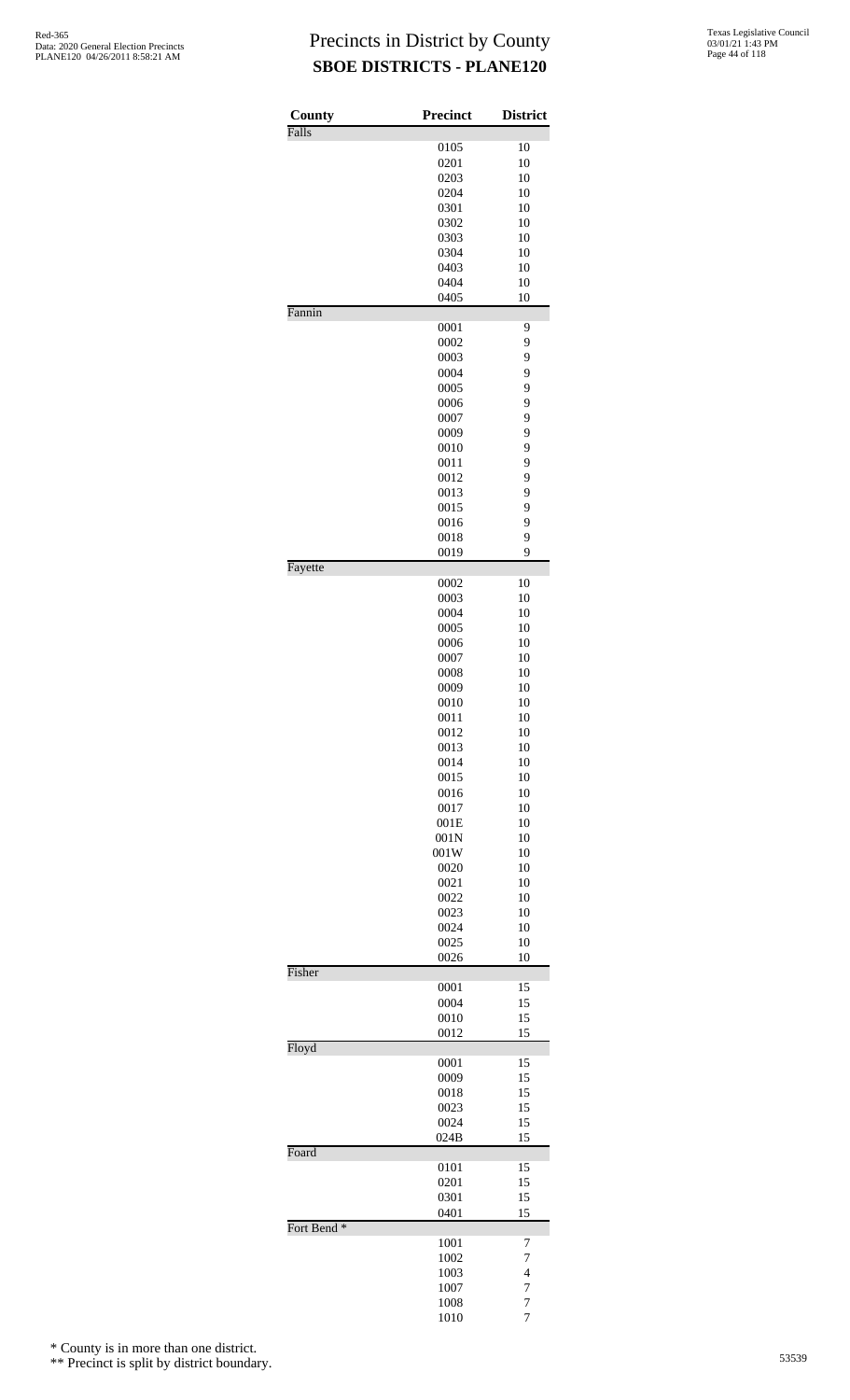# Precincts in District by County

## SBOE DISTRICTS - PLANE120

| County | Precinct | District |
|---|---|---|
| Falls | | |
| | 0105 | 10 |
| | 0201 | 10 |
| | 0203 | 10 |
| | 0204 | 10 |
| | 0301 | 10 |
| | 0302 | 10 |
| | 0303 | 10 |
| | 0304 | 10 |
| | 0403 | 10 |
| | 0404 | 10 |
| | 0405 | 10 |
| Fannin | | |
| | 0001 | 9 |
| | 0002 | 9 |
| | 0003 | 9 |
| | 0004 | 9 |
| | 0005 | 9 |
| | 0006 | 9 |
| | 0007 | 9 |
| | 0009 | 9 |
| | 0010 | 9 |
| | 0011 | 9 |
| | 0012 | 9 |
| | 0013 | 9 |
| | 0015 | 9 |
| | 0016 | 9 |
| | 0018 | 9 |
| | 0019 | 9 |
| Fayette | | |
| | 0002 | 10 |
| | 0003 | 10 |
| | 0004 | 10 |
| | 0005 | 10 |
| | 0006 | 10 |
| | 0007 | 10 |
| | 0008 | 10 |
| | 0009 | 10 |
| | 0010 | 10 |
| | 0011 | 10 |
| | 0012 | 10 |
| | 0013 | 10 |
| | 0014 | 10 |
| | 0015 | 10 |
| | 0016 | 10 |
| | 0017 | 10 |
| | 001E | 10 |
| | 001N | 10 |
| | 001W | 10 |
| | 0020 | 10 |
| | 0021 | 10 |
| | 0022 | 10 |
| | 0023 | 10 |
| | 0024 | 10 |
| | 0025 | 10 |
| | 0026 | 10 |
| Fisher | | |
| | 0001 | 15 |
| | 0004 | 15 |
| | 0010 | 15 |
| | 0012 | 15 |
| Floyd | | |
| | 0001 | 15 |
| | 0009 | 15 |
| | 0018 | 15 |
| | 0023 | 15 |
| | 0024 | 15 |
| | 024B | 15 |
| Foard | | |
| | 0101 | 15 |
| | 0201 | 15 |
| | 0301 | 15 |
| | 0401 | 15 |
| Fort Bend * | | |
| | 1001 | 7 |
| | 1002 | 7 |
| | 1003 | 4 |
| | 1007 | 7 |
| | 1008 | 7 |
| | 1010 | 7 |

* County is in more than one district.

** Precinct is split by district boundary.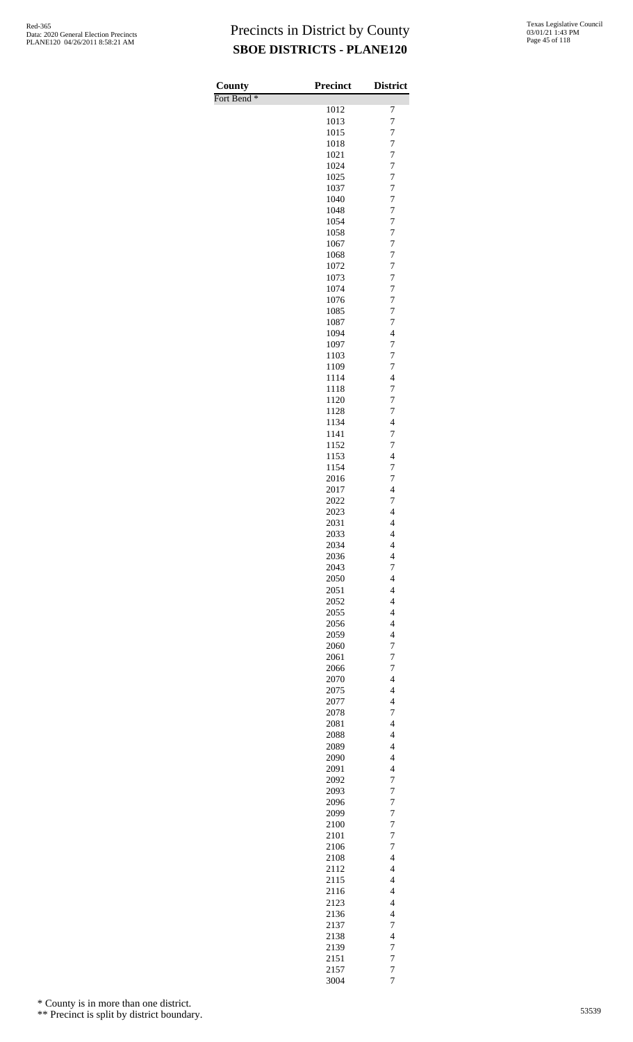# Precincts in District by County

## SBOE DISTRICTS - PLANE120

| County | Precinct | District |
|---|---|---|
| Fort Bend * | | |
| | 1012 | 7 |
| | 1013 | 7 |
| | 1015 | 7 |
| | 1018 | 7 |
| | 1021 | 7 |
| | 1024 | 7 |
| | 1025 | 7 |
| | 1037 | 7 |
| | 1040 | 7 |
| | 1048 | 7 |
| | 1054 | 7 |
| | 1058 | 7 |
| | 1067 | 7 |
| | 1068 | 7 |
| | 1072 | 7 |
| | 1073 | 7 |
| | 1074 | 7 |
| | 1076 | 7 |
| | 1085 | 7 |
| | 1087 | 7 |
| | 1094 | 4 |
| | 1097 | 7 |
| | 1103 | 7 |
| | 1109 | 7 |
| | 1114 | 4 |
| | 1118 | 7 |
| | 1120 | 7 |
| | 1128 | 7 |
| | 1134 | 4 |
| | 1141 | 7 |
| | 1152 | 7 |
| | 1153 | 4 |
| | 1154 | 7 |
| | 2016 | 7 |
| | 2017 | 4 |
| | 2022 | 7 |
| | 2023 | 4 |
| | 2031 | 4 |
| | 2033 | 4 |
| | 2034 | 4 |
| | 2036 | 4 |
| | 2043 | 7 |
| | 2050 | 4 |
| | 2051 | 4 |
| | 2052 | 4 |
| | 2055 | 4 |
| | 2056 | 4 |
| | 2059 | 4 |
| | 2060 | 7 |
| | 2061 | 7 |
| | 2066 | 7 |
| | 2070 | 4 |
| | 2075 | 4 |
| | 2077 | 4 |
| | 2078 | 7 |
| | 2081 | 4 |
| | 2088 | 4 |
| | 2089 | 4 |
| | 2090 | 4 |
| | 2091 | 4 |
| | 2092 | 7 |
| | 2093 | 7 |
| | 2096 | 7 |
| | 2099 | 7 |
| | 2100 | 7 |
| | 2101 | 7 |
| | 2106 | 7 |
| | 2108 | 4 |
| | 2112 | 4 |
| | 2115 | 4 |
| | 2116 | 4 |
| | 2123 | 4 |
| | 2136 | 4 |
| | 2137 | 7 |
| | 2138 | 4 |
| | 2139 | 7 |
| | 2151 | 7 |
| | 2157 | 7 |
| | 3004 | 7 |

\* County is in more than one district.

\*\* Precinct is split by district boundary.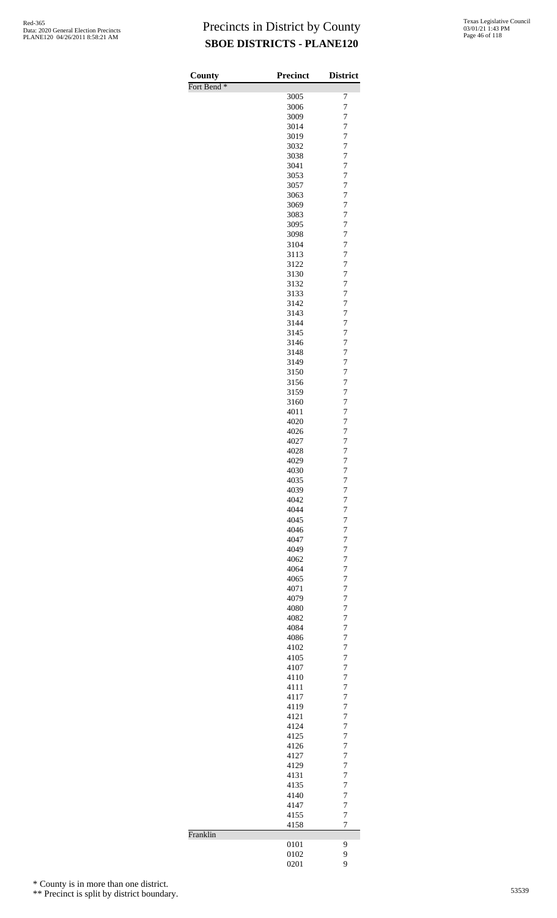# Precincts in District by County
## SBOE DISTRICTS - PLANE120

| County | Precinct | District |
|---|---|---|
| Fort Bend * | | |
| | 3005 | 7 |
| | 3006 | 7 |
| | 3009 | 7 |
| | 3014 | 7 |
| | 3019 | 7 |
| | 3032 | 7 |
| | 3038 | 7 |
| | 3041 | 7 |
| | 3053 | 7 |
| | 3057 | 7 |
| | 3063 | 7 |
| | 3069 | 7 |
| | 3083 | 7 |
| | 3095 | 7 |
| | 3098 | 7 |
| | 3104 | 7 |
| | 3113 | 7 |
| | 3122 | 7 |
| | 3130 | 7 |
| | 3132 | 7 |
| | 3133 | 7 |
| | 3142 | 7 |
| | 3143 | 7 |
| | 3144 | 7 |
| | 3145 | 7 |
| | 3146 | 7 |
| | 3148 | 7 |
| | 3149 | 7 |
| | 3150 | 7 |
| | 3156 | 7 |
| | 3159 | 7 |
| | 3160 | 7 |
| | 4011 | 7 |
| | 4020 | 7 |
| | 4026 | 7 |
| | 4027 | 7 |
| | 4028 | 7 |
| | 4029 | 7 |
| | 4030 | 7 |
| | 4035 | 7 |
| | 4039 | 7 |
| | 4042 | 7 |
| | 4044 | 7 |
| | 4045 | 7 |
| | 4046 | 7 |
| | 4047 | 7 |
| | 4049 | 7 |
| | 4062 | 7 |
| | 4064 | 7 |
| | 4065 | 7 |
| | 4071 | 7 |
| | 4079 | 7 |
| | 4080 | 7 |
| | 4082 | 7 |
| | 4084 | 7 |
| | 4086 | 7 |
| | 4102 | 7 |
| | 4105 | 7 |
| | 4107 | 7 |
| | 4110 | 7 |
| | 4111 | 7 |
| | 4117 | 7 |
| | 4119 | 7 |
| | 4121 | 7 |
| | 4124 | 7 |
| | 4125 | 7 |
| | 4126 | 7 |
| | 4127 | 7 |
| | 4129 | 7 |
| | 4131 | 7 |
| | 4135 | 7 |
| | 4140 | 7 |
| | 4147 | 7 |
| | 4155 | 7 |
| | 4158 | 7 |
| Franklin | | |
| | 0101 | 9 |
| | 0102 | 9 |
| | 0201 | 9 |

\* County is in more than one district.

\*\* Precinct is split by district boundary.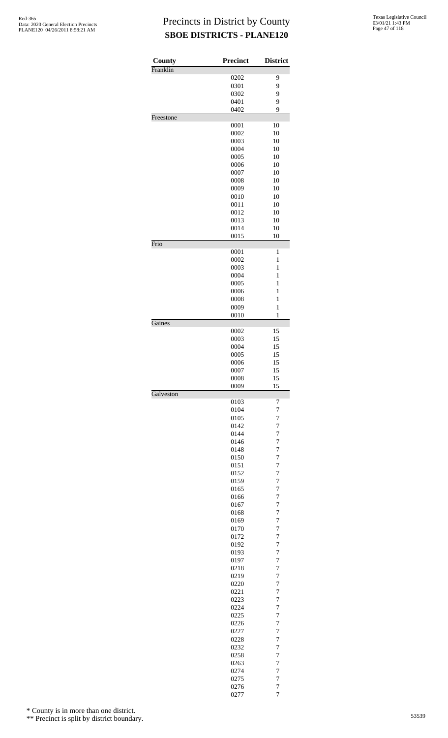# Precincts in District by County
## SBOE DISTRICTS - PLANE120

| County | Precinct | District |
|---|---|---|
| Franklin | | |
| | 0202 | 9 |
| | 0301 | 9 |
| | 0302 | 9 |
| | 0401 | 9 |
| | 0402 | 9 |
| Freestone | | |
| | 0001 | 10 |
| | 0002 | 10 |
| | 0003 | 10 |
| | 0004 | 10 |
| | 0005 | 10 |
| | 0006 | 10 |
| | 0007 | 10 |
| | 0008 | 10 |
| | 0009 | 10 |
| | 0010 | 10 |
| | 0011 | 10 |
| | 0012 | 10 |
| | 0013 | 10 |
| | 0014 | 10 |
| | 0015 | 10 |
| Frio | | |
| | 0001 | 1 |
| | 0002 | 1 |
| | 0003 | 1 |
| | 0004 | 1 |
| | 0005 | 1 |
| | 0006 | 1 |
| | 0008 | 1 |
| | 0009 | 1 |
| | 0010 | 1 |
| Gaines | | |
| | 0002 | 15 |
| | 0003 | 15 |
| | 0004 | 15 |
| | 0005 | 15 |
| | 0006 | 15 |
| | 0007 | 15 |
| | 0008 | 15 |
| | 0009 | 15 |
| Galveston | | |
| | 0103 | 7 |
| | 0104 | 7 |
| | 0105 | 7 |
| | 0142 | 7 |
| | 0144 | 7 |
| | 0146 | 7 |
| | 0148 | 7 |
| | 0150 | 7 |
| | 0151 | 7 |
| | 0152 | 7 |
| | 0159 | 7 |
| | 0165 | 7 |
| | 0166 | 7 |
| | 0167 | 7 |
| | 0168 | 7 |
| | 0169 | 7 |
| | 0170 | 7 |
| | 0172 | 7 |
| | 0192 | 7 |
| | 0193 | 7 |
| | 0197 | 7 |
| | 0218 | 7 |
| | 0219 | 7 |
| | 0220 | 7 |
| | 0221 | 7 |
| | 0223 | 7 |
| | 0224 | 7 |
| | 0225 | 7 |
| | 0226 | 7 |
| | 0227 | 7 |
| | 0228 | 7 |
| | 0232 | 7 |
| | 0258 | 7 |
| | 0263 | 7 |
| | 0274 | 7 |
| | 0275 | 7 |
| | 0276 | 7 |
| | 0277 | 7 |

\* County is in more than one district.

\*\* Precinct is split by district boundary.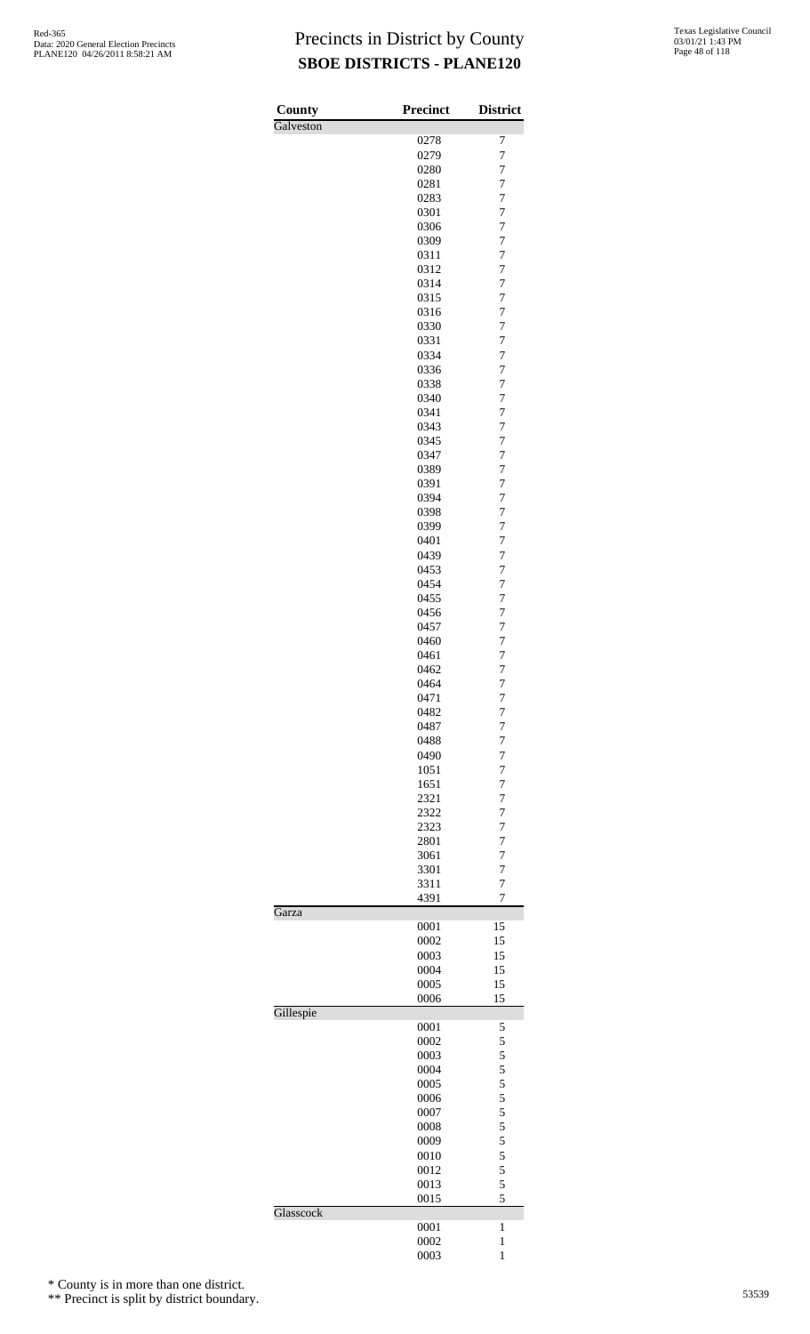# Precincts in District by County
## SBOE DISTRICTS - PLANE120

| County | Precinct | District |
|---|---|---|
| Galveston | | |
| | 0278 | 7 |
| | 0279 | 7 |
| | 0280 | 7 |
| | 0281 | 7 |
| | 0283 | 7 |
| | 0301 | 7 |
| | 0306 | 7 |
| | 0309 | 7 |
| | 0311 | 7 |
| | 0312 | 7 |
| | 0314 | 7 |
| | 0315 | 7 |
| | 0316 | 7 |
| | 0330 | 7 |
| | 0331 | 7 |
| | 0334 | 7 |
| | 0336 | 7 |
| | 0338 | 7 |
| | 0340 | 7 |
| | 0341 | 7 |
| | 0343 | 7 |
| | 0345 | 7 |
| | 0347 | 7 |
| | 0389 | 7 |
| | 0391 | 7 |
| | 0394 | 7 |
| | 0398 | 7 |
| | 0399 | 7 |
| | 0401 | 7 |
| | 0439 | 7 |
| | 0453 | 7 |
| | 0454 | 7 |
| | 0455 | 7 |
| | 0456 | 7 |
| | 0457 | 7 |
| | 0460 | 7 |
| | 0461 | 7 |
| | 0462 | 7 |
| | 0464 | 7 |
| | 0471 | 7 |
| | 0482 | 7 |
| | 0487 | 7 |
| | 0488 | 7 |
| | 0490 | 7 |
| | 1051 | 7 |
| | 1651 | 7 |
| | 2321 | 7 |
| | 2322 | 7 |
| | 2323 | 7 |
| | 2801 | 7 |
| | 3061 | 7 |
| | 3301 | 7 |
| | 3311 | 7 |
| | 4391 | 7 |
| Garza | | |
| | 0001 | 15 |
| | 0002 | 15 |
| | 0003 | 15 |
| | 0004 | 15 |
| | 0005 | 15 |
| | 0006 | 15 |
| Gillespie | | |
| | 0001 | 5 |
| | 0002 | 5 |
| | 0003 | 5 |
| | 0004 | 5 |
| | 0005 | 5 |
| | 0006 | 5 |
| | 0007 | 5 |
| | 0008 | 5 |
| | 0009 | 5 |
| | 0010 | 5 |
| | 0012 | 5 |
| | 0013 | 5 |
| | 0015 | 5 |
| Glasscock | | |
| | 0001 | 1 |
| | 0002 | 1 |
| | 0003 | 1 |

\* County is in more than one district.

\*\* Precinct is split by district boundary.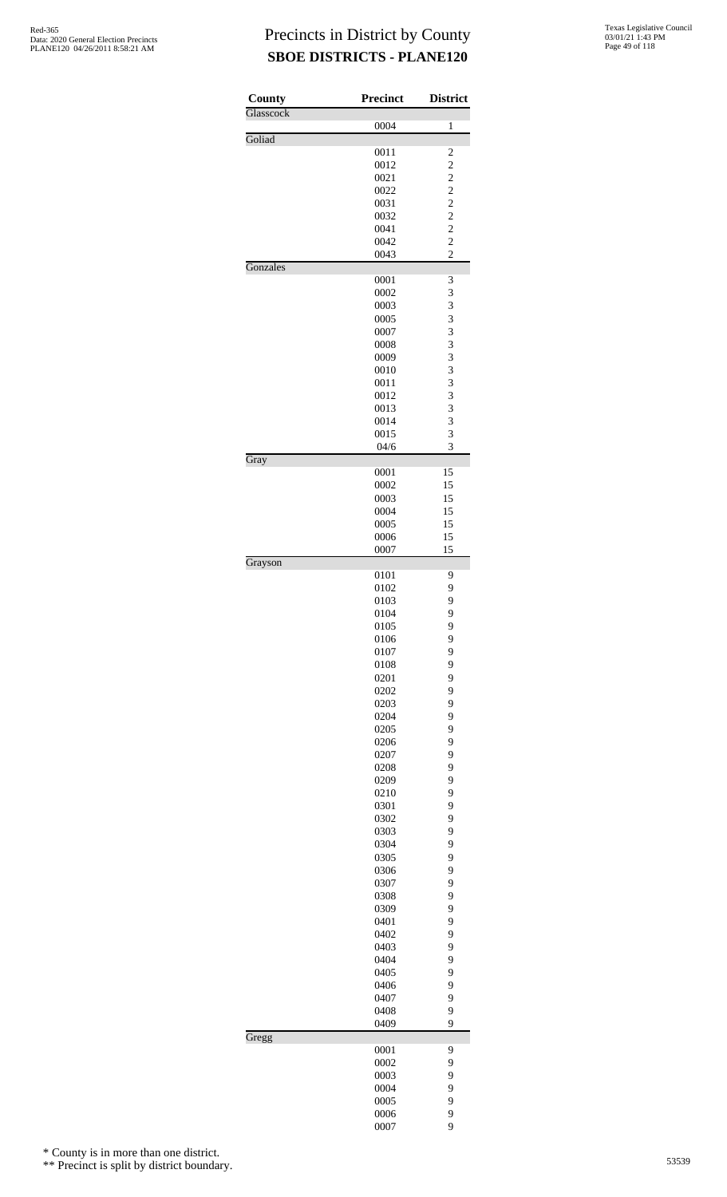# Precincts in District by County
## SBOE DISTRICTS - PLANE120

| County | Precinct | District |
|---|---|---|
| Glasscock | | |
| | 0004 | 1 |
| Goliad | | |
| | 0011 | 2 |
| | 0012 | 2 |
| | 0021 | 2 |
| | 0022 | 2 |
| | 0031 | 2 |
| | 0032 | 2 |
| | 0041 | 2 |
| | 0042 | 2 |
| | 0043 | 2 |
| Gonzales | | |
| | 0001 | 3 |
| | 0002 | 3 |
| | 0003 | 3 |
| | 0005 | 3 |
| | 0007 | 3 |
| | 0008 | 3 |
| | 0009 | 3 |
| | 0010 | 3 |
| | 0011 | 3 |
| | 0012 | 3 |
| | 0013 | 3 |
| | 0014 | 3 |
| | 0015 | 3 |
| | 04/6 | 3 |
| Gray | | |
| | 0001 | 15 |
| | 0002 | 15 |
| | 0003 | 15 |
| | 0004 | 15 |
| | 0005 | 15 |
| | 0006 | 15 |
| | 0007 | 15 |
| Grayson | | |
| | 0101 | 9 |
| | 0102 | 9 |
| | 0103 | 9 |
| | 0104 | 9 |
| | 0105 | 9 |
| | 0106 | 9 |
| | 0107 | 9 |
| | 0108 | 9 |
| | 0201 | 9 |
| | 0202 | 9 |
| | 0203 | 9 |
| | 0204 | 9 |
| | 0205 | 9 |
| | 0206 | 9 |
| | 0207 | 9 |
| | 0208 | 9 |
| | 0209 | 9 |
| | 0210 | 9 |
| | 0301 | 9 |
| | 0302 | 9 |
| | 0303 | 9 |
| | 0304 | 9 |
| | 0305 | 9 |
| | 0306 | 9 |
| | 0307 | 9 |
| | 0308 | 9 |
| | 0309 | 9 |
| | 0401 | 9 |
| | 0402 | 9 |
| | 0403 | 9 |
| | 0404 | 9 |
| | 0405 | 9 |
| | 0406 | 9 |
| | 0407 | 9 |
| | 0408 | 9 |
| | 0409 | 9 |
| Gregg | | |
| | 0001 | 9 |
| | 0002 | 9 |
| | 0003 | 9 |
| | 0004 | 9 |
| | 0005 | 9 |
| | 0006 | 9 |
| | 0007 | 9 |

\* County is in more than one district.

\*\* Precinct is split by district boundary.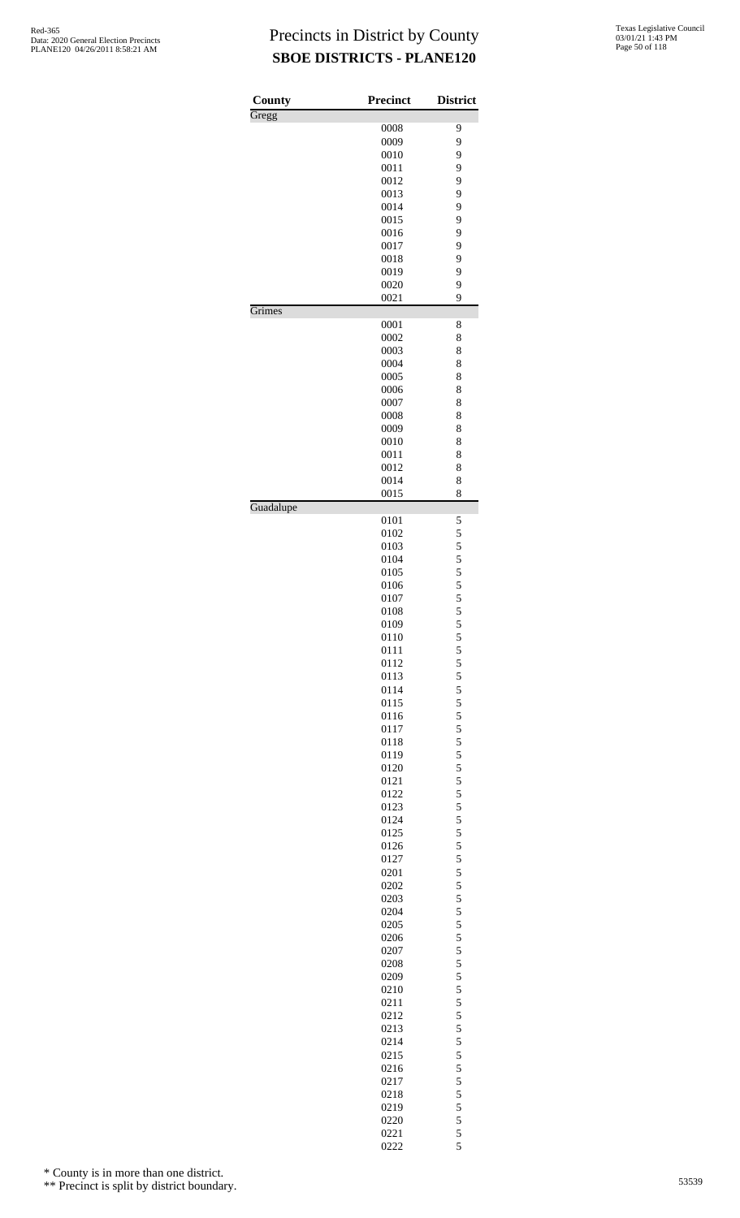# Precincts in District by County
## SBOE DISTRICTS - PLANE120

| County | Precinct | District |
|---|---|---|
| Gregg | | |
| | 0008 | 9 |
| | 0009 | 9 |
| | 0010 | 9 |
| | 0011 | 9 |
| | 0012 | 9 |
| | 0013 | 9 |
| | 0014 | 9 |
| | 0015 | 9 |
| | 0016 | 9 |
| | 0017 | 9 |
| | 0018 | 9 |
| | 0019 | 9 |
| | 0020 | 9 |
| | 0021 | 9 |
| Grimes | | |
| | 0001 | 8 |
| | 0002 | 8 |
| | 0003 | 8 |
| | 0004 | 8 |
| | 0005 | 8 |
| | 0006 | 8 |
| | 0007 | 8 |
| | 0008 | 8 |
| | 0009 | 8 |
| | 0010 | 8 |
| | 0011 | 8 |
| | 0012 | 8 |
| | 0014 | 8 |
| | 0015 | 8 |
| Guadalupe | | |
| | 0101 | 5 |
| | 0102 | 5 |
| | 0103 | 5 |
| | 0104 | 5 |
| | 0105 | 5 |
| | 0106 | 5 |
| | 0107 | 5 |
| | 0108 | 5 |
| | 0109 | 5 |
| | 0110 | 5 |
| | 0111 | 5 |
| | 0112 | 5 |
| | 0113 | 5 |
| | 0114 | 5 |
| | 0115 | 5 |
| | 0116 | 5 |
| | 0117 | 5 |
| | 0118 | 5 |
| | 0119 | 5 |
| | 0120 | 5 |
| | 0121 | 5 |
| | 0122 | 5 |
| | 0123 | 5 |
| | 0124 | 5 |
| | 0125 | 5 |
| | 0126 | 5 |
| | 0127 | 5 |
| | 0201 | 5 |
| | 0202 | 5 |
| | 0203 | 5 |
| | 0204 | 5 |
| | 0205 | 5 |
| | 0206 | 5 |
| | 0207 | 5 |
| | 0208 | 5 |
| | 0209 | 5 |
| | 0210 | 5 |
| | 0211 | 5 |
| | 0212 | 5 |
| | 0213 | 5 |
| | 0214 | 5 |
| | 0215 | 5 |
| | 0216 | 5 |
| | 0217 | 5 |
| | 0218 | 5 |
| | 0219 | 5 |
| | 0220 | 5 |
| | 0221 | 5 |
| | 0222 | 5 |

\* County is in more than one district.

\*\* Precinct is split by district boundary.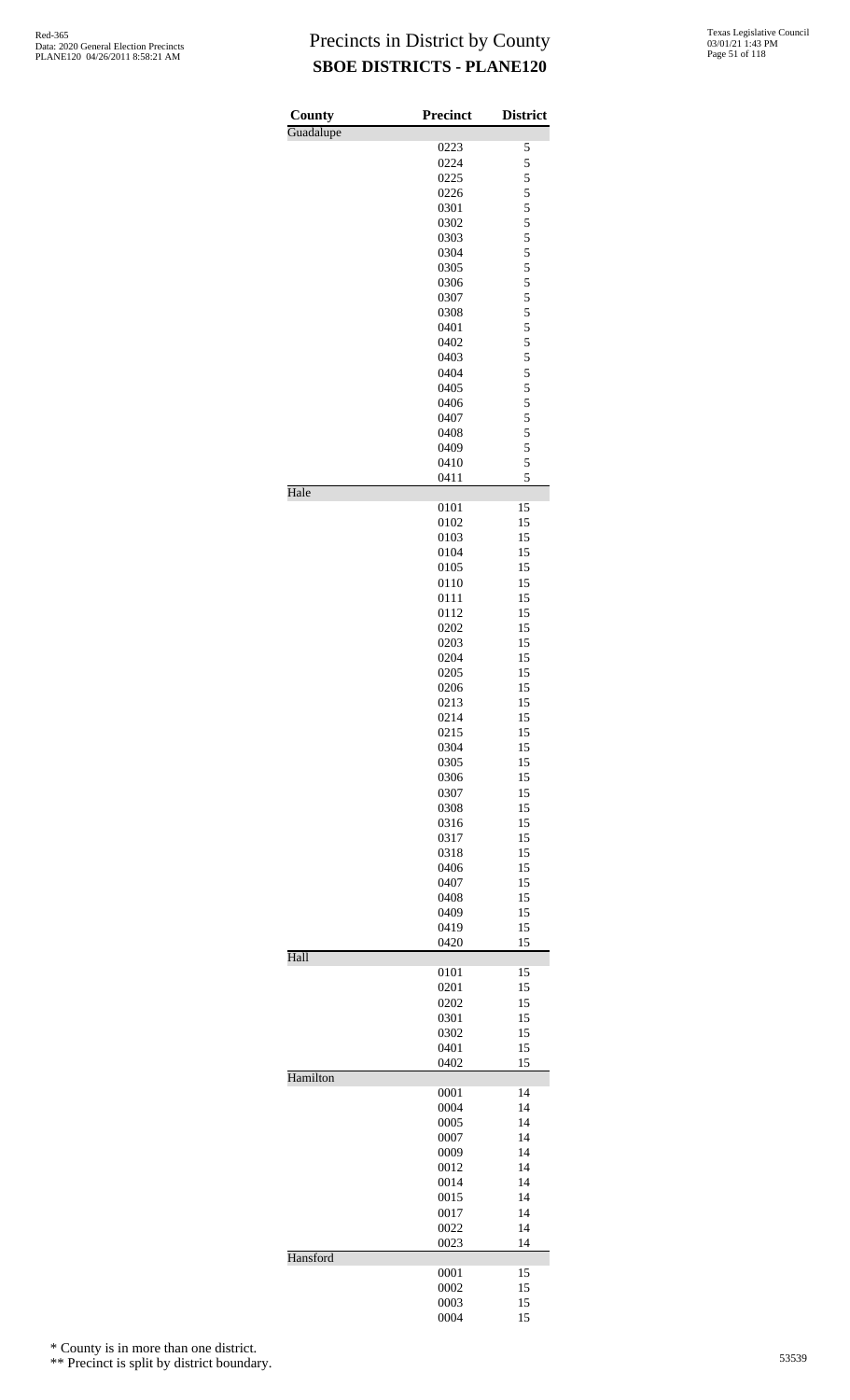# Precincts in District by County

## SBOE DISTRICTS - PLANE120

| County | Precinct | District |
|---|---|---|
| Guadalupe | | |
| | 0223 | 5 |
| | 0224 | 5 |
| | 0225 | 5 |
| | 0226 | 5 |
| | 0301 | 5 |
| | 0302 | 5 |
| | 0303 | 5 |
| | 0304 | 5 |
| | 0305 | 5 |
| | 0306 | 5 |
| | 0307 | 5 |
| | 0308 | 5 |
| | 0401 | 5 |
| | 0402 | 5 |
| | 0403 | 5 |
| | 0404 | 5 |
| | 0405 | 5 |
| | 0406 | 5 |
| | 0407 | 5 |
| | 0408 | 5 |
| | 0409 | 5 |
| | 0410 | 5 |
| | 0411 | 5 |
| Hale | | |
| | 0101 | 15 |
| | 0102 | 15 |
| | 0103 | 15 |
| | 0104 | 15 |
| | 0105 | 15 |
| | 0110 | 15 |
| | 0111 | 15 |
| | 0112 | 15 |
| | 0202 | 15 |
| | 0203 | 15 |
| | 0204 | 15 |
| | 0205 | 15 |
| | 0206 | 15 |
| | 0213 | 15 |
| | 0214 | 15 |
| | 0215 | 15 |
| | 0304 | 15 |
| | 0305 | 15 |
| | 0306 | 15 |
| | 0307 | 15 |
| | 0308 | 15 |
| | 0316 | 15 |
| | 0317 | 15 |
| | 0318 | 15 |
| | 0406 | 15 |
| | 0407 | 15 |
| | 0408 | 15 |
| | 0409 | 15 |
| | 0419 | 15 |
| | 0420 | 15 |
| Hall | | |
| | 0101 | 15 |
| | 0201 | 15 |
| | 0202 | 15 |
| | 0301 | 15 |
| | 0302 | 15 |
| | 0401 | 15 |
| | 0402 | 15 |
| Hamilton | | |
| | 0001 | 14 |
| | 0004 | 14 |
| | 0005 | 14 |
| | 0007 | 14 |
| | 0009 | 14 |
| | 0012 | 14 |
| | 0014 | 14 |
| | 0015 | 14 |
| | 0017 | 14 |
| | 0022 | 14 |
| | 0023 | 14 |
| Hansford | | |
| | 0001 | 15 |
| | 0002 | 15 |
| | 0003 | 15 |
| | 0004 | 15 |

\* County is in more than one district.

\*\* Precinct is split by district boundary.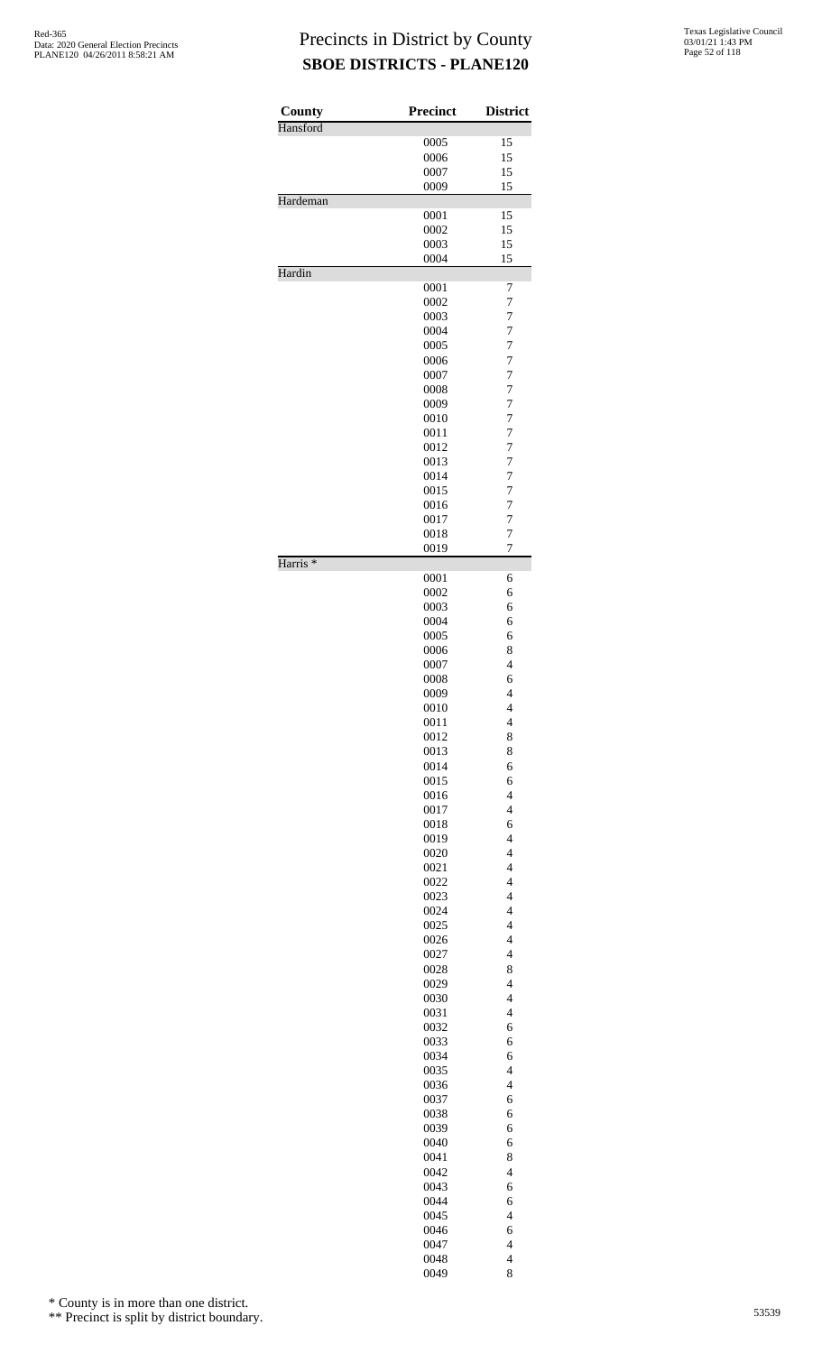# Precincts in District by County
## SBOE DISTRICTS - PLANE120

| County | Precinct | District |
|---|---|---|
| Hansford | | |
| | 0005 | 15 |
| | 0006 | 15 |
| | 0007 | 15 |
| | 0009 | 15 |
| Hardeman | | |
| | 0001 | 15 |
| | 0002 | 15 |
| | 0003 | 15 |
| | 0004 | 15 |
| Hardin | | |
| | 0001 | 7 |
| | 0002 | 7 |
| | 0003 | 7 |
| | 0004 | 7 |
| | 0005 | 7 |
| | 0006 | 7 |
| | 0007 | 7 |
| | 0008 | 7 |
| | 0009 | 7 |
| | 0010 | 7 |
| | 0011 | 7 |
| | 0012 | 7 |
| | 0013 | 7 |
| | 0014 | 7 |
| | 0015 | 7 |
| | 0016 | 7 |
| | 0017 | 7 |
| | 0018 | 7 |
| | 0019 | 7 |
| Harris * | | |
| | 0001 | 6 |
| | 0002 | 6 |
| | 0003 | 6 |
| | 0004 | 6 |
| | 0005 | 6 |
| | 0006 | 8 |
| | 0007 | 4 |
| | 0008 | 6 |
| | 0009 | 4 |
| | 0010 | 4 |
| | 0011 | 4 |
| | 0012 | 8 |
| | 0013 | 8 |
| | 0014 | 6 |
| | 0015 | 6 |
| | 0016 | 4 |
| | 0017 | 4 |
| | 0018 | 6 |
| | 0019 | 4 |
| | 0020 | 4 |
| | 0021 | 4 |
| | 0022 | 4 |
| | 0023 | 4 |
| | 0024 | 4 |
| | 0025 | 4 |
| | 0026 | 4 |
| | 0027 | 4 |
| | 0028 | 8 |
| | 0029 | 4 |
| | 0030 | 4 |
| | 0031 | 4 |
| | 0032 | 6 |
| | 0033 | 6 |
| | 0034 | 6 |
| | 0035 | 4 |
| | 0036 | 4 |
| | 0037 | 6 |
| | 0038 | 6 |
| | 0039 | 6 |
| | 0040 | 6 |
| | 0041 | 8 |
| | 0042 | 4 |
| | 0043 | 6 |
| | 0044 | 6 |
| | 0045 | 4 |
| | 0046 | 6 |
| | 0047 | 4 |
| | 0048 | 4 |
| | 0049 | 8 |

\* County is in more than one district.

\*\* Precinct is split by district boundary.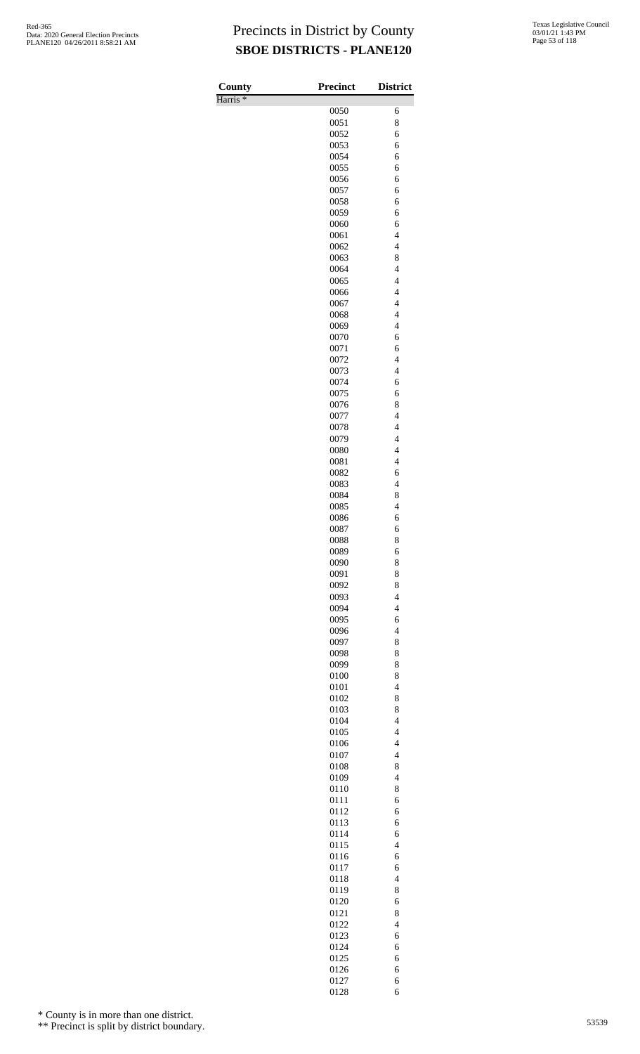# Precincts in District by County
## SBOE DISTRICTS - PLANE120

| County | Precinct | District |
|---|---|---|
| Harris * | | |
| | 0050 | 6 |
| | 0051 | 8 |
| | 0052 | 6 |
| | 0053 | 6 |
| | 0054 | 6 |
| | 0055 | 6 |
| | 0056 | 6 |
| | 0057 | 6 |
| | 0058 | 6 |
| | 0059 | 6 |
| | 0060 | 6 |
| | 0061 | 4 |
| | 0062 | 4 |
| | 0063 | 8 |
| | 0064 | 4 |
| | 0065 | 4 |
| | 0066 | 4 |
| | 0067 | 4 |
| | 0068 | 4 |
| | 0069 | 4 |
| | 0070 | 6 |
| | 0071 | 6 |
| | 0072 | 4 |
| | 0073 | 4 |
| | 0074 | 6 |
| | 0075 | 6 |
| | 0076 | 8 |
| | 0077 | 4 |
| | 0078 | 4 |
| | 0079 | 4 |
| | 0080 | 4 |
| | 0081 | 4 |
| | 0082 | 6 |
| | 0083 | 4 |
| | 0084 | 8 |
| | 0085 | 4 |
| | 0086 | 6 |
| | 0087 | 6 |
| | 0088 | 8 |
| | 0089 | 6 |
| | 0090 | 8 |
| | 0091 | 8 |
| | 0092 | 8 |
| | 0093 | 4 |
| | 0094 | 4 |
| | 0095 | 6 |
| | 0096 | 4 |
| | 0097 | 8 |
| | 0098 | 8 |
| | 0099 | 8 |
| | 0100 | 8 |
| | 0101 | 4 |
| | 0102 | 8 |
| | 0103 | 8 |
| | 0104 | 4 |
| | 0105 | 4 |
| | 0106 | 4 |
| | 0107 | 4 |
| | 0108 | 8 |
| | 0109 | 4 |
| | 0110 | 8 |
| | 0111 | 6 |
| | 0112 | 6 |
| | 0113 | 6 |
| | 0114 | 6 |
| | 0115 | 4 |
| | 0116 | 6 |
| | 0117 | 6 |
| | 0118 | 4 |
| | 0119 | 8 |
| | 0120 | 6 |
| | 0121 | 8 |
| | 0122 | 4 |
| | 0123 | 6 |
| | 0124 | 6 |
| | 0125 | 6 |
| | 0126 | 6 |
| | 0127 | 6 |
| | 0128 | 6 |

\* County is in more than one district.

\** Precinct is split by district boundary.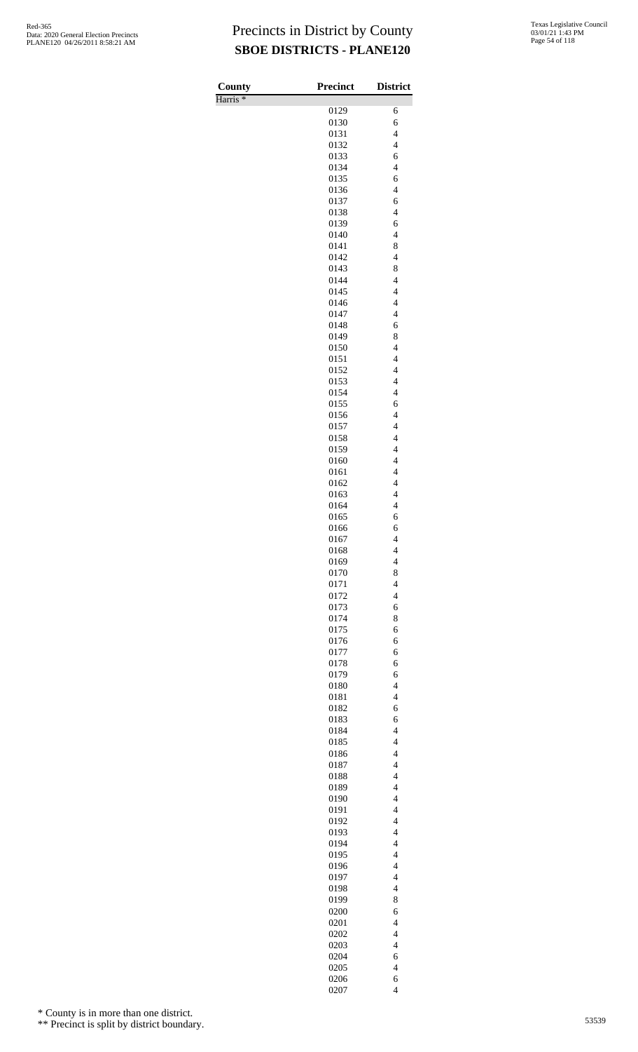# Precincts in District by County

## SBOE DISTRICTS - PLANE120

Red-365
Data: 2020 General Election Precincts
PLANE120 04/26/2011 8:58:21 AM

Texas Legislative Council
03/01/21 1:43 PM

| County | Precinct | District |
|---|---|---|
| Harris * | | |
| | 0129 | 6 |
| | 0130 | 6 |
| | 0131 | 4 |
| | 0132 | 4 |
| | 0133 | 6 |
| | 0134 | 4 |
| | 0135 | 6 |
| | 0136 | 4 |
| | 0137 | 6 |
| | 0138 | 4 |
| | 0139 | 6 |
| | 0140 | 4 |
| | 0141 | 8 |
| | 0142 | 4 |
| | 0143 | 8 |
| | 0144 | 4 |
| | 0145 | 4 |
| | 0146 | 4 |
| | 0147 | 4 |
| | 0148 | 6 |
| | 0149 | 8 |
| | 0150 | 4 |
| | 0151 | 4 |
| | 0152 | 4 |
| | 0153 | 4 |
| | 0154 | 4 |
| | 0155 | 6 |
| | 0156 | 4 |
| | 0157 | 4 |
| | 0158 | 4 |
| | 0159 | 4 |
| | 0160 | 4 |
| | 0161 | 4 |
| | 0162 | 4 |
| | 0163 | 4 |
| | 0164 | 4 |
| | 0165 | 6 |
| | 0166 | 6 |
| | 0167 | 4 |
| | 0168 | 4 |
| | 0169 | 4 |
| | 0170 | 8 |
| | 0171 | 4 |
| | 0172 | 4 |
| | 0173 | 6 |
| | 0174 | 8 |
| | 0175 | 6 |
| | 0176 | 6 |
| | 0177 | 6 |
| | 0178 | 6 |
| | 0179 | 6 |
| | 0180 | 4 |
| | 0181 | 4 |
| | 0182 | 6 |
| | 0183 | 6 |
| | 0184 | 4 |
| | 0185 | 4 |
| | 0186 | 4 |
| | 0187 | 4 |
| | 0188 | 4 |
| | 0189 | 4 |
| | 0190 | 4 |
| | 0191 | 4 |
| | 0192 | 4 |
| | 0193 | 4 |
| | 0194 | 4 |
| | 0195 | 4 |
| | 0196 | 4 |
| | 0197 | 4 |
| | 0198 | 4 |
| | 0199 | 8 |
| | 0200 | 6 |
| | 0201 | 4 |
| | 0202 | 4 |
| | 0203 | 4 |
| | 0204 | 6 |
| | 0205 | 4 |
| | 0206 | 6 |
| | 0207 | 4 |

\* County is in more than one district.

\*\* Precinct is split by district boundary.

53539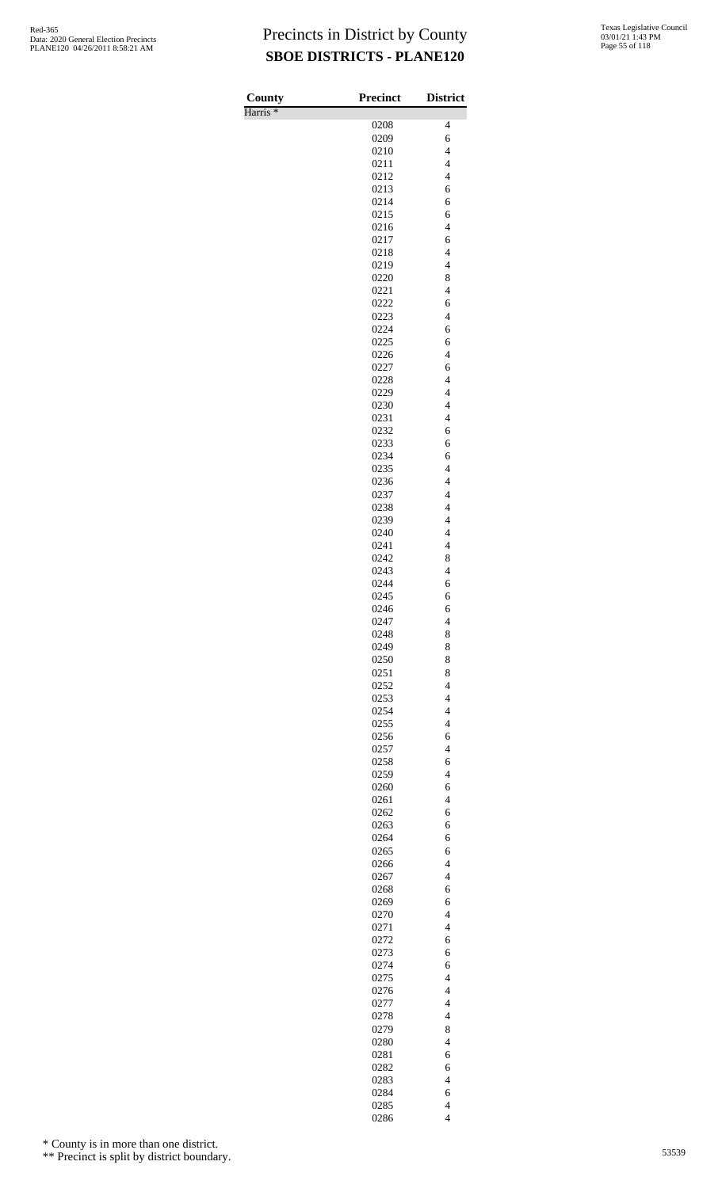# Precincts in District by County

## SBOE DISTRICTS - PLANE120

| County | Precinct | District |
|---|---|---|
| Harris * | | |
| | 0208 | 4 |
| | 0209 | 6 |
| | 0210 | 4 |
| | 0211 | 4 |
| | 0212 | 4 |
| | 0213 | 6 |
| | 0214 | 6 |
| | 0215 | 6 |
| | 0216 | 4 |
| | 0217 | 6 |
| | 0218 | 4 |
| | 0219 | 4 |
| | 0220 | 8 |
| | 0221 | 4 |
| | 0222 | 6 |
| | 0223 | 4 |
| | 0224 | 6 |
| | 0225 | 6 |
| | 0226 | 4 |
| | 0227 | 6 |
| | 0228 | 4 |
| | 0229 | 4 |
| | 0230 | 4 |
| | 0231 | 4 |
| | 0232 | 6 |
| | 0233 | 6 |
| | 0234 | 6 |
| | 0235 | 4 |
| | 0236 | 4 |
| | 0237 | 4 |
| | 0238 | 4 |
| | 0239 | 4 |
| | 0240 | 4 |
| | 0241 | 4 |
| | 0242 | 8 |
| | 0243 | 4 |
| | 0244 | 6 |
| | 0245 | 6 |
| | 0246 | 6 |
| | 0247 | 4 |
| | 0248 | 8 |
| | 0249 | 8 |
| | 0250 | 8 |
| | 0251 | 8 |
| | 0252 | 4 |
| | 0253 | 4 |
| | 0254 | 4 |
| | 0255 | 4 |
| | 0256 | 6 |
| | 0257 | 4 |
| | 0258 | 6 |
| | 0259 | 4 |
| | 0260 | 6 |
| | 0261 | 4 |
| | 0262 | 6 |
| | 0263 | 6 |
| | 0264 | 6 |
| | 0265 | 6 |
| | 0266 | 4 |
| | 0267 | 4 |
| | 0268 | 6 |
| | 0269 | 6 |
| | 0270 | 4 |
| | 0271 | 4 |
| | 0272 | 6 |
| | 0273 | 6 |
| | 0274 | 6 |
| | 0275 | 4 |
| | 0276 | 4 |
| | 0277 | 4 |
| | 0278 | 4 |
| | 0279 | 8 |
| | 0280 | 4 |
| | 0281 | 6 |
| | 0282 | 6 |
| | 0283 | 4 |
| | 0284 | 6 |
| | 0285 | 4 |
| | 0286 | 4 |

\* County is in more than one district.

\*\* Precinct is split by district boundary.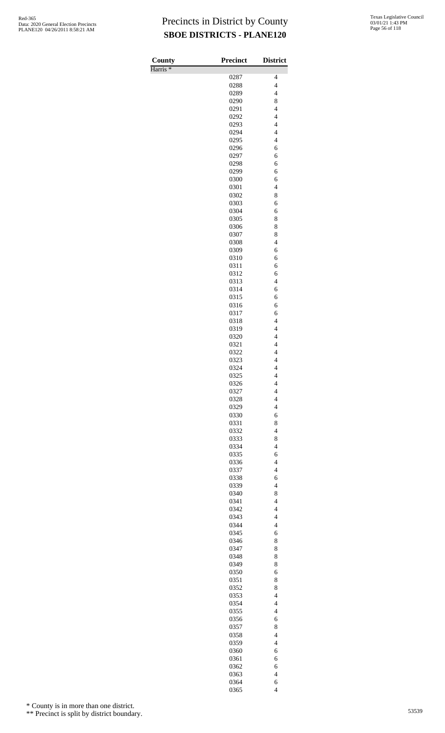# Precincts in District by County
## SBOE DISTRICTS - PLANE120

| County | Precinct | District |
|---|---|---|
| Harris * | | |
| | 0287 | 4 |
| | 0288 | 4 |
| | 0289 | 4 |
| | 0290 | 8 |
| | 0291 | 4 |
| | 0292 | 4 |
| | 0293 | 4 |
| | 0294 | 4 |
| | 0295 | 4 |
| | 0296 | 6 |
| | 0297 | 6 |
| | 0298 | 6 |
| | 0299 | 6 |
| | 0300 | 6 |
| | 0301 | 4 |
| | 0302 | 8 |
| | 0303 | 6 |
| | 0304 | 6 |
| | 0305 | 8 |
| | 0306 | 8 |
| | 0307 | 8 |
| | 0308 | 4 |
| | 0309 | 6 |
| | 0310 | 6 |
| | 0311 | 6 |
| | 0312 | 6 |
| | 0313 | 4 |
| | 0314 | 6 |
| | 0315 | 6 |
| | 0316 | 6 |
| | 0317 | 6 |
| | 0318 | 4 |
| | 0319 | 4 |
| | 0320 | 4 |
| | 0321 | 4 |
| | 0322 | 4 |
| | 0323 | 4 |
| | 0324 | 4 |
| | 0325 | 4 |
| | 0326 | 4 |
| | 0327 | 4 |
| | 0328 | 4 |
| | 0329 | 4 |
| | 0330 | 6 |
| | 0331 | 8 |
| | 0332 | 4 |
| | 0333 | 8 |
| | 0334 | 4 |
| | 0335 | 6 |
| | 0336 | 4 |
| | 0337 | 4 |
| | 0338 | 6 |
| | 0339 | 4 |
| | 0340 | 8 |
| | 0341 | 4 |
| | 0342 | 4 |
| | 0343 | 4 |
| | 0344 | 4 |
| | 0345 | 6 |
| | 0346 | 8 |
| | 0347 | 8 |
| | 0348 | 8 |
| | 0349 | 8 |
| | 0350 | 6 |
| | 0351 | 8 |
| | 0352 | 8 |
| | 0353 | 4 |
| | 0354 | 4 |
| | 0355 | 4 |
| | 0356 | 6 |
| | 0357 | 8 |
| | 0358 | 4 |
| | 0359 | 4 |
| | 0360 | 6 |
| | 0361 | 6 |
| | 0362 | 6 |
| | 0363 | 4 |
| | 0364 | 6 |
| | 0365 | 4 |

\* County is in more than one district.

\*\* Precinct is split by district boundary.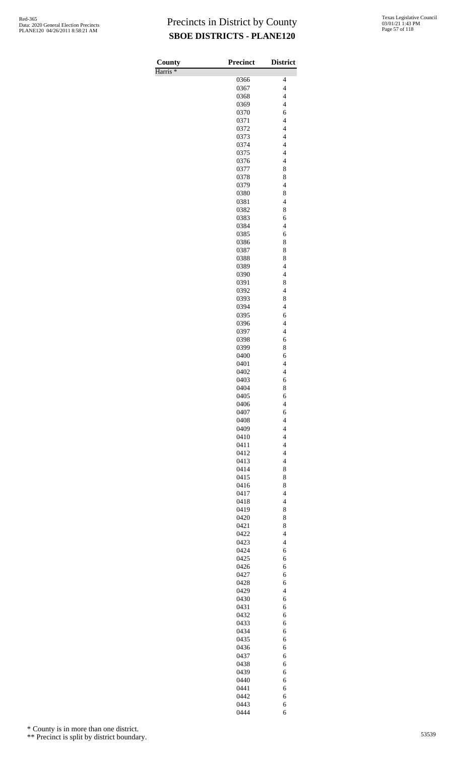# Precincts in District by County
## SBOE DISTRICTS - PLANE120

| County | Precinct | District |
|---|---|---|
| Harris * | | |
| | 0366 | 4 |
| | 0367 | 4 |
| | 0368 | 4 |
| | 0369 | 4 |
| | 0370 | 6 |
| | 0371 | 4 |
| | 0372 | 4 |
| | 0373 | 4 |
| | 0374 | 4 |
| | 0375 | 4 |
| | 0376 | 4 |
| | 0377 | 8 |
| | 0378 | 8 |
| | 0379 | 4 |
| | 0380 | 8 |
| | 0381 | 4 |
| | 0382 | 8 |
| | 0383 | 6 |
| | 0384 | 4 |
| | 0385 | 6 |
| | 0386 | 8 |
| | 0387 | 8 |
| | 0388 | 8 |
| | 0389 | 4 |
| | 0390 | 4 |
| | 0391 | 8 |
| | 0392 | 4 |
| | 0393 | 8 |
| | 0394 | 4 |
| | 0395 | 6 |
| | 0396 | 4 |
| | 0397 | 4 |
| | 0398 | 6 |
| | 0399 | 8 |
| | 0400 | 6 |
| | 0401 | 4 |
| | 0402 | 4 |
| | 0403 | 6 |
| | 0404 | 8 |
| | 0405 | 6 |
| | 0406 | 4 |
| | 0407 | 6 |
| | 0408 | 4 |
| | 0409 | 4 |
| | 0410 | 4 |
| | 0411 | 4 |
| | 0412 | 4 |
| | 0413 | 4 |
| | 0414 | 8 |
| | 0415 | 8 |
| | 0416 | 8 |
| | 0417 | 4 |
| | 0418 | 4 |
| | 0419 | 8 |
| | 0420 | 8 |
| | 0421 | 8 |
| | 0422 | 4 |
| | 0423 | 4 |
| | 0424 | 6 |
| | 0425 | 6 |
| | 0426 | 6 |
| | 0427 | 6 |
| | 0428 | 6 |
| | 0429 | 4 |
| | 0430 | 6 |
| | 0431 | 6 |
| | 0432 | 6 |
| | 0433 | 6 |
| | 0434 | 6 |
| | 0435 | 6 |
| | 0436 | 6 |
| | 0437 | 6 |
| | 0438 | 6 |
| | 0439 | 6 |
| | 0440 | 6 |
| | 0441 | 6 |
| | 0442 | 6 |
| | 0443 | 6 |
| | 0444 | 6 |

\* County is in more than one district.

\*\* Precinct is split by district boundary.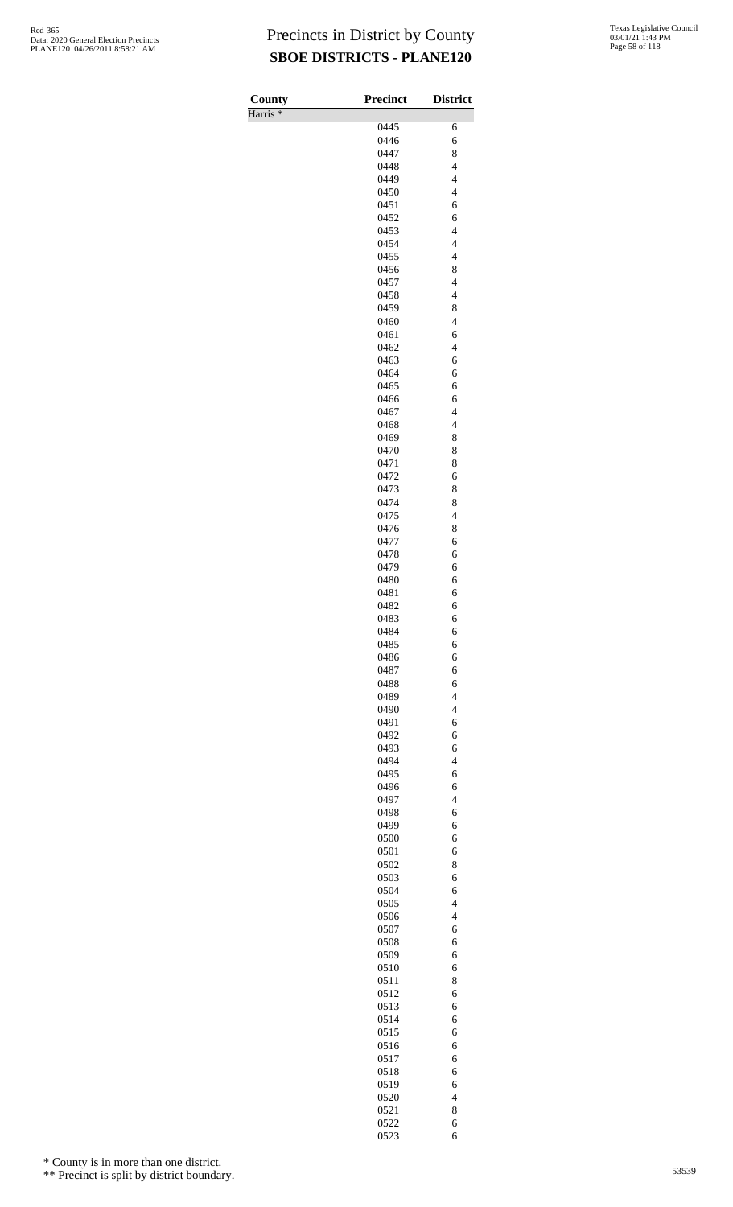# Precincts in District by County

## SBOE DISTRICTS - PLANE120

| County | Precinct | District |
|---|---|---|
| Harris * | | |
| | 0445 | 6 |
| | 0446 | 6 |
| | 0447 | 8 |
| | 0448 | 4 |
| | 0449 | 4 |
| | 0450 | 4 |
| | 0451 | 6 |
| | 0452 | 6 |
| | 0453 | 4 |
| | 0454 | 4 |
| | 0455 | 4 |
| | 0456 | 8 |
| | 0457 | 4 |
| | 0458 | 4 |
| | 0459 | 8 |
| | 0460 | 4 |
| | 0461 | 6 |
| | 0462 | 4 |
| | 0463 | 6 |
| | 0464 | 6 |
| | 0465 | 6 |
| | 0466 | 6 |
| | 0467 | 4 |
| | 0468 | 4 |
| | 0469 | 8 |
| | 0470 | 8 |
| | 0471 | 8 |
| | 0472 | 6 |
| | 0473 | 8 |
| | 0474 | 8 |
| | 0475 | 4 |
| | 0476 | 8 |
| | 0477 | 6 |
| | 0478 | 6 |
| | 0479 | 6 |
| | 0480 | 6 |
| | 0481 | 6 |
| | 0482 | 6 |
| | 0483 | 6 |
| | 0484 | 6 |
| | 0485 | 6 |
| | 0486 | 6 |
| | 0487 | 6 |
| | 0488 | 6 |
| | 0489 | 4 |
| | 0490 | 4 |
| | 0491 | 6 |
| | 0492 | 6 |
| | 0493 | 6 |
| | 0494 | 4 |
| | 0495 | 6 |
| | 0496 | 6 |
| | 0497 | 4 |
| | 0498 | 6 |
| | 0499 | 6 |
| | 0500 | 6 |
| | 0501 | 6 |
| | 0502 | 8 |
| | 0503 | 6 |
| | 0504 | 6 |
| | 0505 | 4 |
| | 0506 | 4 |
| | 0507 | 6 |
| | 0508 | 6 |
| | 0509 | 6 |
| | 0510 | 6 |
| | 0511 | 8 |
| | 0512 | 6 |
| | 0513 | 6 |
| | 0514 | 6 |
| | 0515 | 6 |
| | 0516 | 6 |
| | 0517 | 6 |
| | 0518 | 6 |
| | 0519 | 6 |
| | 0520 | 4 |
| | 0521 | 8 |
| | 0522 | 6 |
| | 0523 | 6 |

\* County is in more than one district.

\*\* Precinct is split by district boundary.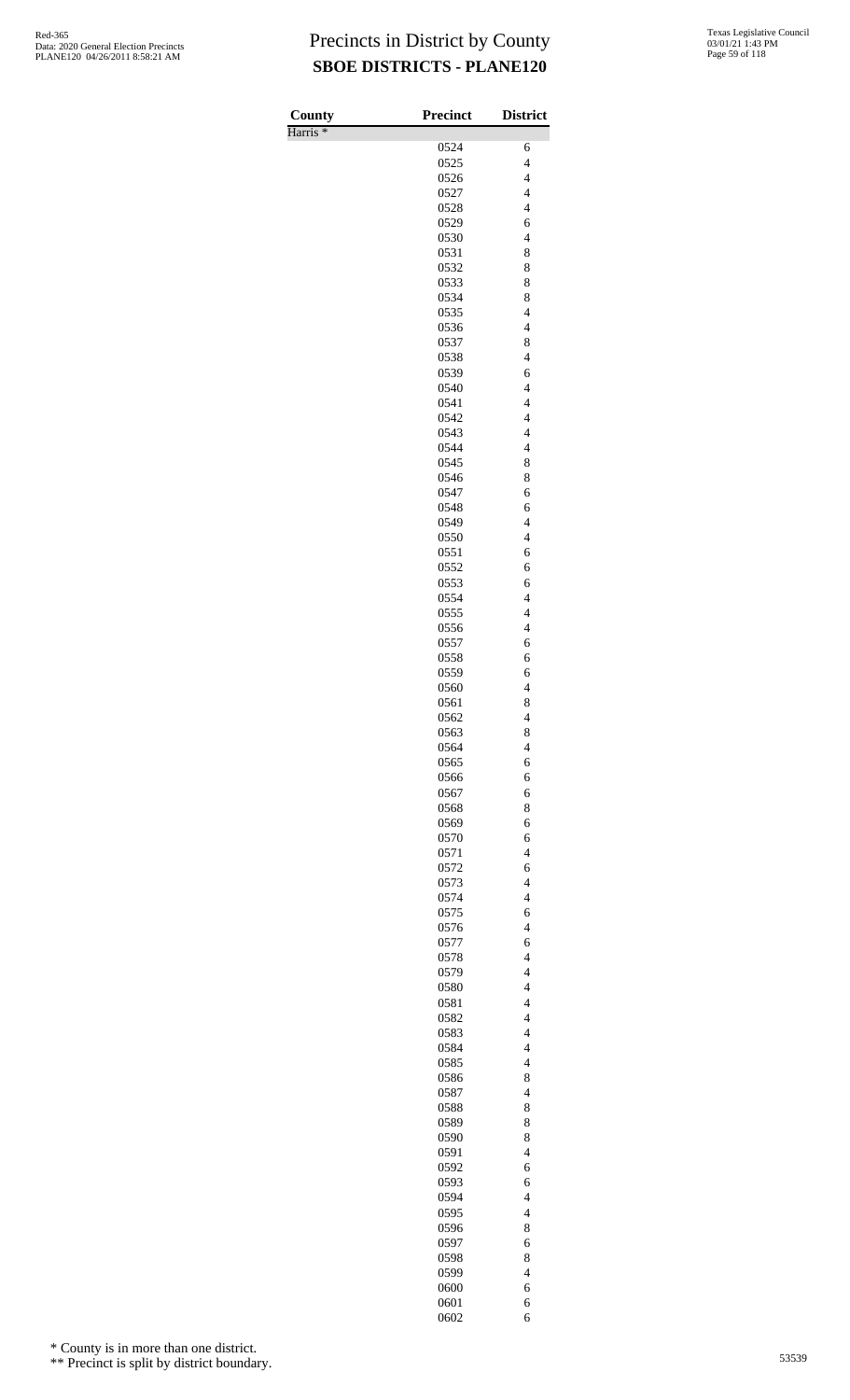# Precincts in District by County

## SBOE DISTRICTS - PLANE120

| County | Precinct | District |
|---|---|---|
| Harris * | | |
| | 0524 | 6 |
| | 0525 | 4 |
| | 0526 | 4 |
| | 0527 | 4 |
| | 0528 | 4 |
| | 0529 | 6 |
| | 0530 | 4 |
| | 0531 | 8 |
| | 0532 | 8 |
| | 0533 | 8 |
| | 0534 | 8 |
| | 0535 | 4 |
| | 0536 | 4 |
| | 0537 | 8 |
| | 0538 | 4 |
| | 0539 | 6 |
| | 0540 | 4 |
| | 0541 | 4 |
| | 0542 | 4 |
| | 0543 | 4 |
| | 0544 | 4 |
| | 0545 | 8 |
| | 0546 | 8 |
| | 0547 | 6 |
| | 0548 | 6 |
| | 0549 | 4 |
| | 0550 | 4 |
| | 0551 | 6 |
| | 0552 | 6 |
| | 0553 | 6 |
| | 0554 | 4 |
| | 0555 | 4 |
| | 0556 | 4 |
| | 0557 | 6 |
| | 0558 | 6 |
| | 0559 | 6 |
| | 0560 | 4 |
| | 0561 | 8 |
| | 0562 | 4 |
| | 0563 | 8 |
| | 0564 | 4 |
| | 0565 | 6 |
| | 0566 | 6 |
| | 0567 | 6 |
| | 0568 | 8 |
| | 0569 | 6 |
| | 0570 | 6 |
| | 0571 | 4 |
| | 0572 | 6 |
| | 0573 | 4 |
| | 0574 | 4 |
| | 0575 | 6 |
| | 0576 | 4 |
| | 0577 | 6 |
| | 0578 | 4 |
| | 0579 | 4 |
| | 0580 | 4 |
| | 0581 | 4 |
| | 0582 | 4 |
| | 0583 | 4 |
| | 0584 | 4 |
| | 0585 | 4 |
| | 0586 | 8 |
| | 0587 | 4 |
| | 0588 | 8 |
| | 0589 | 8 |
| | 0590 | 8 |
| | 0591 | 4 |
| | 0592 | 6 |
| | 0593 | 6 |
| | 0594 | 4 |
| | 0595 | 4 |
| | 0596 | 8 |
| | 0597 | 6 |
| | 0598 | 8 |
| | 0599 | 4 |
| | 0600 | 6 |
| | 0601 | 6 |
| | 0602 | 6 |

\* County is in more than one district.

\*\* Precinct is split by district boundary.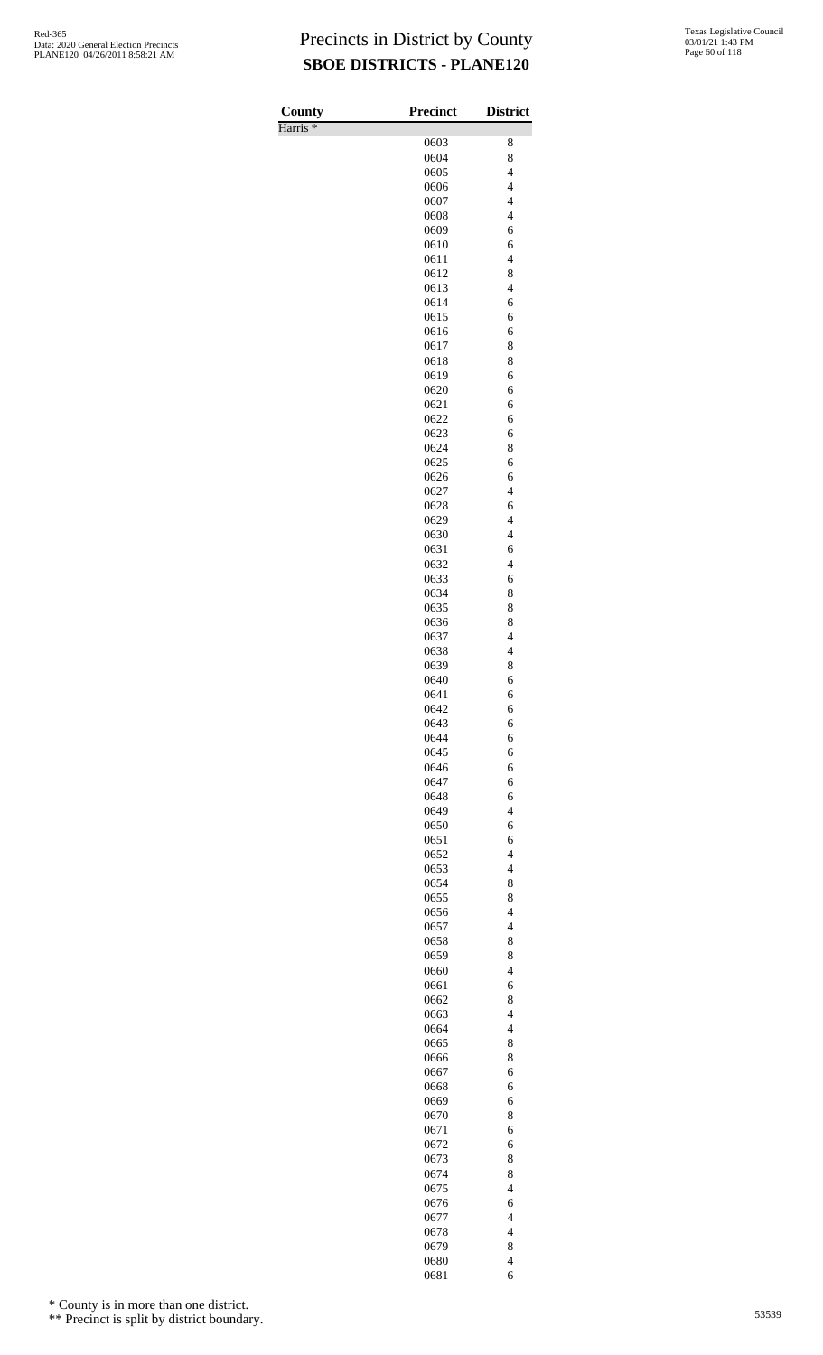# Precincts in District by County

## SBOE DISTRICTS - PLANE120

| County | Precinct | District |
|---|---|---|
| Harris * | | |
| | 0603 | 8 |
| | 0604 | 8 |
| | 0605 | 4 |
| | 0606 | 4 |
| | 0607 | 4 |
| | 0608 | 4 |
| | 0609 | 6 |
| | 0610 | 6 |
| | 0611 | 4 |
| | 0612 | 8 |
| | 0613 | 4 |
| | 0614 | 6 |
| | 0615 | 6 |
| | 0616 | 6 |
| | 0617 | 8 |
| | 0618 | 8 |
| | 0619 | 6 |
| | 0620 | 6 |
| | 0621 | 6 |
| | 0622 | 6 |
| | 0623 | 6 |
| | 0624 | 8 |
| | 0625 | 6 |
| | 0626 | 6 |
| | 0627 | 4 |
| | 0628 | 6 |
| | 0629 | 4 |
| | 0630 | 4 |
| | 0631 | 6 |
| | 0632 | 4 |
| | 0633 | 6 |
| | 0634 | 8 |
| | 0635 | 8 |
| | 0636 | 8 |
| | 0637 | 4 |
| | 0638 | 4 |
| | 0639 | 8 |
| | 0640 | 6 |
| | 0641 | 6 |
| | 0642 | 6 |
| | 0643 | 6 |
| | 0644 | 6 |
| | 0645 | 6 |
| | 0646 | 6 |
| | 0647 | 6 |
| | 0648 | 6 |
| | 0649 | 4 |
| | 0650 | 6 |
| | 0651 | 6 |
| | 0652 | 4 |
| | 0653 | 4 |
| | 0654 | 8 |
| | 0655 | 8 |
| | 0656 | 4 |
| | 0657 | 4 |
| | 0658 | 8 |
| | 0659 | 8 |
| | 0660 | 4 |
| | 0661 | 6 |
| | 0662 | 8 |
| | 0663 | 4 |
| | 0664 | 4 |
| | 0665 | 8 |
| | 0666 | 8 |
| | 0667 | 6 |
| | 0668 | 6 |
| | 0669 | 6 |
| | 0670 | 8 |
| | 0671 | 6 |
| | 0672 | 6 |
| | 0673 | 8 |
| | 0674 | 8 |
| | 0675 | 4 |
| | 0676 | 6 |
| | 0677 | 4 |
| | 0678 | 4 |
| | 0679 | 8 |
| | 0680 | 4 |
| | 0681 | 6 |

\* County is in more than one district.

\*\* Precinct is split by district boundary.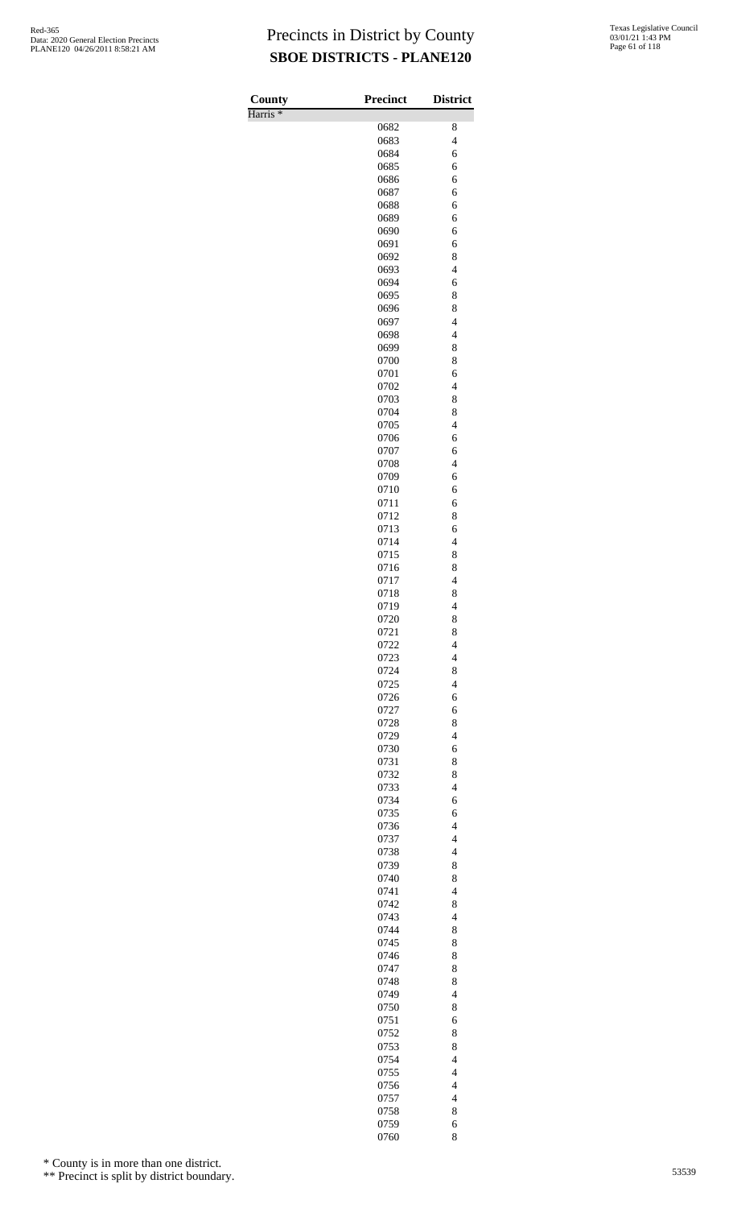# Precincts in District by County

## SBOE DISTRICTS - PLANE120

| County | Precinct | District |
|---|---|---|
| Harris * | | |
| | 0682 | 8 |
| | 0683 | 4 |
| | 0684 | 6 |
| | 0685 | 6 |
| | 0686 | 6 |
| | 0687 | 6 |
| | 0688 | 6 |
| | 0689 | 6 |
| | 0690 | 6 |
| | 0691 | 6 |
| | 0692 | 8 |
| | 0693 | 4 |
| | 0694 | 6 |
| | 0695 | 8 |
| | 0696 | 8 |
| | 0697 | 4 |
| | 0698 | 4 |
| | 0699 | 8 |
| | 0700 | 8 |
| | 0701 | 6 |
| | 0702 | 4 |
| | 0703 | 8 |
| | 0704 | 8 |
| | 0705 | 4 |
| | 0706 | 6 |
| | 0707 | 6 |
| | 0708 | 4 |
| | 0709 | 6 |
| | 0710 | 6 |
| | 0711 | 6 |
| | 0712 | 8 |
| | 0713 | 6 |
| | 0714 | 4 |
| | 0715 | 8 |
| | 0716 | 8 |
| | 0717 | 4 |
| | 0718 | 8 |
| | 0719 | 4 |
| | 0720 | 8 |
| | 0721 | 8 |
| | 0722 | 4 |
| | 0723 | 4 |
| | 0724 | 8 |
| | 0725 | 4 |
| | 0726 | 6 |
| | 0727 | 6 |
| | 0728 | 8 |
| | 0729 | 4 |
| | 0730 | 6 |
| | 0731 | 8 |
| | 0732 | 8 |
| | 0733 | 4 |
| | 0734 | 6 |
| | 0735 | 6 |
| | 0736 | 4 |
| | 0737 | 4 |
| | 0738 | 4 |
| | 0739 | 8 |
| | 0740 | 8 |
| | 0741 | 4 |
| | 0742 | 8 |
| | 0743 | 4 |
| | 0744 | 8 |
| | 0745 | 8 |
| | 0746 | 8 |
| | 0747 | 8 |
| | 0748 | 8 |
| | 0749 | 4 |
| | 0750 | 8 |
| | 0751 | 6 |
| | 0752 | 8 |
| | 0753 | 8 |
| | 0754 | 4 |
| | 0755 | 4 |
| | 0756 | 4 |
| | 0757 | 4 |
| | 0758 | 8 |
| | 0759 | 6 |
| | 0760 | 8 |

\* County is in more than one district.

\*\* Precinct is split by district boundary.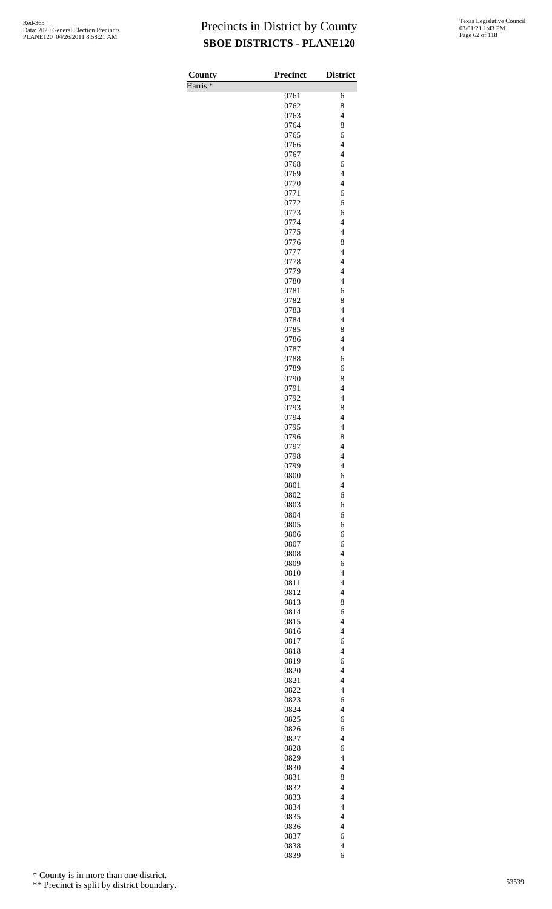# Precincts in District by County

## SBOE DISTRICTS - PLANE120

| County | Precinct | District |
|---|---|---|
| Harris * | | |
| | 0761 | 6 |
| | 0762 | 8 |
| | 0763 | 4 |
| | 0764 | 8 |
| | 0765 | 6 |
| | 0766 | 4 |
| | 0767 | 4 |
| | 0768 | 6 |
| | 0769 | 4 |
| | 0770 | 4 |
| | 0771 | 6 |
| | 0772 | 6 |
| | 0773 | 6 |
| | 0774 | 4 |
| | 0775 | 4 |
| | 0776 | 8 |
| | 0777 | 4 |
| | 0778 | 4 |
| | 0779 | 4 |
| | 0780 | 4 |
| | 0781 | 6 |
| | 0782 | 8 |
| | 0783 | 4 |
| | 0784 | 4 |
| | 0785 | 8 |
| | 0786 | 4 |
| | 0787 | 4 |
| | 0788 | 6 |
| | 0789 | 6 |
| | 0790 | 8 |
| | 0791 | 4 |
| | 0792 | 4 |
| | 0793 | 8 |
| | 0794 | 4 |
| | 0795 | 4 |
| | 0796 | 8 |
| | 0797 | 4 |
| | 0798 | 4 |
| | 0799 | 4 |
| | 0800 | 6 |
| | 0801 | 4 |
| | 0802 | 6 |
| | 0803 | 6 |
| | 0804 | 6 |
| | 0805 | 6 |
| | 0806 | 6 |
| | 0807 | 6 |
| | 0808 | 4 |
| | 0809 | 6 |
| | 0810 | 4 |
| | 0811 | 4 |
| | 0812 | 4 |
| | 0813 | 8 |
| | 0814 | 6 |
| | 0815 | 4 |
| | 0816 | 4 |
| | 0817 | 6 |
| | 0818 | 4 |
| | 0819 | 6 |
| | 0820 | 4 |
| | 0821 | 4 |
| | 0822 | 4 |
| | 0823 | 6 |
| | 0824 | 4 |
| | 0825 | 6 |
| | 0826 | 6 |
| | 0827 | 4 |
| | 0828 | 6 |
| | 0829 | 4 |
| | 0830 | 4 |
| | 0831 | 8 |
| | 0832 | 4 |
| | 0833 | 4 |
| | 0834 | 4 |
| | 0835 | 4 |
| | 0836 | 4 |
| | 0837 | 6 |
| | 0838 | 4 |
| | 0839 | 6 |

* County is in more than one district.

** Precinct is split by district boundary.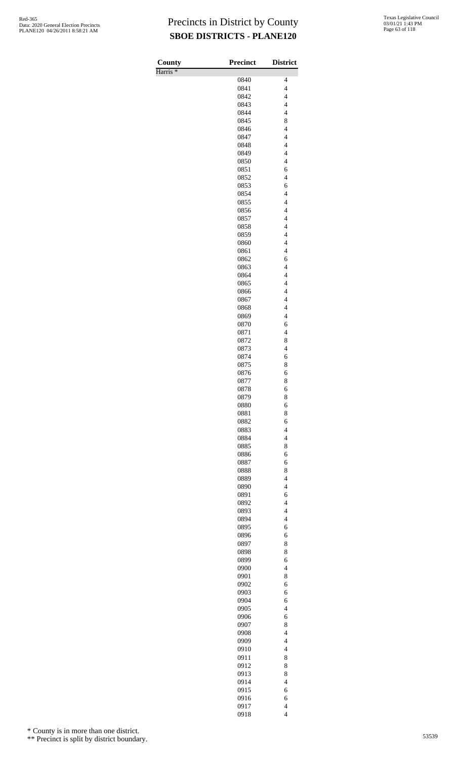# Precincts in District by County
## SBOE DISTRICTS - PLANE120

Red-365
Data: 2020 General Election Precincts
PLANE120 04/26/2011 8:58:21 AM

Texas Legislative Council
03/01/21 1:43 PM

| County | Precinct | District |
|---|---|---|
| Harris * | | |
| | 0840 | 4 |
| | 0841 | 4 |
| | 0842 | 4 |
| | 0843 | 4 |
| | 0844 | 4 |
| | 0845 | 8 |
| | 0846 | 4 |
| | 0847 | 4 |
| | 0848 | 4 |
| | 0849 | 4 |
| | 0850 | 4 |
| | 0851 | 6 |
| | 0852 | 4 |
| | 0853 | 6 |
| | 0854 | 4 |
| | 0855 | 4 |
| | 0856 | 4 |
| | 0857 | 4 |
| | 0858 | 4 |
| | 0859 | 4 |
| | 0860 | 4 |
| | 0861 | 4 |
| | 0862 | 6 |
| | 0863 | 4 |
| | 0864 | 4 |
| | 0865 | 4 |
| | 0866 | 4 |
| | 0867 | 4 |
| | 0868 | 4 |
| | 0869 | 4 |
| | 0870 | 6 |
| | 0871 | 4 |
| | 0872 | 8 |
| | 0873 | 4 |
| | 0874 | 6 |
| | 0875 | 8 |
| | 0876 | 6 |
| | 0877 | 8 |
| | 0878 | 6 |
| | 0879 | 8 |
| | 0880 | 6 |
| | 0881 | 8 |
| | 0882 | 6 |
| | 0883 | 4 |
| | 0884 | 4 |
| | 0885 | 8 |
| | 0886 | 6 |
| | 0887 | 6 |
| | 0888 | 8 |
| | 0889 | 4 |
| | 0890 | 4 |
| | 0891 | 6 |
| | 0892 | 4 |
| | 0893 | 4 |
| | 0894 | 4 |
| | 0895 | 6 |
| | 0896 | 6 |
| | 0897 | 8 |
| | 0898 | 8 |
| | 0899 | 6 |
| | 0900 | 4 |
| | 0901 | 8 |
| | 0902 | 6 |
| | 0903 | 6 |
| | 0904 | 6 |
| | 0905 | 4 |
| | 0906 | 6 |
| | 0907 | 8 |
| | 0908 | 4 |
| | 0909 | 4 |
| | 0910 | 4 |
| | 0911 | 8 |
| | 0912 | 8 |
| | 0913 | 8 |
| | 0914 | 4 |
| | 0915 | 6 |
| | 0916 | 6 |
| | 0917 | 4 |
| | 0918 | 4 |

\* County is in more than one district.

\*\* Precinct is split by district boundary.

53539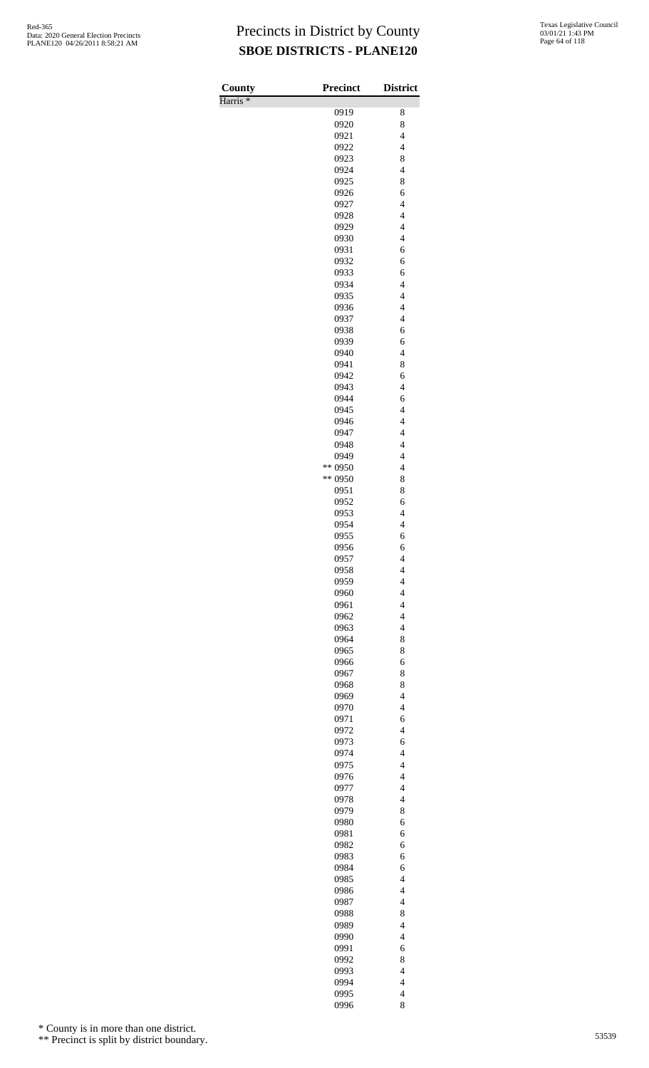Red-365
Data: 2020 General Election Precincts
PLANE120 04/26/2011 8:58:21 AM

# Precincts in District by County

## SBOE DISTRICTS - PLANE120

Texas Legislative Council
03/01/21 1:43 PM

| County | Precinct | District |
|---|---|---|
| Harris * | | |
| | 0919 | 8 |
| | 0920 | 8 |
| | 0921 | 4 |
| | 0922 | 4 |
| | 0923 | 8 |
| | 0924 | 4 |
| | 0925 | 8 |
| | 0926 | 6 |
| | 0927 | 4 |
| | 0928 | 4 |
| | 0929 | 4 |
| | 0930 | 4 |
| | 0931 | 6 |
| | 0932 | 6 |
| | 0933 | 6 |
| | 0934 | 4 |
| | 0935 | 4 |
| | 0936 | 4 |
| | 0937 | 4 |
| | 0938 | 6 |
| | 0939 | 6 |
| | 0940 | 4 |
| | 0941 | 8 |
| | 0942 | 6 |
| | 0943 | 4 |
| | 0944 | 6 |
| | 0945 | 4 |
| | 0946 | 4 |
| | 0947 | 4 |
| | 0948 | 4 |
| | 0949 | 4 |
| | ** 0950 | 4 |
| | ** 0950 | 8 |
| | 0951 | 8 |
| | 0952 | 6 |
| | 0953 | 4 |
| | 0954 | 4 |
| | 0955 | 6 |
| | 0956 | 6 |
| | 0957 | 4 |
| | 0958 | 4 |
| | 0959 | 4 |
| | 0960 | 4 |
| | 0961 | 4 |
| | 0962 | 4 |
| | 0963 | 4 |
| | 0964 | 8 |
| | 0965 | 8 |
| | 0966 | 6 |
| | 0967 | 8 |
| | 0968 | 8 |
| | 0969 | 4 |
| | 0970 | 4 |
| | 0971 | 6 |
| | 0972 | 4 |
| | 0973 | 6 |
| | 0974 | 4 |
| | 0975 | 4 |
| | 0976 | 4 |
| | 0977 | 4 |
| | 0978 | 4 |
| | 0979 | 8 |
| | 0980 | 6 |
| | 0981 | 6 |
| | 0982 | 6 |
| | 0983 | 6 |
| | 0984 | 6 |
| | 0985 | 4 |
| | 0986 | 4 |
| | 0987 | 4 |
| | 0988 | 8 |
| | 0989 | 4 |
| | 0990 | 4 |
| | 0991 | 6 |
| | 0992 | 8 |
| | 0993 | 4 |
| | 0994 | 4 |
| | 0995 | 4 |
| | 0996 | 8 |

\* County is in more than one district.

\*\* Precinct is split by district boundary.

53539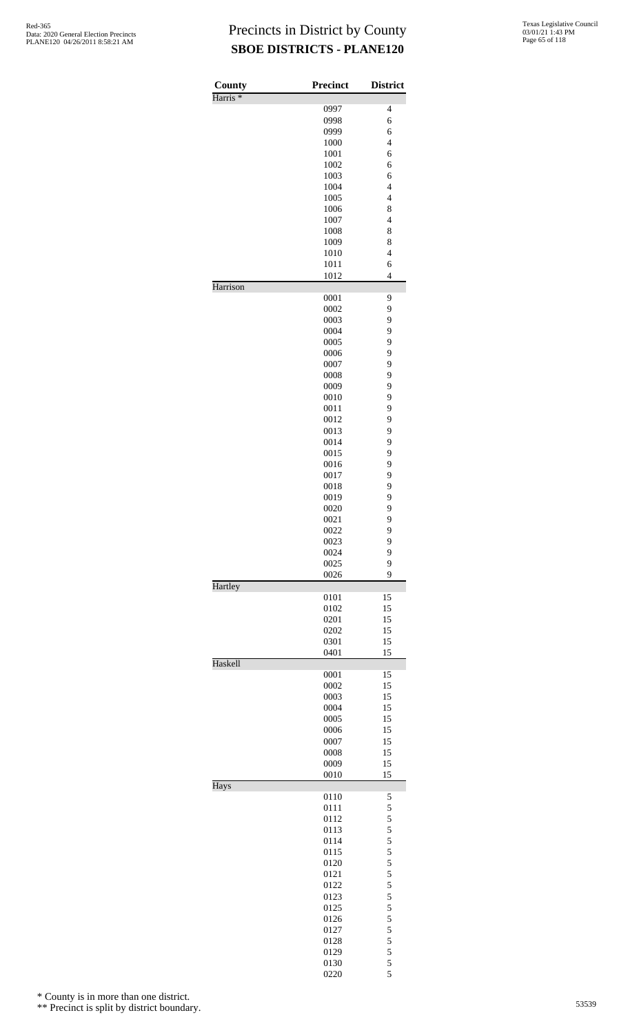# Precincts in District by County

## SBOE DISTRICTS - PLANE120

| County | Precinct | District |
|---|---|---|
| Harris * | | |
| | 0997 | 4 |
| | 0998 | 6 |
| | 0999 | 6 |
| | 1000 | 4 |
| | 1001 | 6 |
| | 1002 | 6 |
| | 1003 | 6 |
| | 1004 | 4 |
| | 1005 | 4 |
| | 1006 | 8 |
| | 1007 | 4 |
| | 1008 | 8 |
| | 1009 | 8 |
| | 1010 | 4 |
| | 1011 | 6 |
| | 1012 | 4 |
| Harrison | | |
| | 0001 | 9 |
| | 0002 | 9 |
| | 0003 | 9 |
| | 0004 | 9 |
| | 0005 | 9 |
| | 0006 | 9 |
| | 0007 | 9 |
| | 0008 | 9 |
| | 0009 | 9 |
| | 0010 | 9 |
| | 0011 | 9 |
| | 0012 | 9 |
| | 0013 | 9 |
| | 0014 | 9 |
| | 0015 | 9 |
| | 0016 | 9 |
| | 0017 | 9 |
| | 0018 | 9 |
| | 0019 | 9 |
| | 0020 | 9 |
| | 0021 | 9 |
| | 0022 | 9 |
| | 0023 | 9 |
| | 0024 | 9 |
| | 0025 | 9 |
| | 0026 | 9 |
| Hartley | | |
| | 0101 | 15 |
| | 0102 | 15 |
| | 0201 | 15 |
| | 0202 | 15 |
| | 0301 | 15 |
| | 0401 | 15 |
| Haskell | | |
| | 0001 | 15 |
| | 0002 | 15 |
| | 0003 | 15 |
| | 0004 | 15 |
| | 0005 | 15 |
| | 0006 | 15 |
| | 0007 | 15 |
| | 0008 | 15 |
| | 0009 | 15 |
| | 0010 | 15 |
| Hays | | |
| | 0110 | 5 |
| | 0111 | 5 |
| | 0112 | 5 |
| | 0113 | 5 |
| | 0114 | 5 |
| | 0115 | 5 |
| | 0120 | 5 |
| | 0121 | 5 |
| | 0122 | 5 |
| | 0123 | 5 |
| | 0125 | 5 |
| | 0126 | 5 |
| | 0127 | 5 |
| | 0128 | 5 |
| | 0129 | 5 |
| | 0130 | 5 |
| | 0220 | 5 |

\* County is in more than one district.

\*\* Precinct is split by district boundary.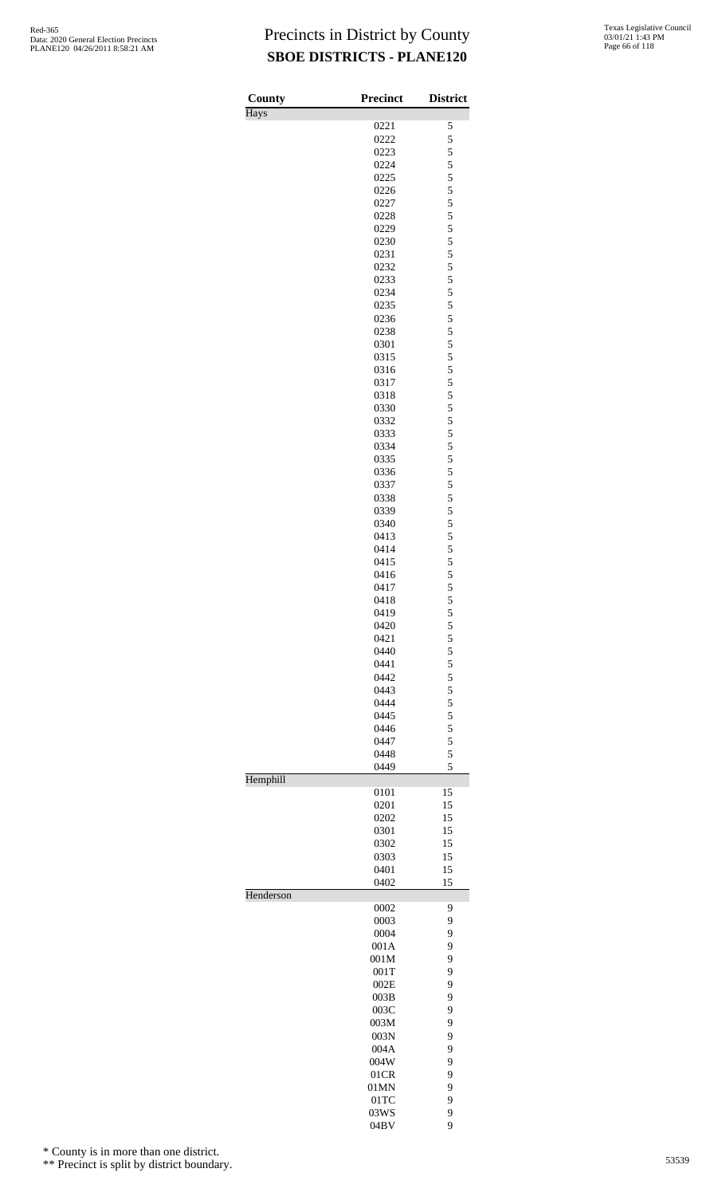# Precincts in District by County
## SBOE DISTRICTS - PLANE120

Red-365
Data: 2020 General Election Precincts
PLANE120 04/26/2011 8:58:21 AM

Texas Legislative Council
03/01/21 1:43 PM

| County | Precinct | District |
|---|---|---|
| Hays | | |
| | 0221 | 5 |
| | 0222 | 5 |
| | 0223 | 5 |
| | 0224 | 5 |
| | 0225 | 5 |
| | 0226 | 5 |
| | 0227 | 5 |
| | 0228 | 5 |
| | 0229 | 5 |
| | 0230 | 5 |
| | 0231 | 5 |
| | 0232 | 5 |
| | 0233 | 5 |
| | 0234 | 5 |
| | 0235 | 5 |
| | 0236 | 5 |
| | 0238 | 5 |
| | 0301 | 5 |
| | 0315 | 5 |
| | 0316 | 5 |
| | 0317 | 5 |
| | 0318 | 5 |
| | 0330 | 5 |
| | 0332 | 5 |
| | 0333 | 5 |
| | 0334 | 5 |
| | 0335 | 5 |
| | 0336 | 5 |
| | 0337 | 5 |
| | 0338 | 5 |
| | 0339 | 5 |
| | 0340 | 5 |
| | 0413 | 5 |
| | 0414 | 5 |
| | 0415 | 5 |
| | 0416 | 5 |
| | 0417 | 5 |
| | 0418 | 5 |
| | 0419 | 5 |
| | 0420 | 5 |
| | 0421 | 5 |
| | 0440 | 5 |
| | 0441 | 5 |
| | 0442 | 5 |
| | 0443 | 5 |
| | 0444 | 5 |
| | 0445 | 5 |
| | 0446 | 5 |
| | 0447 | 5 |
| | 0448 | 5 |
| | 0449 | 5 |
| Hemphill | | |
| | 0101 | 15 |
| | 0201 | 15 |
| | 0202 | 15 |
| | 0301 | 15 |
| | 0302 | 15 |
| | 0303 | 15 |
| | 0401 | 15 |
| | 0402 | 15 |
| Henderson | | |
| | 0002 | 9 |
| | 0003 | 9 |
| | 0004 | 9 |
| | 001A | 9 |
| | 001M | 9 |
| | 001T | 9 |
| | 002E | 9 |
| | 003B | 9 |
| | 003C | 9 |
| | 003M | 9 |
| | 003N | 9 |
| | 004A | 9 |
| | 004W | 9 |
| | 01CR | 9 |
| | 01MN | 9 |
| | 01TC | 9 |
| | 03WS | 9 |
| | 04BV | 9 |

\* County is in more than one district.

\*\* Precinct is split by district boundary.

53539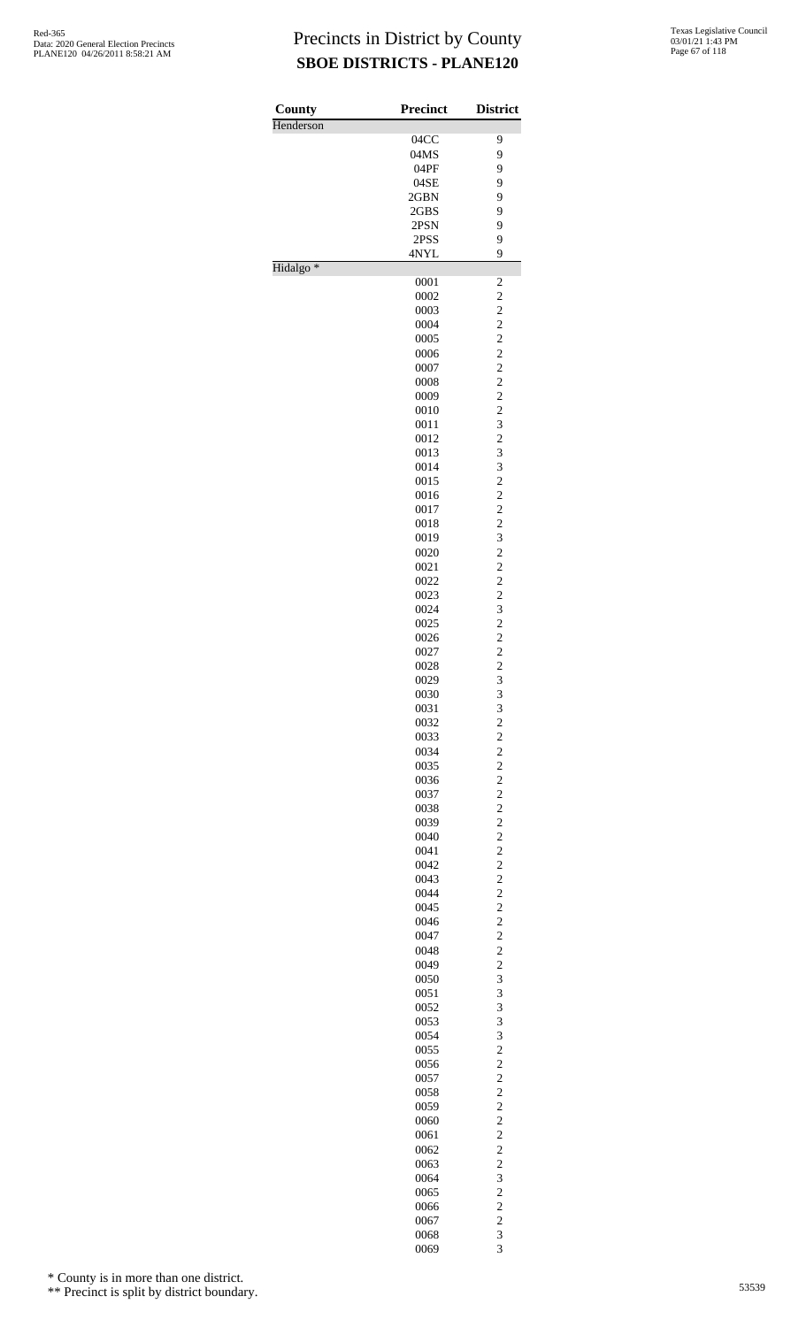# Precincts in District by County

## SBOE DISTRICTS - PLANE120

| County | Precinct | District |
|---|---|---|
| Henderson | | |
| | 04CC | 9 |
| | 04MS | 9 |
| | 04PF | 9 |
| | 04SE | 9 |
| | 2GBN | 9 |
| | 2GBS | 9 |
| | 2PSN | 9 |
| | 2PSS | 9 |
| | 4NYL | 9 |
| Hidalgo * | | |
| | 0001 | 2 |
| | 0002 | 2 |
| | 0003 | 2 |
| | 0004 | 2 |
| | 0005 | 2 |
| | 0006 | 2 |
| | 0007 | 2 |
| | 0008 | 2 |
| | 0009 | 2 |
| | 0010 | 2 |
| | 0011 | 3 |
| | 0012 | 2 |
| | 0013 | 3 |
| | 0014 | 3 |
| | 0015 | 2 |
| | 0016 | 2 |
| | 0017 | 2 |
| | 0018 | 2 |
| | 0019 | 3 |
| | 0020 | 2 |
| | 0021 | 2 |
| | 0022 | 2 |
| | 0023 | 2 |
| | 0024 | 3 |
| | 0025 | 2 |
| | 0026 | 2 |
| | 0027 | 2 |
| | 0028 | 2 |
| | 0029 | 3 |
| | 0030 | 3 |
| | 0031 | 3 |
| | 0032 | 2 |
| | 0033 | 2 |
| | 0034 | 2 |
| | 0035 | 2 |
| | 0036 | 2 |
| | 0037 | 2 |
| | 0038 | 2 |
| | 0039 | 2 |
| | 0040 | 2 |
| | 0041 | 2 |
| | 0042 | 2 |
| | 0043 | 2 |
| | 0044 | 2 |
| | 0045 | 2 |
| | 0046 | 2 |
| | 0047 | 2 |
| | 0048 | 2 |
| | 0049 | 2 |
| | 0050 | 3 |
| | 0051 | 3 |
| | 0052 | 3 |
| | 0053 | 3 |
| | 0054 | 3 |
| | 0055 | 2 |
| | 0056 | 2 |
| | 0057 | 2 |
| | 0058 | 2 |
| | 0059 | 2 |
| | 0060 | 2 |
| | 0061 | 2 |
| | 0062 | 2 |
| | 0063 | 2 |
| | 0064 | 3 |
| | 0065 | 2 |
| | 0066 | 2 |
| | 0067 | 2 |
| | 0068 | 3 |
| | 0069 | 3 |

\* County is in more than one district.

\*\* Precinct is split by district boundary.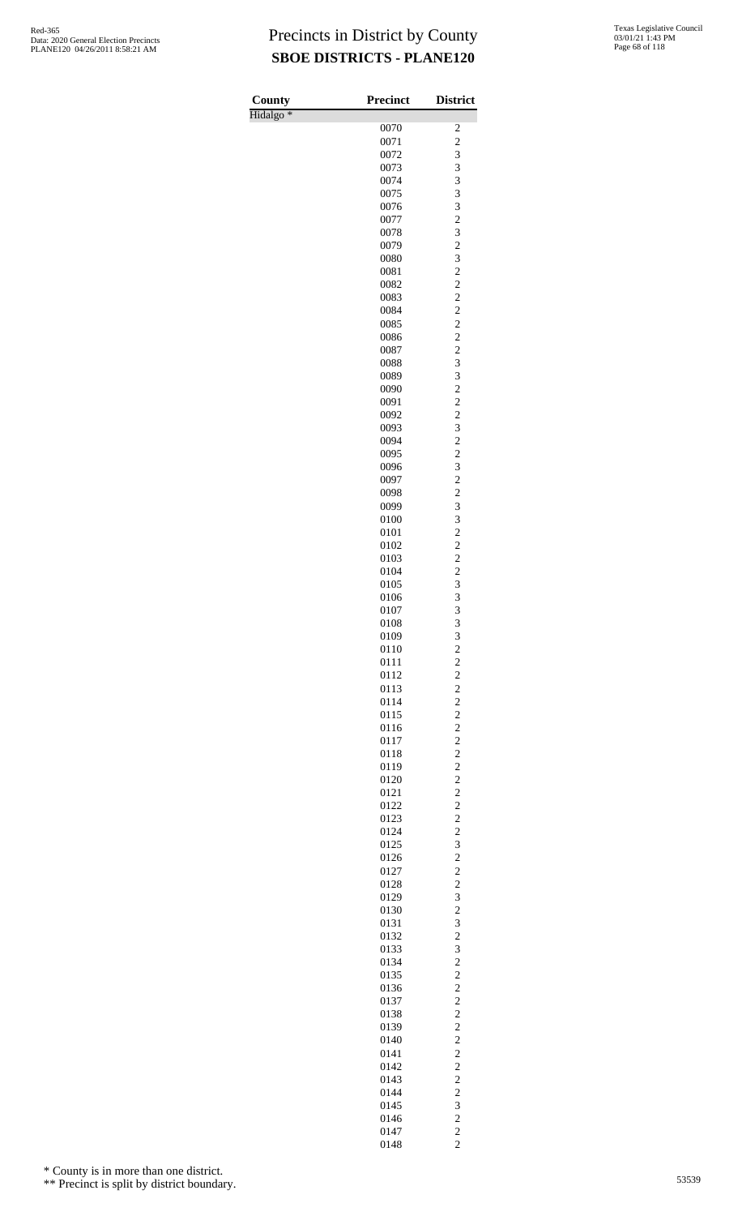# Precincts in District by County

## SBOE DISTRICTS - PLANE120

| County | Precinct | District |
|---|---|---|
| Hidalgo * | | |
| | 0070 | 2 |
| | 0071 | 2 |
| | 0072 | 3 |
| | 0073 | 3 |
| | 0074 | 3 |
| | 0075 | 3 |
| | 0076 | 3 |
| | 0077 | 2 |
| | 0078 | 3 |
| | 0079 | 2 |
| | 0080 | 3 |
| | 0081 | 2 |
| | 0082 | 2 |
| | 0083 | 2 |
| | 0084 | 2 |
| | 0085 | 2 |
| | 0086 | 2 |
| | 0087 | 2 |
| | 0088 | 3 |
| | 0089 | 3 |
| | 0090 | 2 |
| | 0091 | 2 |
| | 0092 | 2 |
| | 0093 | 3 |
| | 0094 | 2 |
| | 0095 | 2 |
| | 0096 | 3 |
| | 0097 | 2 |
| | 0098 | 2 |
| | 0099 | 3 |
| | 0100 | 3 |
| | 0101 | 2 |
| | 0102 | 2 |
| | 0103 | 2 |
| | 0104 | 2 |
| | 0105 | 3 |
| | 0106 | 3 |
| | 0107 | 3 |
| | 0108 | 3 |
| | 0109 | 3 |
| | 0110 | 2 |
| | 0111 | 2 |
| | 0112 | 2 |
| | 0113 | 2 |
| | 0114 | 2 |
| | 0115 | 2 |
| | 0116 | 2 |
| | 0117 | 2 |
| | 0118 | 2 |
| | 0119 | 2 |
| | 0120 | 2 |
| | 0121 | 2 |
| | 0122 | 2 |
| | 0123 | 2 |
| | 0124 | 2 |
| | 0125 | 3 |
| | 0126 | 2 |
| | 0127 | 2 |
| | 0128 | 2 |
| | 0129 | 3 |
| | 0130 | 2 |
| | 0131 | 3 |
| | 0132 | 2 |
| | 0133 | 3 |
| | 0134 | 2 |
| | 0135 | 2 |
| | 0136 | 2 |
| | 0137 | 2 |
| | 0138 | 2 |
| | 0139 | 2 |
| | 0140 | 2 |
| | 0141 | 2 |
| | 0142 | 2 |
| | 0143 | 2 |
| | 0144 | 2 |
| | 0145 | 3 |
| | 0146 | 2 |
| | 0147 | 2 |
| | 0148 | 2 |

\* County is in more than one district.

\** Precinct is split by district boundary.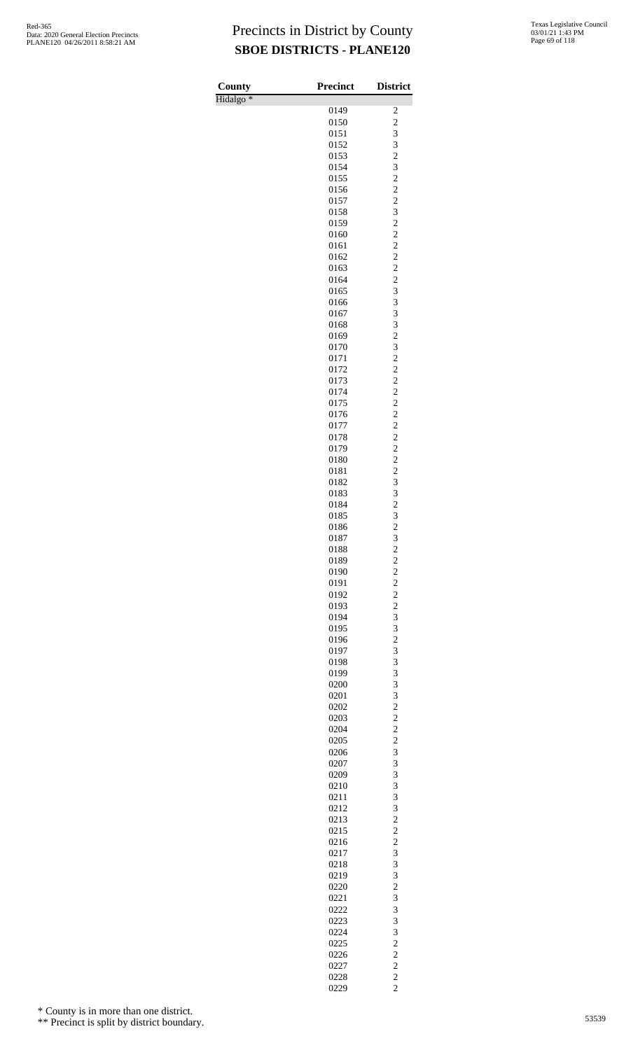# Precincts in District by County

## SBOE DISTRICTS - PLANE120

| County | Precinct | District |
|---|---|---|
| Hidalgo * | | |
| | 0149 | 2 |
| | 0150 | 2 |
| | 0151 | 3 |
| | 0152 | 3 |
| | 0153 | 2 |
| | 0154 | 3 |
| | 0155 | 2 |
| | 0156 | 2 |
| | 0157 | 2 |
| | 0158 | 3 |
| | 0159 | 2 |
| | 0160 | 2 |
| | 0161 | 2 |
| | 0162 | 2 |
| | 0163 | 2 |
| | 0164 | 2 |
| | 0165 | 3 |
| | 0166 | 3 |
| | 0167 | 3 |
| | 0168 | 3 |
| | 0169 | 2 |
| | 0170 | 3 |
| | 0171 | 2 |
| | 0172 | 2 |
| | 0173 | 2 |
| | 0174 | 2 |
| | 0175 | 2 |
| | 0176 | 2 |
| | 0177 | 2 |
| | 0178 | 2 |
| | 0179 | 2 |
| | 0180 | 2 |
| | 0181 | 2 |
| | 0182 | 3 |
| | 0183 | 3 |
| | 0184 | 2 |
| | 0185 | 3 |
| | 0186 | 2 |
| | 0187 | 3 |
| | 0188 | 2 |
| | 0189 | 2 |
| | 0190 | 2 |
| | 0191 | 2 |
| | 0192 | 2 |
| | 0193 | 2 |
| | 0194 | 3 |
| | 0195 | 3 |
| | 0196 | 2 |
| | 0197 | 3 |
| | 0198 | 3 |
| | 0199 | 3 |
| | 0200 | 3 |
| | 0201 | 3 |
| | 0202 | 2 |
| | 0203 | 2 |
| | 0204 | 2 |
| | 0205 | 2 |
| | 0206 | 3 |
| | 0207 | 3 |
| | 0209 | 3 |
| | 0210 | 3 |
| | 0211 | 3 |
| | 0212 | 3 |
| | 0213 | 2 |
| | 0215 | 2 |
| | 0216 | 2 |
| | 0217 | 3 |
| | 0218 | 3 |
| | 0219 | 3 |
| | 0220 | 2 |
| | 0221 | 3 |
| | 0222 | 3 |
| | 0223 | 3 |
| | 0224 | 3 |
| | 0225 | 2 |
| | 0226 | 2 |
| | 0227 | 2 |
| | 0228 | 2 |
| | 0229 | 2 |

\* County is in more than one district.

\*\* Precinct is split by district boundary.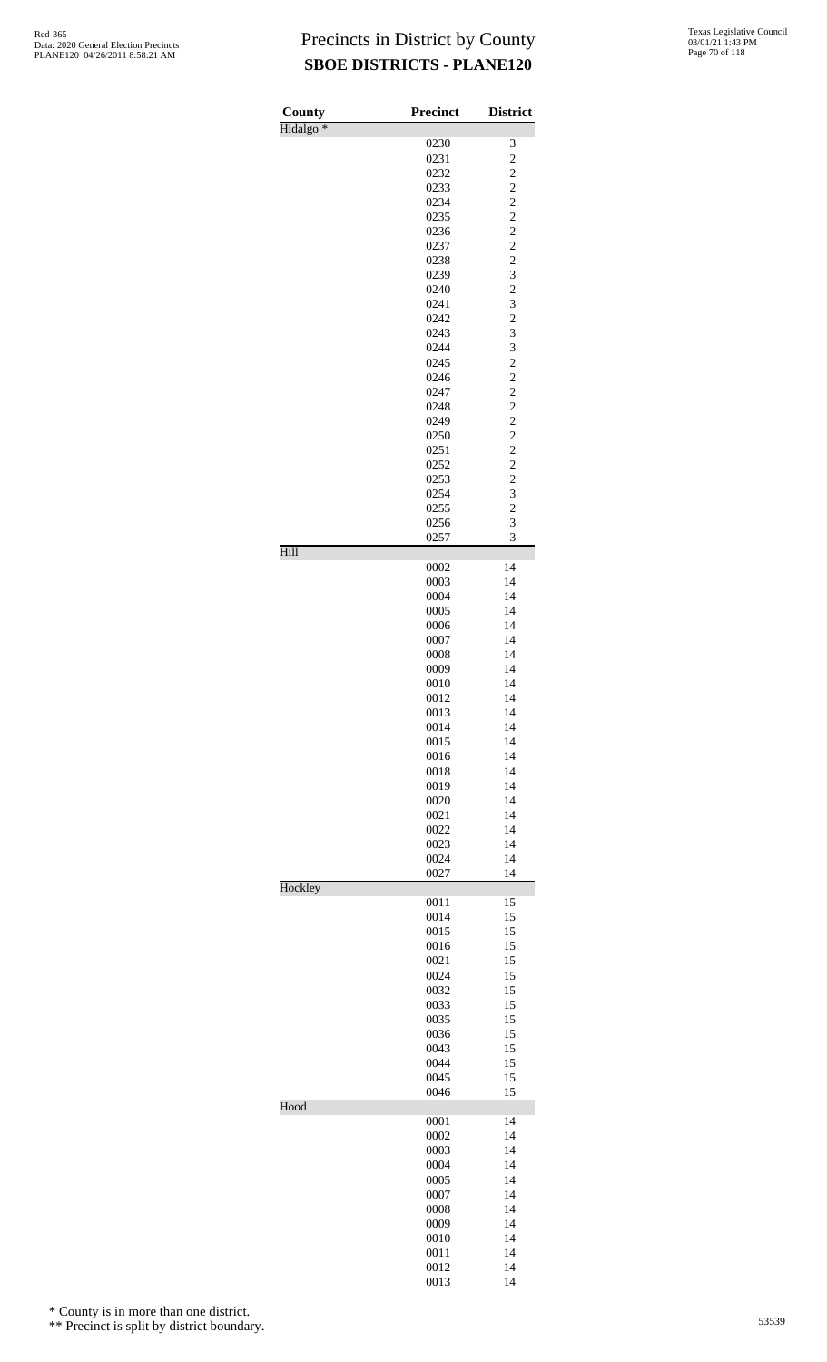# Precincts in District by County

## SBOE DISTRICTS - PLANE120

| County | Precinct | District |
|---|---|---|
| Hidalgo * | | |
| | 0230 | 3 |
| | 0231 | 2 |
| | 0232 | 2 |
| | 0233 | 2 |
| | 0234 | 2 |
| | 0235 | 2 |
| | 0236 | 2 |
| | 0237 | 2 |
| | 0238 | 2 |
| | 0239 | 3 |
| | 0240 | 2 |
| | 0241 | 3 |
| | 0242 | 2 |
| | 0243 | 3 |
| | 0244 | 3 |
| | 0245 | 2 |
| | 0246 | 2 |
| | 0247 | 2 |
| | 0248 | 2 |
| | 0249 | 2 |
| | 0250 | 2 |
| | 0251 | 2 |
| | 0252 | 2 |
| | 0253 | 2 |
| | 0254 | 3 |
| | 0255 | 2 |
| | 0256 | 3 |
| | 0257 | 3 |
| Hill | | |
| | 0002 | 14 |
| | 0003 | 14 |
| | 0004 | 14 |
| | 0005 | 14 |
| | 0006 | 14 |
| | 0007 | 14 |
| | 0008 | 14 |
| | 0009 | 14 |
| | 0010 | 14 |
| | 0012 | 14 |
| | 0013 | 14 |
| | 0014 | 14 |
| | 0015 | 14 |
| | 0016 | 14 |
| | 0018 | 14 |
| | 0019 | 14 |
| | 0020 | 14 |
| | 0021 | 14 |
| | 0022 | 14 |
| | 0023 | 14 |
| | 0024 | 14 |
| | 0027 | 14 |
| Hockley | | |
| | 0011 | 15 |
| | 0014 | 15 |
| | 0015 | 15 |
| | 0016 | 15 |
| | 0021 | 15 |
| | 0024 | 15 |
| | 0032 | 15 |
| | 0033 | 15 |
| | 0035 | 15 |
| | 0036 | 15 |
| | 0043 | 15 |
| | 0044 | 15 |
| | 0045 | 15 |
| | 0046 | 15 |
| Hood | | |
| | 0001 | 14 |
| | 0002 | 14 |
| | 0003 | 14 |
| | 0004 | 14 |
| | 0005 | 14 |
| | 0007 | 14 |
| | 0008 | 14 |
| | 0009 | 14 |
| | 0010 | 14 |
| | 0011 | 14 |
| | 0012 | 14 |
| | 0013 | 14 |

* County is in more than one district.

** Precinct is split by district boundary.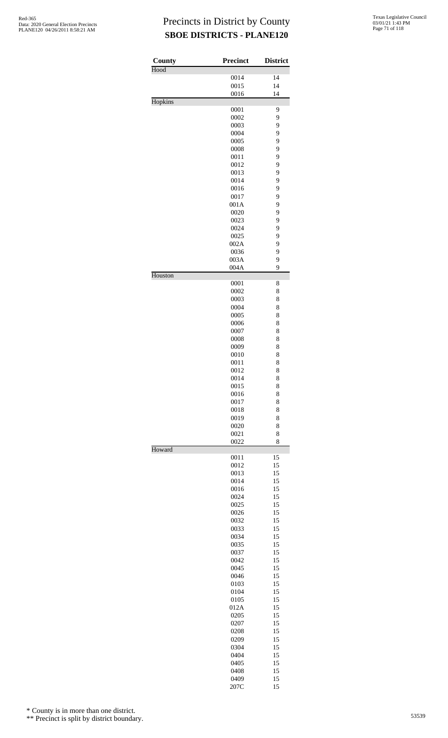# Precincts in District by County

## SBOE DISTRICTS - PLANE120

| County | Precinct | District |
|---|---|---|
| Hood | | |
| | 0014 | 14 |
| | 0015 | 14 |
| | 0016 | 14 |
| Hopkins | | |
| | 0001 | 9 |
| | 0002 | 9 |
| | 0003 | 9 |
| | 0004 | 9 |
| | 0005 | 9 |
| | 0008 | 9 |
| | 0011 | 9 |
| | 0012 | 9 |
| | 0013 | 9 |
| | 0014 | 9 |
| | 0016 | 9 |
| | 0017 | 9 |
| | 001A | 9 |
| | 0020 | 9 |
| | 0023 | 9 |
| | 0024 | 9 |
| | 0025 | 9 |
| | 002A | 9 |
| | 0036 | 9 |
| | 003A | 9 |
| | 004A | 9 |
| Houston | | |
| | 0001 | 8 |
| | 0002 | 8 |
| | 0003 | 8 |
| | 0004 | 8 |
| | 0005 | 8 |
| | 0006 | 8 |
| | 0007 | 8 |
| | 0008 | 8 |
| | 0009 | 8 |
| | 0010 | 8 |
| | 0011 | 8 |
| | 0012 | 8 |
| | 0014 | 8 |
| | 0015 | 8 |
| | 0016 | 8 |
| | 0017 | 8 |
| | 0018 | 8 |
| | 0019 | 8 |
| | 0020 | 8 |
| | 0021 | 8 |
| | 0022 | 8 |
| Howard | | |
| | 0011 | 15 |
| | 0012 | 15 |
| | 0013 | 15 |
| | 0014 | 15 |
| | 0016 | 15 |
| | 0024 | 15 |
| | 0025 | 15 |
| | 0026 | 15 |
| | 0032 | 15 |
| | 0033 | 15 |
| | 0034 | 15 |
| | 0035 | 15 |
| | 0037 | 15 |
| | 0042 | 15 |
| | 0045 | 15 |
| | 0046 | 15 |
| | 0103 | 15 |
| | 0104 | 15 |
| | 0105 | 15 |
| | 012A | 15 |
| | 0205 | 15 |
| | 0207 | 15 |
| | 0208 | 15 |
| | 0209 | 15 |
| | 0304 | 15 |
| | 0404 | 15 |
| | 0405 | 15 |
| | 0408 | 15 |
| | 0409 | 15 |
| | 207C | 15 |

\* County is in more than one district.

\*\* Precinct is split by district boundary.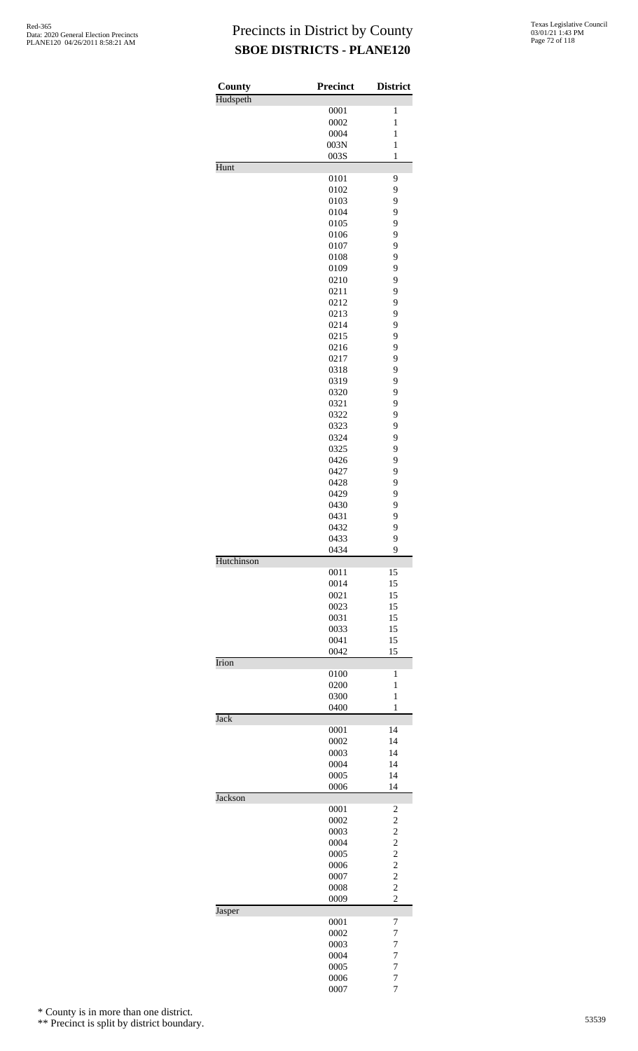# Precincts in District by County

## SBOE DISTRICTS - PLANE120

| County | Precinct | District |
|---|---|---|
| Hudspeth | | |
| | 0001 | 1 |
| | 0002 | 1 |
| | 0004 | 1 |
| | 003N | 1 |
| | 003S | 1 |
| Hunt | | |
| | 0101 | 9 |
| | 0102 | 9 |
| | 0103 | 9 |
| | 0104 | 9 |
| | 0105 | 9 |
| | 0106 | 9 |
| | 0107 | 9 |
| | 0108 | 9 |
| | 0109 | 9 |
| | 0210 | 9 |
| | 0211 | 9 |
| | 0212 | 9 |
| | 0213 | 9 |
| | 0214 | 9 |
| | 0215 | 9 |
| | 0216 | 9 |
| | 0217 | 9 |
| | 0318 | 9 |
| | 0319 | 9 |
| | 0320 | 9 |
| | 0321 | 9 |
| | 0322 | 9 |
| | 0323 | 9 |
| | 0324 | 9 |
| | 0325 | 9 |
| | 0426 | 9 |
| | 0427 | 9 |
| | 0428 | 9 |
| | 0429 | 9 |
| | 0430 | 9 |
| | 0431 | 9 |
| | 0432 | 9 |
| | 0433 | 9 |
| | 0434 | 9 |
| Hutchinson | | |
| | 0011 | 15 |
| | 0014 | 15 |
| | 0021 | 15 |
| | 0023 | 15 |
| | 0031 | 15 |
| | 0033 | 15 |
| | 0041 | 15 |
| | 0042 | 15 |
| Irion | | |
| | 0100 | 1 |
| | 0200 | 1 |
| | 0300 | 1 |
| | 0400 | 1 |
| Jack | | |
| | 0001 | 14 |
| | 0002 | 14 |
| | 0003 | 14 |
| | 0004 | 14 |
| | 0005 | 14 |
| | 0006 | 14 |
| Jackson | | |
| | 0001 | 2 |
| | 0002 | 2 |
| | 0003 | 2 |
| | 0004 | 2 |
| | 0005 | 2 |
| | 0006 | 2 |
| | 0007 | 2 |
| | 0008 | 2 |
| | 0009 | 2 |
| Jasper | | |
| | 0001 | 7 |
| | 0002 | 7 |
| | 0003 | 7 |
| | 0004 | 7 |
| | 0005 | 7 |
| | 0006 | 7 |
| | 0007 | 7 |

\* County is in more than one district.

\*\* Precinct is split by district boundary.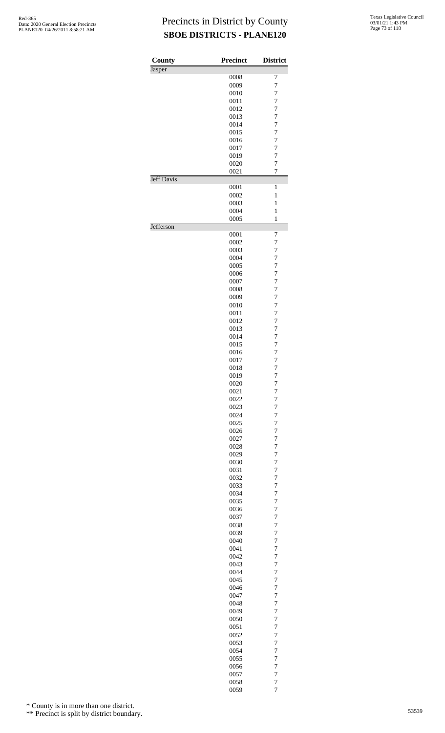# Precincts in District by County
## SBOE DISTRICTS - PLANE120

| County | Precinct | District |
|---|---|---|
| Jasper | | |
| | 0008 | 7 |
| | 0009 | 7 |
| | 0010 | 7 |
| | 0011 | 7 |
| | 0012 | 7 |
| | 0013 | 7 |
| | 0014 | 7 |
| | 0015 | 7 |
| | 0016 | 7 |
| | 0017 | 7 |
| | 0019 | 7 |
| | 0020 | 7 |
| | 0021 | 7 |
| Jeff Davis | | |
| | 0001 | 1 |
| | 0002 | 1 |
| | 0003 | 1 |
| | 0004 | 1 |
| | 0005 | 1 |
| Jefferson | | |
| | 0001 | 7 |
| | 0002 | 7 |
| | 0003 | 7 |
| | 0004 | 7 |
| | 0005 | 7 |
| | 0006 | 7 |
| | 0007 | 7 |
| | 0008 | 7 |
| | 0009 | 7 |
| | 0010 | 7 |
| | 0011 | 7 |
| | 0012 | 7 |
| | 0013 | 7 |
| | 0014 | 7 |
| | 0015 | 7 |
| | 0016 | 7 |
| | 0017 | 7 |
| | 0018 | 7 |
| | 0019 | 7 |
| | 0020 | 7 |
| | 0021 | 7 |
| | 0022 | 7 |
| | 0023 | 7 |
| | 0024 | 7 |
| | 0025 | 7 |
| | 0026 | 7 |
| | 0027 | 7 |
| | 0028 | 7 |
| | 0029 | 7 |
| | 0030 | 7 |
| | 0031 | 7 |
| | 0032 | 7 |
| | 0033 | 7 |
| | 0034 | 7 |
| | 0035 | 7 |
| | 0036 | 7 |
| | 0037 | 7 |
| | 0038 | 7 |
| | 0039 | 7 |
| | 0040 | 7 |
| | 0041 | 7 |
| | 0042 | 7 |
| | 0043 | 7 |
| | 0044 | 7 |
| | 0045 | 7 |
| | 0046 | 7 |
| | 0047 | 7 |
| | 0048 | 7 |
| | 0049 | 7 |
| | 0050 | 7 |
| | 0051 | 7 |
| | 0052 | 7 |
| | 0053 | 7 |
| | 0054 | 7 |
| | 0055 | 7 |
| | 0056 | 7 |
| | 0057 | 7 |
| | 0058 | 7 |
| | 0059 | 7 |

\* County is in more than one district.

\*\* Precinct is split by district boundary.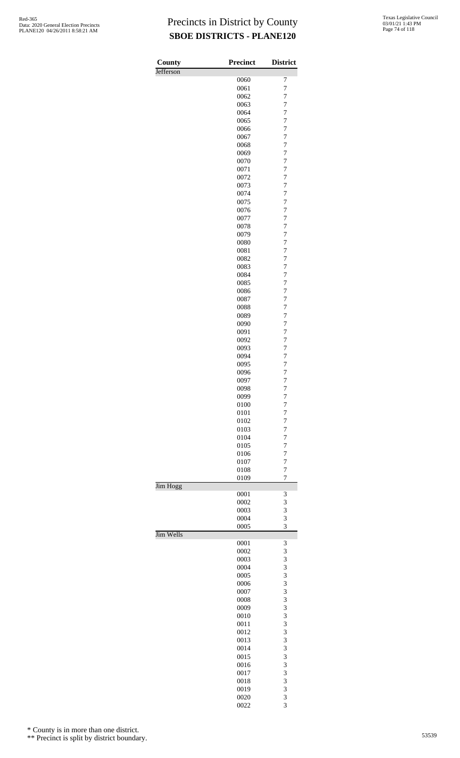# Precincts in District by County
## SBOE DISTRICTS - PLANE120

| County | Precinct | District |
|---|---|---|
| Jefferson | | |
| | 0060 | 7 |
| | 0061 | 7 |
| | 0062 | 7 |
| | 0063 | 7 |
| | 0064 | 7 |
| | 0065 | 7 |
| | 0066 | 7 |
| | 0067 | 7 |
| | 0068 | 7 |
| | 0069 | 7 |
| | 0070 | 7 |
| | 0071 | 7 |
| | 0072 | 7 |
| | 0073 | 7 |
| | 0074 | 7 |
| | 0075 | 7 |
| | 0076 | 7 |
| | 0077 | 7 |
| | 0078 | 7 |
| | 0079 | 7 |
| | 0080 | 7 |
| | 0081 | 7 |
| | 0082 | 7 |
| | 0083 | 7 |
| | 0084 | 7 |
| | 0085 | 7 |
| | 0086 | 7 |
| | 0087 | 7 |
| | 0088 | 7 |
| | 0089 | 7 |
| | 0090 | 7 |
| | 0091 | 7 |
| | 0092 | 7 |
| | 0093 | 7 |
| | 0094 | 7 |
| | 0095 | 7 |
| | 0096 | 7 |
| | 0097 | 7 |
| | 0098 | 7 |
| | 0099 | 7 |
| | 0100 | 7 |
| | 0101 | 7 |
| | 0102 | 7 |
| | 0103 | 7 |
| | 0104 | 7 |
| | 0105 | 7 |
| | 0106 | 7 |
| | 0107 | 7 |
| | 0108 | 7 |
| | 0109 | 7 |
| Jim Hogg | | |
| | 0001 | 3 |
| | 0002 | 3 |
| | 0003 | 3 |
| | 0004 | 3 |
| | 0005 | 3 |
| Jim Wells | | |
| | 0001 | 3 |
| | 0002 | 3 |
| | 0003 | 3 |
| | 0004 | 3 |
| | 0005 | 3 |
| | 0006 | 3 |
| | 0007 | 3 |
| | 0008 | 3 |
| | 0009 | 3 |
| | 0010 | 3 |
| | 0011 | 3 |
| | 0012 | 3 |
| | 0013 | 3 |
| | 0014 | 3 |
| | 0015 | 3 |
| | 0016 | 3 |
| | 0017 | 3 |
| | 0018 | 3 |
| | 0019 | 3 |
| | 0020 | 3 |
| | 0022 | 3 |

\* County is in more than one district.

\*\* Precinct is split by district boundary.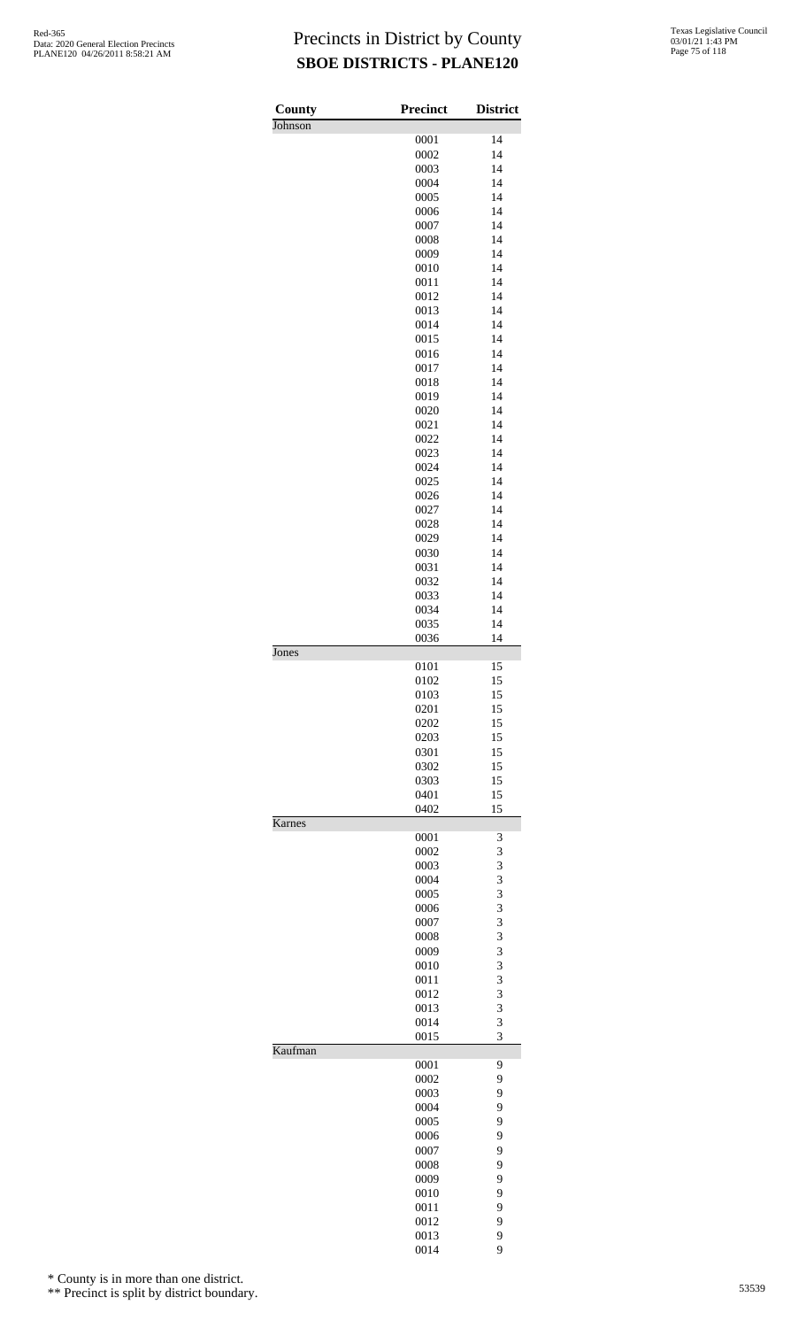# Precincts in District by County
## SBOE DISTRICTS - PLANE120

| County | Precinct | District |
|---|---|---|
| Johnson | | |
| | 0001 | 14 |
| | 0002 | 14 |
| | 0003 | 14 |
| | 0004 | 14 |
| | 0005 | 14 |
| | 0006 | 14 |
| | 0007 | 14 |
| | 0008 | 14 |
| | 0009 | 14 |
| | 0010 | 14 |
| | 0011 | 14 |
| | 0012 | 14 |
| | 0013 | 14 |
| | 0014 | 14 |
| | 0015 | 14 |
| | 0016 | 14 |
| | 0017 | 14 |
| | 0018 | 14 |
| | 0019 | 14 |
| | 0020 | 14 |
| | 0021 | 14 |
| | 0022 | 14 |
| | 0023 | 14 |
| | 0024 | 14 |
| | 0025 | 14 |
| | 0026 | 14 |
| | 0027 | 14 |
| | 0028 | 14 |
| | 0029 | 14 |
| | 0030 | 14 |
| | 0031 | 14 |
| | 0032 | 14 |
| | 0033 | 14 |
| | 0034 | 14 |
| | 0035 | 14 |
| | 0036 | 14 |
| Jones | | |
| | 0101 | 15 |
| | 0102 | 15 |
| | 0103 | 15 |
| | 0201 | 15 |
| | 0202 | 15 |
| | 0203 | 15 |
| | 0301 | 15 |
| | 0302 | 15 |
| | 0303 | 15 |
| | 0401 | 15 |
| | 0402 | 15 |
| Karnes | | |
| | 0001 | 3 |
| | 0002 | 3 |
| | 0003 | 3 |
| | 0004 | 3 |
| | 0005 | 3 |
| | 0006 | 3 |
| | 0007 | 3 |
| | 0008 | 3 |
| | 0009 | 3 |
| | 0010 | 3 |
| | 0011 | 3 |
| | 0012 | 3 |
| | 0013 | 3 |
| | 0014 | 3 |
| | 0015 | 3 |
| Kaufman | | |
| | 0001 | 9 |
| | 0002 | 9 |
| | 0003 | 9 |
| | 0004 | 9 |
| | 0005 | 9 |
| | 0006 | 9 |
| | 0007 | 9 |
| | 0008 | 9 |
| | 0009 | 9 |
| | 0010 | 9 |
| | 0011 | 9 |
| | 0012 | 9 |
| | 0013 | 9 |
| | 0014 | 9 |

\* County is in more than one district.

\*\* Precinct is split by district boundary.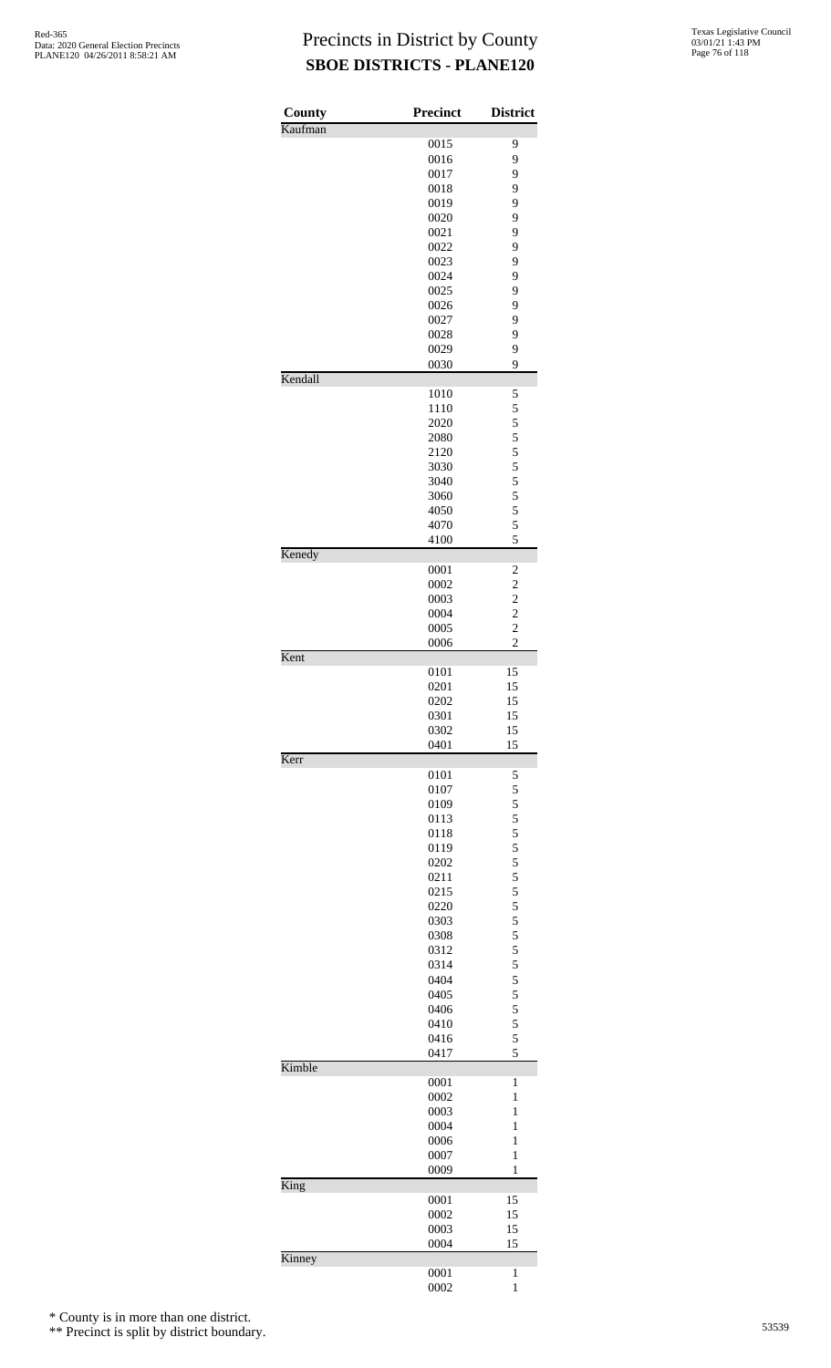# Precincts in District by County
## SBOE DISTRICTS - PLANE120

| County | Precinct | District |
|---|---|---|
| Kaufman | | |
| | 0015 | 9 |
| | 0016 | 9 |
| | 0017 | 9 |
| | 0018 | 9 |
| | 0019 | 9 |
| | 0020 | 9 |
| | 0021 | 9 |
| | 0022 | 9 |
| | 0023 | 9 |
| | 0024 | 9 |
| | 0025 | 9 |
| | 0026 | 9 |
| | 0027 | 9 |
| | 0028 | 9 |
| | 0029 | 9 |
| | 0030 | 9 |
| Kendall | | |
| | 1010 | 5 |
| | 1110 | 5 |
| | 2020 | 5 |
| | 2080 | 5 |
| | 2120 | 5 |
| | 3030 | 5 |
| | 3040 | 5 |
| | 3060 | 5 |
| | 4050 | 5 |
| | 4070 | 5 |
| | 4100 | 5 |
| Kenedy | | |
| | 0001 | 2 |
| | 0002 | 2 |
| | 0003 | 2 |
| | 0004 | 2 |
| | 0005 | 2 |
| | 0006 | 2 |
| Kent | | |
| | 0101 | 15 |
| | 0201 | 15 |
| | 0202 | 15 |
| | 0301 | 15 |
| | 0302 | 15 |
| | 0401 | 15 |
| Kerr | | |
| | 0101 | 5 |
| | 0107 | 5 |
| | 0109 | 5 |
| | 0113 | 5 |
| | 0118 | 5 |
| | 0119 | 5 |
| | 0202 | 5 |
| | 0211 | 5 |
| | 0215 | 5 |
| | 0220 | 5 |
| | 0303 | 5 |
| | 0308 | 5 |
| | 0312 | 5 |
| | 0314 | 5 |
| | 0404 | 5 |
| | 0405 | 5 |
| | 0406 | 5 |
| | 0410 | 5 |
| | 0416 | 5 |
| | 0417 | 5 |
| Kimble | | |
| | 0001 | 1 |
| | 0002 | 1 |
| | 0003 | 1 |
| | 0004 | 1 |
| | 0006 | 1 |
| | 0007 | 1 |
| | 0009 | 1 |
| King | | |
| | 0001 | 15 |
| | 0002 | 15 |
| | 0003 | 15 |
| | 0004 | 15 |
| Kinney | | |
| | 0001 | 1 |
| | 0002 | 1 |

\* County is in more than one district.

\*\* Precinct is split by district boundary.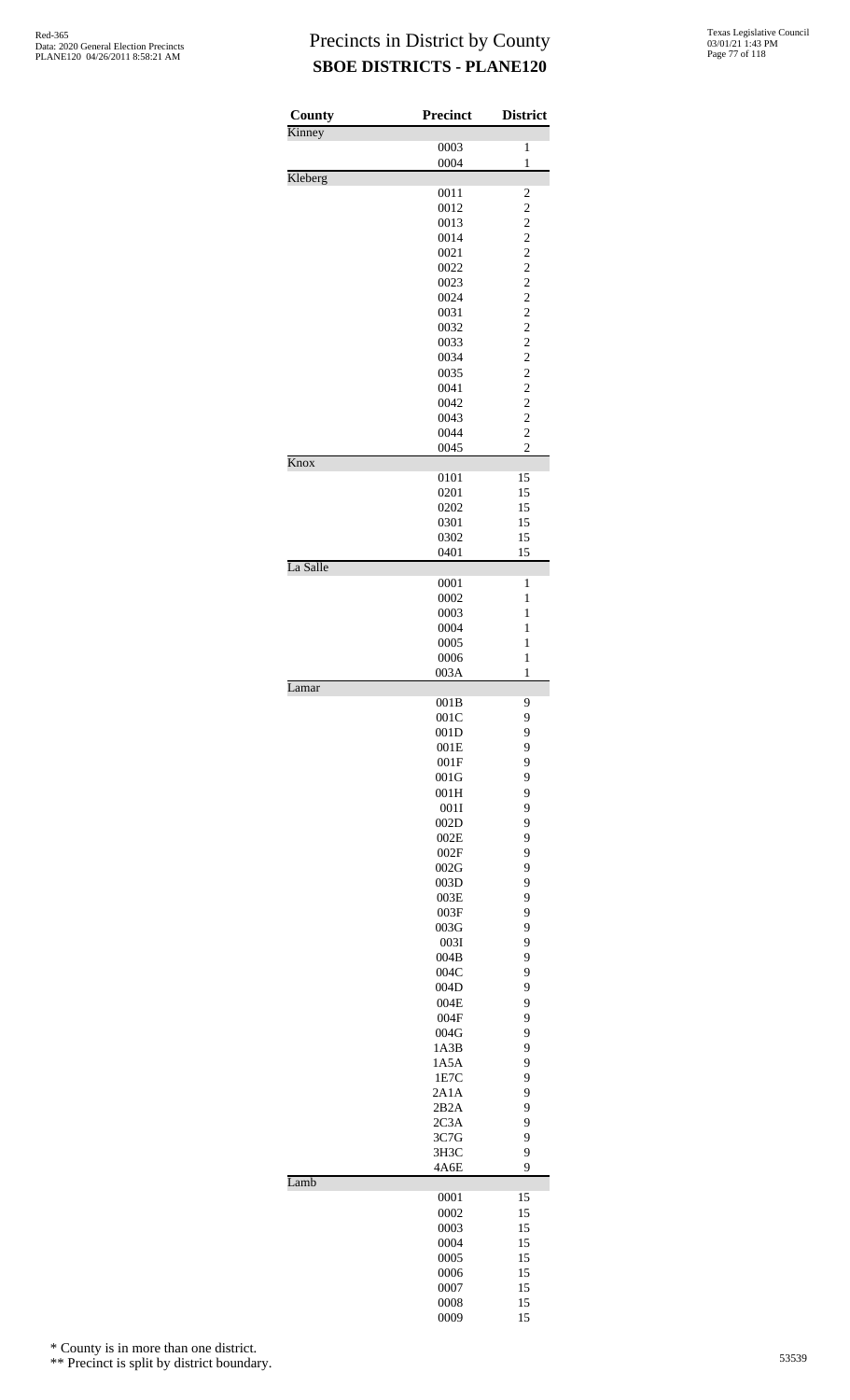# Precincts in District by County
## SBOE DISTRICTS - PLANE120

| County | Precinct | District |
|---|---|---|
| Kinney | | |
| | 0003 | 1 |
| | 0004 | 1 |
| Kleberg | | |
| | 0011 | 2 |
| | 0012 | 2 |
| | 0013 | 2 |
| | 0014 | 2 |
| | 0021 | 2 |
| | 0022 | 2 |
| | 0023 | 2 |
| | 0024 | 2 |
| | 0031 | 2 |
| | 0032 | 2 |
| | 0033 | 2 |
| | 0034 | 2 |
| | 0035 | 2 |
| | 0041 | 2 |
| | 0042 | 2 |
| | 0043 | 2 |
| | 0044 | 2 |
| | 0045 | 2 |
| Knox | | |
| | 0101 | 15 |
| | 0201 | 15 |
| | 0202 | 15 |
| | 0301 | 15 |
| | 0302 | 15 |
| | 0401 | 15 |
| La Salle | | |
| | 0001 | 1 |
| | 0002 | 1 |
| | 0003 | 1 |
| | 0004 | 1 |
| | 0005 | 1 |
| | 0006 | 1 |
| | 003A | 1 |
| Lamar | | |
| | 001B | 9 |
| | 001C | 9 |
| | 001D | 9 |
| | 001E | 9 |
| | 001F | 9 |
| | 001G | 9 |
| | 001H | 9 |
| | 001I | 9 |
| | 002D | 9 |
| | 002E | 9 |
| | 002F | 9 |
| | 002G | 9 |
| | 003D | 9 |
| | 003E | 9 |
| | 003F | 9 |
| | 003G | 9 |
| | 003I | 9 |
| | 004B | 9 |
| | 004C | 9 |
| | 004D | 9 |
| | 004E | 9 |
| | 004F | 9 |
| | 004G | 9 |
| | 1A3B | 9 |
| | 1A5A | 9 |
| | 1E7C | 9 |
| | 2A1A | 9 |
| | 2B2A | 9 |
| | 2C3A | 9 |
| | 3C7G | 9 |
| | 3H3C | 9 |
| | 4A6E | 9 |
| Lamb | | |
| | 0001 | 15 |
| | 0002 | 15 |
| | 0003 | 15 |
| | 0004 | 15 |
| | 0005 | 15 |
| | 0006 | 15 |
| | 0007 | 15 |
| | 0008 | 15 |
| | 0009 | 15 |

\* County is in more than one district.

\*\* Precinct is split by district boundary.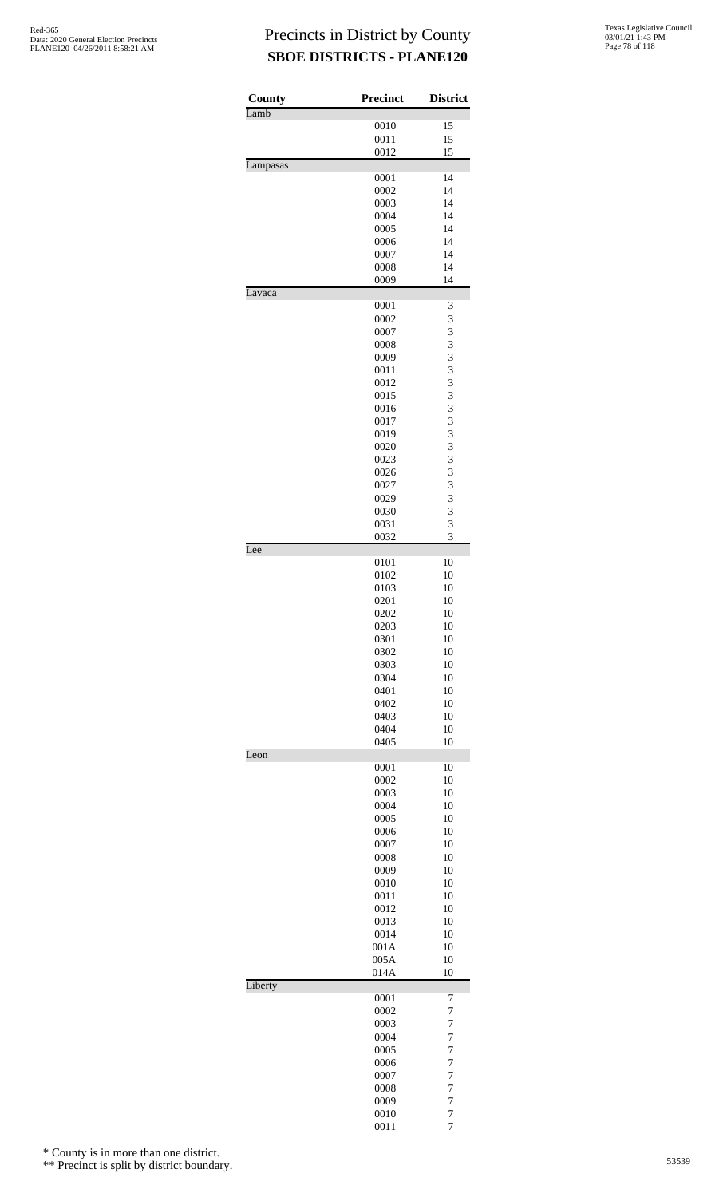# Precincts in District by County
## SBOE DISTRICTS - PLANE120

| County | Precinct | District |
|---|---|---|
| Lamb | | |
| | 0010 | 15 |
| | 0011 | 15 |
| | 0012 | 15 |
| Lampasas | | |
| | 0001 | 14 |
| | 0002 | 14 |
| | 0003 | 14 |
| | 0004 | 14 |
| | 0005 | 14 |
| | 0006 | 14 |
| | 0007 | 14 |
| | 0008 | 14 |
| | 0009 | 14 |
| Lavaca | | |
| | 0001 | 3 |
| | 0002 | 3 |
| | 0007 | 3 |
| | 0008 | 3 |
| | 0009 | 3 |
| | 0011 | 3 |
| | 0012 | 3 |
| | 0015 | 3 |
| | 0016 | 3 |
| | 0017 | 3 |
| | 0019 | 3 |
| | 0020 | 3 |
| | 0023 | 3 |
| | 0026 | 3 |
| | 0027 | 3 |
| | 0029 | 3 |
| | 0030 | 3 |
| | 0031 | 3 |
| | 0032 | 3 |
| Lee | | |
| | 0101 | 10 |
| | 0102 | 10 |
| | 0103 | 10 |
| | 0201 | 10 |
| | 0202 | 10 |
| | 0203 | 10 |
| | 0301 | 10 |
| | 0302 | 10 |
| | 0303 | 10 |
| | 0304 | 10 |
| | 0401 | 10 |
| | 0402 | 10 |
| | 0403 | 10 |
| | 0404 | 10 |
| | 0405 | 10 |
| Leon | | |
| | 0001 | 10 |
| | 0002 | 10 |
| | 0003 | 10 |
| | 0004 | 10 |
| | 0005 | 10 |
| | 0006 | 10 |
| | 0007 | 10 |
| | 0008 | 10 |
| | 0009 | 10 |
| | 0010 | 10 |
| | 0011 | 10 |
| | 0012 | 10 |
| | 0013 | 10 |
| | 0014 | 10 |
| | 001A | 10 |
| | 005A | 10 |
| | 014A | 10 |
| Liberty | | |
| | 0001 | 7 |
| | 0002 | 7 |
| | 0003 | 7 |
| | 0004 | 7 |
| | 0005 | 7 |
| | 0006 | 7 |
| | 0007 | 7 |
| | 0008 | 7 |
| | 0009 | 7 |
| | 0010 | 7 |
| | 0011 | 7 |

\* County is in more than one district.

\*\* Precinct is split by district boundary.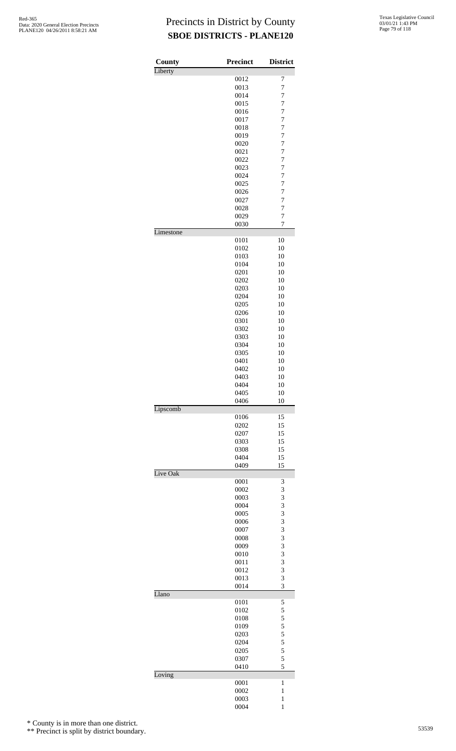# Precincts in District by County

## SBOE DISTRICTS - PLANE120

| County | Precinct | District |
|---|---|---|
| Liberty | | |
| | 0012 | 7 |
| | 0013 | 7 |
| | 0014 | 7 |
| | 0015 | 7 |
| | 0016 | 7 |
| | 0017 | 7 |
| | 0018 | 7 |
| | 0019 | 7 |
| | 0020 | 7 |
| | 0021 | 7 |
| | 0022 | 7 |
| | 0023 | 7 |
| | 0024 | 7 |
| | 0025 | 7 |
| | 0026 | 7 |
| | 0027 | 7 |
| | 0028 | 7 |
| | 0029 | 7 |
| | 0030 | 7 |
| Limestone | | |
| | 0101 | 10 |
| | 0102 | 10 |
| | 0103 | 10 |
| | 0104 | 10 |
| | 0201 | 10 |
| | 0202 | 10 |
| | 0203 | 10 |
| | 0204 | 10 |
| | 0205 | 10 |
| | 0206 | 10 |
| | 0301 | 10 |
| | 0302 | 10 |
| | 0303 | 10 |
| | 0304 | 10 |
| | 0305 | 10 |
| | 0401 | 10 |
| | 0402 | 10 |
| | 0403 | 10 |
| | 0404 | 10 |
| | 0405 | 10 |
| | 0406 | 10 |
| Lipscomb | | |
| | 0106 | 15 |
| | 0202 | 15 |
| | 0207 | 15 |
| | 0303 | 15 |
| | 0308 | 15 |
| | 0404 | 15 |
| | 0409 | 15 |
| Live Oak | | |
| | 0001 | 3 |
| | 0002 | 3 |
| | 0003 | 3 |
| | 0004 | 3 |
| | 0005 | 3 |
| | 0006 | 3 |
| | 0007 | 3 |
| | 0008 | 3 |
| | 0009 | 3 |
| | 0010 | 3 |
| | 0011 | 3 |
| | 0012 | 3 |
| | 0013 | 3 |
| | 0014 | 3 |
| Llano | | |
| | 0101 | 5 |
| | 0102 | 5 |
| | 0108 | 5 |
| | 0109 | 5 |
| | 0203 | 5 |
| | 0204 | 5 |
| | 0205 | 5 |
| | 0307 | 5 |
| | 0410 | 5 |
| Loving | | |
| | 0001 | 1 |
| | 0002 | 1 |
| | 0003 | 1 |
| | 0004 | 1 |

\* County is in more than one district.

\*\* Precinct is split by district boundary.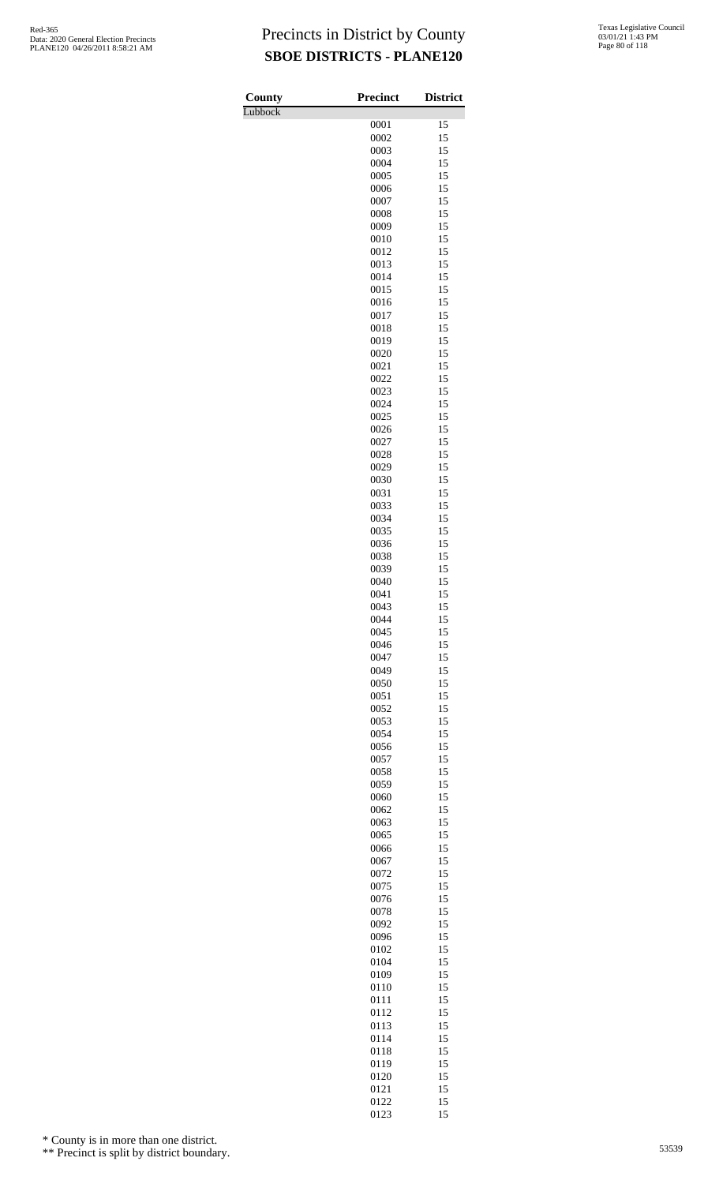# Precincts in District by County
## SBOE DISTRICTS - PLANE120

| County | Precinct | District |
|---|---|---|
| Lubbock | | |
| | 0001 | 15 |
| | 0002 | 15 |
| | 0003 | 15 |
| | 0004 | 15 |
| | 0005 | 15 |
| | 0006 | 15 |
| | 0007 | 15 |
| | 0008 | 15 |
| | 0009 | 15 |
| | 0010 | 15 |
| | 0012 | 15 |
| | 0013 | 15 |
| | 0014 | 15 |
| | 0015 | 15 |
| | 0016 | 15 |
| | 0017 | 15 |
| | 0018 | 15 |
| | 0019 | 15 |
| | 0020 | 15 |
| | 0021 | 15 |
| | 0022 | 15 |
| | 0023 | 15 |
| | 0024 | 15 |
| | 0025 | 15 |
| | 0026 | 15 |
| | 0027 | 15 |
| | 0028 | 15 |
| | 0029 | 15 |
| | 0030 | 15 |
| | 0031 | 15 |
| | 0033 | 15 |
| | 0034 | 15 |
| | 0035 | 15 |
| | 0036 | 15 |
| | 0038 | 15 |
| | 0039 | 15 |
| | 0040 | 15 |
| | 0041 | 15 |
| | 0043 | 15 |
| | 0044 | 15 |
| | 0045 | 15 |
| | 0046 | 15 |
| | 0047 | 15 |
| | 0049 | 15 |
| | 0050 | 15 |
| | 0051 | 15 |
| | 0052 | 15 |
| | 0053 | 15 |
| | 0054 | 15 |
| | 0056 | 15 |
| | 0057 | 15 |
| | 0058 | 15 |
| | 0059 | 15 |
| | 0060 | 15 |
| | 0062 | 15 |
| | 0063 | 15 |
| | 0065 | 15 |
| | 0066 | 15 |
| | 0067 | 15 |
| | 0072 | 15 |
| | 0075 | 15 |
| | 0076 | 15 |
| | 0078 | 15 |
| | 0092 | 15 |
| | 0096 | 15 |
| | 0102 | 15 |
| | 0104 | 15 |
| | 0109 | 15 |
| | 0110 | 15 |
| | 0111 | 15 |
| | 0112 | 15 |
| | 0113 | 15 |
| | 0114 | 15 |
| | 0118 | 15 |
| | 0119 | 15 |
| | 0120 | 15 |
| | 0121 | 15 |
| | 0122 | 15 |
| | 0123 | 15 |

\* County is in more than one district.

\*\* Precinct is split by district boundary.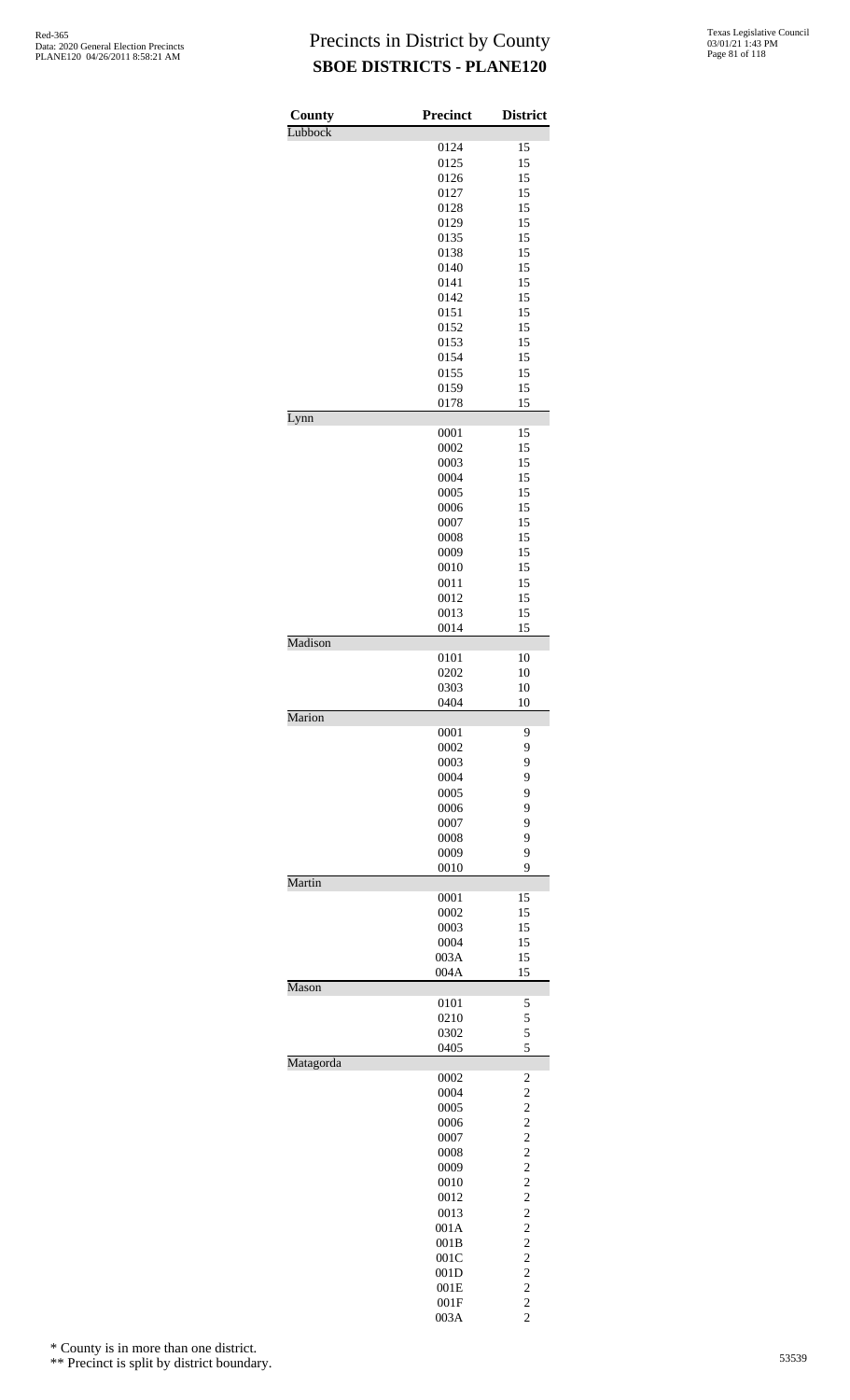# Precincts in District by County

## SBOE DISTRICTS - PLANE120

| County | Precinct | District |
|---|---|---|
| Lubbock | | |
| | 0124 | 15 |
| | 0125 | 15 |
| | 0126 | 15 |
| | 0127 | 15 |
| | 0128 | 15 |
| | 0129 | 15 |
| | 0135 | 15 |
| | 0138 | 15 |
| | 0140 | 15 |
| | 0141 | 15 |
| | 0142 | 15 |
| | 0151 | 15 |
| | 0152 | 15 |
| | 0153 | 15 |
| | 0154 | 15 |
| | 0155 | 15 |
| | 0159 | 15 |
| | 0178 | 15 |
| Lynn | | |
| | 0001 | 15 |
| | 0002 | 15 |
| | 0003 | 15 |
| | 0004 | 15 |
| | 0005 | 15 |
| | 0006 | 15 |
| | 0007 | 15 |
| | 0008 | 15 |
| | 0009 | 15 |
| | 0010 | 15 |
| | 0011 | 15 |
| | 0012 | 15 |
| | 0013 | 15 |
| | 0014 | 15 |
| Madison | | |
| | 0101 | 10 |
| | 0202 | 10 |
| | 0303 | 10 |
| | 0404 | 10 |
| Marion | | |
| | 0001 | 9 |
| | 0002 | 9 |
| | 0003 | 9 |
| | 0004 | 9 |
| | 0005 | 9 |
| | 0006 | 9 |
| | 0007 | 9 |
| | 0008 | 9 |
| | 0009 | 9 |
| | 0010 | 9 |
| Martin | | |
| | 0001 | 15 |
| | 0002 | 15 |
| | 0003 | 15 |
| | 0004 | 15 |
| | 003A | 15 |
| | 004A | 15 |
| Mason | | |
| | 0101 | 5 |
| | 0210 | 5 |
| | 0302 | 5 |
| | 0405 | 5 |
| Matagorda | | |
| | 0002 | 2 |
| | 0004 | 2 |
| | 0005 | 2 |
| | 0006 | 2 |
| | 0007 | 2 |
| | 0008 | 2 |
| | 0009 | 2 |
| | 0010 | 2 |
| | 0012 | 2 |
| | 0013 | 2 |
| | 001A | 2 |
| | 001B | 2 |
| | 001C | 2 |
| | 001D | 2 |
| | 001E | 2 |
| | 001F | 2 |
| | 003A | 2 |

\* County is in more than one district.

\*\* Precinct is split by district boundary.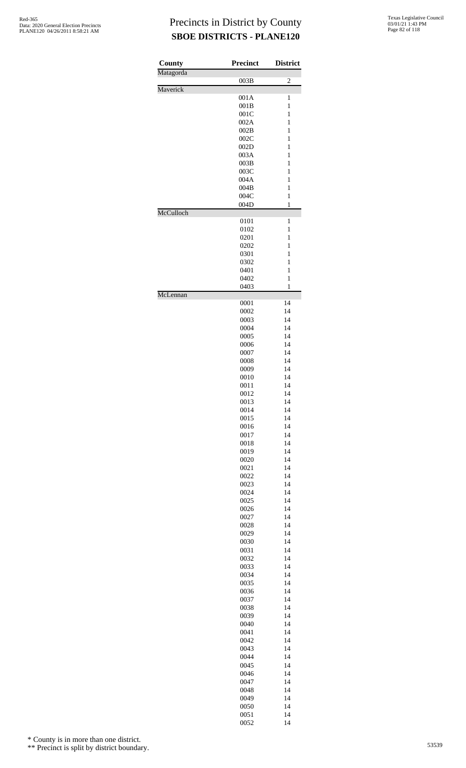# Precincts in District by County

## SBOE DISTRICTS - PLANE120

| County | Precinct | District |
|---|---|---|
| Matagorda | | |
| | 003B | 2 |
| Maverick | | |
| | 001A | 1 |
| | 001B | 1 |
| | 001C | 1 |
| | 002A | 1 |
| | 002B | 1 |
| | 002C | 1 |
| | 002D | 1 |
| | 003A | 1 |
| | 003B | 1 |
| | 003C | 1 |
| | 004A | 1 |
| | 004B | 1 |
| | 004C | 1 |
| | 004D | 1 |
| McCulloch | | |
| | 0101 | 1 |
| | 0102 | 1 |
| | 0201 | 1 |
| | 0202 | 1 |
| | 0301 | 1 |
| | 0302 | 1 |
| | 0401 | 1 |
| | 0402 | 1 |
| | 0403 | 1 |
| McLennan | | |
| | 0001 | 14 |
| | 0002 | 14 |
| | 0003 | 14 |
| | 0004 | 14 |
| | 0005 | 14 |
| | 0006 | 14 |
| | 0007 | 14 |
| | 0008 | 14 |
| | 0009 | 14 |
| | 0010 | 14 |
| | 0011 | 14 |
| | 0012 | 14 |
| | 0013 | 14 |
| | 0014 | 14 |
| | 0015 | 14 |
| | 0016 | 14 |
| | 0017 | 14 |
| | 0018 | 14 |
| | 0019 | 14 |
| | 0020 | 14 |
| | 0021 | 14 |
| | 0022 | 14 |
| | 0023 | 14 |
| | 0024 | 14 |
| | 0025 | 14 |
| | 0026 | 14 |
| | 0027 | 14 |
| | 0028 | 14 |
| | 0029 | 14 |
| | 0030 | 14 |
| | 0031 | 14 |
| | 0032 | 14 |
| | 0033 | 14 |
| | 0034 | 14 |
| | 0035 | 14 |
| | 0036 | 14 |
| | 0037 | 14 |
| | 0038 | 14 |
| | 0039 | 14 |
| | 0040 | 14 |
| | 0041 | 14 |
| | 0042 | 14 |
| | 0043 | 14 |
| | 0044 | 14 |
| | 0045 | 14 |
| | 0046 | 14 |
| | 0047 | 14 |
| | 0048 | 14 |
| | 0049 | 14 |
| | 0050 | 14 |
| | 0051 | 14 |
| | 0052 | 14 |

\* County is in more than one district.

\*\* Precinct is split by district boundary.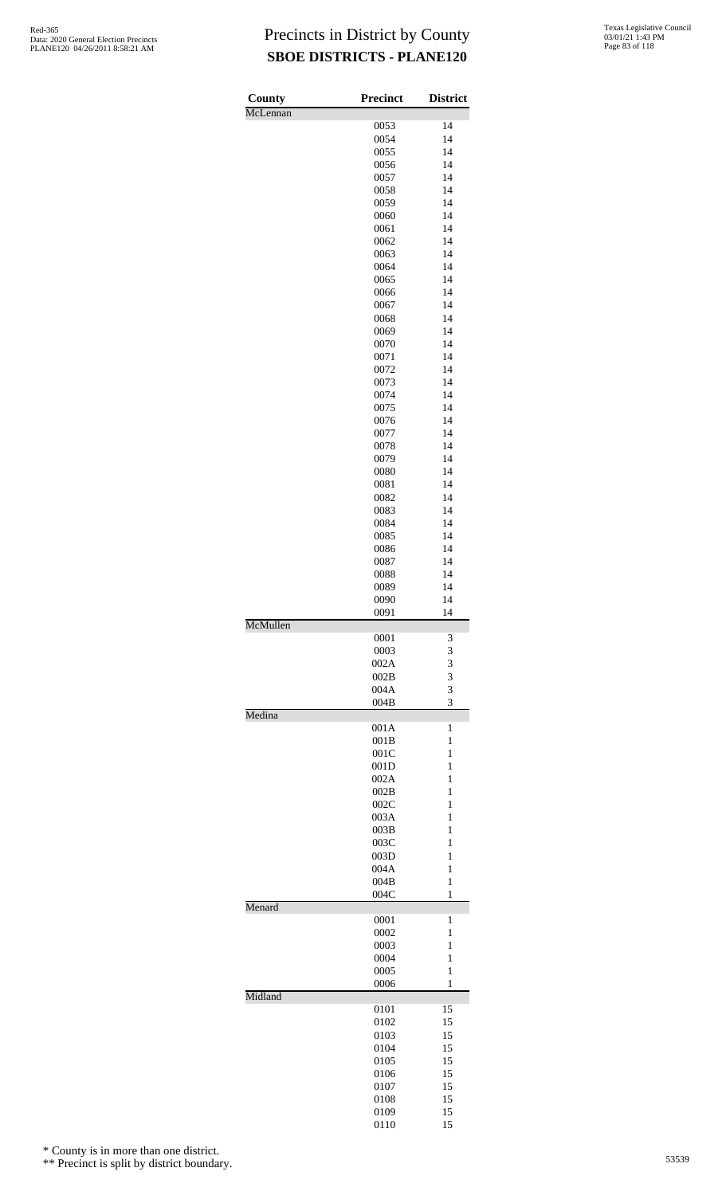# Precincts in District by County
## SBOE DISTRICTS - PLANE120

| County | Precinct | District |
|---|---|---|
| McLennan | | |
| | 0053 | 14 |
| | 0054 | 14 |
| | 0055 | 14 |
| | 0056 | 14 |
| | 0057 | 14 |
| | 0058 | 14 |
| | 0059 | 14 |
| | 0060 | 14 |
| | 0061 | 14 |
| | 0062 | 14 |
| | 0063 | 14 |
| | 0064 | 14 |
| | 0065 | 14 |
| | 0066 | 14 |
| | 0067 | 14 |
| | 0068 | 14 |
| | 0069 | 14 |
| | 0070 | 14 |
| | 0071 | 14 |
| | 0072 | 14 |
| | 0073 | 14 |
| | 0074 | 14 |
| | 0075 | 14 |
| | 0076 | 14 |
| | 0077 | 14 |
| | 0078 | 14 |
| | 0079 | 14 |
| | 0080 | 14 |
| | 0081 | 14 |
| | 0082 | 14 |
| | 0083 | 14 |
| | 0084 | 14 |
| | 0085 | 14 |
| | 0086 | 14 |
| | 0087 | 14 |
| | 0088 | 14 |
| | 0089 | 14 |
| | 0090 | 14 |
| | 0091 | 14 |
| McMullen | | |
| | 0001 | 3 |
| | 0003 | 3 |
| | 002A | 3 |
| | 002B | 3 |
| | 004A | 3 |
| | 004B | 3 |
| Medina | | |
| | 001A | 1 |
| | 001B | 1 |
| | 001C | 1 |
| | 001D | 1 |
| | 002A | 1 |
| | 002B | 1 |
| | 002C | 1 |
| | 003A | 1 |
| | 003B | 1 |
| | 003C | 1 |
| | 003D | 1 |
| | 004A | 1 |
| | 004B | 1 |
| | 004C | 1 |
| Menard | | |
| | 0001 | 1 |
| | 0002 | 1 |
| | 0003 | 1 |
| | 0004 | 1 |
| | 0005 | 1 |
| | 0006 | 1 |
| Midland | | |
| | 0101 | 15 |
| | 0102 | 15 |
| | 0103 | 15 |
| | 0104 | 15 |
| | 0105 | 15 |
| | 0106 | 15 |
| | 0107 | 15 |
| | 0108 | 15 |
| | 0109 | 15 |
| | 0110 | 15 |

\* County is in more than one district.

\*\* Precinct is split by district boundary.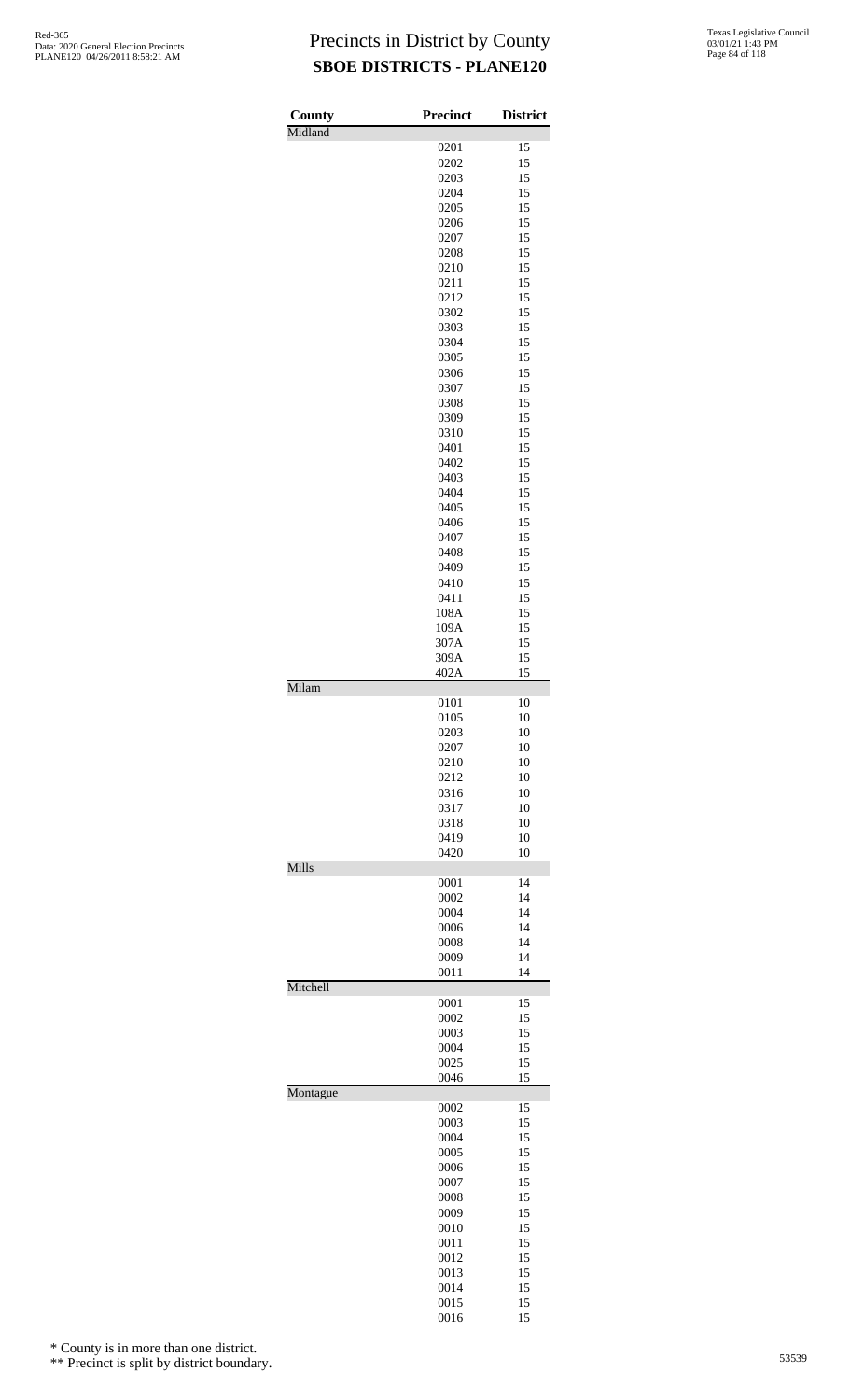# Precincts in District by County
## SBOE DISTRICTS - PLANE120

| County | Precinct | District |
|---|---|---|
| Midland | | |
| | 0201 | 15 |
| | 0202 | 15 |
| | 0203 | 15 |
| | 0204 | 15 |
| | 0205 | 15 |
| | 0206 | 15 |
| | 0207 | 15 |
| | 0208 | 15 |
| | 0210 | 15 |
| | 0211 | 15 |
| | 0212 | 15 |
| | 0302 | 15 |
| | 0303 | 15 |
| | 0304 | 15 |
| | 0305 | 15 |
| | 0306 | 15 |
| | 0307 | 15 |
| | 0308 | 15 |
| | 0309 | 15 |
| | 0310 | 15 |
| | 0401 | 15 |
| | 0402 | 15 |
| | 0403 | 15 |
| | 0404 | 15 |
| | 0405 | 15 |
| | 0406 | 15 |
| | 0407 | 15 |
| | 0408 | 15 |
| | 0409 | 15 |
| | 0410 | 15 |
| | 0411 | 15 |
| | 108A | 15 |
| | 109A | 15 |
| | 307A | 15 |
| | 309A | 15 |
| | 402A | 15 |
| Milam | | |
| | 0101 | 10 |
| | 0105 | 10 |
| | 0203 | 10 |
| | 0207 | 10 |
| | 0210 | 10 |
| | 0212 | 10 |
| | 0316 | 10 |
| | 0317 | 10 |
| | 0318 | 10 |
| | 0419 | 10 |
| | 0420 | 10 |
| Mills | | |
| | 0001 | 14 |
| | 0002 | 14 |
| | 0004 | 14 |
| | 0006 | 14 |
| | 0008 | 14 |
| | 0009 | 14 |
| | 0011 | 14 |
| Mitchell | | |
| | 0001 | 15 |
| | 0002 | 15 |
| | 0003 | 15 |
| | 0004 | 15 |
| | 0025 | 15 |
| | 0046 | 15 |
| Montague | | |
| | 0002 | 15 |
| | 0003 | 15 |
| | 0004 | 15 |
| | 0005 | 15 |
| | 0006 | 15 |
| | 0007 | 15 |
| | 0008 | 15 |
| | 0009 | 15 |
| | 0010 | 15 |
| | 0011 | 15 |
| | 0012 | 15 |
| | 0013 | 15 |
| | 0014 | 15 |
| | 0015 | 15 |
| | 0016 | 15 |

\* County is in more than one district.

\*\* Precinct is split by district boundary.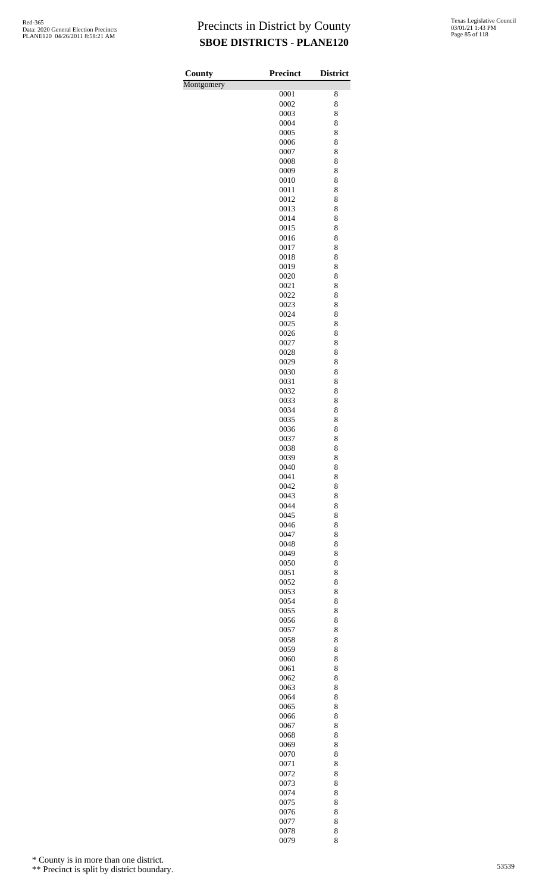# Precincts in District by County

## SBOE DISTRICTS - PLANE120

Red-365
Data: 2020 General Election Precincts
PLANE120 04/26/2011 8:58:21 AM

Texas Legislative Council
03/01/21 1:43 PM

| County | Precinct | District |
|---|---|---|
| Montgomery | | |
| | 0001 | 8 |
| | 0002 | 8 |
| | 0003 | 8 |
| | 0004 | 8 |
| | 0005 | 8 |
| | 0006 | 8 |
| | 0007 | 8 |
| | 0008 | 8 |
| | 0009 | 8 |
| | 0010 | 8 |
| | 0011 | 8 |
| | 0012 | 8 |
| | 0013 | 8 |
| | 0014 | 8 |
| | 0015 | 8 |
| | 0016 | 8 |
| | 0017 | 8 |
| | 0018 | 8 |
| | 0019 | 8 |
| | 0020 | 8 |
| | 0021 | 8 |
| | 0022 | 8 |
| | 0023 | 8 |
| | 0024 | 8 |
| | 0025 | 8 |
| | 0026 | 8 |
| | 0027 | 8 |
| | 0028 | 8 |
| | 0029 | 8 |
| | 0030 | 8 |
| | 0031 | 8 |
| | 0032 | 8 |
| | 0033 | 8 |
| | 0034 | 8 |
| | 0035 | 8 |
| | 0036 | 8 |
| | 0037 | 8 |
| | 0038 | 8 |
| | 0039 | 8 |
| | 0040 | 8 |
| | 0041 | 8 |
| | 0042 | 8 |
| | 0043 | 8 |
| | 0044 | 8 |
| | 0045 | 8 |
| | 0046 | 8 |
| | 0047 | 8 |
| | 0048 | 8 |
| | 0049 | 8 |
| | 0050 | 8 |
| | 0051 | 8 |
| | 0052 | 8 |
| | 0053 | 8 |
| | 0054 | 8 |
| | 0055 | 8 |
| | 0056 | 8 |
| | 0057 | 8 |
| | 0058 | 8 |
| | 0059 | 8 |
| | 0060 | 8 |
| | 0061 | 8 |
| | 0062 | 8 |
| | 0063 | 8 |
| | 0064 | 8 |
| | 0065 | 8 |
| | 0066 | 8 |
| | 0067 | 8 |
| | 0068 | 8 |
| | 0069 | 8 |
| | 0070 | 8 |
| | 0071 | 8 |
| | 0072 | 8 |
| | 0073 | 8 |
| | 0074 | 8 |
| | 0075 | 8 |
| | 0076 | 8 |
| | 0077 | 8 |
| | 0078 | 8 |
| | 0079 | 8 |

\* County is in more than one district.

\*\* Precinct is split by district boundary.

53539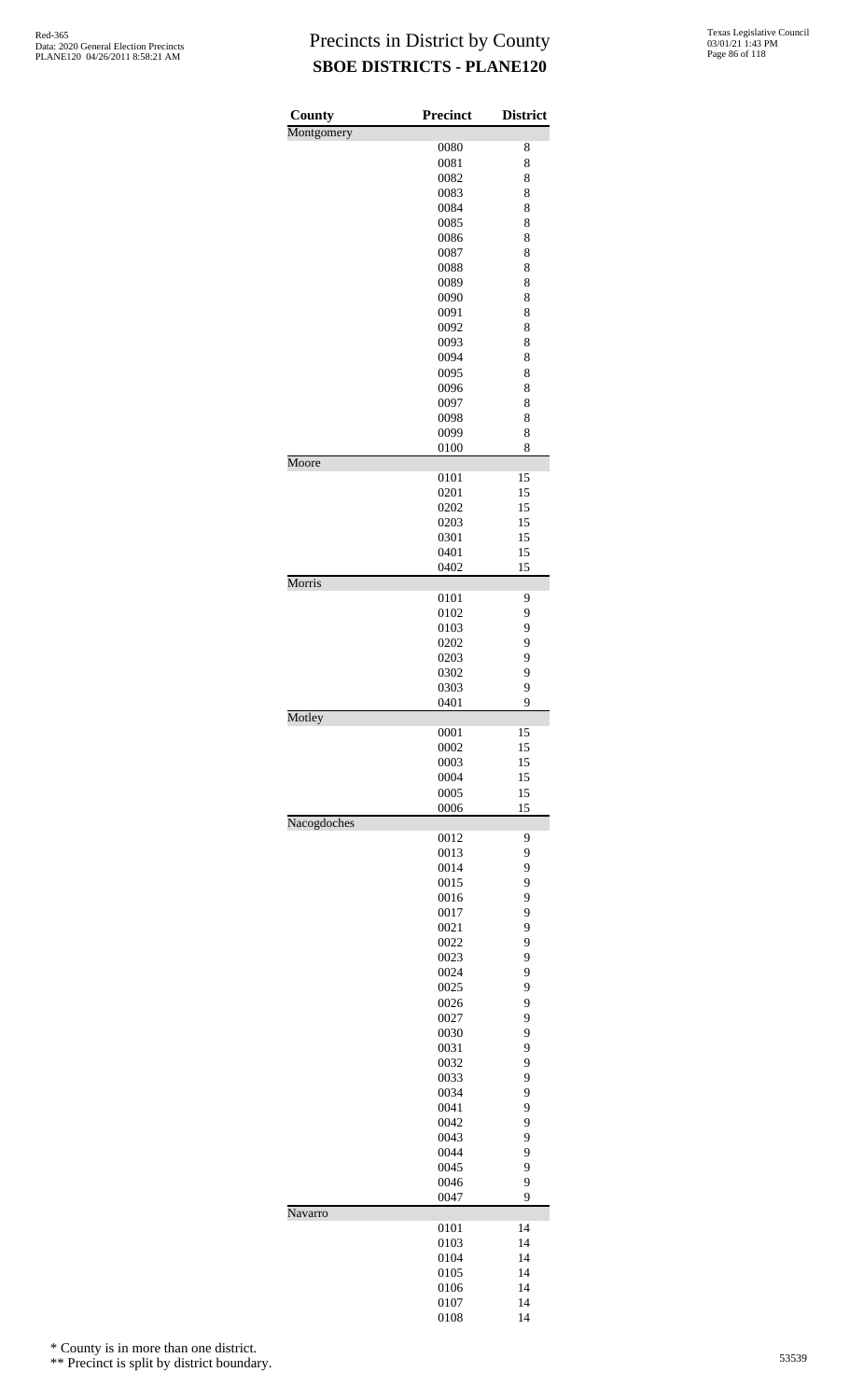# Precincts in District by County
## SBOE DISTRICTS - PLANE120

| County | Precinct | District |
|---|---|---|
| Montgomery | | |
| | 0080 | 8 |
| | 0081 | 8 |
| | 0082 | 8 |
| | 0083 | 8 |
| | 0084 | 8 |
| | 0085 | 8 |
| | 0086 | 8 |
| | 0087 | 8 |
| | 0088 | 8 |
| | 0089 | 8 |
| | 0090 | 8 |
| | 0091 | 8 |
| | 0092 | 8 |
| | 0093 | 8 |
| | 0094 | 8 |
| | 0095 | 8 |
| | 0096 | 8 |
| | 0097 | 8 |
| | 0098 | 8 |
| | 0099 | 8 |
| | 0100 | 8 |
| Moore | | |
| | 0101 | 15 |
| | 0201 | 15 |
| | 0202 | 15 |
| | 0203 | 15 |
| | 0301 | 15 |
| | 0401 | 15 |
| | 0402 | 15 |
| Morris | | |
| | 0101 | 9 |
| | 0102 | 9 |
| | 0103 | 9 |
| | 0202 | 9 |
| | 0203 | 9 |
| | 0302 | 9 |
| | 0303 | 9 |
| | 0401 | 9 |
| Motley | | |
| | 0001 | 15 |
| | 0002 | 15 |
| | 0003 | 15 |
| | 0004 | 15 |
| | 0005 | 15 |
| | 0006 | 15 |
| Nacogdoches | | |
| | 0012 | 9 |
| | 0013 | 9 |
| | 0014 | 9 |
| | 0015 | 9 |
| | 0016 | 9 |
| | 0017 | 9 |
| | 0021 | 9 |
| | 0022 | 9 |
| | 0023 | 9 |
| | 0024 | 9 |
| | 0025 | 9 |
| | 0026 | 9 |
| | 0027 | 9 |
| | 0030 | 9 |
| | 0031 | 9 |
| | 0032 | 9 |
| | 0033 | 9 |
| | 0034 | 9 |
| | 0041 | 9 |
| | 0042 | 9 |
| | 0043 | 9 |
| | 0044 | 9 |
| | 0045 | 9 |
| | 0046 | 9 |
| | 0047 | 9 |
| Navarro | | |
| | 0101 | 14 |
| | 0103 | 14 |
| | 0104 | 14 |
| | 0105 | 14 |
| | 0106 | 14 |
| | 0107 | 14 |
| | 0108 | 14 |

\* County is in more than one district.

\*\* Precinct is split by district boundary.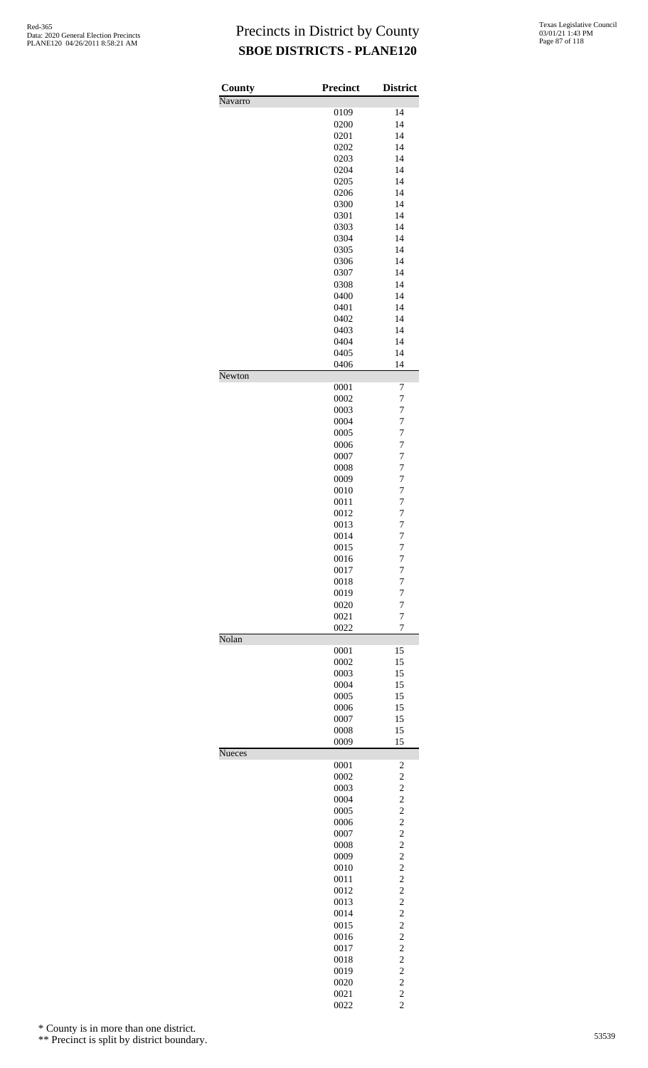# Precincts in District by County

## SBOE DISTRICTS - PLANE120

| County | Precinct | District |
|---|---|---|
| Navarro | | |
| | 0109 | 14 |
| | 0200 | 14 |
| | 0201 | 14 |
| | 0202 | 14 |
| | 0203 | 14 |
| | 0204 | 14 |
| | 0205 | 14 |
| | 0206 | 14 |
| | 0300 | 14 |
| | 0301 | 14 |
| | 0303 | 14 |
| | 0304 | 14 |
| | 0305 | 14 |
| | 0306 | 14 |
| | 0307 | 14 |
| | 0308 | 14 |
| | 0400 | 14 |
| | 0401 | 14 |
| | 0402 | 14 |
| | 0403 | 14 |
| | 0404 | 14 |
| | 0405 | 14 |
| | 0406 | 14 |
| Newton | | |
| | 0001 | 7 |
| | 0002 | 7 |
| | 0003 | 7 |
| | 0004 | 7 |
| | 0005 | 7 |
| | 0006 | 7 |
| | 0007 | 7 |
| | 0008 | 7 |
| | 0009 | 7 |
| | 0010 | 7 |
| | 0011 | 7 |
| | 0012 | 7 |
| | 0013 | 7 |
| | 0014 | 7 |
| | 0015 | 7 |
| | 0016 | 7 |
| | 0017 | 7 |
| | 0018 | 7 |
| | 0019 | 7 |
| | 0020 | 7 |
| | 0021 | 7 |
| | 0022 | 7 |
| Nolan | | |
| | 0001 | 15 |
| | 0002 | 15 |
| | 0003 | 15 |
| | 0004 | 15 |
| | 0005 | 15 |
| | 0006 | 15 |
| | 0007 | 15 |
| | 0008 | 15 |
| | 0009 | 15 |
| Nueces | | |
| | 0001 | 2 |
| | 0002 | 2 |
| | 0003 | 2 |
| | 0004 | 2 |
| | 0005 | 2 |
| | 0006 | 2 |
| | 0007 | 2 |
| | 0008 | 2 |
| | 0009 | 2 |
| | 0010 | 2 |
| | 0011 | 2 |
| | 0012 | 2 |
| | 0013 | 2 |
| | 0014 | 2 |
| | 0015 | 2 |
| | 0016 | 2 |
| | 0017 | 2 |
| | 0018 | 2 |
| | 0019 | 2 |
| | 0020 | 2 |
| | 0021 | 2 |
| | 0022 | 2 |

\* County is in more than one district.

\*\* Precinct is split by district boundary.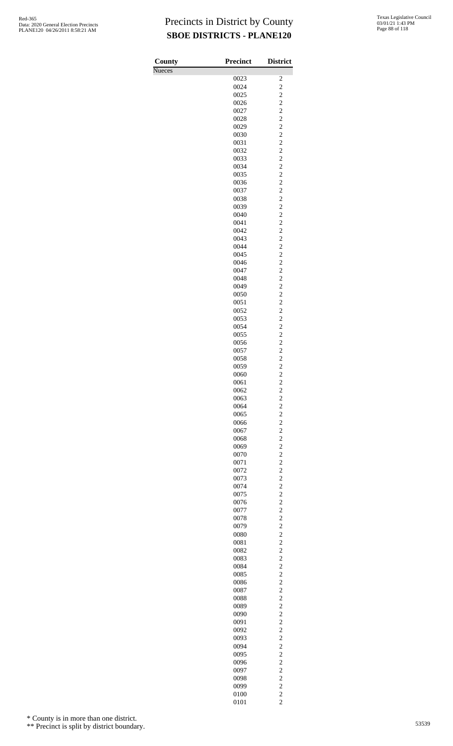# Precincts in District by County
## SBOE DISTRICTS - PLANE120

| County | Precinct | District |
|---|---|---|
| Nueces | | |
| | 0023 | 2 |
| | 0024 | 2 |
| | 0025 | 2 |
| | 0026 | 2 |
| | 0027 | 2 |
| | 0028 | 2 |
| | 0029 | 2 |
| | 0030 | 2 |
| | 0031 | 2 |
| | 0032 | 2 |
| | 0033 | 2 |
| | 0034 | 2 |
| | 0035 | 2 |
| | 0036 | 2 |
| | 0037 | 2 |
| | 0038 | 2 |
| | 0039 | 2 |
| | 0040 | 2 |
| | 0041 | 2 |
| | 0042 | 2 |
| | 0043 | 2 |
| | 0044 | 2 |
| | 0045 | 2 |
| | 0046 | 2 |
| | 0047 | 2 |
| | 0048 | 2 |
| | 0049 | 2 |
| | 0050 | 2 |
| | 0051 | 2 |
| | 0052 | 2 |
| | 0053 | 2 |
| | 0054 | 2 |
| | 0055 | 2 |
| | 0056 | 2 |
| | 0057 | 2 |
| | 0058 | 2 |
| | 0059 | 2 |
| | 0060 | 2 |
| | 0061 | 2 |
| | 0062 | 2 |
| | 0063 | 2 |
| | 0064 | 2 |
| | 0065 | 2 |
| | 0066 | 2 |
| | 0067 | 2 |
| | 0068 | 2 |
| | 0069 | 2 |
| | 0070 | 2 |
| | 0071 | 2 |
| | 0072 | 2 |
| | 0073 | 2 |
| | 0074 | 2 |
| | 0075 | 2 |
| | 0076 | 2 |
| | 0077 | 2 |
| | 0078 | 2 |
| | 0079 | 2 |
| | 0080 | 2 |
| | 0081 | 2 |
| | 0082 | 2 |
| | 0083 | 2 |
| | 0084 | 2 |
| | 0085 | 2 |
| | 0086 | 2 |
| | 0087 | 2 |
| | 0088 | 2 |
| | 0089 | 2 |
| | 0090 | 2 |
| | 0091 | 2 |
| | 0092 | 2 |
| | 0093 | 2 |
| | 0094 | 2 |
| | 0095 | 2 |
| | 0096 | 2 |
| | 0097 | 2 |
| | 0098 | 2 |
| | 0099 | 2 |
| | 0100 | 2 |
| | 0101 | 2 |

\* County is in more than one district.

\*\* Precinct is split by district boundary.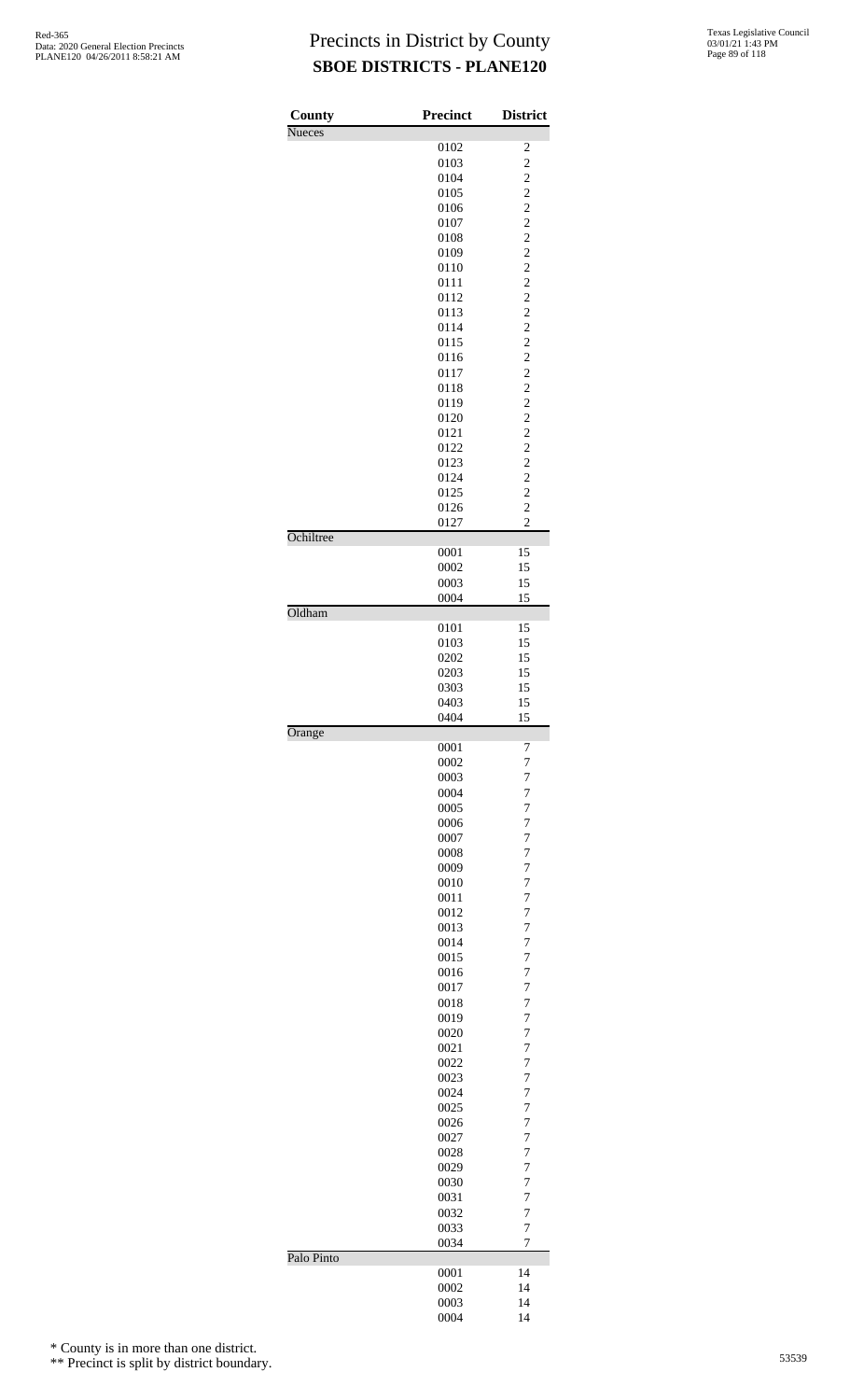# Precincts in District by County
## SBOE DISTRICTS - PLANE120

| County | Precinct | District |
|---|---|---|
| Nueces | | |
| | 0102 | 2 |
| | 0103 | 2 |
| | 0104 | 2 |
| | 0105 | 2 |
| | 0106 | 2 |
| | 0107 | 2 |
| | 0108 | 2 |
| | 0109 | 2 |
| | 0110 | 2 |
| | 0111 | 2 |
| | 0112 | 2 |
| | 0113 | 2 |
| | 0114 | 2 |
| | 0115 | 2 |
| | 0116 | 2 |
| | 0117 | 2 |
| | 0118 | 2 |
| | 0119 | 2 |
| | 0120 | 2 |
| | 0121 | 2 |
| | 0122 | 2 |
| | 0123 | 2 |
| | 0124 | 2 |
| | 0125 | 2 |
| | 0126 | 2 |
| | 0127 | 2 |
| Ochiltree | | |
| | 0001 | 15 |
| | 0002 | 15 |
| | 0003 | 15 |
| | 0004 | 15 |
| Oldham | | |
| | 0101 | 15 |
| | 0103 | 15 |
| | 0202 | 15 |
| | 0203 | 15 |
| | 0303 | 15 |
| | 0403 | 15 |
| | 0404 | 15 |
| Orange | | |
| | 0001 | 7 |
| | 0002 | 7 |
| | 0003 | 7 |
| | 0004 | 7 |
| | 0005 | 7 |
| | 0006 | 7 |
| | 0007 | 7 |
| | 0008 | 7 |
| | 0009 | 7 |
| | 0010 | 7 |
| | 0011 | 7 |
| | 0012 | 7 |
| | 0013 | 7 |
| | 0014 | 7 |
| | 0015 | 7 |
| | 0016 | 7 |
| | 0017 | 7 |
| | 0018 | 7 |
| | 0019 | 7 |
| | 0020 | 7 |
| | 0021 | 7 |
| | 0022 | 7 |
| | 0023 | 7 |
| | 0024 | 7 |
| | 0025 | 7 |
| | 0026 | 7 |
| | 0027 | 7 |
| | 0028 | 7 |
| | 0029 | 7 |
| | 0030 | 7 |
| | 0031 | 7 |
| | 0032 | 7 |
| | 0033 | 7 |
| | 0034 | 7 |
| Palo Pinto | | |
| | 0001 | 14 |
| | 0002 | 14 |
| | 0003 | 14 |
| | 0004 | 14 |

\* County is in more than one district.

\*\* Precinct is split by district boundary.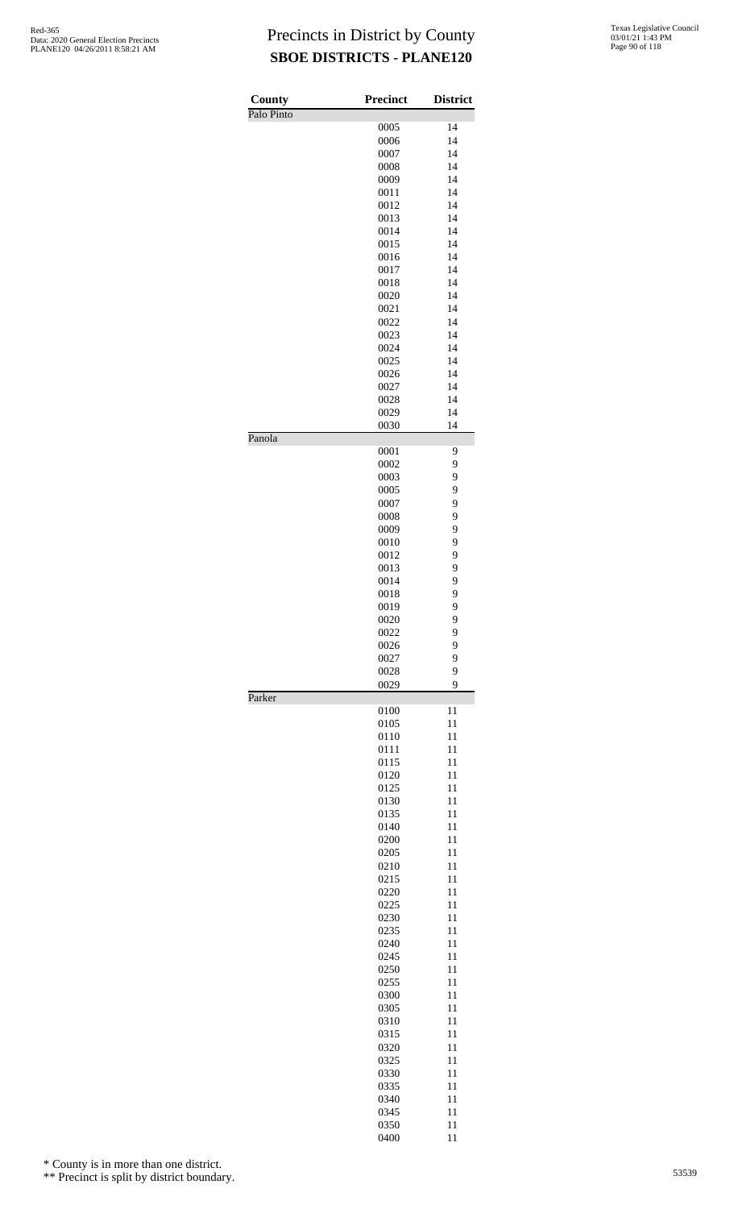# Precincts in District by County
## SBOE DISTRICTS - PLANE120

| County | Precinct | District |
|---|---|---|
| Palo Pinto | | |
| | 0005 | 14 |
| | 0006 | 14 |
| | 0007 | 14 |
| | 0008 | 14 |
| | 0009 | 14 |
| | 0011 | 14 |
| | 0012 | 14 |
| | 0013 | 14 |
| | 0014 | 14 |
| | 0015 | 14 |
| | 0016 | 14 |
| | 0017 | 14 |
| | 0018 | 14 |
| | 0020 | 14 |
| | 0021 | 14 |
| | 0022 | 14 |
| | 0023 | 14 |
| | 0024 | 14 |
| | 0025 | 14 |
| | 0026 | 14 |
| | 0027 | 14 |
| | 0028 | 14 |
| | 0029 | 14 |
| | 0030 | 14 |
| Panola | | |
| | 0001 | 9 |
| | 0002 | 9 |
| | 0003 | 9 |
| | 0005 | 9 |
| | 0007 | 9 |
| | 0008 | 9 |
| | 0009 | 9 |
| | 0010 | 9 |
| | 0012 | 9 |
| | 0013 | 9 |
| | 0014 | 9 |
| | 0018 | 9 |
| | 0019 | 9 |
| | 0020 | 9 |
| | 0022 | 9 |
| | 0026 | 9 |
| | 0027 | 9 |
| | 0028 | 9 |
| | 0029 | 9 |
| Parker | | |
| | 0100 | 11 |
| | 0105 | 11 |
| | 0110 | 11 |
| | 0111 | 11 |
| | 0115 | 11 |
| | 0120 | 11 |
| | 0125 | 11 |
| | 0130 | 11 |
| | 0135 | 11 |
| | 0140 | 11 |
| | 0200 | 11 |
| | 0205 | 11 |
| | 0210 | 11 |
| | 0215 | 11 |
| | 0220 | 11 |
| | 0225 | 11 |
| | 0230 | 11 |
| | 0235 | 11 |
| | 0240 | 11 |
| | 0245 | 11 |
| | 0250 | 11 |
| | 0255 | 11 |
| | 0300 | 11 |
| | 0305 | 11 |
| | 0310 | 11 |
| | 0315 | 11 |
| | 0320 | 11 |
| | 0325 | 11 |
| | 0330 | 11 |
| | 0335 | 11 |
| | 0340 | 11 |
| | 0345 | 11 |
| | 0350 | 11 |
| | 0400 | 11 |

\* County is in more than one district.

\** Precinct is split by district boundary.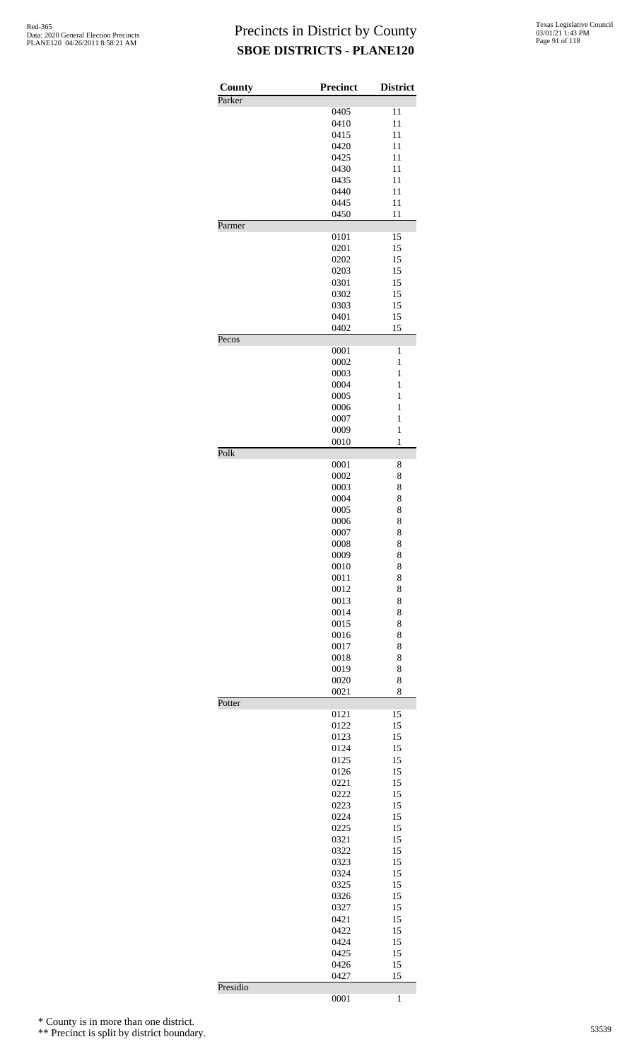# Precincts in District by County
## SBOE DISTRICTS - PLANE120

| County | Precinct | District |
|---|---|---|
| Parker | | |
| | 0405 | 11 |
| | 0410 | 11 |
| | 0415 | 11 |
| | 0420 | 11 |
| | 0425 | 11 |
| | 0430 | 11 |
| | 0435 | 11 |
| | 0440 | 11 |
| | 0445 | 11 |
| | 0450 | 11 |
| Parmer | | |
| | 0101 | 15 |
| | 0201 | 15 |
| | 0202 | 15 |
| | 0203 | 15 |
| | 0301 | 15 |
| | 0302 | 15 |
| | 0303 | 15 |
| | 0401 | 15 |
| | 0402 | 15 |
| Pecos | | |
| | 0001 | 1 |
| | 0002 | 1 |
| | 0003 | 1 |
| | 0004 | 1 |
| | 0005 | 1 |
| | 0006 | 1 |
| | 0007 | 1 |
| | 0009 | 1 |
| | 0010 | 1 |
| Polk | | |
| | 0001 | 8 |
| | 0002 | 8 |
| | 0003 | 8 |
| | 0004 | 8 |
| | 0005 | 8 |
| | 0006 | 8 |
| | 0007 | 8 |
| | 0008 | 8 |
| | 0009 | 8 |
| | 0010 | 8 |
| | 0011 | 8 |
| | 0012 | 8 |
| | 0013 | 8 |
| | 0014 | 8 |
| | 0015 | 8 |
| | 0016 | 8 |
| | 0017 | 8 |
| | 0018 | 8 |
| | 0019 | 8 |
| | 0020 | 8 |
| | 0021 | 8 |
| Potter | | |
| | 0121 | 15 |
| | 0122 | 15 |
| | 0123 | 15 |
| | 0124 | 15 |
| | 0125 | 15 |
| | 0126 | 15 |
| | 0221 | 15 |
| | 0222 | 15 |
| | 0223 | 15 |
| | 0224 | 15 |
| | 0225 | 15 |
| | 0321 | 15 |
| | 0322 | 15 |
| | 0323 | 15 |
| | 0324 | 15 |
| | 0325 | 15 |
| | 0326 | 15 |
| | 0327 | 15 |
| | 0421 | 15 |
| | 0422 | 15 |
| | 0424 | 15 |
| | 0425 | 15 |
| | 0426 | 15 |
| | 0427 | 15 |
| Presidio | | |
| | 0001 | 1 |

\* County is in more than one district.

\*\* Precinct is split by district boundary.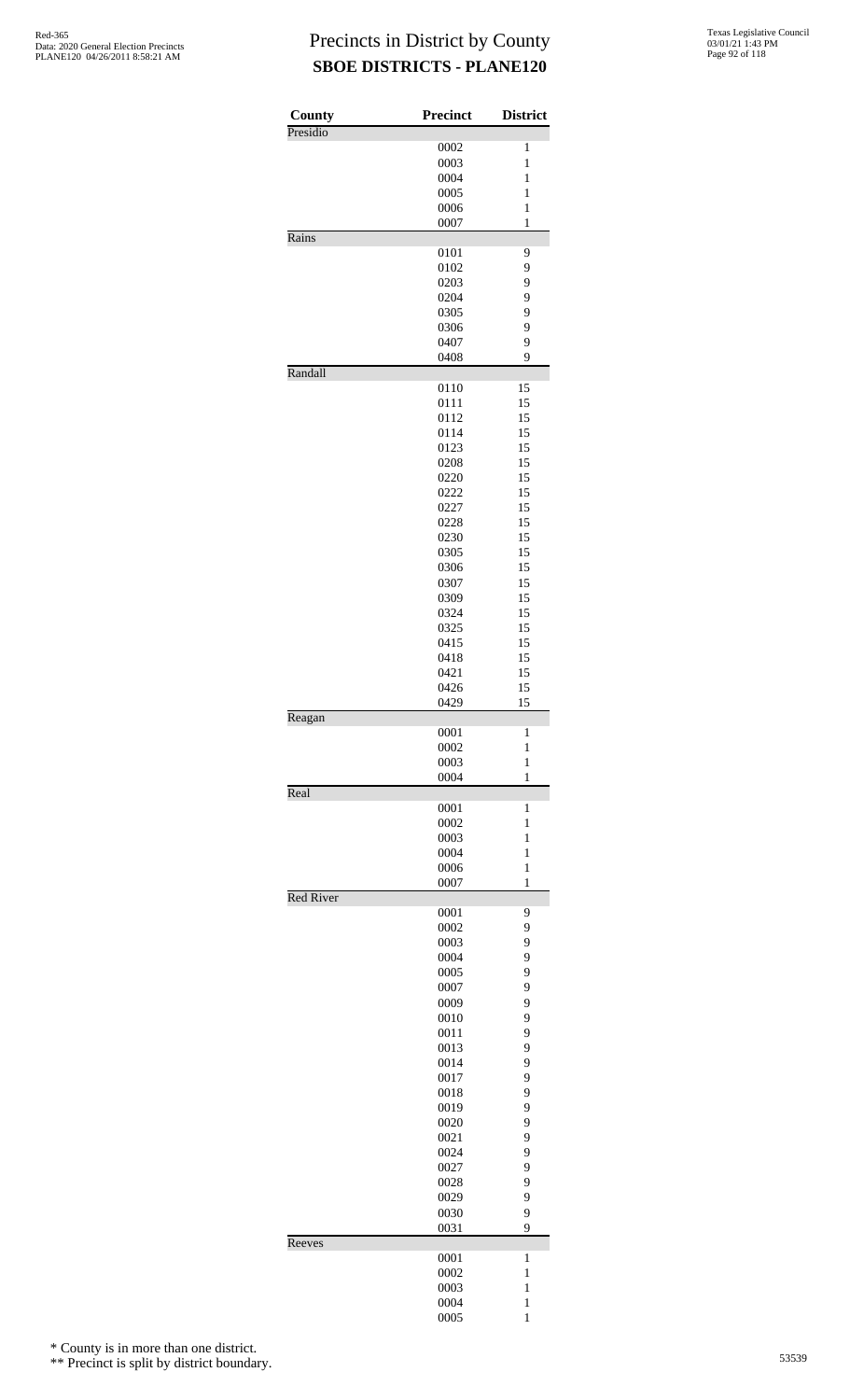# Precincts in District by County
## SBOE DISTRICTS - PLANE120

| County | Precinct | District |
|---|---|---|
| Presidio | | |
| | 0002 | 1 |
| | 0003 | 1 |
| | 0004 | 1 |
| | 0005 | 1 |
| | 0006 | 1 |
| | 0007 | 1 |
| Rains | | |
| | 0101 | 9 |
| | 0102 | 9 |
| | 0203 | 9 |
| | 0204 | 9 |
| | 0305 | 9 |
| | 0306 | 9 |
| | 0407 | 9 |
| | 0408 | 9 |
| Randall | | |
| | 0110 | 15 |
| | 0111 | 15 |
| | 0112 | 15 |
| | 0114 | 15 |
| | 0123 | 15 |
| | 0208 | 15 |
| | 0220 | 15 |
| | 0222 | 15 |
| | 0227 | 15 |
| | 0228 | 15 |
| | 0230 | 15 |
| | 0305 | 15 |
| | 0306 | 15 |
| | 0307 | 15 |
| | 0309 | 15 |
| | 0324 | 15 |
| | 0325 | 15 |
| | 0415 | 15 |
| | 0418 | 15 |
| | 0421 | 15 |
| | 0426 | 15 |
| | 0429 | 15 |
| Reagan | | |
| | 0001 | 1 |
| | 0002 | 1 |
| | 0003 | 1 |
| | 0004 | 1 |
| Real | | |
| | 0001 | 1 |
| | 0002 | 1 |
| | 0003 | 1 |
| | 0004 | 1 |
| | 0006 | 1 |
| | 0007 | 1 |
| Red River | | |
| | 0001 | 9 |
| | 0002 | 9 |
| | 0003 | 9 |
| | 0004 | 9 |
| | 0005 | 9 |
| | 0007 | 9 |
| | 0009 | 9 |
| | 0010 | 9 |
| | 0011 | 9 |
| | 0013 | 9 |
| | 0014 | 9 |
| | 0017 | 9 |
| | 0018 | 9 |
| | 0019 | 9 |
| | 0020 | 9 |
| | 0021 | 9 |
| | 0024 | 9 |
| | 0027 | 9 |
| | 0028 | 9 |
| | 0029 | 9 |
| | 0030 | 9 |
| | 0031 | 9 |
| Reeves | | |
| | 0001 | 1 |
| | 0002 | 1 |
| | 0003 | 1 |
| | 0004 | 1 |
| | 0005 | 1 |

\* County is in more than one district.

\*\* Precinct is split by district boundary.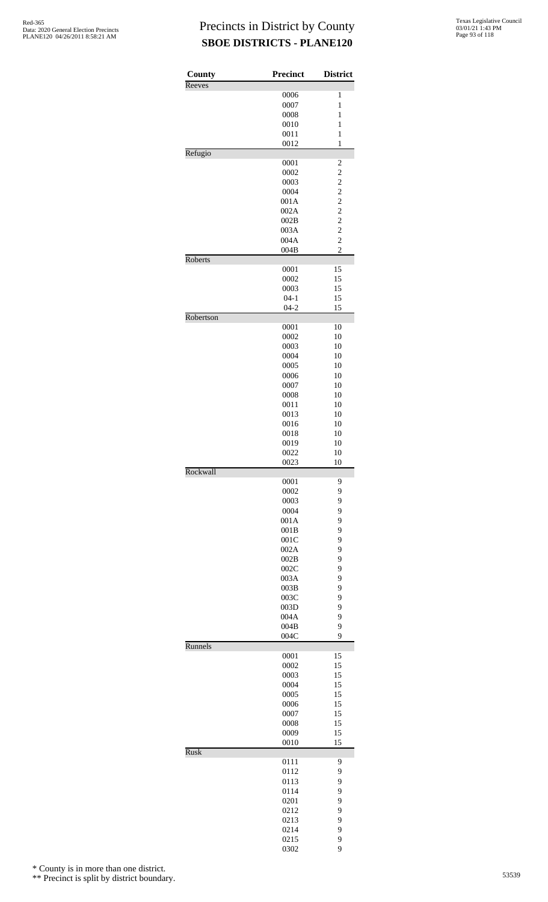# Precincts in District by County

## SBOE DISTRICTS - PLANE120

| County | Precinct | District |
|---|---|---|
| Reeves | | |
| | 0006 | 1 |
| | 0007 | 1 |
| | 0008 | 1 |
| | 0010 | 1 |
| | 0011 | 1 |
| | 0012 | 1 |
| Refugio | | |
| | 0001 | 2 |
| | 0002 | 2 |
| | 0003 | 2 |
| | 0004 | 2 |
| | 001A | 2 |
| | 002A | 2 |
| | 002B | 2 |
| | 003A | 2 |
| | 004A | 2 |
| | 004B | 2 |
| Roberts | | |
| | 0001 | 15 |
| | 0002 | 15 |
| | 0003 | 15 |
| | 04-1 | 15 |
| | 04-2 | 15 |
| Robertson | | |
| | 0001 | 10 |
| | 0002 | 10 |
| | 0003 | 10 |
| | 0004 | 10 |
| | 0005 | 10 |
| | 0006 | 10 |
| | 0007 | 10 |
| | 0008 | 10 |
| | 0011 | 10 |
| | 0013 | 10 |
| | 0016 | 10 |
| | 0018 | 10 |
| | 0019 | 10 |
| | 0022 | 10 |
| | 0023 | 10 |
| Rockwall | | |
| | 0001 | 9 |
| | 0002 | 9 |
| | 0003 | 9 |
| | 0004 | 9 |
| | 001A | 9 |
| | 001B | 9 |
| | 001C | 9 |
| | 002A | 9 |
| | 002B | 9 |
| | 002C | 9 |
| | 003A | 9 |
| | 003B | 9 |
| | 003C | 9 |
| | 003D | 9 |
| | 004A | 9 |
| | 004B | 9 |
| | 004C | 9 |
| Runnels | | |
| | 0001 | 15 |
| | 0002 | 15 |
| | 0003 | 15 |
| | 0004 | 15 |
| | 0005 | 15 |
| | 0006 | 15 |
| | 0007 | 15 |
| | 0008 | 15 |
| | 0009 | 15 |
| | 0010 | 15 |
| Rusk | | |
| | 0111 | 9 |
| | 0112 | 9 |
| | 0113 | 9 |
| | 0114 | 9 |
| | 0201 | 9 |
| | 0212 | 9 |
| | 0213 | 9 |
| | 0214 | 9 |
| | 0215 | 9 |
| | 0302 | 9 |

\* County is in more than one district.

\*\* Precinct is split by district boundary.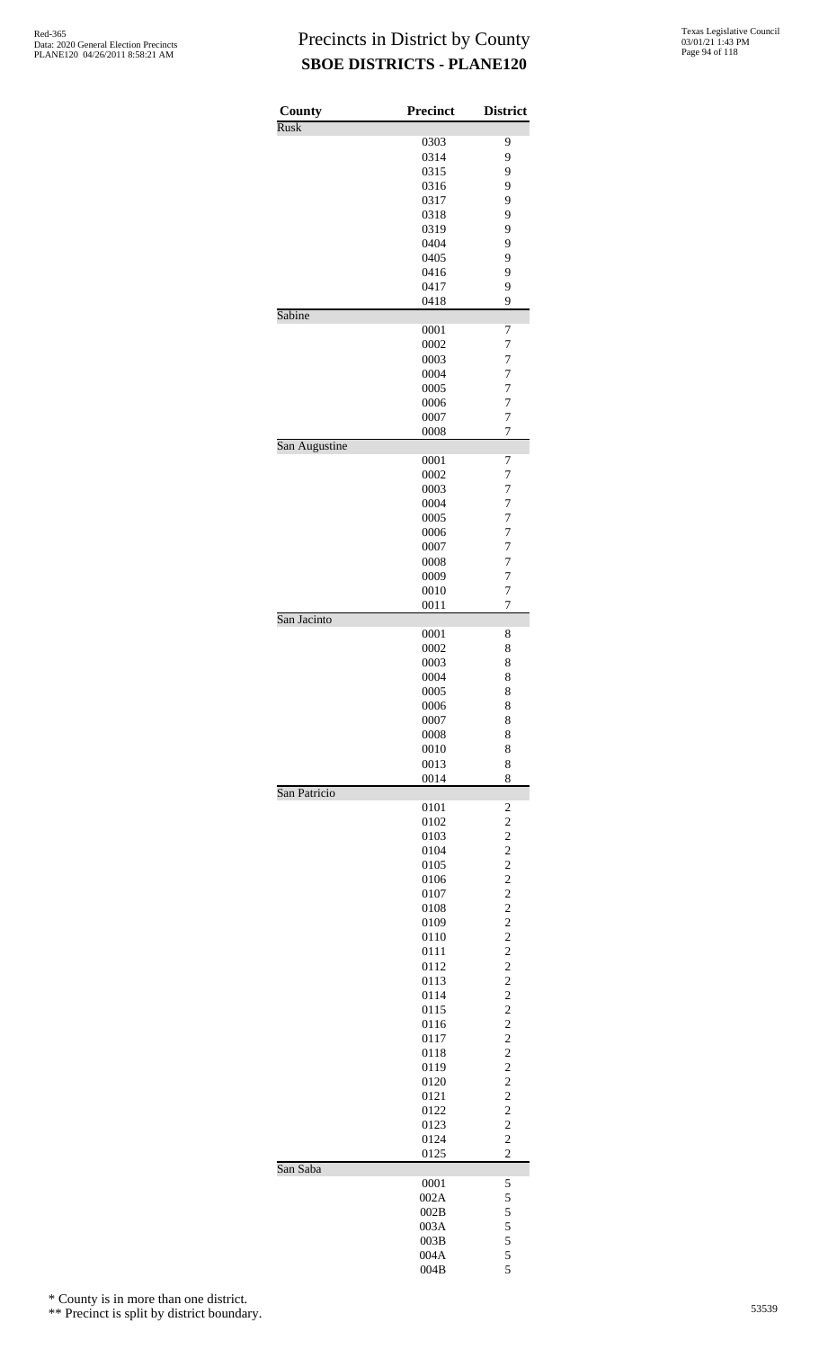# Precincts in District by County
## SBOE DISTRICTS - PLANE120

| County | Precinct | District |
|---|---|---|
| Rusk | | |
| | 0303 | 9 |
| | 0314 | 9 |
| | 0315 | 9 |
| | 0316 | 9 |
| | 0317 | 9 |
| | 0318 | 9 |
| | 0319 | 9 |
| | 0404 | 9 |
| | 0405 | 9 |
| | 0416 | 9 |
| | 0417 | 9 |
| | 0418 | 9 |
| Sabine | | |
| | 0001 | 7 |
| | 0002 | 7 |
| | 0003 | 7 |
| | 0004 | 7 |
| | 0005 | 7 |
| | 0006 | 7 |
| | 0007 | 7 |
| | 0008 | 7 |
| San Augustine | | |
| | 0001 | 7 |
| | 0002 | 7 |
| | 0003 | 7 |
| | 0004 | 7 |
| | 0005 | 7 |
| | 0006 | 7 |
| | 0007 | 7 |
| | 0008 | 7 |
| | 0009 | 7 |
| | 0010 | 7 |
| | 0011 | 7 |
| San Jacinto | | |
| | 0001 | 8 |
| | 0002 | 8 |
| | 0003 | 8 |
| | 0004 | 8 |
| | 0005 | 8 |
| | 0006 | 8 |
| | 0007 | 8 |
| | 0008 | 8 |
| | 0010 | 8 |
| | 0013 | 8 |
| | 0014 | 8 |
| San Patricio | | |
| | 0101 | 2 |
| | 0102 | 2 |
| | 0103 | 2 |
| | 0104 | 2 |
| | 0105 | 2 |
| | 0106 | 2 |
| | 0107 | 2 |
| | 0108 | 2 |
| | 0109 | 2 |
| | 0110 | 2 |
| | 0111 | 2 |
| | 0112 | 2 |
| | 0113 | 2 |
| | 0114 | 2 |
| | 0115 | 2 |
| | 0116 | 2 |
| | 0117 | 2 |
| | 0118 | 2 |
| | 0119 | 2 |
| | 0120 | 2 |
| | 0121 | 2 |
| | 0122 | 2 |
| | 0123 | 2 |
| | 0124 | 2 |
| | 0125 | 2 |
| San Saba | | |
| | 0001 | 5 |
| | 002A | 5 |
| | 002B | 5 |
| | 003A | 5 |
| | 003B | 5 |
| | 004A | 5 |
| | 004B | 5 |

\* County is in more than one district.

\*\* Precinct is split by district boundary.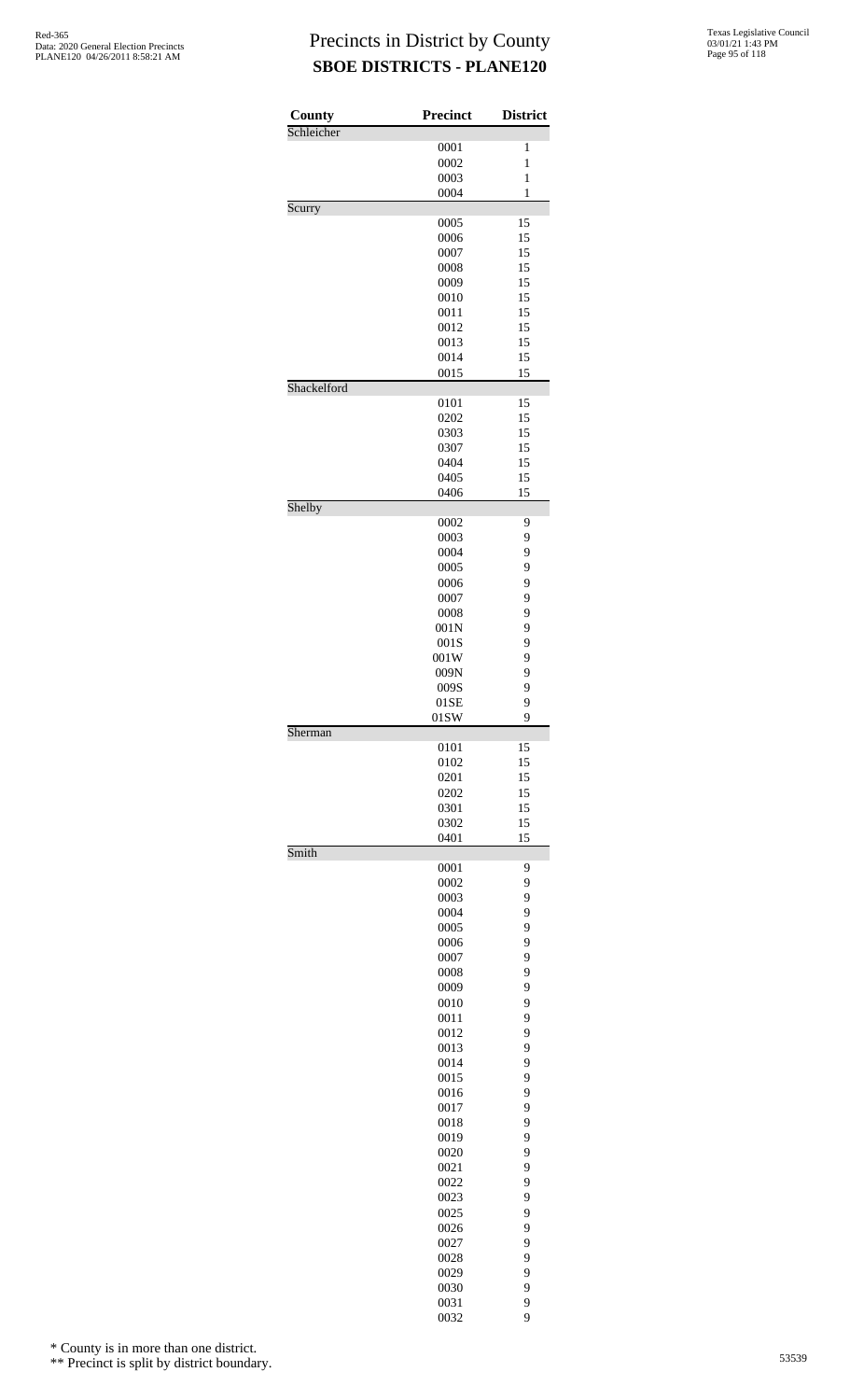# Precincts in District by County
## SBOE DISTRICTS - PLANE120

| County | Precinct | District |
|---|---|---|
| Schleicher | | |
| | 0001 | 1 |
| | 0002 | 1 |
| | 0003 | 1 |
| | 0004 | 1 |
| Scurry | | |
| | 0005 | 15 |
| | 0006 | 15 |
| | 0007 | 15 |
| | 0008 | 15 |
| | 0009 | 15 |
| | 0010 | 15 |
| | 0011 | 15 |
| | 0012 | 15 |
| | 0013 | 15 |
| | 0014 | 15 |
| | 0015 | 15 |
| Shackelford | | |
| | 0101 | 15 |
| | 0202 | 15 |
| | 0303 | 15 |
| | 0307 | 15 |
| | 0404 | 15 |
| | 0405 | 15 |
| | 0406 | 15 |
| Shelby | | |
| | 0002 | 9 |
| | 0003 | 9 |
| | 0004 | 9 |
| | 0005 | 9 |
| | 0006 | 9 |
| | 0007 | 9 |
| | 0008 | 9 |
| | 001N | 9 |
| | 001S | 9 |
| | 001W | 9 |
| | 009N | 9 |
| | 009S | 9 |
| | 01SE | 9 |
| | 01SW | 9 |
| Sherman | | |
| | 0101 | 15 |
| | 0102 | 15 |
| | 0201 | 15 |
| | 0202 | 15 |
| | 0301 | 15 |
| | 0302 | 15 |
| | 0401 | 15 |
| Smith | | |
| | 0001 | 9 |
| | 0002 | 9 |
| | 0003 | 9 |
| | 0004 | 9 |
| | 0005 | 9 |
| | 0006 | 9 |
| | 0007 | 9 |
| | 0008 | 9 |
| | 0009 | 9 |
| | 0010 | 9 |
| | 0011 | 9 |
| | 0012 | 9 |
| | 0013 | 9 |
| | 0014 | 9 |
| | 0015 | 9 |
| | 0016 | 9 |
| | 0017 | 9 |
| | 0018 | 9 |
| | 0019 | 9 |
| | 0020 | 9 |
| | 0021 | 9 |
| | 0022 | 9 |
| | 0023 | 9 |
| | 0025 | 9 |
| | 0026 | 9 |
| | 0027 | 9 |
| | 0028 | 9 |
| | 0029 | 9 |
| | 0030 | 9 |
| | 0031 | 9 |
| | 0032 | 9 |

\* County is in more than one district.

\*\* Precinct is split by district boundary.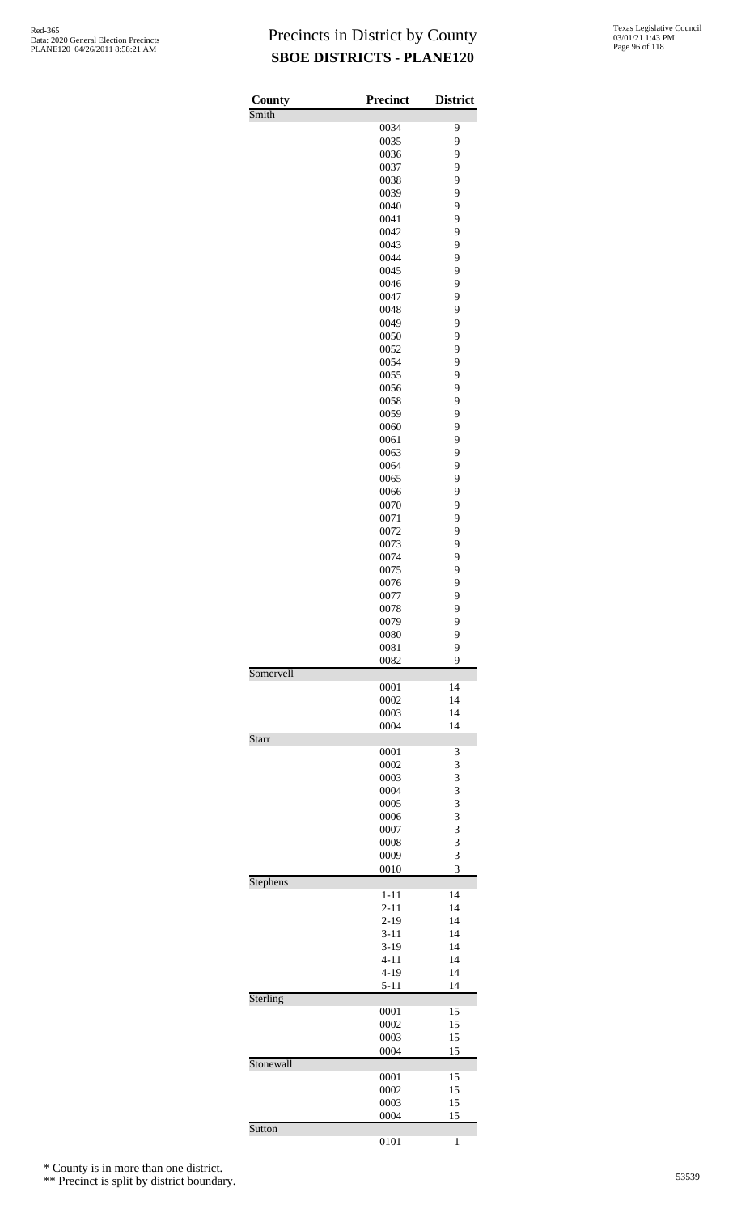# Precincts in District by County
## SBOE DISTRICTS - PLANE120

| County | Precinct | District |
|---|---|---|
| Smith | | |
| | 0034 | 9 |
| | 0035 | 9 |
| | 0036 | 9 |
| | 0037 | 9 |
| | 0038 | 9 |
| | 0039 | 9 |
| | 0040 | 9 |
| | 0041 | 9 |
| | 0042 | 9 |
| | 0043 | 9 |
| | 0044 | 9 |
| | 0045 | 9 |
| | 0046 | 9 |
| | 0047 | 9 |
| | 0048 | 9 |
| | 0049 | 9 |
| | 0050 | 9 |
| | 0052 | 9 |
| | 0054 | 9 |
| | 0055 | 9 |
| | 0056 | 9 |
| | 0058 | 9 |
| | 0059 | 9 |
| | 0060 | 9 |
| | 0061 | 9 |
| | 0063 | 9 |
| | 0064 | 9 |
| | 0065 | 9 |
| | 0066 | 9 |
| | 0070 | 9 |
| | 0071 | 9 |
| | 0072 | 9 |
| | 0073 | 9 |
| | 0074 | 9 |
| | 0075 | 9 |
| | 0076 | 9 |
| | 0077 | 9 |
| | 0078 | 9 |
| | 0079 | 9 |
| | 0080 | 9 |
| | 0081 | 9 |
| | 0082 | 9 |
| Somervell | | |
| | 0001 | 14 |
| | 0002 | 14 |
| | 0003 | 14 |
| | 0004 | 14 |
| Starr | | |
| | 0001 | 3 |
| | 0002 | 3 |
| | 0003 | 3 |
| | 0004 | 3 |
| | 0005 | 3 |
| | 0006 | 3 |
| | 0007 | 3 |
| | 0008 | 3 |
| | 0009 | 3 |
| | 0010 | 3 |
| Stephens | | |
| | 1-11 | 14 |
| | 2-11 | 14 |
| | 2-19 | 14 |
| | 3-11 | 14 |
| | 3-19 | 14 |
| | 4-11 | 14 |
| | 4-19 | 14 |
| | 5-11 | 14 |
| Sterling | | |
| | 0001 | 15 |
| | 0002 | 15 |
| | 0003 | 15 |
| | 0004 | 15 |
| Stonewall | | |
| | 0001 | 15 |
| | 0002 | 15 |
| | 0003 | 15 |
| | 0004 | 15 |
| Sutton | | |
| | 0101 | 1 |

\* County is in more than one district.

\*\* Precinct is split by district boundary.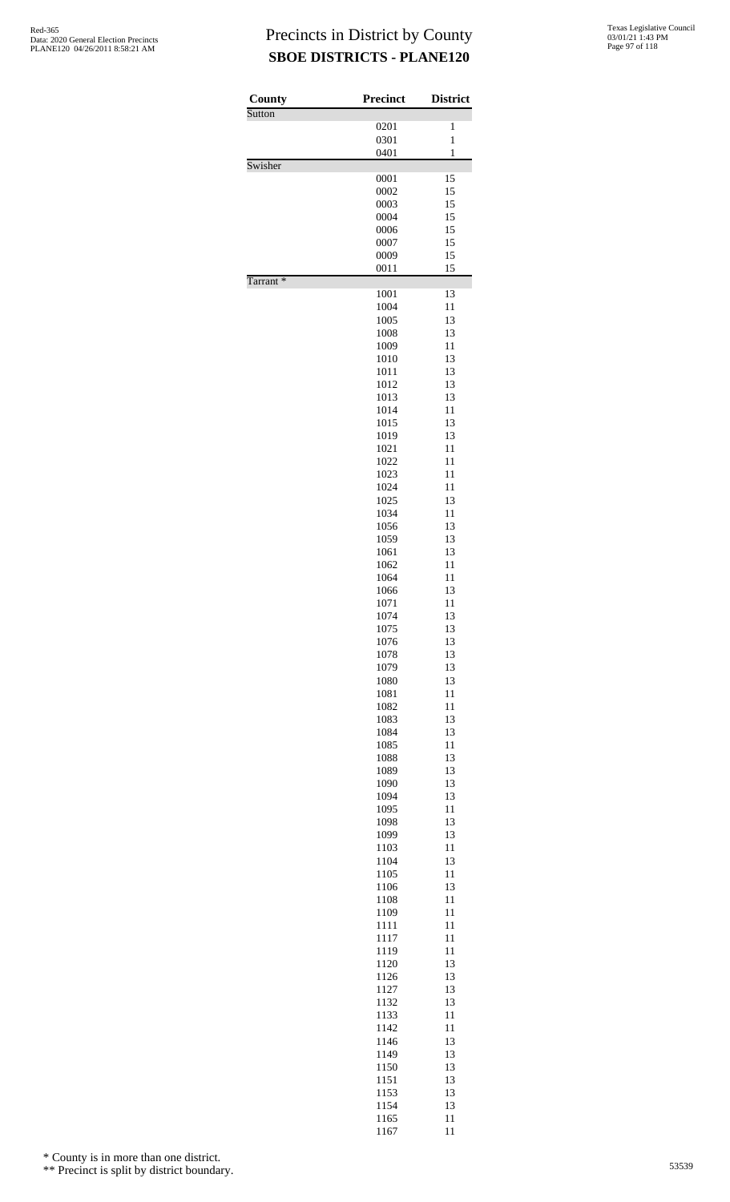# Precincts in District by County

## SBOE DISTRICTS - PLANE120

| County | Precinct | District |
|---|---|---|
| Sutton | | |
| | 0201 | 1 |
| | 0301 | 1 |
| | 0401 | 1 |
| Swisher | | |
| | 0001 | 15 |
| | 0002 | 15 |
| | 0003 | 15 |
| | 0004 | 15 |
| | 0006 | 15 |
| | 0007 | 15 |
| | 0009 | 15 |
| | 0011 | 15 |
| Tarrant * | | |
| | 1001 | 13 |
| | 1004 | 11 |
| | 1005 | 13 |
| | 1008 | 13 |
| | 1009 | 11 |
| | 1010 | 13 |
| | 1011 | 13 |
| | 1012 | 13 |
| | 1013 | 13 |
| | 1014 | 11 |
| | 1015 | 13 |
| | 1019 | 13 |
| | 1021 | 11 |
| | 1022 | 11 |
| | 1023 | 11 |
| | 1024 | 11 |
| | 1025 | 13 |
| | 1034 | 11 |
| | 1056 | 13 |
| | 1059 | 13 |
| | 1061 | 13 |
| | 1062 | 11 |
| | 1064 | 11 |
| | 1066 | 13 |
| | 1071 | 11 |
| | 1074 | 13 |
| | 1075 | 13 |
| | 1076 | 13 |
| | 1078 | 13 |
| | 1079 | 13 |
| | 1080 | 13 |
| | 1081 | 11 |
| | 1082 | 11 |
| | 1083 | 13 |
| | 1084 | 13 |
| | 1085 | 11 |
| | 1088 | 13 |
| | 1089 | 13 |
| | 1090 | 13 |
| | 1094 | 13 |
| | 1095 | 11 |
| | 1098 | 13 |
| | 1099 | 13 |
| | 1103 | 11 |
| | 1104 | 13 |
| | 1105 | 11 |
| | 1106 | 13 |
| | 1108 | 11 |
| | 1109 | 11 |
| | 1111 | 11 |
| | 1117 | 11 |
| | 1119 | 11 |
| | 1120 | 13 |
| | 1126 | 13 |
| | 1127 | 13 |
| | 1132 | 13 |
| | 1133 | 11 |
| | 1142 | 11 |
| | 1146 | 13 |
| | 1149 | 13 |
| | 1150 | 13 |
| | 1151 | 13 |
| | 1153 | 13 |
| | 1154 | 13 |
| | 1165 | 11 |
| | 1167 | 11 |

\* County is in more than one district.

\*\* Precinct is split by district boundary.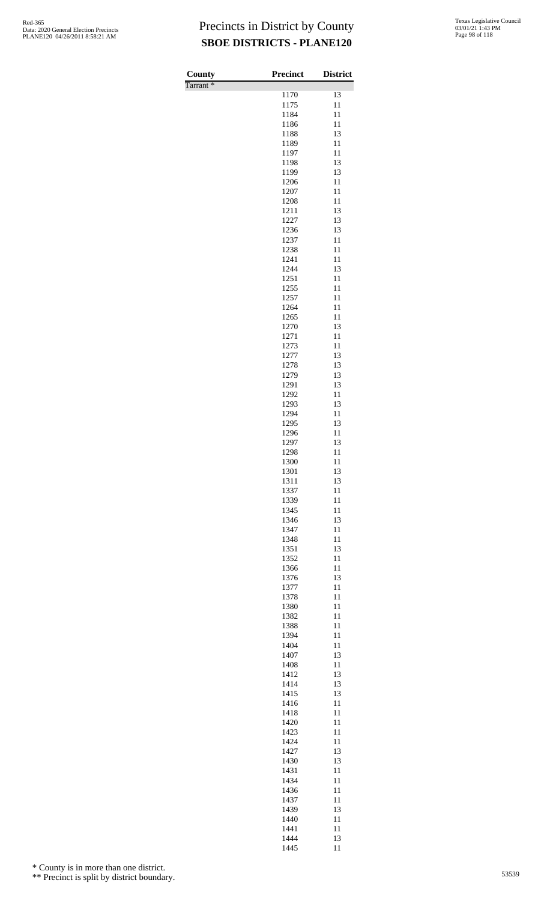# Precincts in District by County
## SBOE DISTRICTS - PLANE120

| County | Precinct | District |
|---|---|---|
| Tarrant * | | |
| | 1170 | 13 |
| | 1175 | 11 |
| | 1184 | 11 |
| | 1186 | 11 |
| | 1188 | 13 |
| | 1189 | 11 |
| | 1197 | 11 |
| | 1198 | 13 |
| | 1199 | 13 |
| | 1206 | 11 |
| | 1207 | 11 |
| | 1208 | 11 |
| | 1211 | 13 |
| | 1227 | 13 |
| | 1236 | 13 |
| | 1237 | 11 |
| | 1238 | 11 |
| | 1241 | 11 |
| | 1244 | 13 |
| | 1251 | 11 |
| | 1255 | 11 |
| | 1257 | 11 |
| | 1264 | 11 |
| | 1265 | 11 |
| | 1270 | 13 |
| | 1271 | 11 |
| | 1273 | 11 |
| | 1277 | 13 |
| | 1278 | 13 |
| | 1279 | 13 |
| | 1291 | 13 |
| | 1292 | 11 |
| | 1293 | 13 |
| | 1294 | 11 |
| | 1295 | 13 |
| | 1296 | 11 |
| | 1297 | 13 |
| | 1298 | 11 |
| | 1300 | 11 |
| | 1301 | 13 |
| | 1311 | 13 |
| | 1337 | 11 |
| | 1339 | 11 |
| | 1345 | 11 |
| | 1346 | 13 |
| | 1347 | 11 |
| | 1348 | 11 |
| | 1351 | 13 |
| | 1352 | 11 |
| | 1366 | 11 |
| | 1376 | 13 |
| | 1377 | 11 |
| | 1378 | 11 |
| | 1380 | 11 |
| | 1382 | 11 |
| | 1388 | 11 |
| | 1394 | 11 |
| | 1404 | 11 |
| | 1407 | 13 |
| | 1408 | 11 |
| | 1412 | 13 |
| | 1414 | 13 |
| | 1415 | 13 |
| | 1416 | 11 |
| | 1418 | 11 |
| | 1420 | 11 |
| | 1423 | 11 |
| | 1424 | 11 |
| | 1427 | 13 |
| | 1430 | 13 |
| | 1431 | 11 |
| | 1434 | 11 |
| | 1436 | 11 |
| | 1437 | 11 |
| | 1439 | 13 |
| | 1440 | 11 |
| | 1441 | 11 |
| | 1444 | 13 |
| | 1445 | 11 |

\* County is in more than one district.

\*\* Precinct is split by district boundary.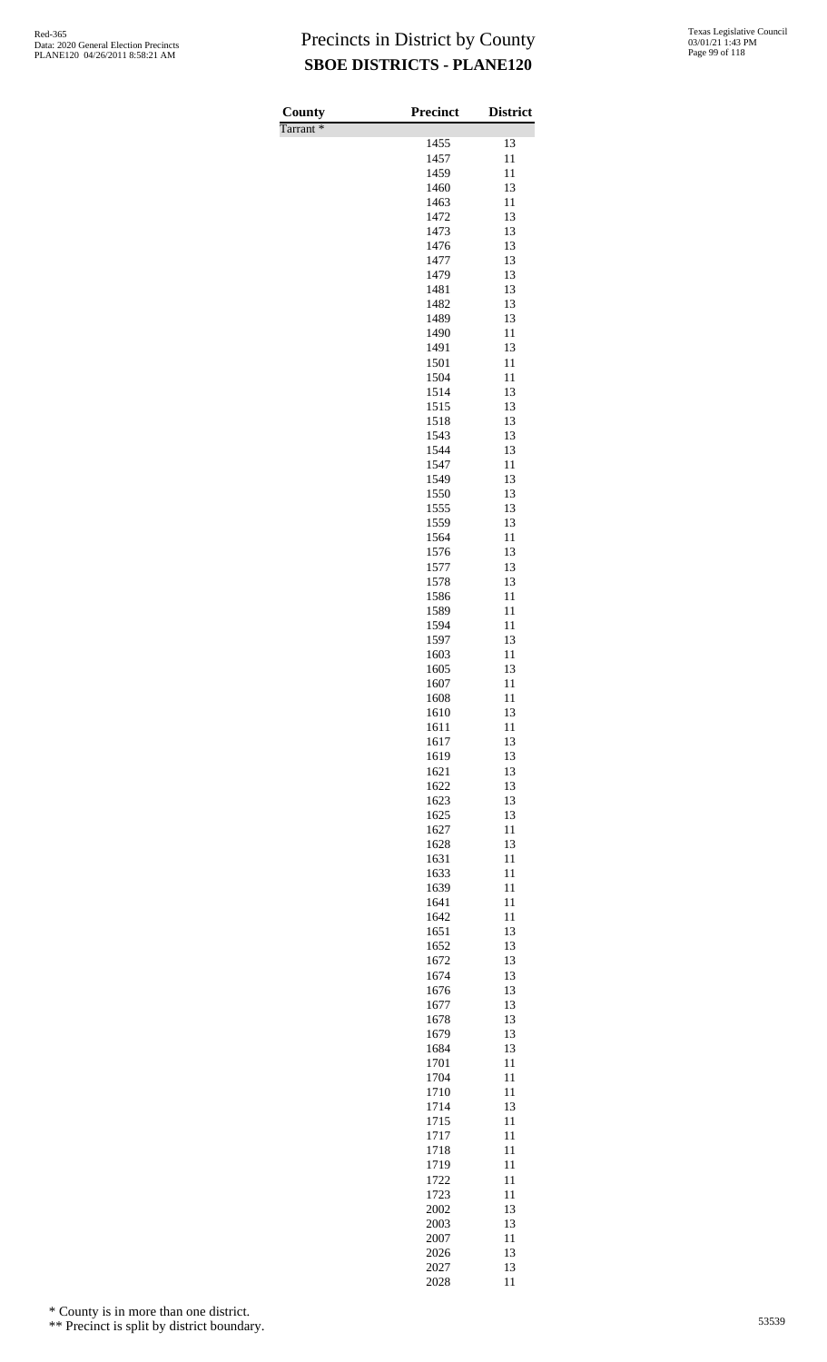# Precincts in District by County

## SBOE DISTRICTS - PLANE120

| County | Precinct | District |
|---|---|---|
| Tarrant * | | |
| | 1455 | 13 |
| | 1457 | 11 |
| | 1459 | 11 |
| | 1460 | 13 |
| | 1463 | 11 |
| | 1472 | 13 |
| | 1473 | 13 |
| | 1476 | 13 |
| | 1477 | 13 |
| | 1479 | 13 |
| | 1481 | 13 |
| | 1482 | 13 |
| | 1489 | 13 |
| | 1490 | 11 |
| | 1491 | 13 |
| | 1501 | 11 |
| | 1504 | 11 |
| | 1514 | 13 |
| | 1515 | 13 |
| | 1518 | 13 |
| | 1543 | 13 |
| | 1544 | 13 |
| | 1547 | 11 |
| | 1549 | 13 |
| | 1550 | 13 |
| | 1555 | 13 |
| | 1559 | 13 |
| | 1564 | 11 |
| | 1576 | 13 |
| | 1577 | 13 |
| | 1578 | 13 |
| | 1586 | 11 |
| | 1589 | 11 |
| | 1594 | 11 |
| | 1597 | 13 |
| | 1603 | 11 |
| | 1605 | 13 |
| | 1607 | 11 |
| | 1608 | 11 |
| | 1610 | 13 |
| | 1611 | 11 |
| | 1617 | 13 |
| | 1619 | 13 |
| | 1621 | 13 |
| | 1622 | 13 |
| | 1623 | 13 |
| | 1625 | 13 |
| | 1627 | 11 |
| | 1628 | 13 |
| | 1631 | 11 |
| | 1633 | 11 |
| | 1639 | 11 |
| | 1641 | 11 |
| | 1642 | 11 |
| | 1651 | 13 |
| | 1652 | 13 |
| | 1672 | 13 |
| | 1674 | 13 |
| | 1676 | 13 |
| | 1677 | 13 |
| | 1678 | 13 |
| | 1679 | 13 |
| | 1684 | 13 |
| | 1701 | 11 |
| | 1704 | 11 |
| | 1710 | 11 |
| | 1714 | 13 |
| | 1715 | 11 |
| | 1717 | 11 |
| | 1718 | 11 |
| | 1719 | 11 |
| | 1722 | 11 |
| | 1723 | 11 |
| | 2002 | 13 |
| | 2003 | 13 |
| | 2007 | 11 |
| | 2026 | 13 |
| | 2027 | 13 |
| | 2028 | 11 |

\* County is in more than one district.

\*\* Precinct is split by district boundary.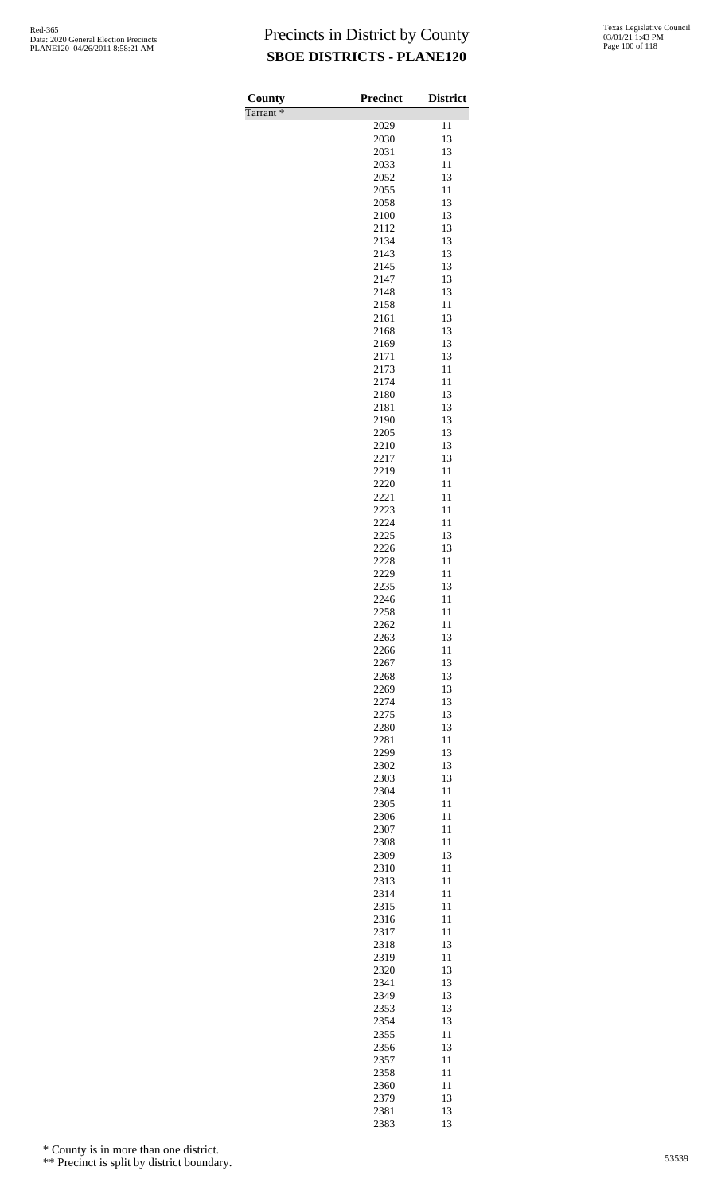# Precincts in District by County

## SBOE DISTRICTS - PLANE120

| County | Precinct | District |
|---|---|---|
| Tarrant * | | |
| | 2029 | 11 |
| | 2030 | 13 |
| | 2031 | 13 |
| | 2033 | 11 |
| | 2052 | 13 |
| | 2055 | 11 |
| | 2058 | 13 |
| | 2100 | 13 |
| | 2112 | 13 |
| | 2134 | 13 |
| | 2143 | 13 |
| | 2145 | 13 |
| | 2147 | 13 |
| | 2148 | 13 |
| | 2158 | 11 |
| | 2161 | 13 |
| | 2168 | 13 |
| | 2169 | 13 |
| | 2171 | 13 |
| | 2173 | 11 |
| | 2174 | 11 |
| | 2180 | 13 |
| | 2181 | 13 |
| | 2190 | 13 |
| | 2205 | 13 |
| | 2210 | 13 |
| | 2217 | 13 |
| | 2219 | 11 |
| | 2220 | 11 |
| | 2221 | 11 |
| | 2223 | 11 |
| | 2224 | 11 |
| | 2225 | 13 |
| | 2226 | 13 |
| | 2228 | 11 |
| | 2229 | 11 |
| | 2235 | 13 |
| | 2246 | 11 |
| | 2258 | 11 |
| | 2262 | 11 |
| | 2263 | 13 |
| | 2266 | 11 |
| | 2267 | 13 |
| | 2268 | 13 |
| | 2269 | 13 |
| | 2274 | 13 |
| | 2275 | 13 |
| | 2280 | 13 |
| | 2281 | 11 |
| | 2299 | 13 |
| | 2302 | 13 |
| | 2303 | 13 |
| | 2304 | 11 |
| | 2305 | 11 |
| | 2306 | 11 |
| | 2307 | 11 |
| | 2308 | 11 |
| | 2309 | 13 |
| | 2310 | 11 |
| | 2313 | 11 |
| | 2314 | 11 |
| | 2315 | 11 |
| | 2316 | 11 |
| | 2317 | 11 |
| | 2318 | 13 |
| | 2319 | 11 |
| | 2320 | 13 |
| | 2341 | 13 |
| | 2349 | 13 |
| | 2353 | 13 |
| | 2354 | 13 |
| | 2355 | 11 |
| | 2356 | 13 |
| | 2357 | 11 |
| | 2358 | 11 |
| | 2360 | 11 |
| | 2379 | 13 |
| | 2381 | 13 |
| | 2383 | 13 |

\* County is in more than one district.

\** Precinct is split by district boundary.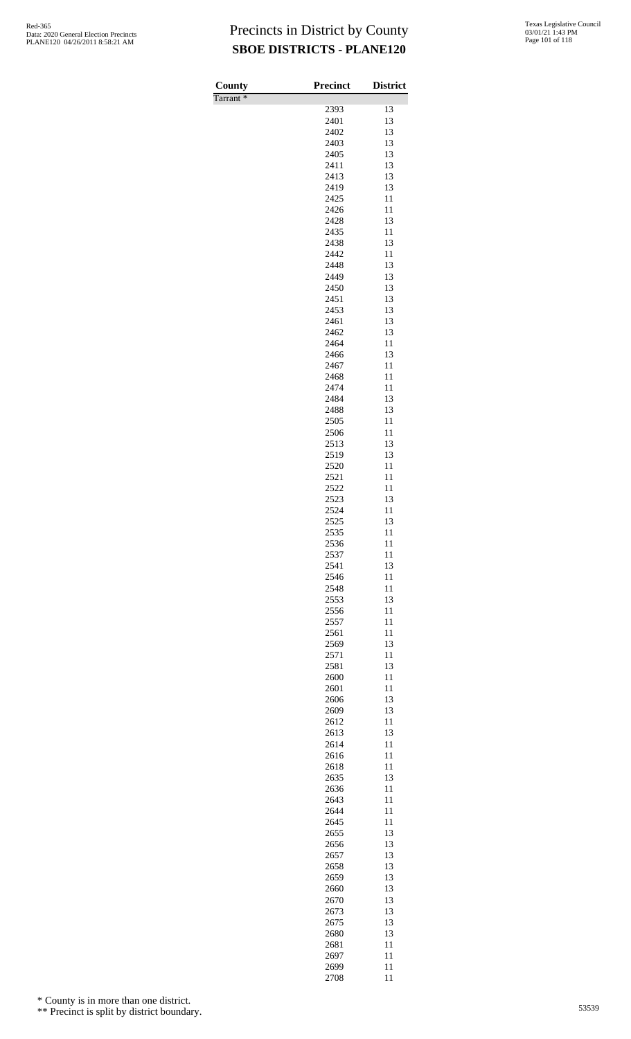# Precincts in District by County

## SBOE DISTRICTS - PLANE120

| County | Precinct | District |
|---|---|---|
| Tarrant * | | |
| | 2393 | 13 |
| | 2401 | 13 |
| | 2402 | 13 |
| | 2403 | 13 |
| | 2405 | 13 |
| | 2411 | 13 |
| | 2413 | 13 |
| | 2419 | 13 |
| | 2425 | 11 |
| | 2426 | 11 |
| | 2428 | 13 |
| | 2435 | 11 |
| | 2438 | 13 |
| | 2442 | 11 |
| | 2448 | 13 |
| | 2449 | 13 |
| | 2450 | 13 |
| | 2451 | 13 |
| | 2453 | 13 |
| | 2461 | 13 |
| | 2462 | 13 |
| | 2464 | 11 |
| | 2466 | 13 |
| | 2467 | 11 |
| | 2468 | 11 |
| | 2474 | 11 |
| | 2484 | 13 |
| | 2488 | 13 |
| | 2505 | 11 |
| | 2506 | 11 |
| | 2513 | 13 |
| | 2519 | 13 |
| | 2520 | 11 |
| | 2521 | 11 |
| | 2522 | 11 |
| | 2523 | 13 |
| | 2524 | 11 |
| | 2525 | 13 |
| | 2535 | 11 |
| | 2536 | 11 |
| | 2537 | 11 |
| | 2541 | 13 |
| | 2546 | 11 |
| | 2548 | 11 |
| | 2553 | 13 |
| | 2556 | 11 |
| | 2557 | 11 |
| | 2561 | 11 |
| | 2569 | 13 |
| | 2571 | 11 |
| | 2581 | 13 |
| | 2600 | 11 |
| | 2601 | 11 |
| | 2606 | 13 |
| | 2609 | 13 |
| | 2612 | 11 |
| | 2613 | 13 |
| | 2614 | 11 |
| | 2616 | 11 |
| | 2618 | 11 |
| | 2635 | 13 |
| | 2636 | 11 |
| | 2643 | 11 |
| | 2644 | 11 |
| | 2645 | 11 |
| | 2655 | 13 |
| | 2656 | 13 |
| | 2657 | 13 |
| | 2658 | 13 |
| | 2659 | 13 |
| | 2660 | 13 |
| | 2670 | 13 |
| | 2673 | 13 |
| | 2675 | 13 |
| | 2680 | 13 |
| | 2681 | 11 |
| | 2697 | 11 |
| | 2699 | 11 |
| | 2708 | 11 |

\* County is in more than one district.

\*\* Precinct is split by district boundary.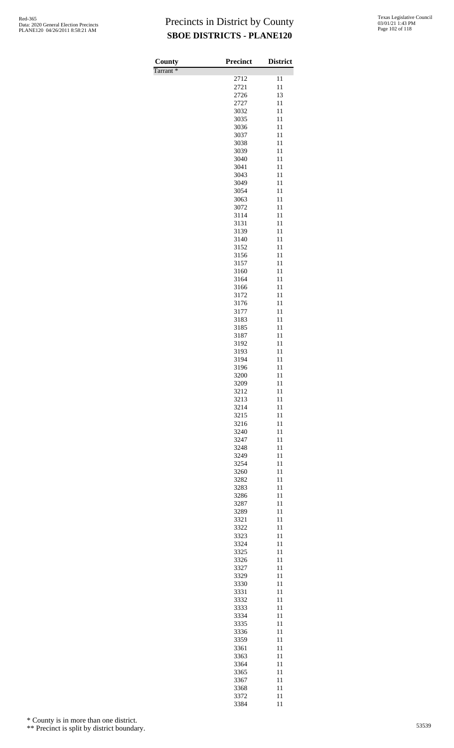# Precincts in District by County
## SBOE DISTRICTS - PLANE120

| County | Precinct | District |
|---|---|---|
| Tarrant * | | |
| | 2712 | 11 |
| | 2721 | 11 |
| | 2726 | 13 |
| | 2727 | 11 |
| | 3032 | 11 |
| | 3035 | 11 |
| | 3036 | 11 |
| | 3037 | 11 |
| | 3038 | 11 |
| | 3039 | 11 |
| | 3040 | 11 |
| | 3041 | 11 |
| | 3043 | 11 |
| | 3049 | 11 |
| | 3054 | 11 |
| | 3063 | 11 |
| | 3072 | 11 |
| | 3114 | 11 |
| | 3131 | 11 |
| | 3139 | 11 |
| | 3140 | 11 |
| | 3152 | 11 |
| | 3156 | 11 |
| | 3157 | 11 |
| | 3160 | 11 |
| | 3164 | 11 |
| | 3166 | 11 |
| | 3172 | 11 |
| | 3176 | 11 |
| | 3177 | 11 |
| | 3183 | 11 |
| | 3185 | 11 |
| | 3187 | 11 |
| | 3192 | 11 |
| | 3193 | 11 |
| | 3194 | 11 |
| | 3196 | 11 |
| | 3200 | 11 |
| | 3209 | 11 |
| | 3212 | 11 |
| | 3213 | 11 |
| | 3214 | 11 |
| | 3215 | 11 |
| | 3216 | 11 |
| | 3240 | 11 |
| | 3247 | 11 |
| | 3248 | 11 |
| | 3249 | 11 |
| | 3254 | 11 |
| | 3260 | 11 |
| | 3282 | 11 |
| | 3283 | 11 |
| | 3286 | 11 |
| | 3287 | 11 |
| | 3289 | 11 |
| | 3321 | 11 |
| | 3322 | 11 |
| | 3323 | 11 |
| | 3324 | 11 |
| | 3325 | 11 |
| | 3326 | 11 |
| | 3327 | 11 |
| | 3329 | 11 |
| | 3330 | 11 |
| | 3331 | 11 |
| | 3332 | 11 |
| | 3333 | 11 |
| | 3334 | 11 |
| | 3335 | 11 |
| | 3336 | 11 |
| | 3359 | 11 |
| | 3361 | 11 |
| | 3363 | 11 |
| | 3364 | 11 |
| | 3365 | 11 |
| | 3367 | 11 |
| | 3368 | 11 |
| | 3372 | 11 |
| | 3384 | 11 |

\* County is in more than one district.

\*\* Precinct is split by district boundary.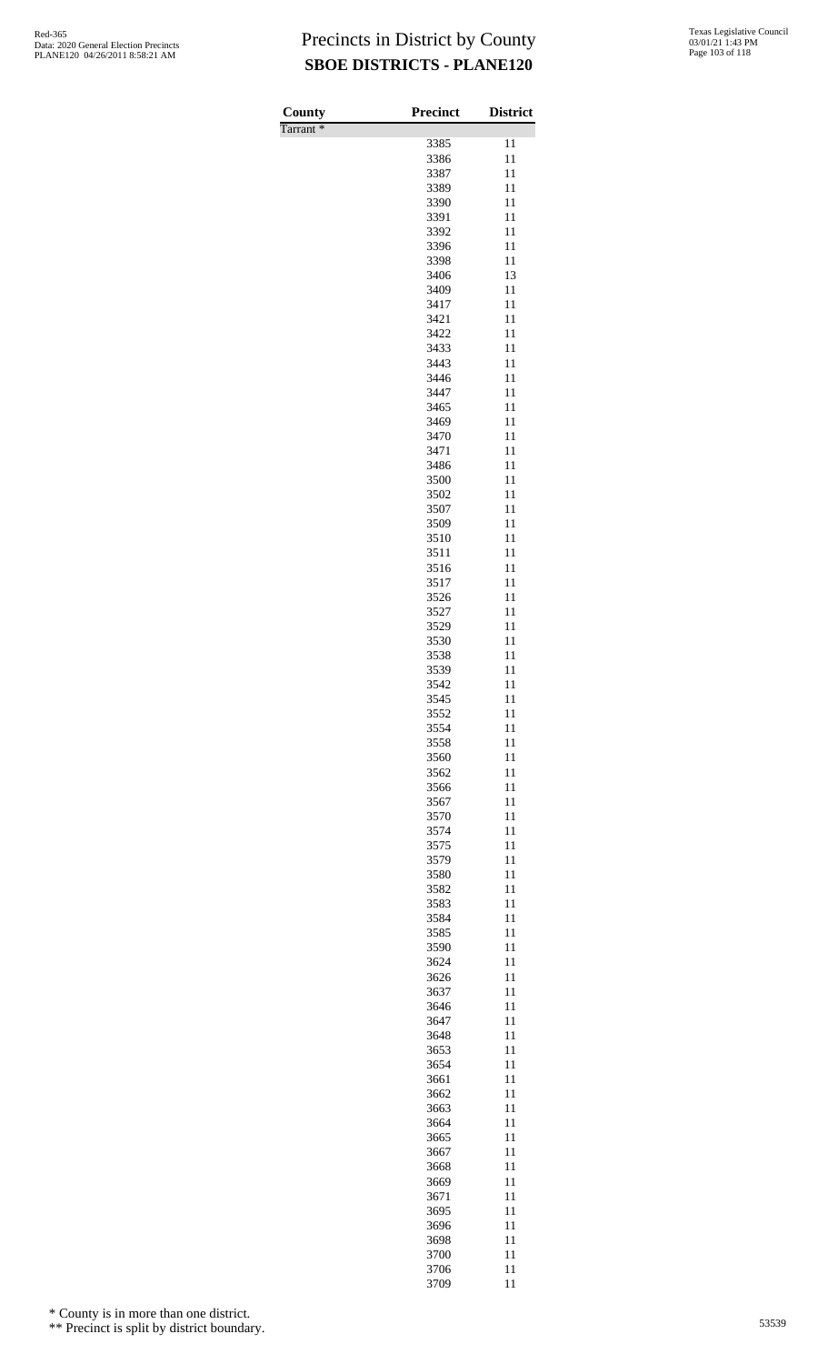# Precincts in District by County

## SBOE DISTRICTS - PLANE120

| County | Precinct | District |
|---|---|---|
| Tarrant * | | |
| | 3385 | 11 |
| | 3386 | 11 |
| | 3387 | 11 |
| | 3389 | 11 |
| | 3390 | 11 |
| | 3391 | 11 |
| | 3392 | 11 |
| | 3396 | 11 |
| | 3398 | 11 |
| | 3406 | 13 |
| | 3409 | 11 |
| | 3417 | 11 |
| | 3421 | 11 |
| | 3422 | 11 |
| | 3433 | 11 |
| | 3443 | 11 |
| | 3446 | 11 |
| | 3447 | 11 |
| | 3465 | 11 |
| | 3469 | 11 |
| | 3470 | 11 |
| | 3471 | 11 |
| | 3486 | 11 |
| | 3500 | 11 |
| | 3502 | 11 |
| | 3507 | 11 |
| | 3509 | 11 |
| | 3510 | 11 |
| | 3511 | 11 |
| | 3516 | 11 |
| | 3517 | 11 |
| | 3526 | 11 |
| | 3527 | 11 |
| | 3529 | 11 |
| | 3530 | 11 |
| | 3538 | 11 |
| | 3539 | 11 |
| | 3542 | 11 |
| | 3545 | 11 |
| | 3552 | 11 |
| | 3554 | 11 |
| | 3558 | 11 |
| | 3560 | 11 |
| | 3562 | 11 |
| | 3566 | 11 |
| | 3567 | 11 |
| | 3570 | 11 |
| | 3574 | 11 |
| | 3575 | 11 |
| | 3579 | 11 |
| | 3580 | 11 |
| | 3582 | 11 |
| | 3583 | 11 |
| | 3584 | 11 |
| | 3585 | 11 |
| | 3590 | 11 |
| | 3624 | 11 |
| | 3626 | 11 |
| | 3637 | 11 |
| | 3646 | 11 |
| | 3647 | 11 |
| | 3648 | 11 |
| | 3653 | 11 |
| | 3654 | 11 |
| | 3661 | 11 |
| | 3662 | 11 |
| | 3663 | 11 |
| | 3664 | 11 |
| | 3665 | 11 |
| | 3667 | 11 |
| | 3668 | 11 |
| | 3669 | 11 |
| | 3671 | 11 |
| | 3695 | 11 |
| | 3696 | 11 |
| | 3698 | 11 |
| | 3700 | 11 |
| | 3706 | 11 |
| | 3709 | 11 |

\* County is in more than one district.

\*\* Precinct is split by district boundary.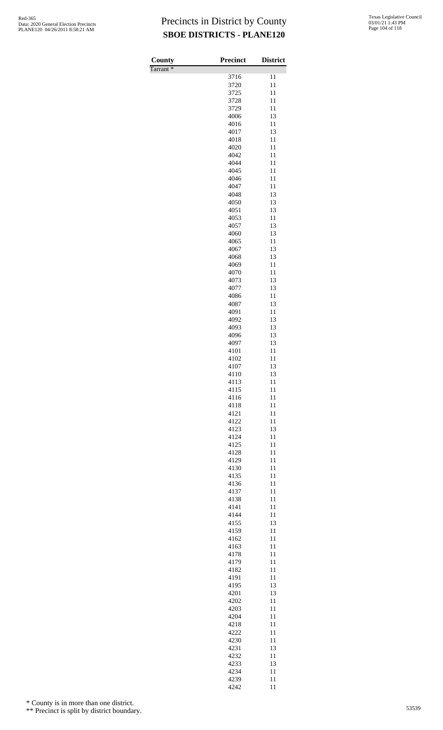# Precincts in District by County
## SBOE DISTRICTS - PLANE120

| County | Precinct | District |
|---|---|---|
| Tarrant * | | |
| | 3716 | 11 |
| | 3720 | 11 |
| | 3725 | 11 |
| | 3728 | 11 |
| | 3729 | 11 |
| | 4006 | 13 |
| | 4016 | 11 |
| | 4017 | 13 |
| | 4018 | 11 |
| | 4020 | 11 |
| | 4042 | 11 |
| | 4044 | 11 |
| | 4045 | 11 |
| | 4046 | 11 |
| | 4047 | 11 |
| | 4048 | 13 |
| | 4050 | 13 |
| | 4051 | 13 |
| | 4053 | 11 |
| | 4057 | 13 |
| | 4060 | 13 |
| | 4065 | 11 |
| | 4067 | 13 |
| | 4068 | 13 |
| | 4069 | 11 |
| | 4070 | 11 |
| | 4073 | 13 |
| | 4077 | 13 |
| | 4086 | 11 |
| | 4087 | 13 |
| | 4091 | 11 |
| | 4092 | 13 |
| | 4093 | 13 |
| | 4096 | 13 |
| | 4097 | 13 |
| | 4101 | 11 |
| | 4102 | 11 |
| | 4107 | 13 |
| | 4110 | 13 |
| | 4113 | 11 |
| | 4115 | 11 |
| | 4116 | 11 |
| | 4118 | 11 |
| | 4121 | 11 |
| | 4122 | 11 |
| | 4123 | 13 |
| | 4124 | 11 |
| | 4125 | 11 |
| | 4128 | 11 |
| | 4129 | 11 |
| | 4130 | 11 |
| | 4135 | 11 |
| | 4136 | 11 |
| | 4137 | 11 |
| | 4138 | 11 |
| | 4141 | 11 |
| | 4144 | 11 |
| | 4155 | 13 |
| | 4159 | 11 |
| | 4162 | 11 |
| | 4163 | 11 |
| | 4178 | 11 |
| | 4179 | 11 |
| | 4182 | 11 |
| | 4191 | 11 |
| | 4195 | 13 |
| | 4201 | 13 |
| | 4202 | 11 |
| | 4203 | 11 |
| | 4204 | 11 |
| | 4218 | 11 |
| | 4222 | 11 |
| | 4230 | 11 |
| | 4231 | 13 |
| | 4232 | 11 |
| | 4233 | 13 |
| | 4234 | 11 |
| | 4239 | 11 |
| | 4242 | 11 |

\* County is in more than one district.

\*\* Precinct is split by district boundary.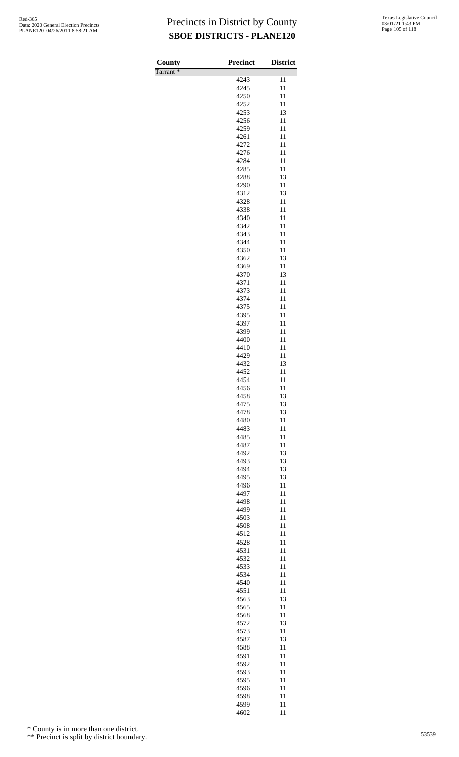# Precincts in District by County
## SBOE DISTRICTS - PLANE120

| County | Precinct | District |
|---|---|---|
| Tarrant * | | |
| | 4243 | 11 |
| | 4245 | 11 |
| | 4250 | 11 |
| | 4252 | 11 |
| | 4253 | 13 |
| | 4256 | 11 |
| | 4259 | 11 |
| | 4261 | 11 |
| | 4272 | 11 |
| | 4276 | 11 |
| | 4284 | 11 |
| | 4285 | 11 |
| | 4288 | 13 |
| | 4290 | 11 |
| | 4312 | 13 |
| | 4328 | 11 |
| | 4338 | 11 |
| | 4340 | 11 |
| | 4342 | 11 |
| | 4343 | 11 |
| | 4344 | 11 |
| | 4350 | 11 |
| | 4362 | 13 |
| | 4369 | 11 |
| | 4370 | 13 |
| | 4371 | 11 |
| | 4373 | 11 |
| | 4374 | 11 |
| | 4375 | 11 |
| | 4395 | 11 |
| | 4397 | 11 |
| | 4399 | 11 |
| | 4400 | 11 |
| | 4410 | 11 |
| | 4429 | 11 |
| | 4432 | 13 |
| | 4452 | 11 |
| | 4454 | 11 |
| | 4456 | 11 |
| | 4458 | 13 |
| | 4475 | 13 |
| | 4478 | 13 |
| | 4480 | 11 |
| | 4483 | 11 |
| | 4485 | 11 |
| | 4487 | 11 |
| | 4492 | 13 |
| | 4493 | 13 |
| | 4494 | 13 |
| | 4495 | 13 |
| | 4496 | 11 |
| | 4497 | 11 |
| | 4498 | 11 |
| | 4499 | 11 |
| | 4503 | 11 |
| | 4508 | 11 |
| | 4512 | 11 |
| | 4528 | 11 |
| | 4531 | 11 |
| | 4532 | 11 |
| | 4533 | 11 |
| | 4534 | 11 |
| | 4540 | 11 |
| | 4551 | 11 |
| | 4563 | 13 |
| | 4565 | 11 |
| | 4568 | 11 |
| | 4572 | 13 |
| | 4573 | 11 |
| | 4587 | 13 |
| | 4588 | 11 |
| | 4591 | 11 |
| | 4592 | 11 |
| | 4593 | 11 |
| | 4595 | 11 |
| | 4596 | 11 |
| | 4598 | 11 |
| | 4599 | 11 |
| | 4602 | 11 |

\* County is in more than one district.

\*\* Precinct is split by district boundary.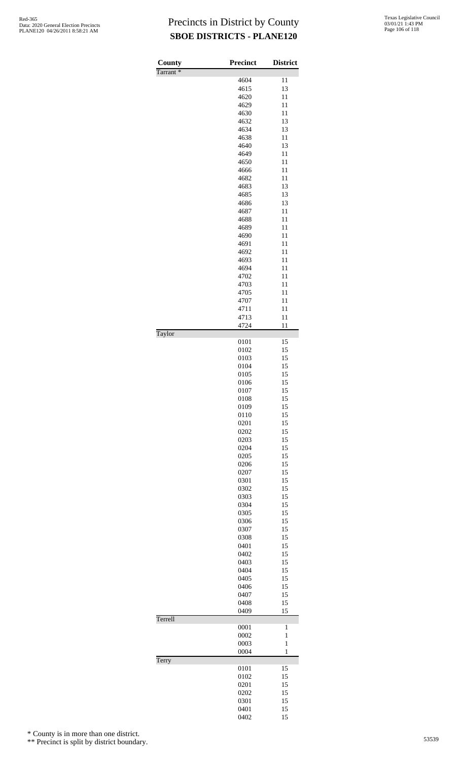# Precincts in District by County
## SBOE DISTRICTS - PLANE120

| County | Precinct | District |
|---|---|---|
| Tarrant * | | |
| | 4604 | 11 |
| | 4615 | 13 |
| | 4620 | 11 |
| | 4629 | 11 |
| | 4630 | 11 |
| | 4632 | 13 |
| | 4634 | 13 |
| | 4638 | 11 |
| | 4640 | 13 |
| | 4649 | 11 |
| | 4650 | 11 |
| | 4666 | 11 |
| | 4682 | 11 |
| | 4683 | 13 |
| | 4685 | 13 |
| | 4686 | 13 |
| | 4687 | 11 |
| | 4688 | 11 |
| | 4689 | 11 |
| | 4690 | 11 |
| | 4691 | 11 |
| | 4692 | 11 |
| | 4693 | 11 |
| | 4694 | 11 |
| | 4702 | 11 |
| | 4703 | 11 |
| | 4705 | 11 |
| | 4707 | 11 |
| | 4711 | 11 |
| | 4713 | 11 |
| | 4724 | 11 |
| Taylor | | |
| | 0101 | 15 |
| | 0102 | 15 |
| | 0103 | 15 |
| | 0104 | 15 |
| | 0105 | 15 |
| | 0106 | 15 |
| | 0107 | 15 |
| | 0108 | 15 |
| | 0109 | 15 |
| | 0110 | 15 |
| | 0201 | 15 |
| | 0202 | 15 |
| | 0203 | 15 |
| | 0204 | 15 |
| | 0205 | 15 |
| | 0206 | 15 |
| | 0207 | 15 |
| | 0301 | 15 |
| | 0302 | 15 |
| | 0303 | 15 |
| | 0304 | 15 |
| | 0305 | 15 |
| | 0306 | 15 |
| | 0307 | 15 |
| | 0308 | 15 |
| | 0401 | 15 |
| | 0402 | 15 |
| | 0403 | 15 |
| | 0404 | 15 |
| | 0405 | 15 |
| | 0406 | 15 |
| | 0407 | 15 |
| | 0408 | 15 |
| | 0409 | 15 |
| Terrell | | |
| | 0001 | 1 |
| | 0002 | 1 |
| | 0003 | 1 |
| | 0004 | 1 |
| Terry | | |
| | 0101 | 15 |
| | 0102 | 15 |
| | 0201 | 15 |
| | 0202 | 15 |
| | 0301 | 15 |
| | 0401 | 15 |
| | 0402 | 15 |

\* County is in more than one district.

\*\* Precinct is split by district boundary.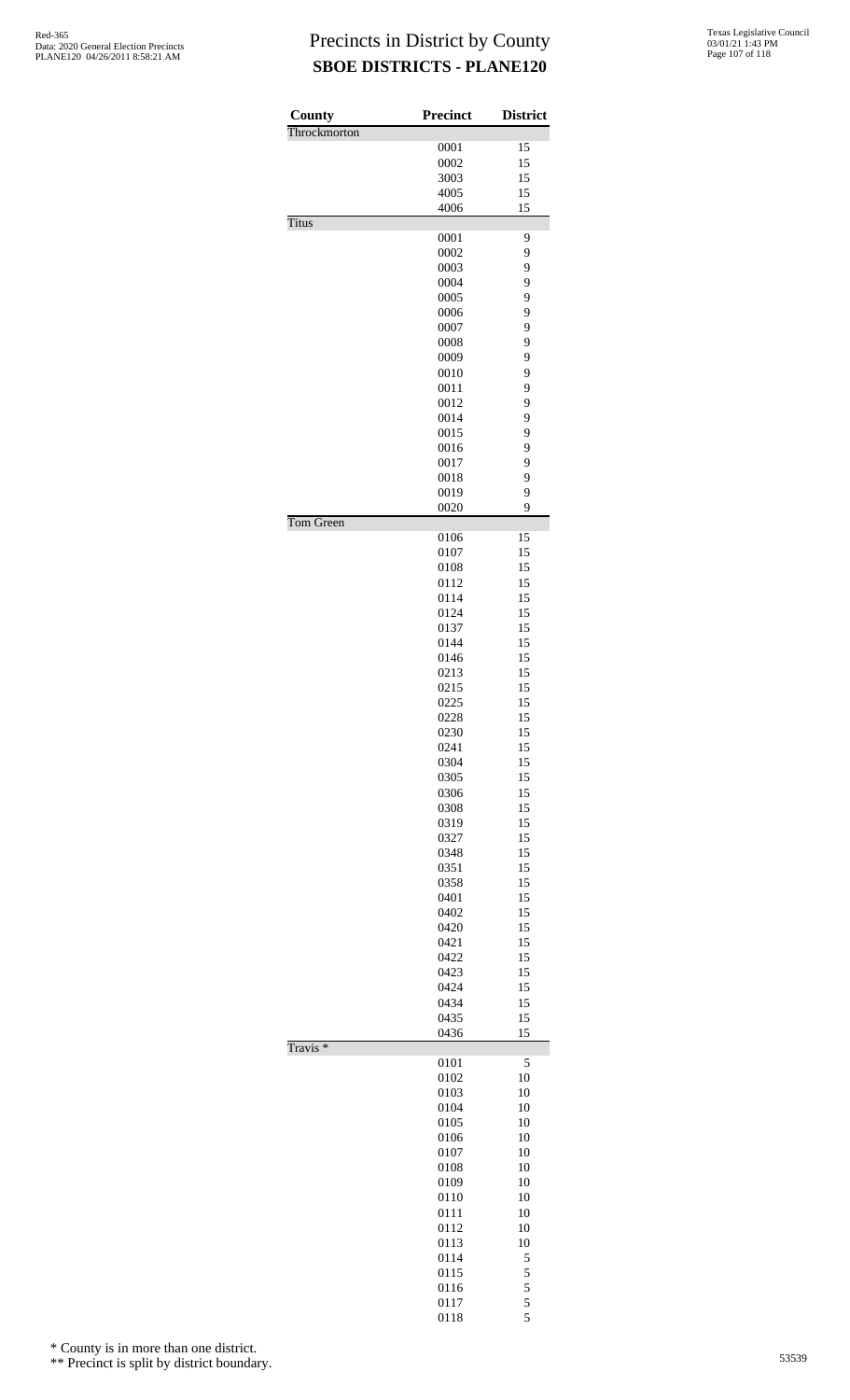# Precincts in District by County

## SBOE DISTRICTS - PLANE120

Red-365
Data: 2020 General Election Precincts
PLANE120 04/26/2011 8:58:21 AM

Texas Legislative Council
03/01/21 1:43 PM

| County | Precinct | District |
|---|---|---|
| Throckmorton | | |
| | 0001 | 15 |
| | 0002 | 15 |
| | 3003 | 15 |
| | 4005 | 15 |
| | 4006 | 15 |
| Titus | | |
| | 0001 | 9 |
| | 0002 | 9 |
| | 0003 | 9 |
| | 0004 | 9 |
| | 0005 | 9 |
| | 0006 | 9 |
| | 0007 | 9 |
| | 0008 | 9 |
| | 0009 | 9 |
| | 0010 | 9 |
| | 0011 | 9 |
| | 0012 | 9 |
| | 0014 | 9 |
| | 0015 | 9 |
| | 0016 | 9 |
| | 0017 | 9 |
| | 0018 | 9 |
| | 0019 | 9 |
| | 0020 | 9 |
| Tom Green | | |
| | 0106 | 15 |
| | 0107 | 15 |
| | 0108 | 15 |
| | 0112 | 15 |
| | 0114 | 15 |
| | 0124 | 15 |
| | 0137 | 15 |
| | 0144 | 15 |
| | 0146 | 15 |
| | 0213 | 15 |
| | 0215 | 15 |
| | 0225 | 15 |
| | 0228 | 15 |
| | 0230 | 15 |
| | 0241 | 15 |
| | 0304 | 15 |
| | 0305 | 15 |
| | 0306 | 15 |
| | 0308 | 15 |
| | 0319 | 15 |
| | 0327 | 15 |
| | 0348 | 15 |
| | 0351 | 15 |
| | 0358 | 15 |
| | 0401 | 15 |
| | 0402 | 15 |
| | 0420 | 15 |
| | 0421 | 15 |
| | 0422 | 15 |
| | 0423 | 15 |
| | 0424 | 15 |
| | 0434 | 15 |
| | 0435 | 15 |
| | 0436 | 15 |
| Travis * | | |
| | 0101 | 5 |
| | 0102 | 10 |
| | 0103 | 10 |
| | 0104 | 10 |
| | 0105 | 10 |
| | 0106 | 10 |
| | 0107 | 10 |
| | 0108 | 10 |
| | 0109 | 10 |
| | 0110 | 10 |
| | 0111 | 10 |
| | 0112 | 10 |
| | 0113 | 10 |
| | 0114 | 5 |
| | 0115 | 5 |
| | 0116 | 5 |
| | 0117 | 5 |
| | 0118 | 5 |

\* County is in more than one district.

\*\* Precinct is split by district boundary.

53539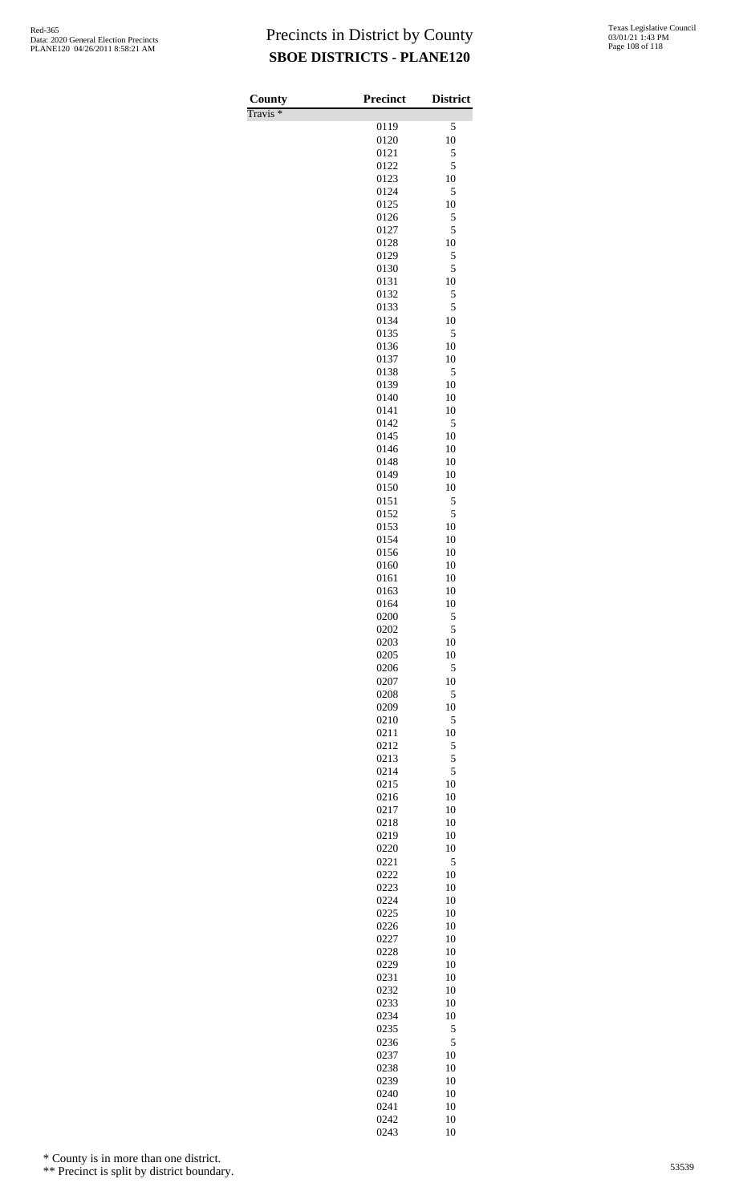# Precincts in District by County

## SBOE DISTRICTS - PLANE120

| County | Precinct | District |
|---|---|---|
| Travis * | | |
| | 0119 | 5 |
| | 0120 | 10 |
| | 0121 | 5 |
| | 0122 | 5 |
| | 0123 | 10 |
| | 0124 | 5 |
| | 0125 | 10 |
| | 0126 | 5 |
| | 0127 | 5 |
| | 0128 | 10 |
| | 0129 | 5 |
| | 0130 | 5 |
| | 0131 | 10 |
| | 0132 | 5 |
| | 0133 | 5 |
| | 0134 | 10 |
| | 0135 | 5 |
| | 0136 | 10 |
| | 0137 | 10 |
| | 0138 | 5 |
| | 0139 | 10 |
| | 0140 | 10 |
| | 0141 | 10 |
| | 0142 | 5 |
| | 0145 | 10 |
| | 0146 | 10 |
| | 0148 | 10 |
| | 0149 | 10 |
| | 0150 | 10 |
| | 0151 | 5 |
| | 0152 | 5 |
| | 0153 | 10 |
| | 0154 | 10 |
| | 0156 | 10 |
| | 0160 | 10 |
| | 0161 | 10 |
| | 0163 | 10 |
| | 0164 | 10 |
| | 0200 | 5 |
| | 0202 | 5 |
| | 0203 | 10 |
| | 0205 | 10 |
| | 0206 | 5 |
| | 0207 | 10 |
| | 0208 | 5 |
| | 0209 | 10 |
| | 0210 | 5 |
| | 0211 | 10 |
| | 0212 | 5 |
| | 0213 | 5 |
| | 0214 | 5 |
| | 0215 | 10 |
| | 0216 | 10 |
| | 0217 | 10 |
| | 0218 | 10 |
| | 0219 | 10 |
| | 0220 | 10 |
| | 0221 | 5 |
| | 0222 | 10 |
| | 0223 | 10 |
| | 0224 | 10 |
| | 0225 | 10 |
| | 0226 | 10 |
| | 0227 | 10 |
| | 0228 | 10 |
| | 0229 | 10 |
| | 0231 | 10 |
| | 0232 | 10 |
| | 0233 | 10 |
| | 0234 | 10 |
| | 0235 | 5 |
| | 0236 | 5 |
| | 0237 | 10 |
| | 0238 | 10 |
| | 0239 | 10 |
| | 0240 | 10 |
| | 0241 | 10 |
| | 0242 | 10 |
| | 0243 | 10 |

\* County is in more than one district.

\*\* Precinct is split by district boundary.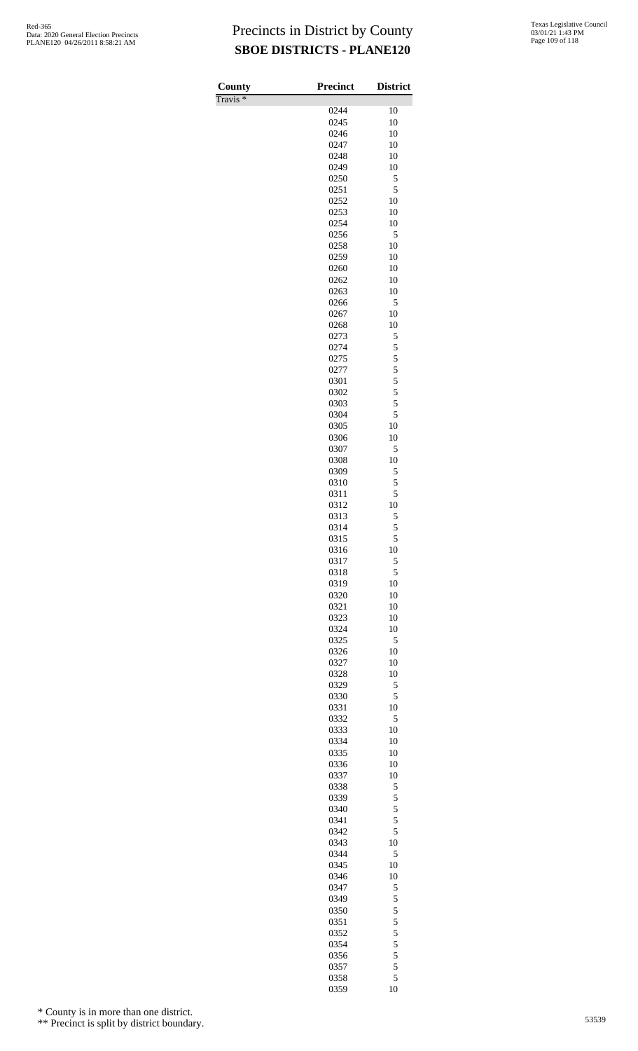# Precincts in District by County
## SBOE DISTRICTS - PLANE120

| County | Precinct | District |
|---|---|---|
| Travis * | | |
| | 0244 | 10 |
| | 0245 | 10 |
| | 0246 | 10 |
| | 0247 | 10 |
| | 0248 | 10 |
| | 0249 | 10 |
| | 0250 | 5 |
| | 0251 | 5 |
| | 0252 | 10 |
| | 0253 | 10 |
| | 0254 | 10 |
| | 0256 | 5 |
| | 0258 | 10 |
| | 0259 | 10 |
| | 0260 | 10 |
| | 0262 | 10 |
| | 0263 | 10 |
| | 0266 | 5 |
| | 0267 | 10 |
| | 0268 | 10 |
| | 0273 | 5 |
| | 0274 | 5 |
| | 0275 | 5 |
| | 0277 | 5 |
| | 0301 | 5 |
| | 0302 | 5 |
| | 0303 | 5 |
| | 0304 | 5 |
| | 0305 | 10 |
| | 0306 | 10 |
| | 0307 | 5 |
| | 0308 | 10 |
| | 0309 | 5 |
| | 0310 | 5 |
| | 0311 | 5 |
| | 0312 | 10 |
| | 0313 | 5 |
| | 0314 | 5 |
| | 0315 | 5 |
| | 0316 | 10 |
| | 0317 | 5 |
| | 0318 | 5 |
| | 0319 | 10 |
| | 0320 | 10 |
| | 0321 | 10 |
| | 0323 | 10 |
| | 0324 | 10 |
| | 0325 | 5 |
| | 0326 | 10 |
| | 0327 | 10 |
| | 0328 | 10 |
| | 0329 | 5 |
| | 0330 | 5 |
| | 0331 | 10 |
| | 0332 | 5 |
| | 0333 | 10 |
| | 0334 | 10 |
| | 0335 | 10 |
| | 0336 | 10 |
| | 0337 | 10 |
| | 0338 | 5 |
| | 0339 | 5 |
| | 0340 | 5 |
| | 0341 | 5 |
| | 0342 | 5 |
| | 0343 | 10 |
| | 0344 | 5 |
| | 0345 | 10 |
| | 0346 | 10 |
| | 0347 | 5 |
| | 0349 | 5 |
| | 0350 | 5 |
| | 0351 | 5 |
| | 0352 | 5 |
| | 0354 | 5 |
| | 0356 | 5 |
| | 0357 | 5 |
| | 0358 | 5 |
| | 0359 | 10 |

\* County is in more than one district.

\*\* Precinct is split by district boundary.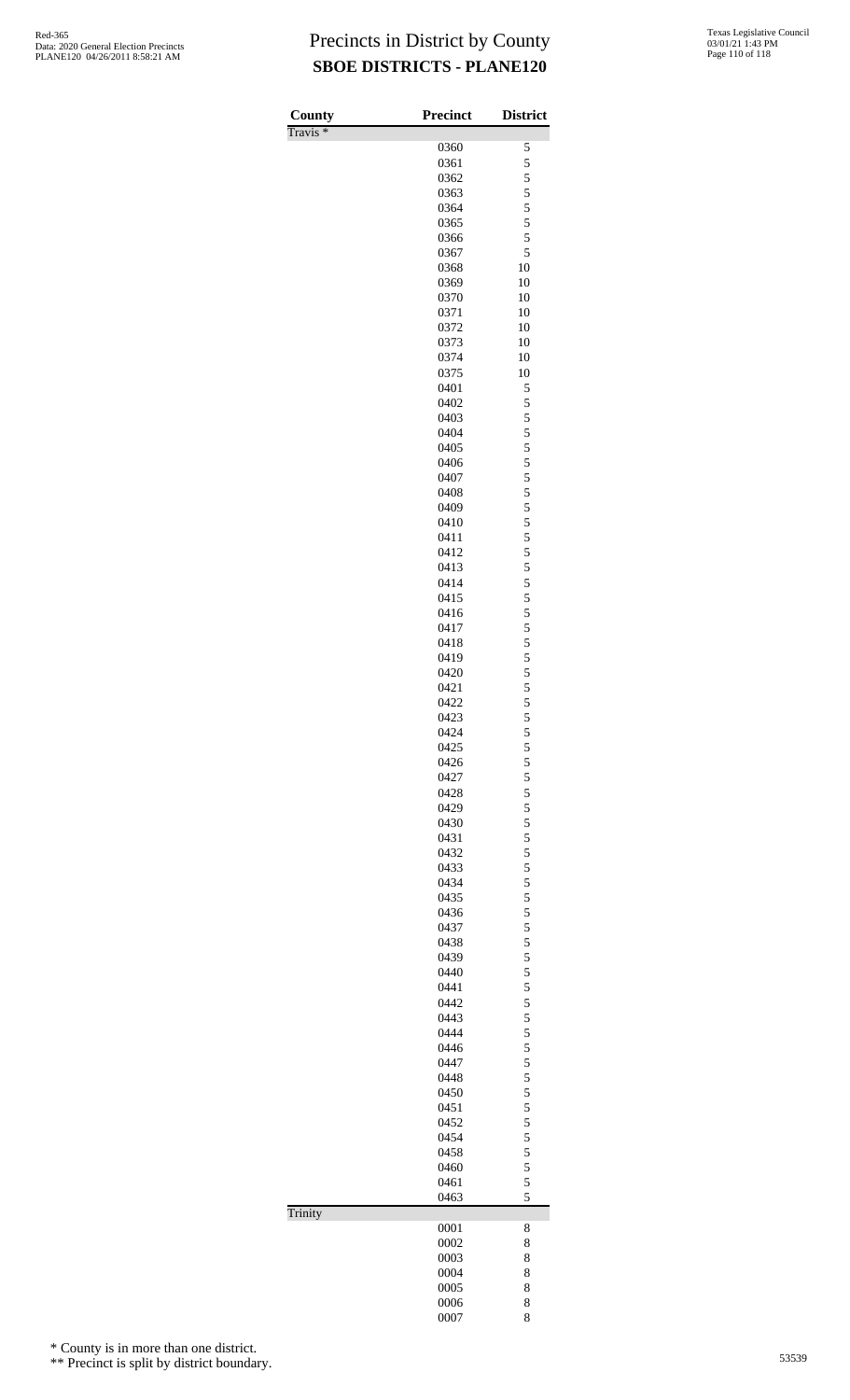# Precincts in District by County

## SBOE DISTRICTS - PLANE120

| County | Precinct | District |
|---|---|---|
| Travis * | | |
| | 0360 | 5 |
| | 0361 | 5 |
| | 0362 | 5 |
| | 0363 | 5 |
| | 0364 | 5 |
| | 0365 | 5 |
| | 0366 | 5 |
| | 0367 | 5 |
| | 0368 | 10 |
| | 0369 | 10 |
| | 0370 | 10 |
| | 0371 | 10 |
| | 0372 | 10 |
| | 0373 | 10 |
| | 0374 | 10 |
| | 0375 | 10 |
| | 0401 | 5 |
| | 0402 | 5 |
| | 0403 | 5 |
| | 0404 | 5 |
| | 0405 | 5 |
| | 0406 | 5 |
| | 0407 | 5 |
| | 0408 | 5 |
| | 0409 | 5 |
| | 0410 | 5 |
| | 0411 | 5 |
| | 0412 | 5 |
| | 0413 | 5 |
| | 0414 | 5 |
| | 0415 | 5 |
| | 0416 | 5 |
| | 0417 | 5 |
| | 0418 | 5 |
| | 0419 | 5 |
| | 0420 | 5 |
| | 0421 | 5 |
| | 0422 | 5 |
| | 0423 | 5 |
| | 0424 | 5 |
| | 0425 | 5 |
| | 0426 | 5 |
| | 0427 | 5 |
| | 0428 | 5 |
| | 0429 | 5 |
| | 0430 | 5 |
| | 0431 | 5 |
| | 0432 | 5 |
| | 0433 | 5 |
| | 0434 | 5 |
| | 0435 | 5 |
| | 0436 | 5 |
| | 0437 | 5 |
| | 0438 | 5 |
| | 0439 | 5 |
| | 0440 | 5 |
| | 0441 | 5 |
| | 0442 | 5 |
| | 0443 | 5 |
| | 0444 | 5 |
| | 0446 | 5 |
| | 0447 | 5 |
| | 0448 | 5 |
| | 0450 | 5 |
| | 0451 | 5 |
| | 0452 | 5 |
| | 0454 | 5 |
| | 0458 | 5 |
| | 0460 | 5 |
| | 0461 | 5 |
| | 0463 | 5 |
| Trinity | | |
| | 0001 | 8 |
| | 0002 | 8 |
| | 0003 | 8 |
| | 0004 | 8 |
| | 0005 | 8 |
| | 0006 | 8 |
| | 0007 | 8 |

\* County is in more than one district.

\*\* Precinct is split by district boundary.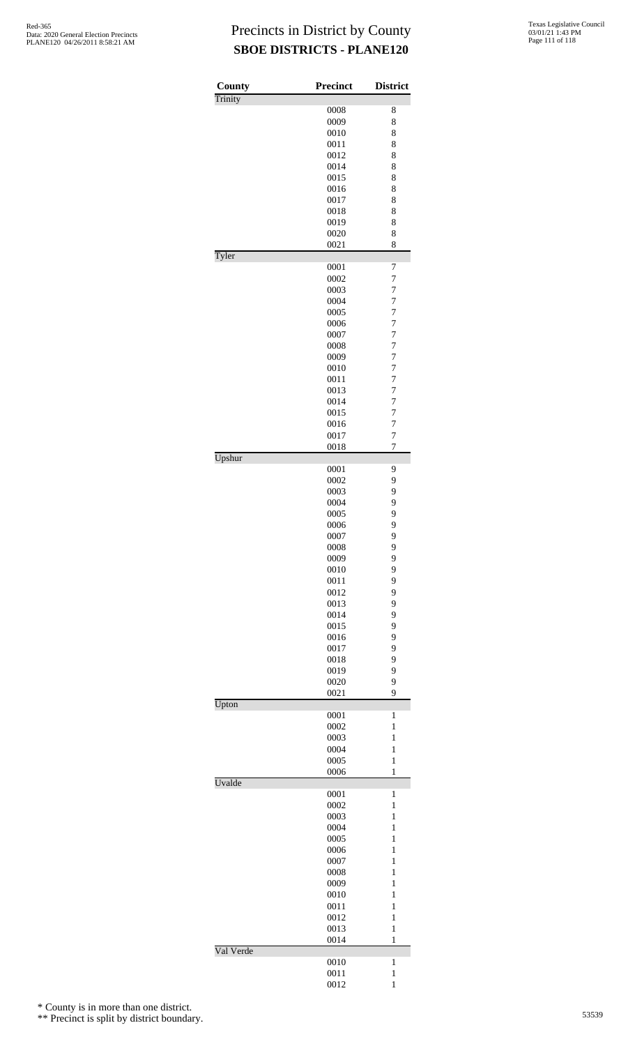# Precincts in District by County
## SBOE DISTRICTS - PLANE120

| County | Precinct | District |
|---|---|---|
| Trinity | | |
| | 0008 | 8 |
| | 0009 | 8 |
| | 0010 | 8 |
| | 0011 | 8 |
| | 0012 | 8 |
| | 0014 | 8 |
| | 0015 | 8 |
| | 0016 | 8 |
| | 0017 | 8 |
| | 0018 | 8 |
| | 0019 | 8 |
| | 0020 | 8 |
| | 0021 | 8 |
| Tyler | | |
| | 0001 | 7 |
| | 0002 | 7 |
| | 0003 | 7 |
| | 0004 | 7 |
| | 0005 | 7 |
| | 0006 | 7 |
| | 0007 | 7 |
| | 0008 | 7 |
| | 0009 | 7 |
| | 0010 | 7 |
| | 0011 | 7 |
| | 0013 | 7 |
| | 0014 | 7 |
| | 0015 | 7 |
| | 0016 | 7 |
| | 0017 | 7 |
| | 0018 | 7 |
| Upshur | | |
| | 0001 | 9 |
| | 0002 | 9 |
| | 0003 | 9 |
| | 0004 | 9 |
| | 0005 | 9 |
| | 0006 | 9 |
| | 0007 | 9 |
| | 0008 | 9 |
| | 0009 | 9 |
| | 0010 | 9 |
| | 0011 | 9 |
| | 0012 | 9 |
| | 0013 | 9 |
| | 0014 | 9 |
| | 0015 | 9 |
| | 0016 | 9 |
| | 0017 | 9 |
| | 0018 | 9 |
| | 0019 | 9 |
| | 0020 | 9 |
| | 0021 | 9 |
| Upton | | |
| | 0001 | 1 |
| | 0002 | 1 |
| | 0003 | 1 |
| | 0004 | 1 |
| | 0005 | 1 |
| | 0006 | 1 |
| Uvalde | | |
| | 0001 | 1 |
| | 0002 | 1 |
| | 0003 | 1 |
| | 0004 | 1 |
| | 0005 | 1 |
| | 0006 | 1 |
| | 0007 | 1 |
| | 0008 | 1 |
| | 0009 | 1 |
| | 0010 | 1 |
| | 0011 | 1 |
| | 0012 | 1 |
| | 0013 | 1 |
| | 0014 | 1 |
| Val Verde | | |
| | 0010 | 1 |
| | 0011 | 1 |
| | 0012 | 1 |

\* County is in more than one district.

\*\* Precinct is split by district boundary.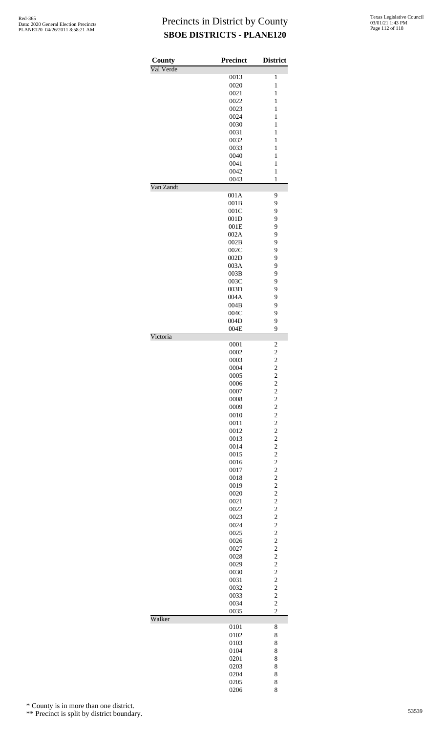# Precincts in District by County
## SBOE DISTRICTS - PLANE120

| County | Precinct | District |
|---|---|---|
| Val Verde | | |
| | 0013 | 1 |
| | 0020 | 1 |
| | 0021 | 1 |
| | 0022 | 1 |
| | 0023 | 1 |
| | 0024 | 1 |
| | 0030 | 1 |
| | 0031 | 1 |
| | 0032 | 1 |
| | 0033 | 1 |
| | 0040 | 1 |
| | 0041 | 1 |
| | 0042 | 1 |
| | 0043 | 1 |
| Van Zandt | | |
| | 001A | 9 |
| | 001B | 9 |
| | 001C | 9 |
| | 001D | 9 |
| | 001E | 9 |
| | 002A | 9 |
| | 002B | 9 |
| | 002C | 9 |
| | 002D | 9 |
| | 003A | 9 |
| | 003B | 9 |
| | 003C | 9 |
| | 003D | 9 |
| | 004A | 9 |
| | 004B | 9 |
| | 004C | 9 |
| | 004D | 9 |
| | 004E | 9 |
| Victoria | | |
| | 0001 | 2 |
| | 0002 | 2 |
| | 0003 | 2 |
| | 0004 | 2 |
| | 0005 | 2 |
| | 0006 | 2 |
| | 0007 | 2 |
| | 0008 | 2 |
| | 0009 | 2 |
| | 0010 | 2 |
| | 0011 | 2 |
| | 0012 | 2 |
| | 0013 | 2 |
| | 0014 | 2 |
| | 0015 | 2 |
| | 0016 | 2 |
| | 0017 | 2 |
| | 0018 | 2 |
| | 0019 | 2 |
| | 0020 | 2 |
| | 0021 | 2 |
| | 0022 | 2 |
| | 0023 | 2 |
| | 0024 | 2 |
| | 0025 | 2 |
| | 0026 | 2 |
| | 0027 | 2 |
| | 0028 | 2 |
| | 0029 | 2 |
| | 0030 | 2 |
| | 0031 | 2 |
| | 0032 | 2 |
| | 0033 | 2 |
| | 0034 | 2 |
| | 0035 | 2 |
| Walker | | |
| | 0101 | 8 |
| | 0102 | 8 |
| | 0103 | 8 |
| | 0104 | 8 |
| | 0201 | 8 |
| | 0203 | 8 |
| | 0204 | 8 |
| | 0205 | 8 |
| | 0206 | 8 |

\* County is in more than one district.

\*\* Precinct is split by district boundary.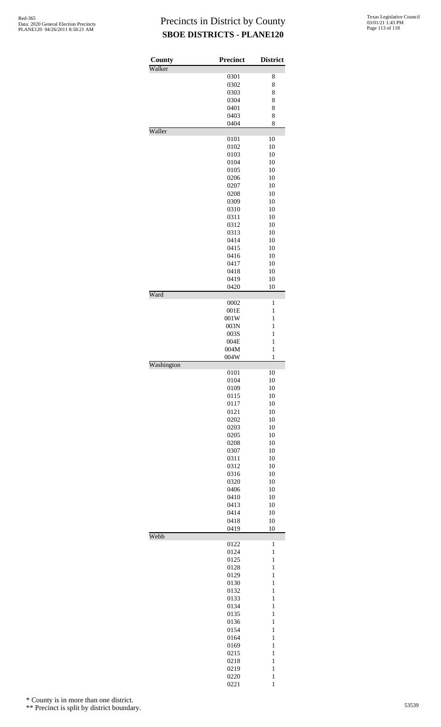# Precincts in District by County
## SBOE DISTRICTS - PLANE120

| County | Precinct | District |
|---|---|---|
| Walker | | |
| | 0301 | 8 |
| | 0302 | 8 |
| | 0303 | 8 |
| | 0304 | 8 |
| | 0401 | 8 |
| | 0403 | 8 |
| | 0404 | 8 |
| Waller | | |
| | 0101 | 10 |
| | 0102 | 10 |
| | 0103 | 10 |
| | 0104 | 10 |
| | 0105 | 10 |
| | 0206 | 10 |
| | 0207 | 10 |
| | 0208 | 10 |
| | 0309 | 10 |
| | 0310 | 10 |
| | 0311 | 10 |
| | 0312 | 10 |
| | 0313 | 10 |
| | 0414 | 10 |
| | 0415 | 10 |
| | 0416 | 10 |
| | 0417 | 10 |
| | 0418 | 10 |
| | 0419 | 10 |
| | 0420 | 10 |
| Ward | | |
| | 0002 | 1 |
| | 001E | 1 |
| | 001W | 1 |
| | 003N | 1 |
| | 003S | 1 |
| | 004E | 1 |
| | 004M | 1 |
| | 004W | 1 |
| Washington | | |
| | 0101 | 10 |
| | 0104 | 10 |
| | 0109 | 10 |
| | 0115 | 10 |
| | 0117 | 10 |
| | 0121 | 10 |
| | 0202 | 10 |
| | 0203 | 10 |
| | 0205 | 10 |
| | 0208 | 10 |
| | 0307 | 10 |
| | 0311 | 10 |
| | 0312 | 10 |
| | 0316 | 10 |
| | 0320 | 10 |
| | 0406 | 10 |
| | 0410 | 10 |
| | 0413 | 10 |
| | 0414 | 10 |
| | 0418 | 10 |
| | 0419 | 10 |
| Webb | | |
| | 0122 | 1 |
| | 0124 | 1 |
| | 0125 | 1 |
| | 0128 | 1 |
| | 0129 | 1 |
| | 0130 | 1 |
| | 0132 | 1 |
| | 0133 | 1 |
| | 0134 | 1 |
| | 0135 | 1 |
| | 0136 | 1 |
| | 0154 | 1 |
| | 0164 | 1 |
| | 0169 | 1 |
| | 0215 | 1 |
| | 0218 | 1 |
| | 0219 | 1 |
| | 0220 | 1 |
| | 0221 | 1 |

\* County is in more than one district.

\*\* Precinct is split by district boundary.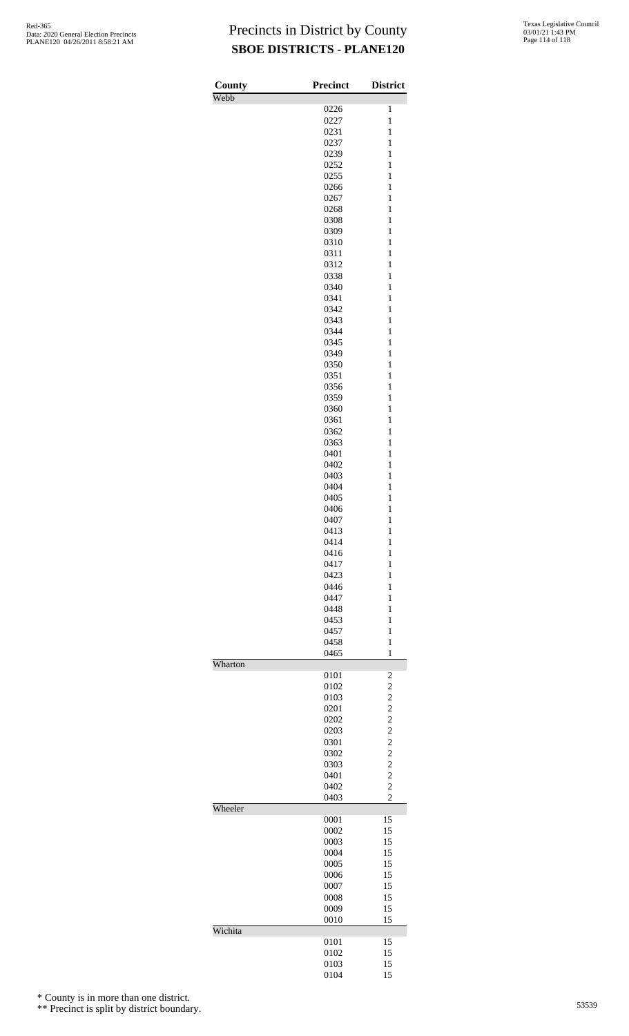# Precincts in District by County

## SBOE DISTRICTS - PLANE120

| County | Precinct | District |
|---|---|---|
| Webb | | |
| | 0226 | 1 |
| | 0227 | 1 |
| | 0231 | 1 |
| | 0237 | 1 |
| | 0239 | 1 |
| | 0252 | 1 |
| | 0255 | 1 |
| | 0266 | 1 |
| | 0267 | 1 |
| | 0268 | 1 |
| | 0308 | 1 |
| | 0309 | 1 |
| | 0310 | 1 |
| | 0311 | 1 |
| | 0312 | 1 |
| | 0338 | 1 |
| | 0340 | 1 |
| | 0341 | 1 |
| | 0342 | 1 |
| | 0343 | 1 |
| | 0344 | 1 |
| | 0345 | 1 |
| | 0349 | 1 |
| | 0350 | 1 |
| | 0351 | 1 |
| | 0356 | 1 |
| | 0359 | 1 |
| | 0360 | 1 |
| | 0361 | 1 |
| | 0362 | 1 |
| | 0363 | 1 |
| | 0401 | 1 |
| | 0402 | 1 |
| | 0403 | 1 |
| | 0404 | 1 |
| | 0405 | 1 |
| | 0406 | 1 |
| | 0407 | 1 |
| | 0413 | 1 |
| | 0414 | 1 |
| | 0416 | 1 |
| | 0417 | 1 |
| | 0423 | 1 |
| | 0446 | 1 |
| | 0447 | 1 |
| | 0448 | 1 |
| | 0453 | 1 |
| | 0457 | 1 |
| | 0458 | 1 |
| | 0465 | 1 |
| Wharton | | |
| | 0101 | 2 |
| | 0102 | 2 |
| | 0103 | 2 |
| | 0201 | 2 |
| | 0202 | 2 |
| | 0203 | 2 |
| | 0301 | 2 |
| | 0302 | 2 |
| | 0303 | 2 |
| | 0401 | 2 |
| | 0402 | 2 |
| | 0403 | 2 |
| Wheeler | | |
| | 0001 | 15 |
| | 0002 | 15 |
| | 0003 | 15 |
| | 0004 | 15 |
| | 0005 | 15 |
| | 0006 | 15 |
| | 0007 | 15 |
| | 0008 | 15 |
| | 0009 | 15 |
| | 0010 | 15 |
| Wichita | | |
| | 0101 | 15 |
| | 0102 | 15 |
| | 0103 | 15 |
| | 0104 | 15 |

\* County is in more than one district.

\*\* Precinct is split by district boundary.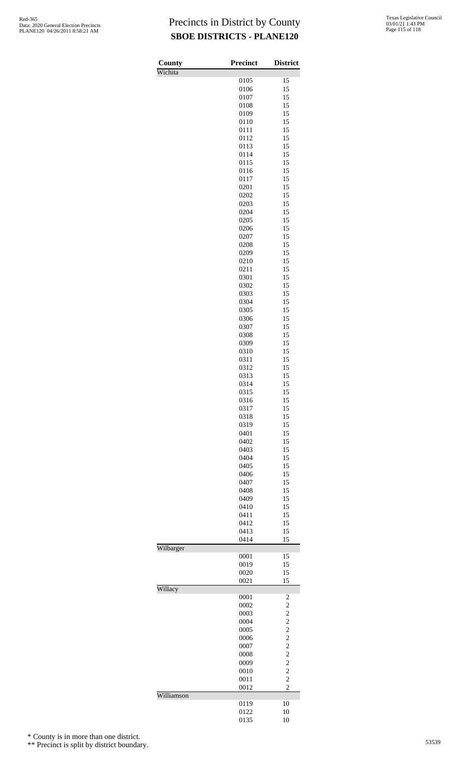# Precincts in District by County
## SBOE DISTRICTS - PLANE120

| County | Precinct | District |
|---|---|---|
| Wichita | | |
| | 0105 | 15 |
| | 0106 | 15 |
| | 0107 | 15 |
| | 0108 | 15 |
| | 0109 | 15 |
| | 0110 | 15 |
| | 0111 | 15 |
| | 0112 | 15 |
| | 0113 | 15 |
| | 0114 | 15 |
| | 0115 | 15 |
| | 0116 | 15 |
| | 0117 | 15 |
| | 0201 | 15 |
| | 0202 | 15 |
| | 0203 | 15 |
| | 0204 | 15 |
| | 0205 | 15 |
| | 0206 | 15 |
| | 0207 | 15 |
| | 0208 | 15 |
| | 0209 | 15 |
| | 0210 | 15 |
| | 0211 | 15 |
| | 0301 | 15 |
| | 0302 | 15 |
| | 0303 | 15 |
| | 0304 | 15 |
| | 0305 | 15 |
| | 0306 | 15 |
| | 0307 | 15 |
| | 0308 | 15 |
| | 0309 | 15 |
| | 0310 | 15 |
| | 0311 | 15 |
| | 0312 | 15 |
| | 0313 | 15 |
| | 0314 | 15 |
| | 0315 | 15 |
| | 0316 | 15 |
| | 0317 | 15 |
| | 0318 | 15 |
| | 0319 | 15 |
| | 0401 | 15 |
| | 0402 | 15 |
| | 0403 | 15 |
| | 0404 | 15 |
| | 0405 | 15 |
| | 0406 | 15 |
| | 0407 | 15 |
| | 0408 | 15 |
| | 0409 | 15 |
| | 0410 | 15 |
| | 0411 | 15 |
| | 0412 | 15 |
| | 0413 | 15 |
| | 0414 | 15 |
| Wilbarger | | |
| | 0001 | 15 |
| | 0019 | 15 |
| | 0020 | 15 |
| | 0021 | 15 |
| Willacy | | |
| | 0001 | 2 |
| | 0002 | 2 |
| | 0003 | 2 |
| | 0004 | 2 |
| | 0005 | 2 |
| | 0006 | 2 |
| | 0007 | 2 |
| | 0008 | 2 |
| | 0009 | 2 |
| | 0010 | 2 |
| | 0011 | 2 |
| | 0012 | 2 |
| Williamson | | |
| | 0119 | 10 |
| | 0122 | 10 |
| | 0135 | 10 |

\* County is in more than one district.

\*\* Precinct is split by district boundary.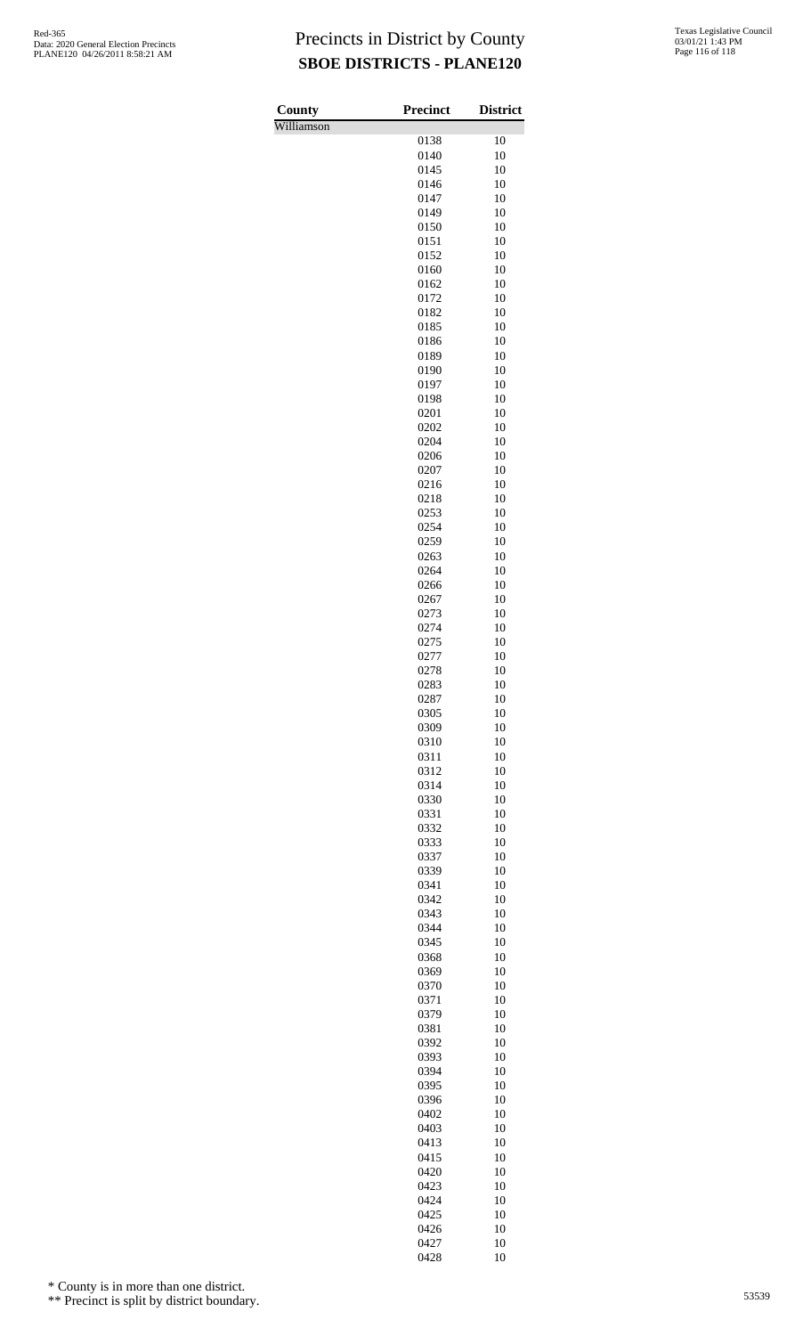# Precincts in District by County

## SBOE DISTRICTS - PLANE120

Red-365
Data: 2020 General Election Precincts
PLANE120 04/26/2011 8:58:21 AM

Texas Legislative Council
03/01/21 1:43 PM

| County | Precinct | District |
|---|---|---|
| Williamson | | |
| | 0138 | 10 |
| | 0140 | 10 |
| | 0145 | 10 |
| | 0146 | 10 |
| | 0147 | 10 |
| | 0149 | 10 |
| | 0150 | 10 |
| | 0151 | 10 |
| | 0152 | 10 |
| | 0160 | 10 |
| | 0162 | 10 |
| | 0172 | 10 |
| | 0182 | 10 |
| | 0185 | 10 |
| | 0186 | 10 |
| | 0189 | 10 |
| | 0190 | 10 |
| | 0197 | 10 |
| | 0198 | 10 |
| | 0201 | 10 |
| | 0202 | 10 |
| | 0204 | 10 |
| | 0206 | 10 |
| | 0207 | 10 |
| | 0216 | 10 |
| | 0218 | 10 |
| | 0253 | 10 |
| | 0254 | 10 |
| | 0259 | 10 |
| | 0263 | 10 |
| | 0264 | 10 |
| | 0266 | 10 |
| | 0267 | 10 |
| | 0273 | 10 |
| | 0274 | 10 |
| | 0275 | 10 |
| | 0277 | 10 |
| | 0278 | 10 |
| | 0283 | 10 |
| | 0287 | 10 |
| | 0305 | 10 |
| | 0309 | 10 |
| | 0310 | 10 |
| | 0311 | 10 |
| | 0312 | 10 |
| | 0314 | 10 |
| | 0330 | 10 |
| | 0331 | 10 |
| | 0332 | 10 |
| | 0333 | 10 |
| | 0337 | 10 |
| | 0339 | 10 |
| | 0341 | 10 |
| | 0342 | 10 |
| | 0343 | 10 |
| | 0344 | 10 |
| | 0345 | 10 |
| | 0368 | 10 |
| | 0369 | 10 |
| | 0370 | 10 |
| | 0371 | 10 |
| | 0379 | 10 |
| | 0381 | 10 |
| | 0392 | 10 |
| | 0393 | 10 |
| | 0394 | 10 |
| | 0395 | 10 |
| | 0396 | 10 |
| | 0402 | 10 |
| | 0403 | 10 |
| | 0413 | 10 |
| | 0415 | 10 |
| | 0420 | 10 |
| | 0423 | 10 |
| | 0424 | 10 |
| | 0425 | 10 |
| | 0426 | 10 |
| | 0427 | 10 |
| | 0428 | 10 |

\* County is in more than one district.

\*\* Precinct is split by district boundary.

53539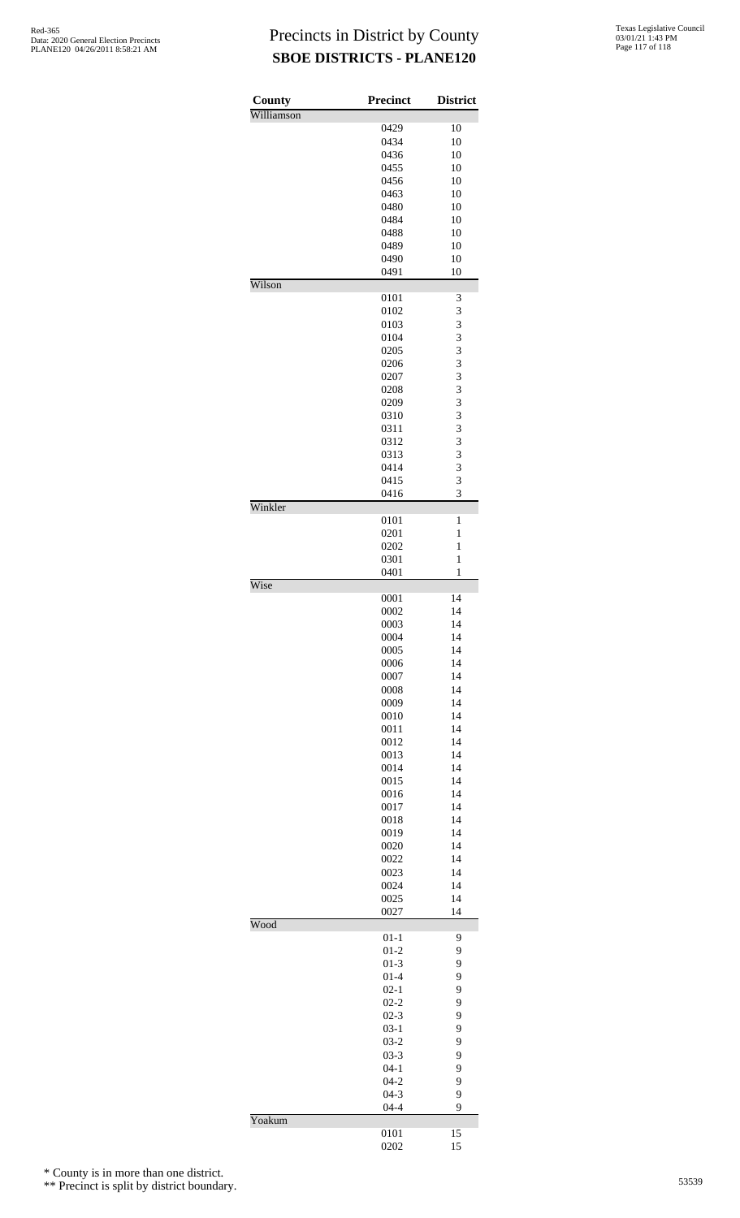# Precincts in District by County

## SBOE DISTRICTS - PLANE120

| County | Precinct | District |
|---|---|---|
| Williamson | | |
| | 0429 | 10 |
| | 0434 | 10 |
| | 0436 | 10 |
| | 0455 | 10 |
| | 0456 | 10 |
| | 0463 | 10 |
| | 0480 | 10 |
| | 0484 | 10 |
| | 0488 | 10 |
| | 0489 | 10 |
| | 0490 | 10 |
| | 0491 | 10 |
| Wilson | | |
| | 0101 | 3 |
| | 0102 | 3 |
| | 0103 | 3 |
| | 0104 | 3 |
| | 0205 | 3 |
| | 0206 | 3 |
| | 0207 | 3 |
| | 0208 | 3 |
| | 0209 | 3 |
| | 0310 | 3 |
| | 0311 | 3 |
| | 0312 | 3 |
| | 0313 | 3 |
| | 0414 | 3 |
| | 0415 | 3 |
| | 0416 | 3 |
| Winkler | | |
| | 0101 | 1 |
| | 0201 | 1 |
| | 0202 | 1 |
| | 0301 | 1 |
| | 0401 | 1 |
| Wise | | |
| | 0001 | 14 |
| | 0002 | 14 |
| | 0003 | 14 |
| | 0004 | 14 |
| | 0005 | 14 |
| | 0006 | 14 |
| | 0007 | 14 |
| | 0008 | 14 |
| | 0009 | 14 |
| | 0010 | 14 |
| | 0011 | 14 |
| | 0012 | 14 |
| | 0013 | 14 |
| | 0014 | 14 |
| | 0015 | 14 |
| | 0016 | 14 |
| | 0017 | 14 |
| | 0018 | 14 |
| | 0019 | 14 |
| | 0020 | 14 |
| | 0022 | 14 |
| | 0023 | 14 |
| | 0024 | 14 |
| | 0025 | 14 |
| | 0027 | 14 |
| Wood | | |
| | 01-1 | 9 |
| | 01-2 | 9 |
| | 01-3 | 9 |
| | 01-4 | 9 |
| | 02-1 | 9 |
| | 02-2 | 9 |
| | 02-3 | 9 |
| | 03-1 | 9 |
| | 03-2 | 9 |
| | 03-3 | 9 |
| | 04-1 | 9 |
| | 04-2 | 9 |
| | 04-3 | 9 |
| | 04-4 | 9 |
| Yoakum | | |
| | 0101 | 15 |
| | 0202 | 15 |

\* County is in more than one district.

\*\* Precinct is split by district boundary.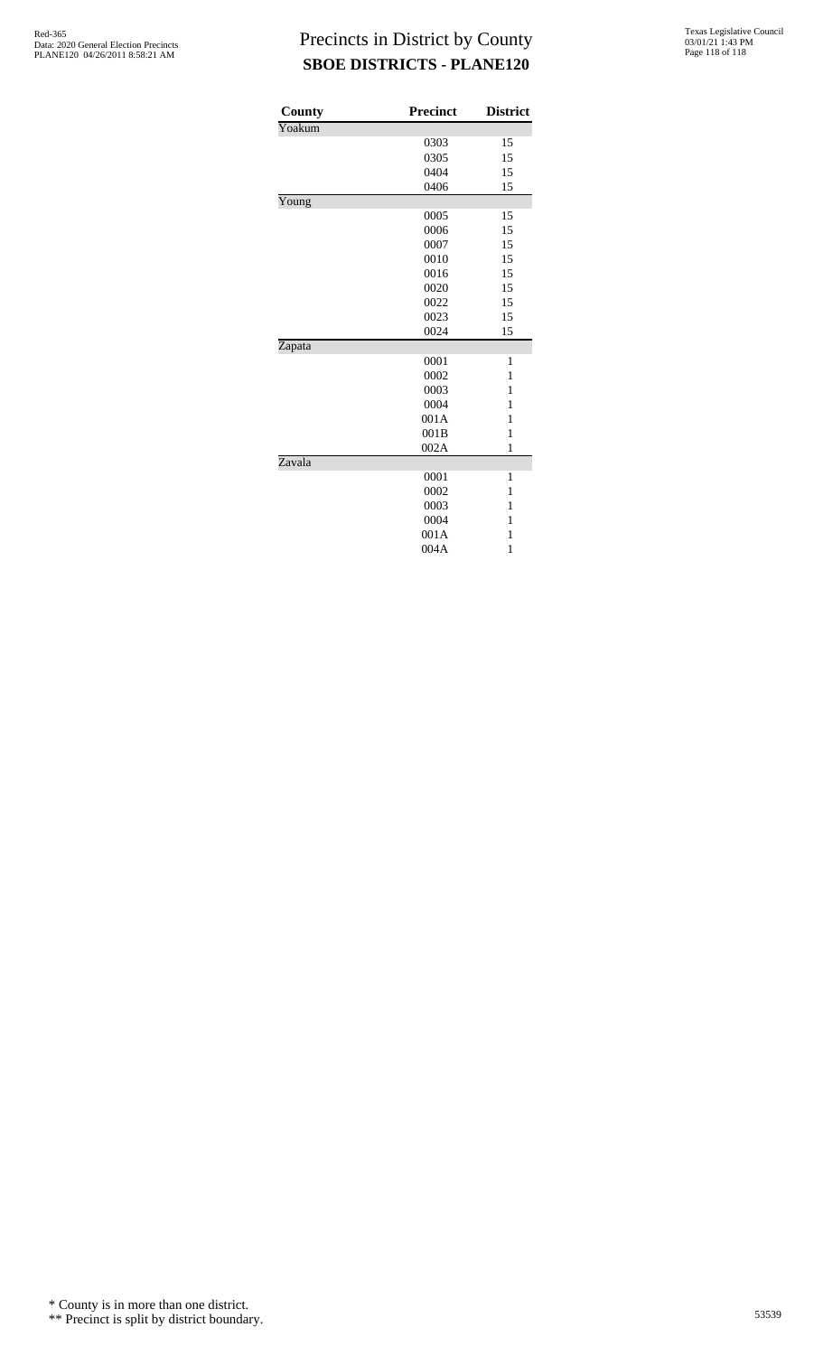# Precincts in District by County

## SBOE DISTRICTS - PLANE120

| County | Precinct | District |
|---|---|---|
| Yoakum | | |
| | 0303 | 15 |
| | 0305 | 15 |
| | 0404 | 15 |
| | 0406 | 15 |
| Young | | |
| | 0005 | 15 |
| | 0006 | 15 |
| | 0007 | 15 |
| | 0010 | 15 |
| | 0016 | 15 |
| | 0020 | 15 |
| | 0022 | 15 |
| | 0023 | 15 |
| | 0024 | 15 |
| Zapata | | |
| | 0001 | 1 |
| | 0002 | 1 |
| | 0003 | 1 |
| | 0004 | 1 |
| | 001A | 1 |
| | 001B | 1 |
| | 002A | 1 |
| Zavala | | |
| | 0001 | 1 |
| | 0002 | 1 |
| | 0003 | 1 |
| | 0004 | 1 |
| | 001A | 1 |
| | 004A | 1 |

* County is in more than one district.

** Precinct is split by district boundary.